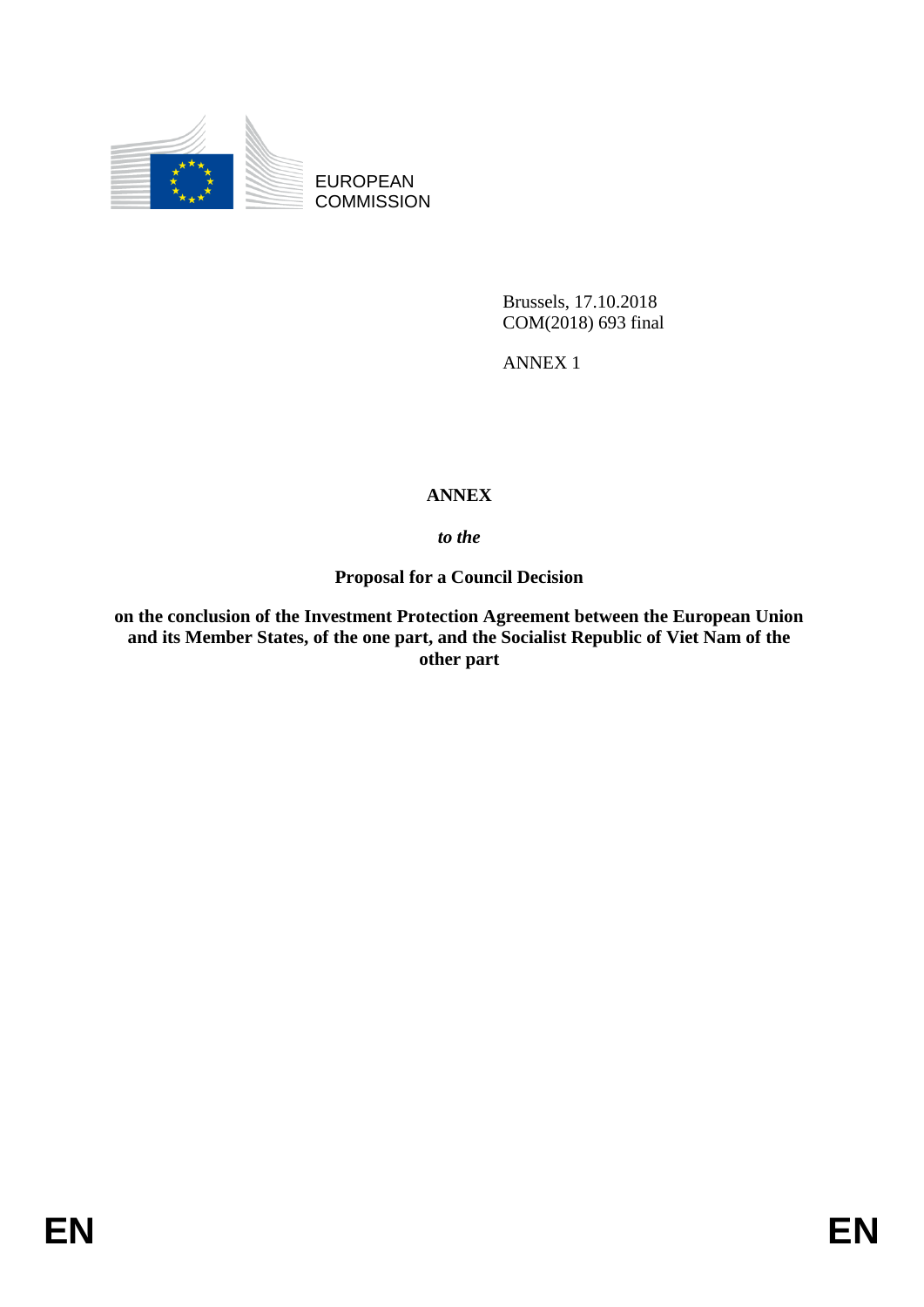EUROPEAN COMMISSION

Brussels, 17.10.2018
COM(2018) 693 final

ANNEX 1

# ANNEX

*to the*

**Proposal for a Council Decision**

**on the conclusion of the Investment Protection Agreement between the European Union and its Member States, of the one part, and the Socialist Republic of Viet Nam of the other part**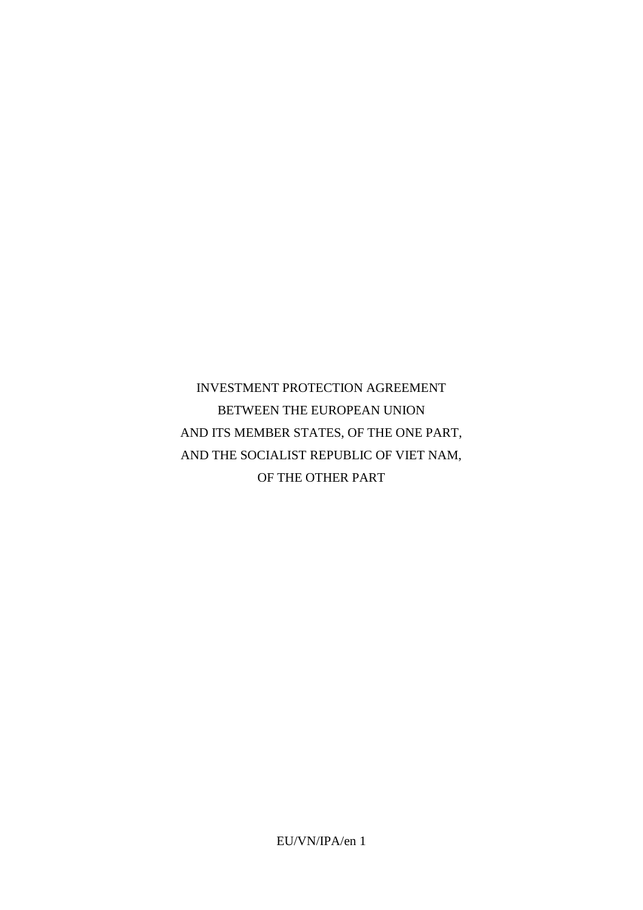# INVESTMENT PROTECTION AGREEMENT BETWEEN THE EUROPEAN UNION AND ITS MEMBER STATES, OF THE ONE PART, AND THE SOCIALIST REPUBLIC OF VIET NAM, OF THE OTHER PART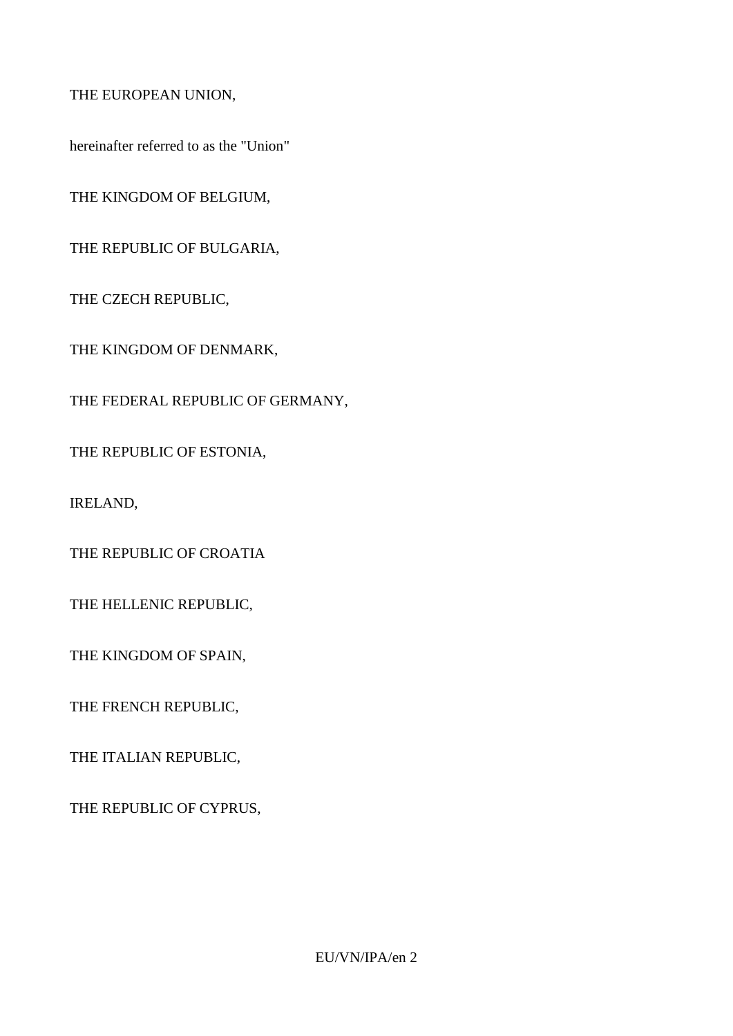THE EUROPEAN UNION,

hereinafter referred to as the "Union"

THE KINGDOM OF BELGIUM,

THE REPUBLIC OF BULGARIA,

THE CZECH REPUBLIC,

THE KINGDOM OF DENMARK,

THE FEDERAL REPUBLIC OF GERMANY,

THE REPUBLIC OF ESTONIA,

IRELAND,

THE REPUBLIC OF CROATIA

THE HELLENIC REPUBLIC,

THE KINGDOM OF SPAIN,

THE FRENCH REPUBLIC,

THE ITALIAN REPUBLIC,

THE REPUBLIC OF CYPRUS,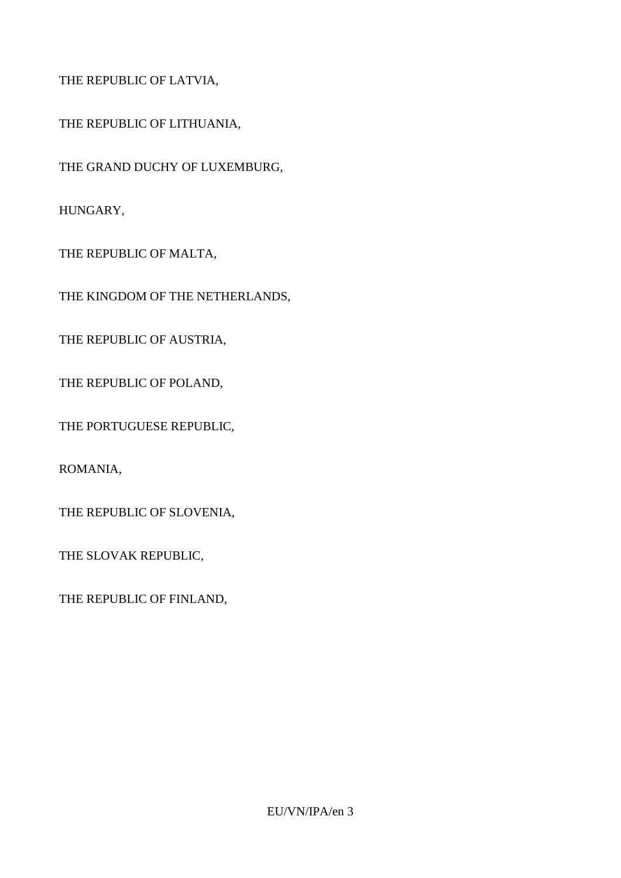THE REPUBLIC OF LATVIA,

THE REPUBLIC OF LITHUANIA,

THE GRAND DUCHY OF LUXEMBURG,

HUNGARY,

THE REPUBLIC OF MALTA,

THE KINGDOM OF THE NETHERLANDS,

THE REPUBLIC OF AUSTRIA,

THE REPUBLIC OF POLAND,

THE PORTUGUESE REPUBLIC,

ROMANIA,

THE REPUBLIC OF SLOVENIA,

THE SLOVAK REPUBLIC,

THE REPUBLIC OF FINLAND,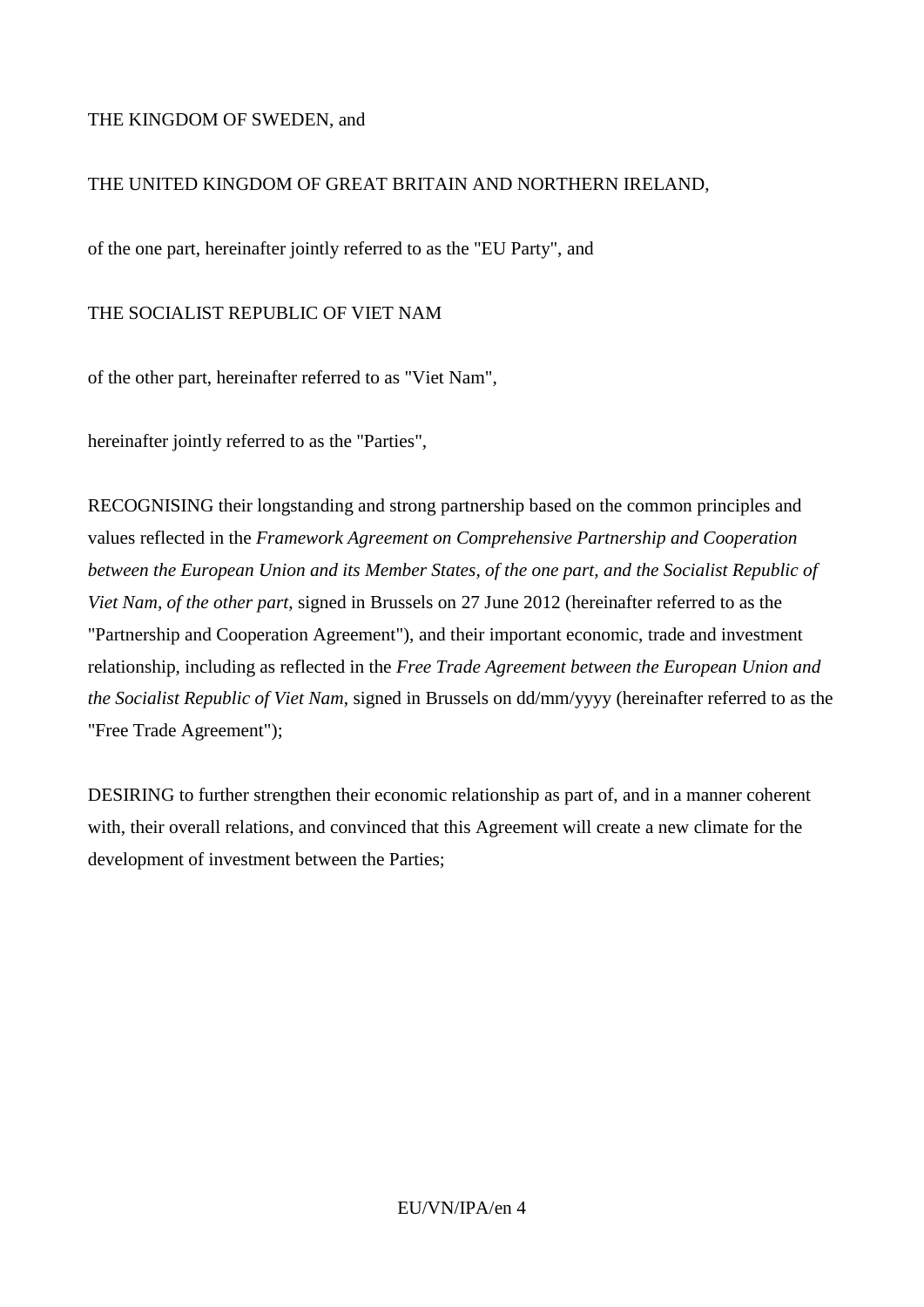THE KINGDOM OF SWEDEN, and

THE UNITED KINGDOM OF GREAT BRITAIN AND NORTHERN IRELAND,

of the one part, hereinafter jointly referred to as the "EU Party", and

THE SOCIALIST REPUBLIC OF VIET NAM

of the other part, hereinafter referred to as "Viet Nam",

hereinafter jointly referred to as the "Parties",

RECOGNISING their longstanding and strong partnership based on the common principles and values reflected in the *Framework Agreement on Comprehensive Partnership and Cooperation between the European Union and its Member States, of the one part, and the Socialist Republic of Viet Nam, of the other part*, signed in Brussels on 27 June 2012 (hereinafter referred to as the "Partnership and Cooperation Agreement"), and their important economic, trade and investment relationship, including as reflected in the *Free Trade Agreement between the European Union and the Socialist Republic of Viet Nam*, signed in Brussels on dd/mm/yyyy (hereinafter referred to as the "Free Trade Agreement");

DESIRING to further strengthen their economic relationship as part of, and in a manner coherent with, their overall relations, and convinced that this Agreement will create a new climate for the development of investment between the Parties;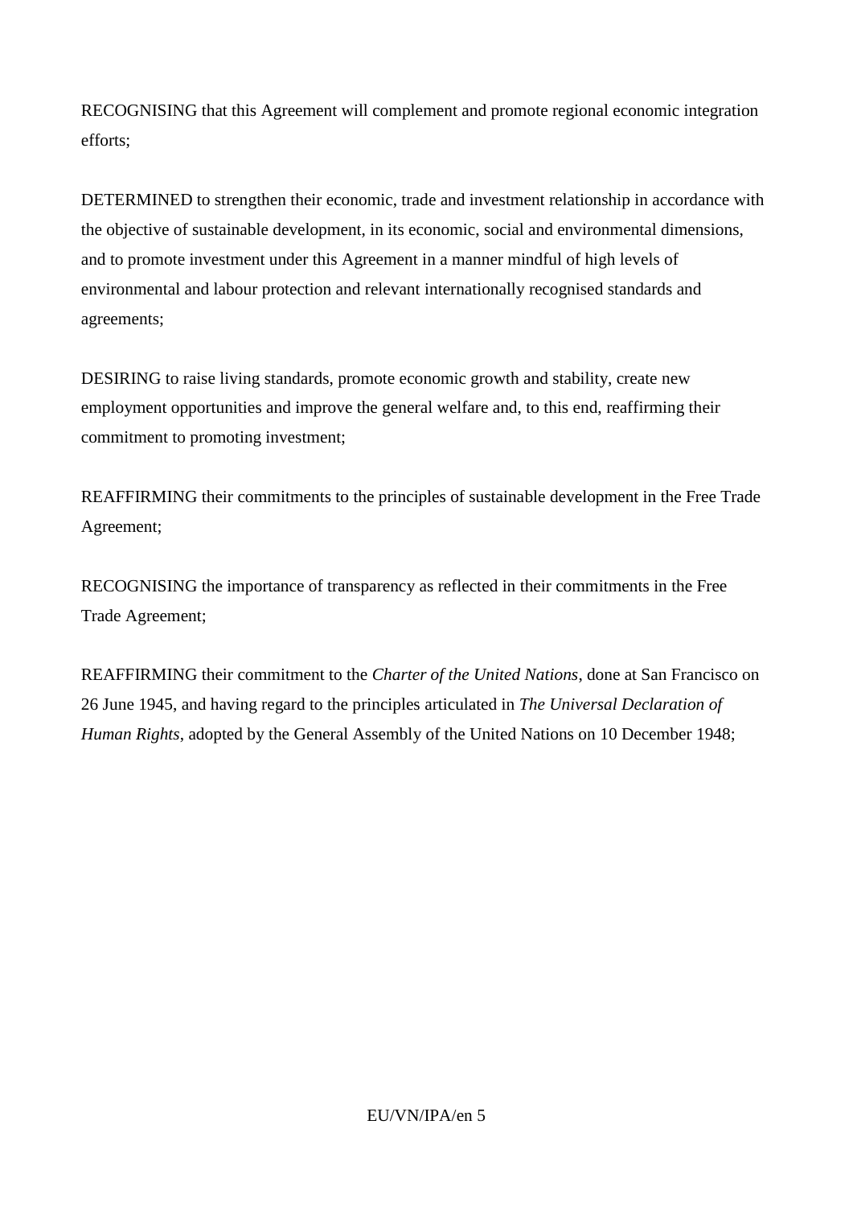RECOGNISING that this Agreement will complement and promote regional economic integration efforts;

DETERMINED to strengthen their economic, trade and investment relationship in accordance with the objective of sustainable development, in its economic, social and environmental dimensions, and to promote investment under this Agreement in a manner mindful of high levels of environmental and labour protection and relevant internationally recognised standards and agreements;

DESIRING to raise living standards, promote economic growth and stability, create new employment opportunities and improve the general welfare and, to this end, reaffirming their commitment to promoting investment;

REAFFIRMING their commitments to the principles of sustainable development in the Free Trade Agreement;

RECOGNISING the importance of transparency as reflected in their commitments in the Free Trade Agreement;

REAFFIRMING their commitment to the *Charter of the United Nations*, done at San Francisco on 26 June 1945, and having regard to the principles articulated in *The Universal Declaration of Human Rights*, adopted by the General Assembly of the United Nations on 10 December 1948;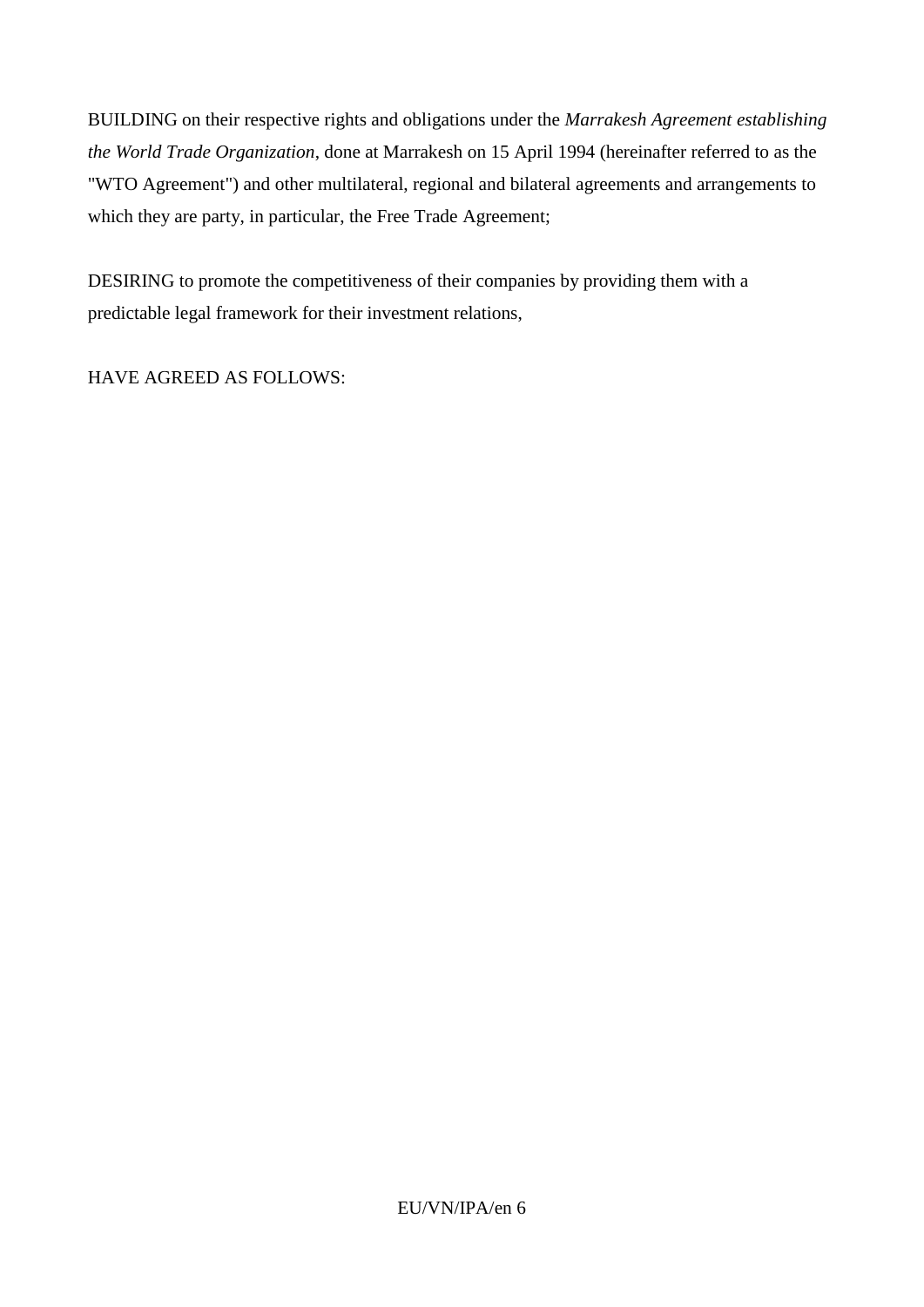BUILDING on their respective rights and obligations under the *Marrakesh Agreement establishing the World Trade Organization*, done at Marrakesh on 15 April 1994 (hereinafter referred to as the "WTO Agreement") and other multilateral, regional and bilateral agreements and arrangements to which they are party, in particular, the Free Trade Agreement;

DESIRING to promote the competitiveness of their companies by providing them with a predictable legal framework for their investment relations,

HAVE AGREED AS FOLLOWS: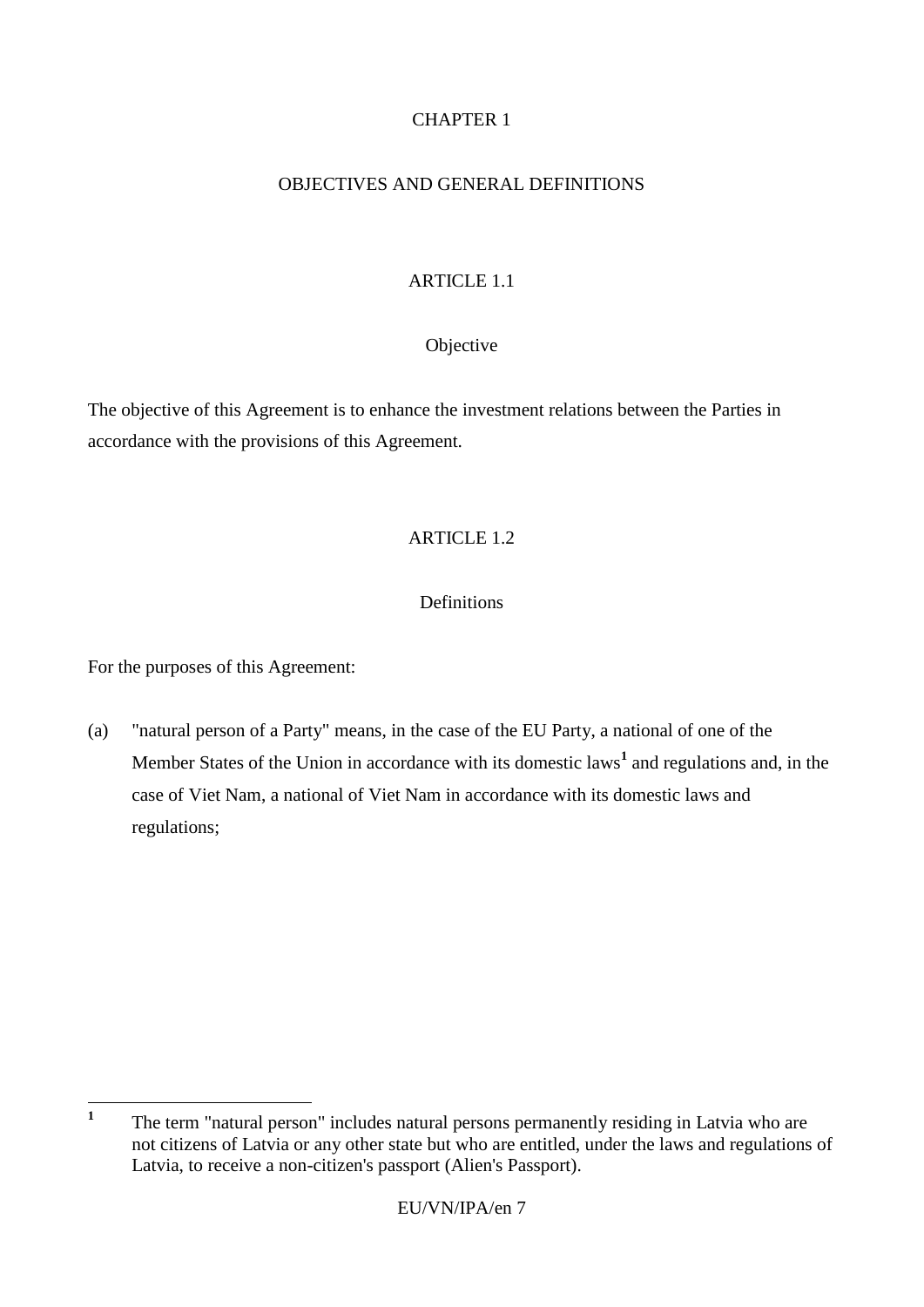# CHAPTER 1

## OBJECTIVES AND GENERAL DEFINITIONS

### ARTICLE 1.1

#### Objective

The objective of this Agreement is to enhance the investment relations between the Parties in accordance with the provisions of this Agreement.

### ARTICLE 1.2

#### Definitions

For the purposes of this Agreement:

(a) "natural person of a Party" means, in the case of the EU Party, a national of one of the Member States of the Union in accordance with its domestic laws[1] and regulations and, in the case of Viet Nam, a national of Viet Nam in accordance with its domestic laws and regulations;

---

[1] The term "natural person" includes natural persons permanently residing in Latvia who are not citizens of Latvia or any other state but who are entitled, under the laws and regulations of Latvia, to receive a non-citizen's passport (Alien's Passport).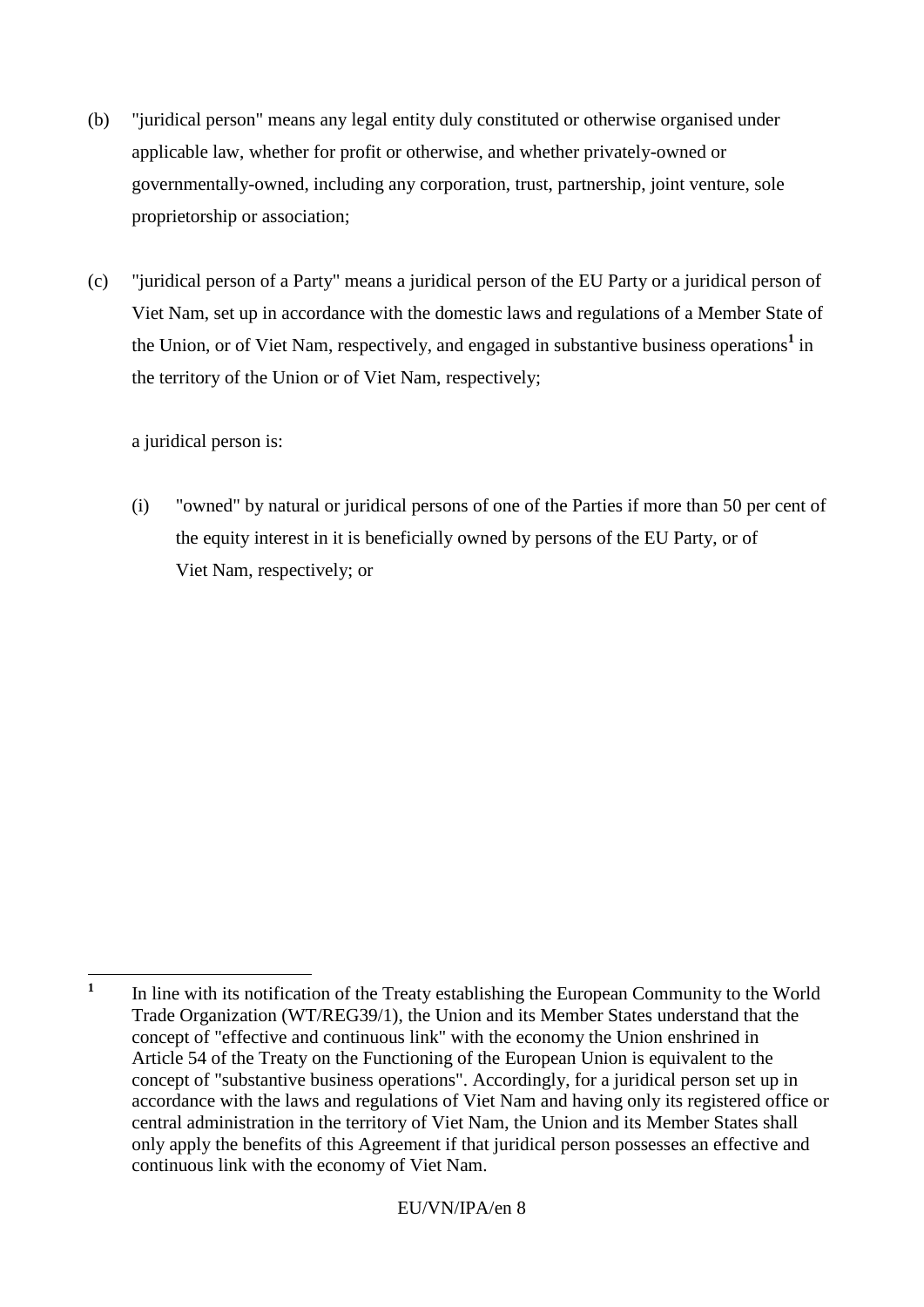(b) "juridical person" means any legal entity duly constituted or otherwise organised under applicable law, whether for profit or otherwise, and whether privately-owned or governmentally-owned, including any corporation, trust, partnership, joint venture, sole proprietorship or association;

(c) "juridical person of a Party" means a juridical person of the EU Party or a juridical person of Viet Nam, set up in accordance with the domestic laws and regulations of a Member State of the Union, or of Viet Nam, respectively, and engaged in substantive business operations[1] in the territory of the Union or of Viet Nam, respectively;

a juridical person is:

(i) "owned" by natural or juridical persons of one of the Parties if more than 50 per cent of the equity interest in it is beneficially owned by persons of the EU Party, or of Viet Nam, respectively; or

---

[1] In line with its notification of the Treaty establishing the European Community to the World Trade Organization (WT/REG39/1), the Union and its Member States understand that the concept of "effective and continuous link" with the economy the Union enshrined in Article 54 of the Treaty on the Functioning of the European Union is equivalent to the concept of "substantive business operations". Accordingly, for a juridical person set up in accordance with the laws and regulations of Viet Nam and having only its registered office or central administration in the territory of Viet Nam, the Union and its Member States shall only apply the benefits of this Agreement if that juridical person possesses an effective and continuous link with the economy of Viet Nam.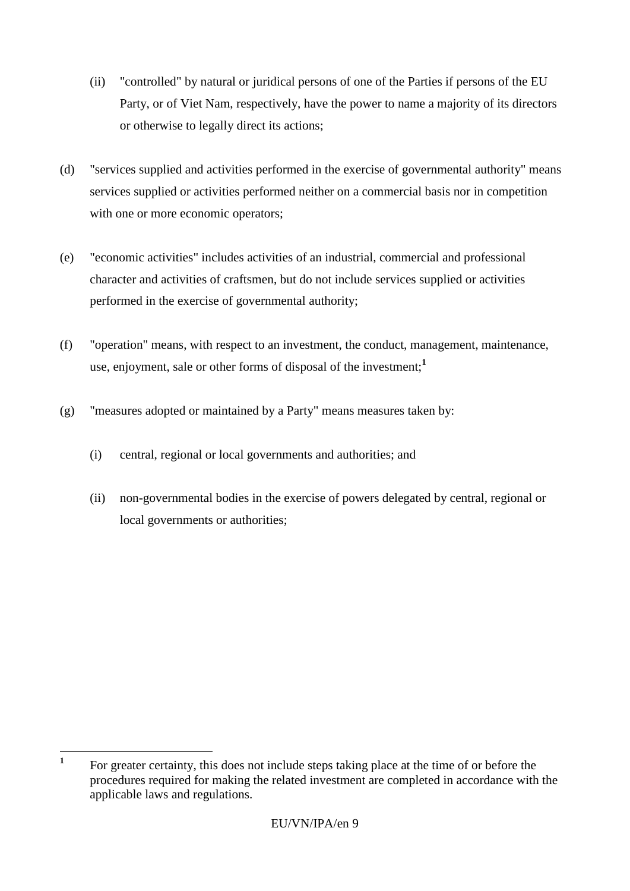(ii) "controlled" by natural or juridical persons of one of the Parties if persons of the EU Party, or of Viet Nam, respectively, have the power to name a majority of its directors or otherwise to legally direct its actions;

(d) "services supplied and activities performed in the exercise of governmental authority" means services supplied or activities performed neither on a commercial basis nor in competition with one or more economic operators;

(e) "economic activities" includes activities of an industrial, commercial and professional character and activities of craftsmen, but do not include services supplied or activities performed in the exercise of governmental authority;

(f) "operation" means, with respect to an investment, the conduct, management, maintenance, use, enjoyment, sale or other forms of disposal of the investment;[1]

(g) "measures adopted or maintained by a Party" means measures taken by:

(i) central, regional or local governments and authorities; and

(ii) non-governmental bodies in the exercise of powers delegated by central, regional or local governments or authorities;

---

[1] For greater certainty, this does not include steps taking place at the time of or before the procedures required for making the related investment are completed in accordance with the applicable laws and regulations.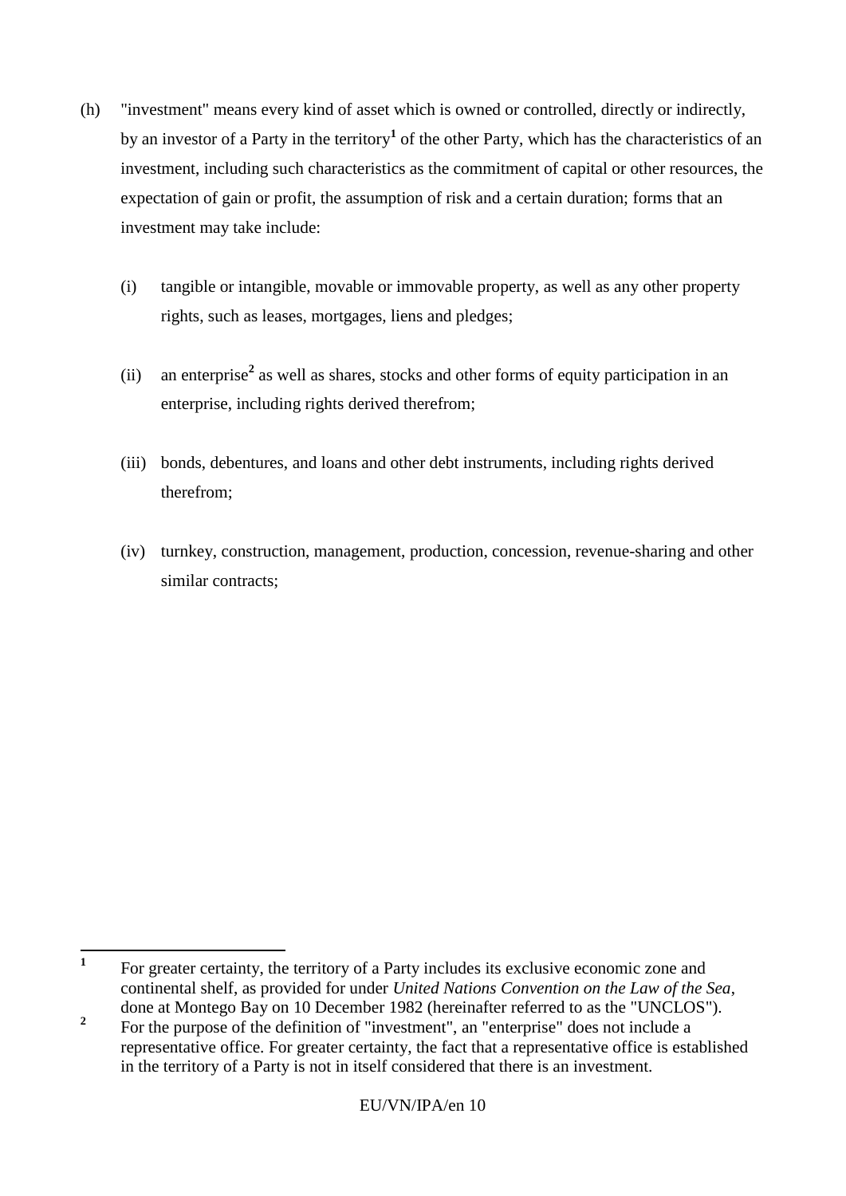(h) "investment" means every kind of asset which is owned or controlled, directly or indirectly, by an investor of a Party in the territory[1] of the other Party, which has the characteristics of an investment, including such characteristics as the commitment of capital or other resources, the expectation of gain or profit, the assumption of risk and a certain duration; forms that an investment may take include:

  (i) tangible or intangible, movable or immovable property, as well as any other property rights, such as leases, mortgages, liens and pledges;

  (ii) an enterprise[2] as well as shares, stocks and other forms of equity participation in an enterprise, including rights derived therefrom;

  (iii) bonds, debentures, and loans and other debt instruments, including rights derived therefrom;

  (iv) turnkey, construction, management, production, concession, revenue-sharing and other similar contracts;

---

[1] For greater certainty, the territory of a Party includes its exclusive economic zone and continental shelf, as provided for under *United Nations Convention on the Law of the Sea*, done at Montego Bay on 10 December 1982 (hereinafter referred to as the "UNCLOS").

[2] For the purpose of the definition of "investment", an "enterprise" does not include a representative office. For greater certainty, the fact that a representative office is established in the territory of a Party is not in itself considered that there is an investment.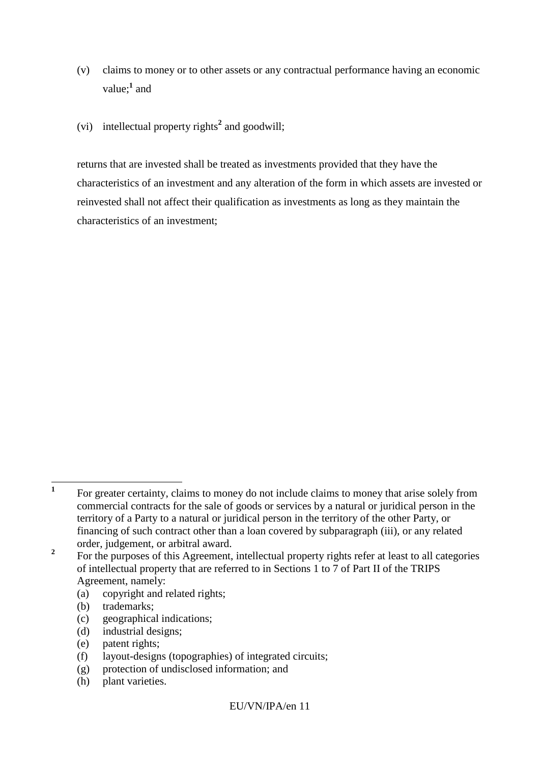(v) claims to money or to other assets or any contractual performance having an economic value;[1] and

(vi) intellectual property rights[2] and goodwill;

returns that are invested shall be treated as investments provided that they have the characteristics of an investment and any alteration of the form in which assets are invested or reinvested shall not affect their qualification as investments as long as they maintain the characteristics of an investment;

---

[1] For greater certainty, claims to money do not include claims to money that arise solely from commercial contracts for the sale of goods or services by a natural or juridical person in the territory of a Party to a natural or juridical person in the territory of the other Party, or financing of such contract other than a loan covered by subparagraph (iii), or any related order, judgement, or arbitral award.

[2] For the purposes of this Agreement, intellectual property rights refer at least to all categories of intellectual property that are referred to in Sections 1 to 7 of Part II of the TRIPS Agreement, namely:

(a) copyright and related rights;
(b) trademarks;
(c) geographical indications;
(d) industrial designs;
(e) patent rights;
(f) layout-designs (topographies) of integrated circuits;
(g) protection of undisclosed information; and
(h) plant varieties.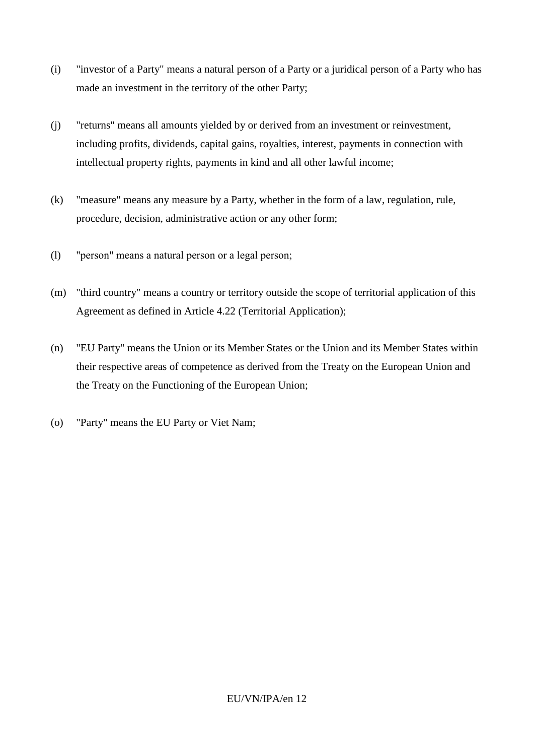(i) "investor of a Party" means a natural person of a Party or a juridical person of a Party who has made an investment in the territory of the other Party;

(j) "returns" means all amounts yielded by or derived from an investment or reinvestment, including profits, dividends, capital gains, royalties, interest, payments in connection with intellectual property rights, payments in kind and all other lawful income;

(k) "measure" means any measure by a Party, whether in the form of a law, regulation, rule, procedure, decision, administrative action or any other form;

(l) "person" means a natural person or a legal person;

(m) "third country" means a country or territory outside the scope of territorial application of this Agreement as defined in Article 4.22 (Territorial Application);

(n) "EU Party" means the Union or its Member States or the Union and its Member States within their respective areas of competence as derived from the Treaty on the European Union and the Treaty on the Functioning of the European Union;

(o) "Party" means the EU Party or Viet Nam;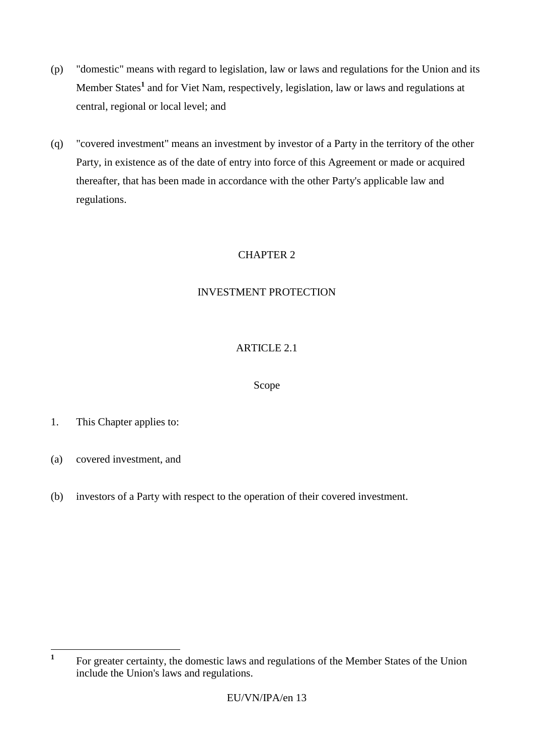(p) "domestic" means with regard to legislation, law or laws and regulations for the Union and its Member States[1] and for Viet Nam, respectively, legislation, law or laws and regulations at central, regional or local level; and

(q) "covered investment" means an investment by investor of a Party in the territory of the other Party, in existence as of the date of entry into force of this Agreement or made or acquired thereafter, that has been made in accordance with the other Party's applicable law and regulations.

# CHAPTER 2

# INVESTMENT PROTECTION

## ARTICLE 2.1

### Scope

1. This Chapter applies to:

(a) covered investment, and

(b) investors of a Party with respect to the operation of their covered investment.

---

[1] For greater certainty, the domestic laws and regulations of the Member States of the Union include the Union's laws and regulations.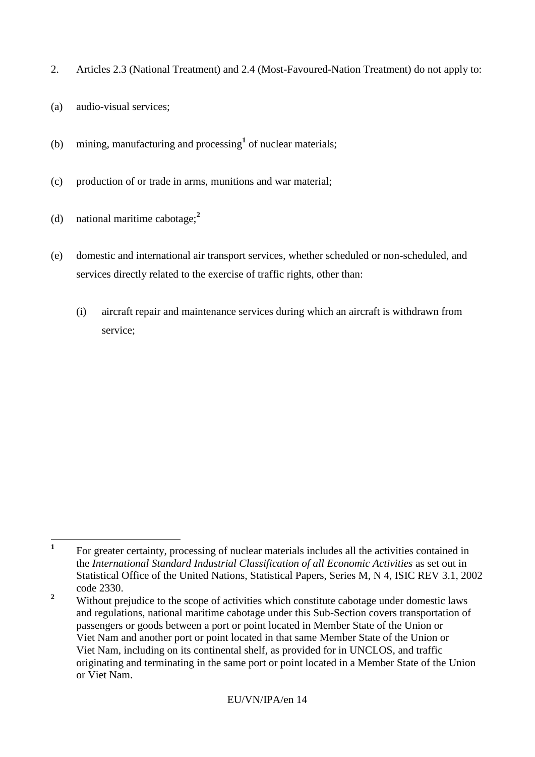2. Articles 2.3 (National Treatment) and 2.4 (Most-Favoured-Nation Treatment) do not apply to:

(a) audio-visual services;

(b) mining, manufacturing and processing[1] of nuclear materials;

(c) production of or trade in arms, munitions and war material;

(d) national maritime cabotage;[2]

(e) domestic and international air transport services, whether scheduled or non-scheduled, and services directly related to the exercise of traffic rights, other than:

(i) aircraft repair and maintenance services during which an aircraft is withdrawn from service;

---

[1] For greater certainty, processing of nuclear materials includes all the activities contained in the *International Standard Industrial Classification of all Economic Activities* as set out in Statistical Office of the United Nations, Statistical Papers, Series M, N 4, ISIC REV 3.1, 2002 code 2330.

[2] Without prejudice to the scope of activities which constitute cabotage under domestic laws and regulations, national maritime cabotage under this Sub-Section covers transportation of passengers or goods between a port or point located in Member State of the Union or Viet Nam and another port or point located in that same Member State of the Union or Viet Nam, including on its continental shelf, as provided for in UNCLOS, and traffic originating and terminating in the same port or point located in a Member State of the Union or Viet Nam.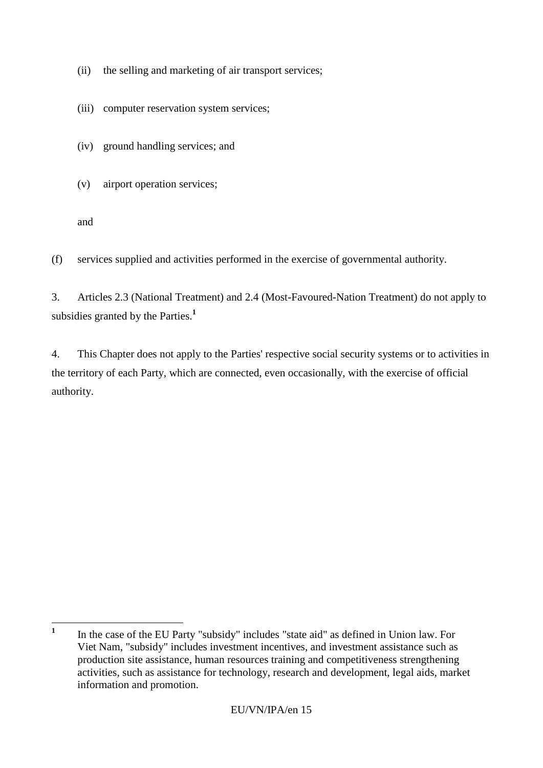(ii) the selling and marketing of air transport services;

(iii) computer reservation system services;

(iv) ground handling services; and

(v) airport operation services;

and

(f) services supplied and activities performed in the exercise of governmental authority.

3. Articles 2.3 (National Treatment) and 2.4 (Most-Favoured-Nation Treatment) do not apply to subsidies granted by the Parties.[1]

4. This Chapter does not apply to the Parties' respective social security systems or to activities in the territory of each Party, which are connected, even occasionally, with the exercise of official authority.

---

[1] In the case of the EU Party "subsidy" includes "state aid" as defined in Union law. For Viet Nam, "subsidy" includes investment incentives, and investment assistance such as production site assistance, human resources training and competitiveness strengthening activities, such as assistance for technology, research and development, legal aids, market information and promotion.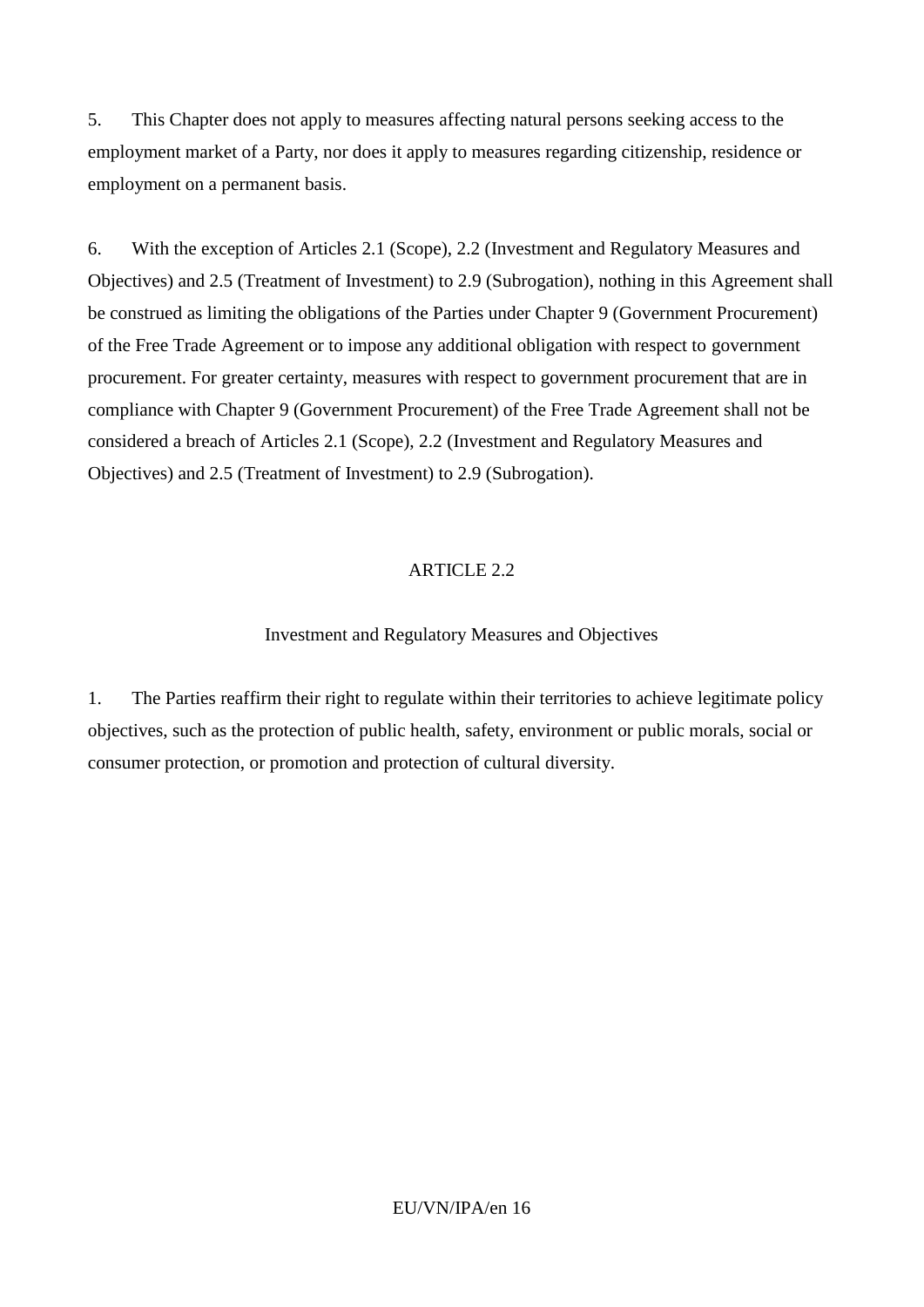5. This Chapter does not apply to measures affecting natural persons seeking access to the employment market of a Party, nor does it apply to measures regarding citizenship, residence or employment on a permanent basis.

6. With the exception of Articles 2.1 (Scope), 2.2 (Investment and Regulatory Measures and Objectives) and 2.5 (Treatment of Investment) to 2.9 (Subrogation), nothing in this Agreement shall be construed as limiting the obligations of the Parties under Chapter 9 (Government Procurement) of the Free Trade Agreement or to impose any additional obligation with respect to government procurement. For greater certainty, measures with respect to government procurement that are in compliance with Chapter 9 (Government Procurement) of the Free Trade Agreement shall not be considered a breach of Articles 2.1 (Scope), 2.2 (Investment and Regulatory Measures and Objectives) and 2.5 (Treatment of Investment) to 2.9 (Subrogation).

## ARTICLE 2.2

### Investment and Regulatory Measures and Objectives

1. The Parties reaffirm their right to regulate within their territories to achieve legitimate policy objectives, such as the protection of public health, safety, environment or public morals, social or consumer protection, or promotion and protection of cultural diversity.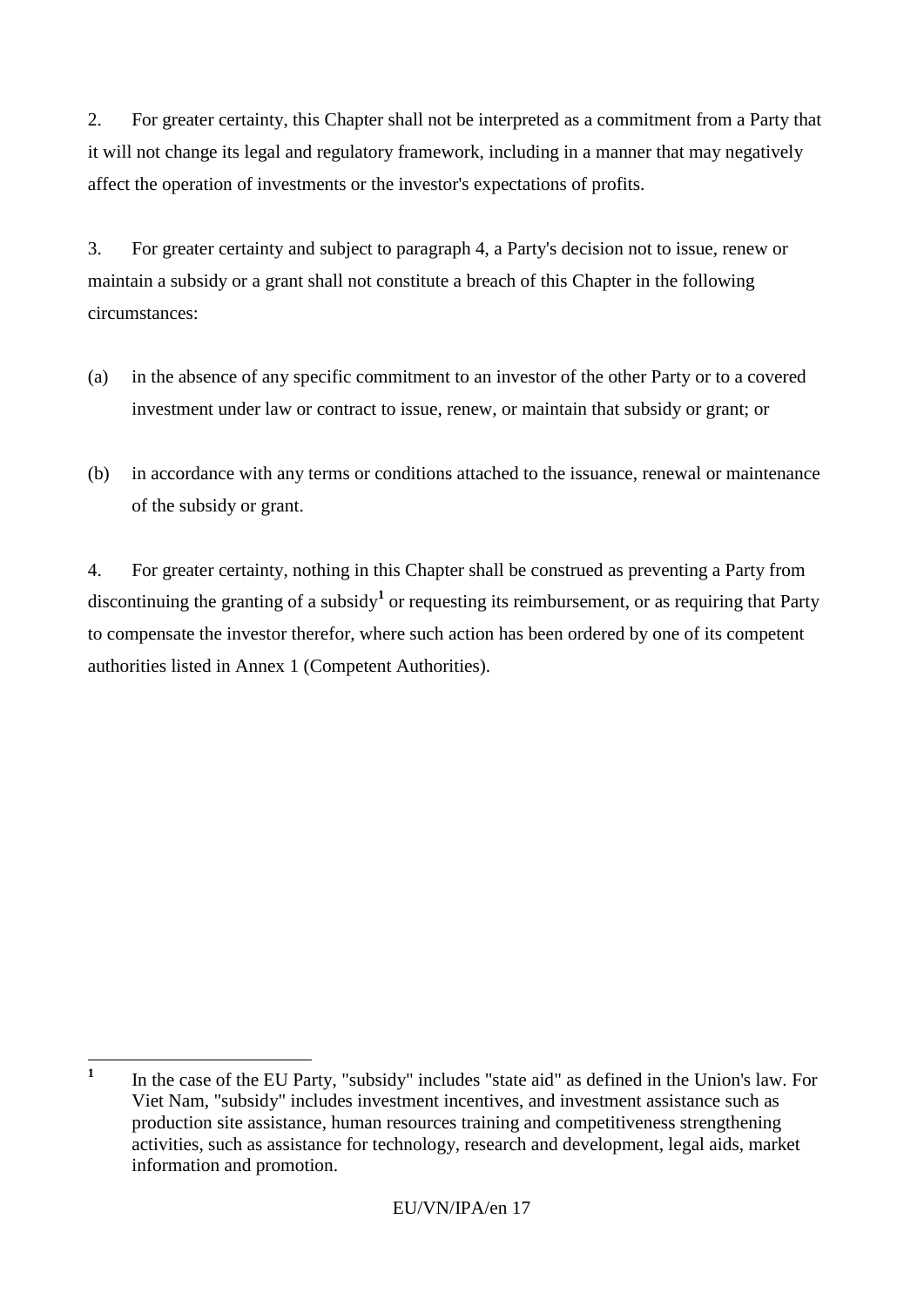2. For greater certainty, this Chapter shall not be interpreted as a commitment from a Party that it will not change its legal and regulatory framework, including in a manner that may negatively affect the operation of investments or the investor's expectations of profits.

3. For greater certainty and subject to paragraph 4, a Party's decision not to issue, renew or maintain a subsidy or a grant shall not constitute a breach of this Chapter in the following circumstances:

(a) in the absence of any specific commitment to an investor of the other Party or to a covered investment under law or contract to issue, renew, or maintain that subsidy or grant; or

(b) in accordance with any terms or conditions attached to the issuance, renewal or maintenance of the subsidy or grant.

4. For greater certainty, nothing in this Chapter shall be construed as preventing a Party from discontinuing the granting of a subsidy[1] or requesting its reimbursement, or as requiring that Party to compensate the investor therefor, where such action has been ordered by one of its competent authorities listed in Annex 1 (Competent Authorities).

---

[1] In the case of the EU Party, "subsidy" includes "state aid" as defined in the Union's law. For Viet Nam, "subsidy" includes investment incentives, and investment assistance such as production site assistance, human resources training and competitiveness strengthening activities, such as assistance for technology, research and development, legal aids, market information and promotion.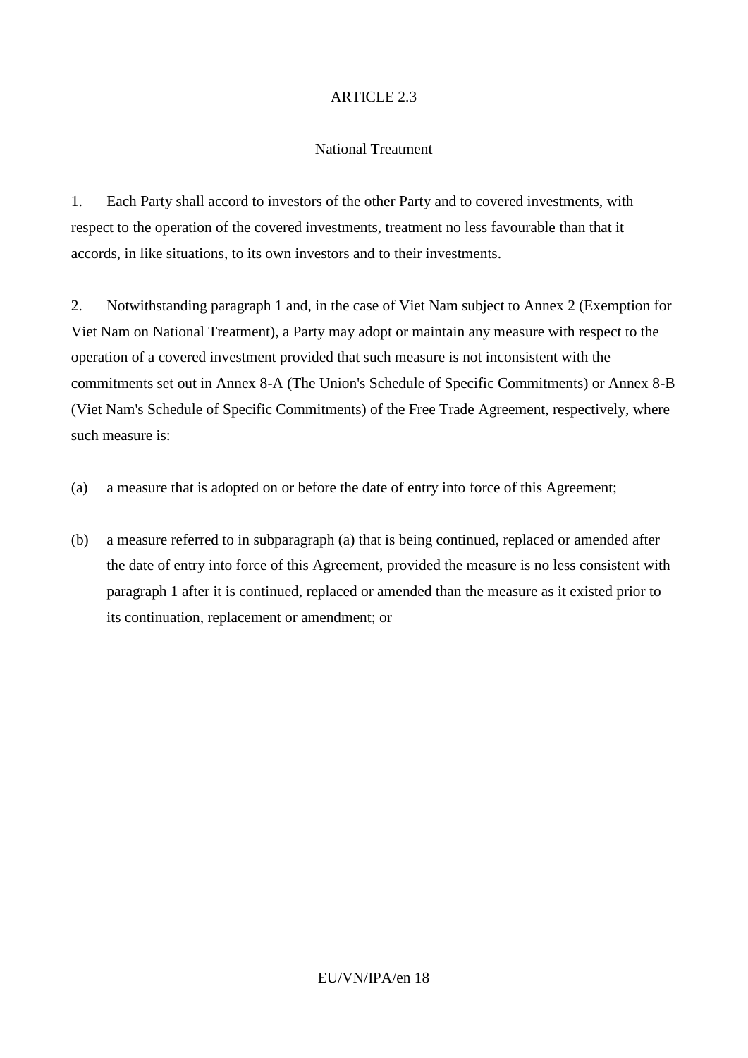ARTICLE 2.3

National Treatment

1. Each Party shall accord to investors of the other Party and to covered investments, with respect to the operation of the covered investments, treatment no less favourable than that it accords, in like situations, to its own investors and to their investments.

2. Notwithstanding paragraph 1 and, in the case of Viet Nam subject to Annex 2 (Exemption for Viet Nam on National Treatment), a Party may adopt or maintain any measure with respect to the operation of a covered investment provided that such measure is not inconsistent with the commitments set out in Annex 8-A (The Union's Schedule of Specific Commitments) or Annex 8-B (Viet Nam's Schedule of Specific Commitments) of the Free Trade Agreement, respectively, where such measure is:

(a) a measure that is adopted on or before the date of entry into force of this Agreement;

(b) a measure referred to in subparagraph (a) that is being continued, replaced or amended after the date of entry into force of this Agreement, provided the measure is no less consistent with paragraph 1 after it is continued, replaced or amended than the measure as it existed prior to its continuation, replacement or amendment; or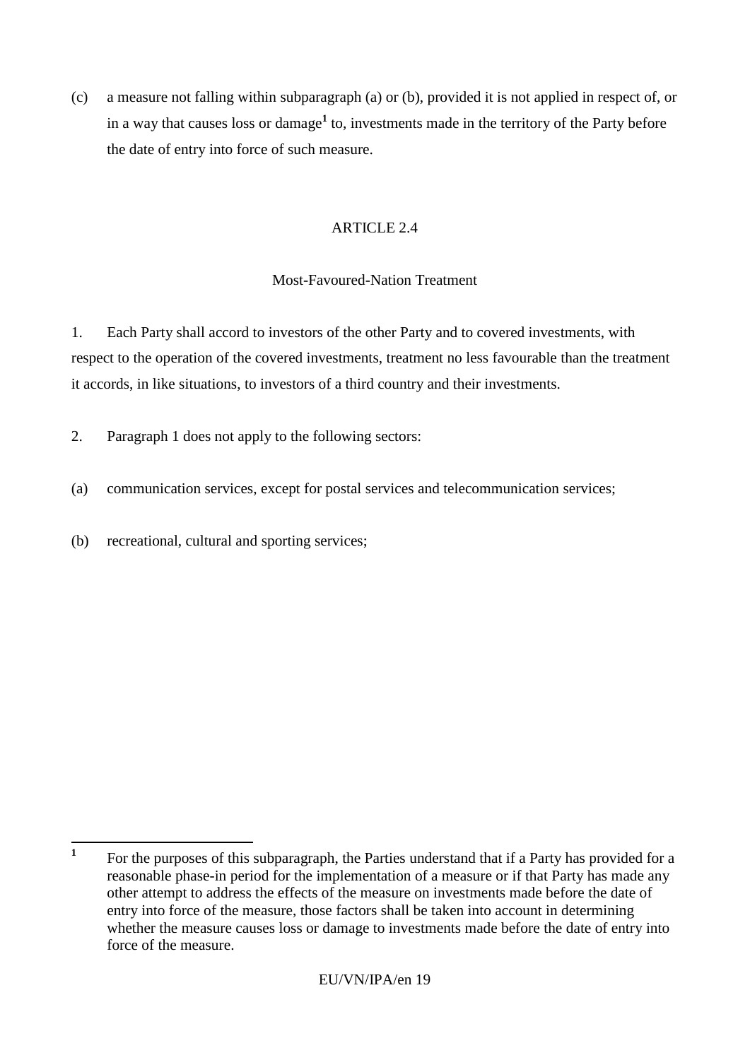(c) a measure not falling within subparagraph (a) or (b), provided it is not applied in respect of, or in a way that causes loss or damage[1] to, investments made in the territory of the Party before the date of entry into force of such measure.

ARTICLE 2.4

Most-Favoured-Nation Treatment

1. Each Party shall accord to investors of the other Party and to covered investments, with respect to the operation of the covered investments, treatment no less favourable than the treatment it accords, in like situations, to investors of a third country and their investments.

2. Paragraph 1 does not apply to the following sectors:

(a) communication services, except for postal services and telecommunication services;

(b) recreational, cultural and sporting services;

---

[1] For the purposes of this subparagraph, the Parties understand that if a Party has provided for a reasonable phase-in period for the implementation of a measure or if that Party has made any other attempt to address the effects of the measure on investments made before the date of entry into force of the measure, those factors shall be taken into account in determining whether the measure causes loss or damage to investments made before the date of entry into force of the measure.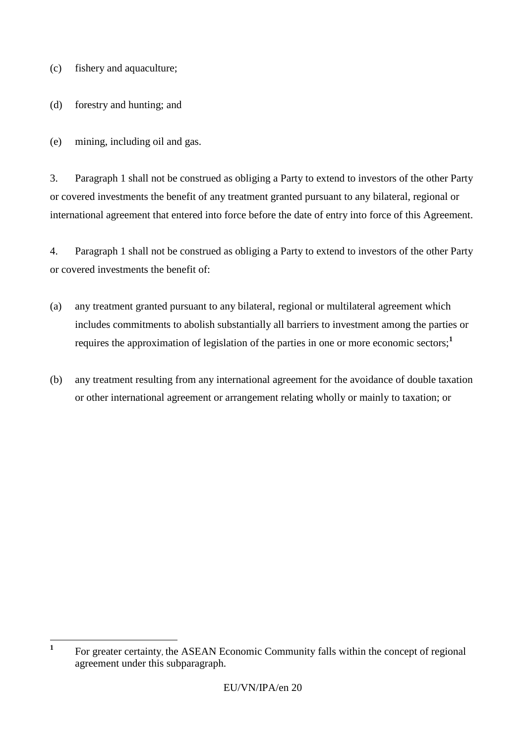(c) fishery and aquaculture;

(d) forestry and hunting; and

(e) mining, including oil and gas.

3. Paragraph 1 shall not be construed as obliging a Party to extend to investors of the other Party or covered investments the benefit of any treatment granted pursuant to any bilateral, regional or international agreement that entered into force before the date of entry into force of this Agreement.

4. Paragraph 1 shall not be construed as obliging a Party to extend to investors of the other Party or covered investments the benefit of:

(a) any treatment granted pursuant to any bilateral, regional or multilateral agreement which includes commitments to abolish substantially all barriers to investment among the parties or requires the approximation of legislation of the parties in one or more economic sectors;[1]

(b) any treatment resulting from any international agreement for the avoidance of double taxation or other international agreement or arrangement relating wholly or mainly to taxation; or

---

[1] For greater certainty, the ASEAN Economic Community falls within the concept of regional agreement under this subparagraph.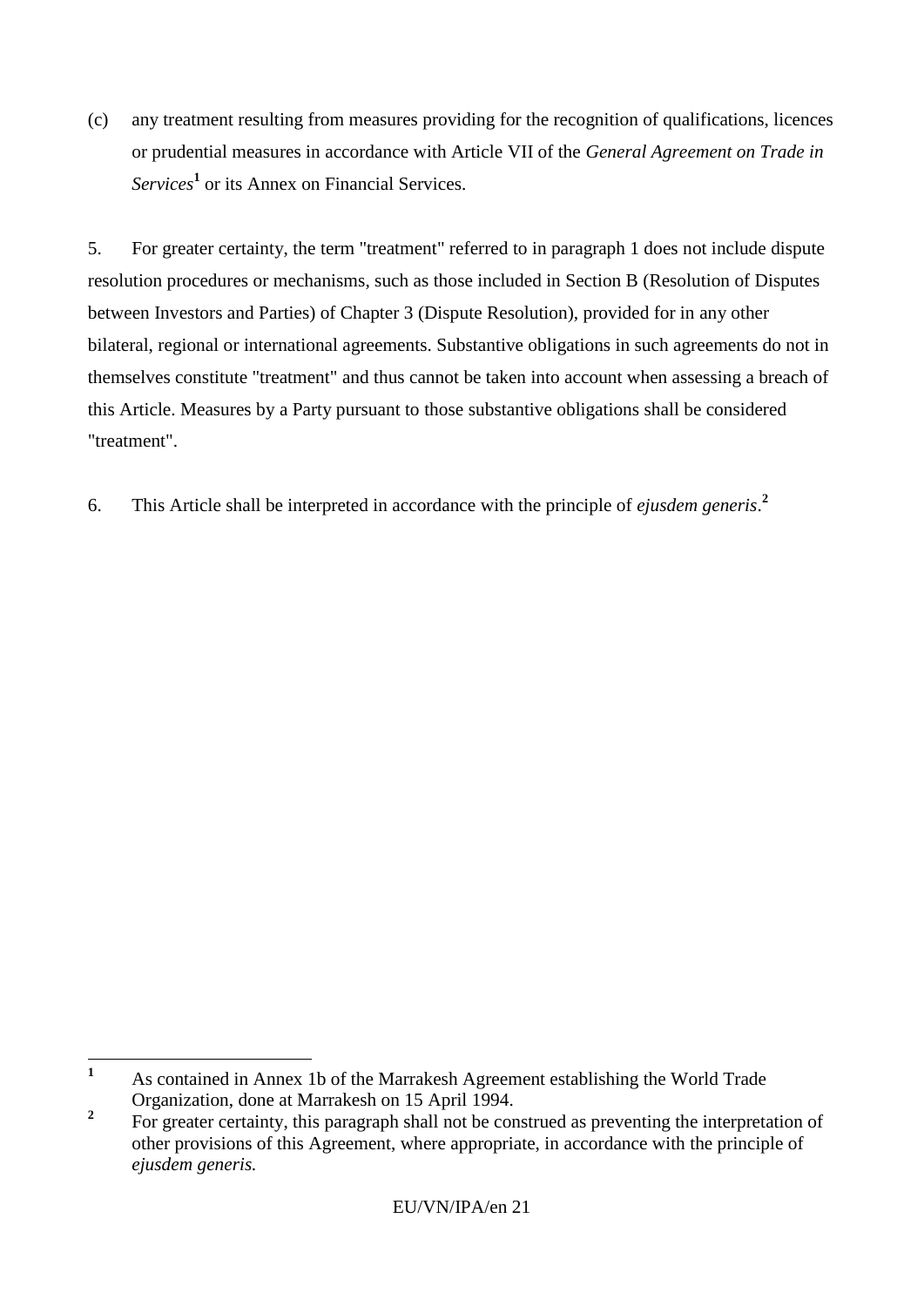(c) any treatment resulting from measures providing for the recognition of qualifications, licences or prudential measures in accordance with Article VII of the *General Agreement on Trade in Services*[1] or its Annex on Financial Services.

5. For greater certainty, the term "treatment" referred to in paragraph 1 does not include dispute resolution procedures or mechanisms, such as those included in Section B (Resolution of Disputes between Investors and Parties) of Chapter 3 (Dispute Resolution), provided for in any other bilateral, regional or international agreements. Substantive obligations in such agreements do not in themselves constitute "treatment" and thus cannot be taken into account when assessing a breach of this Article. Measures by a Party pursuant to those substantive obligations shall be considered "treatment".

6. This Article shall be interpreted in accordance with the principle of *ejusdem generis*.[2]

---

[1] As contained in Annex 1b of the Marrakesh Agreement establishing the World Trade Organization, done at Marrakesh on 15 April 1994.

[2] For greater certainty, this paragraph shall not be construed as preventing the interpretation of other provisions of this Agreement, where appropriate, in accordance with the principle of *ejusdem generis.*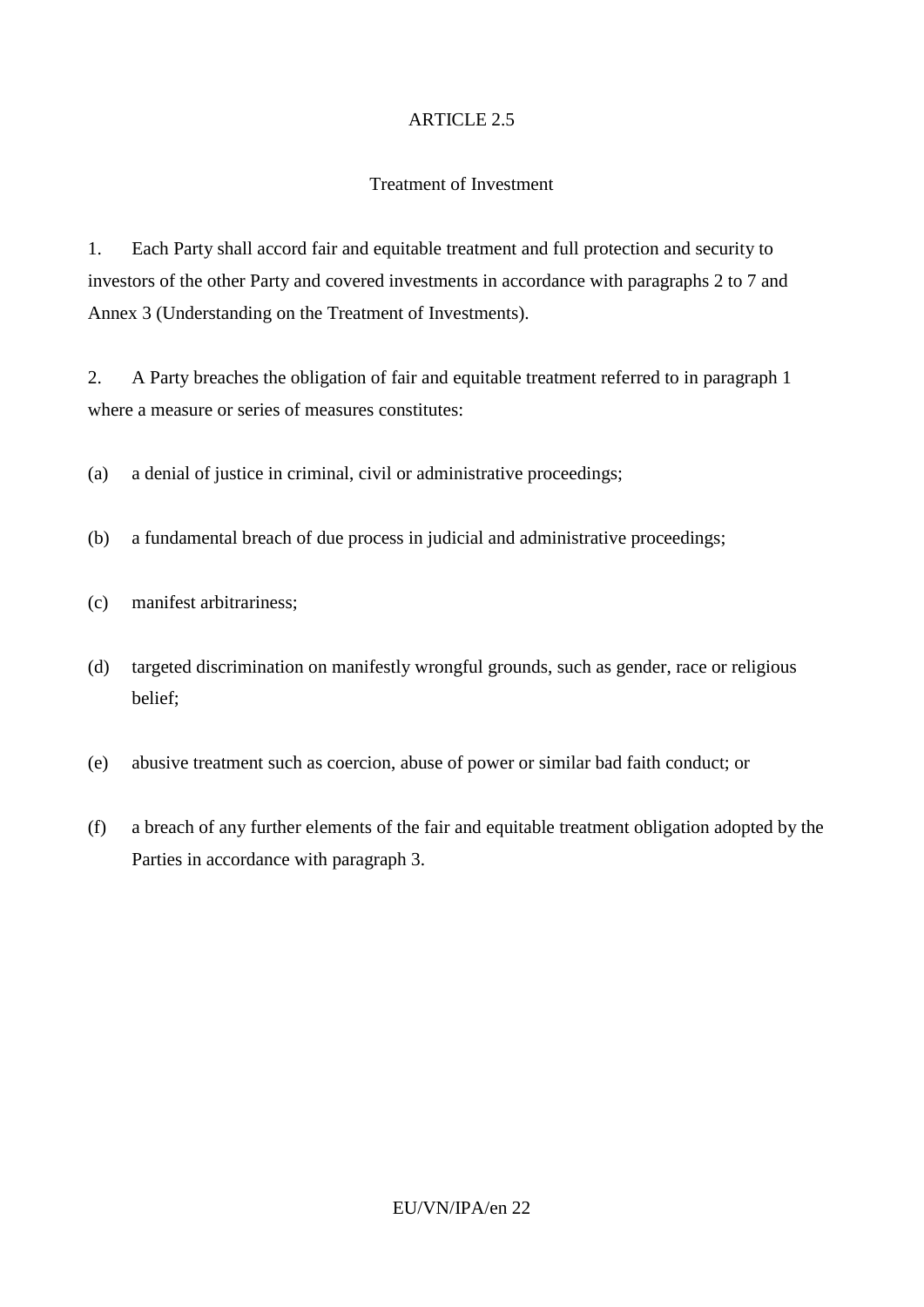## ARTICLE 2.5

### Treatment of Investment

1. Each Party shall accord fair and equitable treatment and full protection and security to investors of the other Party and covered investments in accordance with paragraphs 2 to 7 and Annex 3 (Understanding on the Treatment of Investments).

2. A Party breaches the obligation of fair and equitable treatment referred to in paragraph 1 where a measure or series of measures constitutes:

(a) a denial of justice in criminal, civil or administrative proceedings;

(b) a fundamental breach of due process in judicial and administrative proceedings;

(c) manifest arbitrariness;

(d) targeted discrimination on manifestly wrongful grounds, such as gender, race or religious belief;

(e) abusive treatment such as coercion, abuse of power or similar bad faith conduct; or

(f) a breach of any further elements of the fair and equitable treatment obligation adopted by the Parties in accordance with paragraph 3.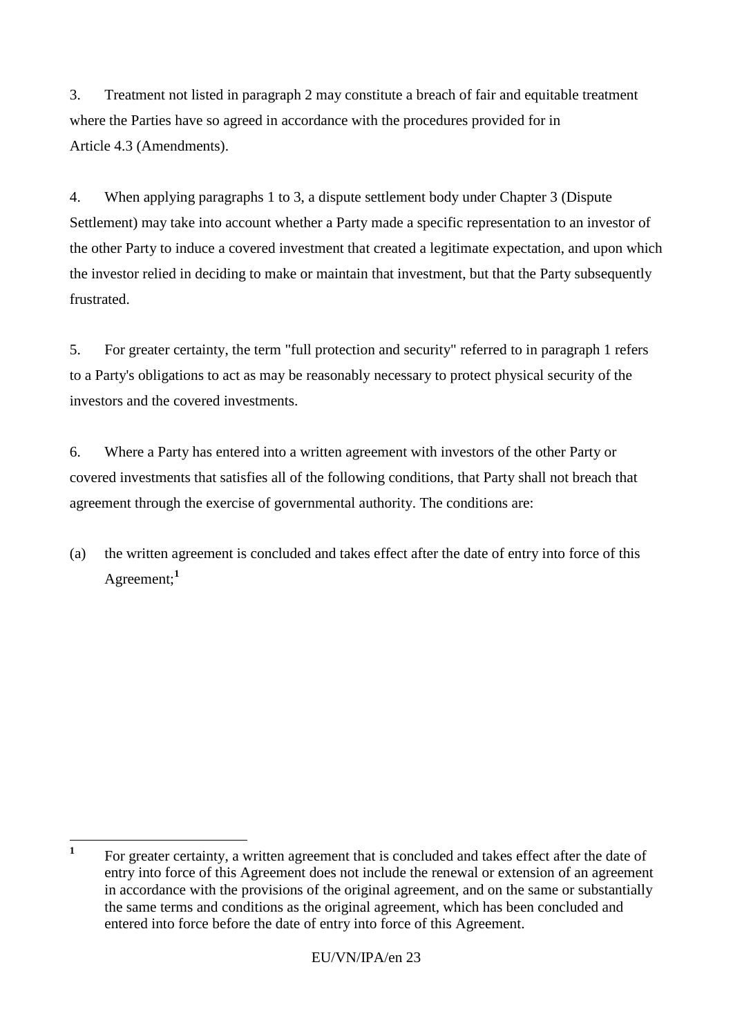3. Treatment not listed in paragraph 2 may constitute a breach of fair and equitable treatment where the Parties have so agreed in accordance with the procedures provided for in Article 4.3 (Amendments).

4. When applying paragraphs 1 to 3, a dispute settlement body under Chapter 3 (Dispute Settlement) may take into account whether a Party made a specific representation to an investor of the other Party to induce a covered investment that created a legitimate expectation, and upon which the investor relied in deciding to make or maintain that investment, but that the Party subsequently frustrated.

5. For greater certainty, the term "full protection and security" referred to in paragraph 1 refers to a Party's obligations to act as may be reasonably necessary to protect physical security of the investors and the covered investments.

6. Where a Party has entered into a written agreement with investors of the other Party or covered investments that satisfies all of the following conditions, that Party shall not breach that agreement through the exercise of governmental authority. The conditions are:

(a) the written agreement is concluded and takes effect after the date of entry into force of this Agreement;[1]

---

[1] For greater certainty, a written agreement that is concluded and takes effect after the date of entry into force of this Agreement does not include the renewal or extension of an agreement in accordance with the provisions of the original agreement, and on the same or substantially the same terms and conditions as the original agreement, which has been concluded and entered into force before the date of entry into force of this Agreement.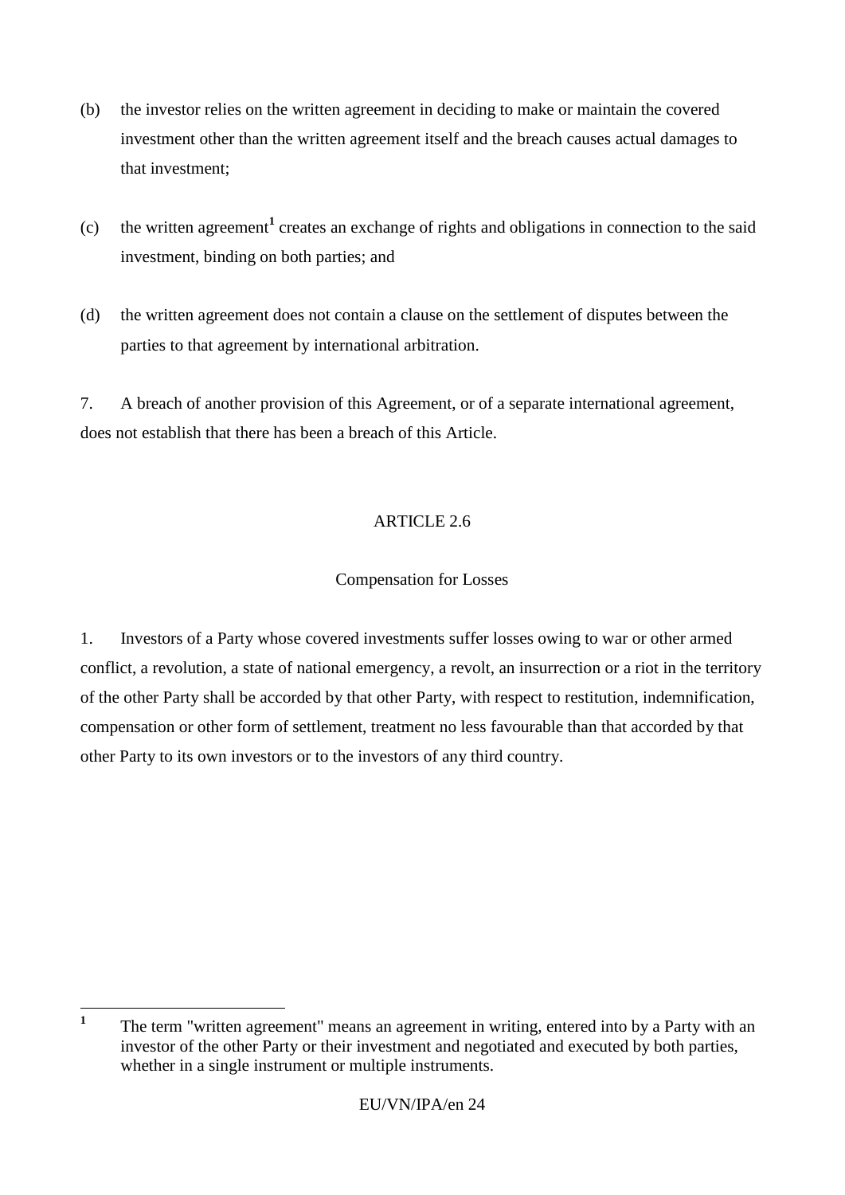(b) the investor relies on the written agreement in deciding to make or maintain the covered investment other than the written agreement itself and the breach causes actual damages to that investment;

(c) the written agreement[1] creates an exchange of rights and obligations in connection to the said investment, binding on both parties; and

(d) the written agreement does not contain a clause on the settlement of disputes between the parties to that agreement by international arbitration.

7. A breach of another provision of this Agreement, or of a separate international agreement, does not establish that there has been a breach of this Article.

ARTICLE 2.6

Compensation for Losses

1. Investors of a Party whose covered investments suffer losses owing to war or other armed conflict, a revolution, a state of national emergency, a revolt, an insurrection or a riot in the territory of the other Party shall be accorded by that other Party, with respect to restitution, indemnification, compensation or other form of settlement, treatment no less favourable than that accorded by that other Party to its own investors or to the investors of any third country.

---

[1] The term "written agreement" means an agreement in writing, entered into by a Party with an investor of the other Party or their investment and negotiated and executed by both parties, whether in a single instrument or multiple instruments.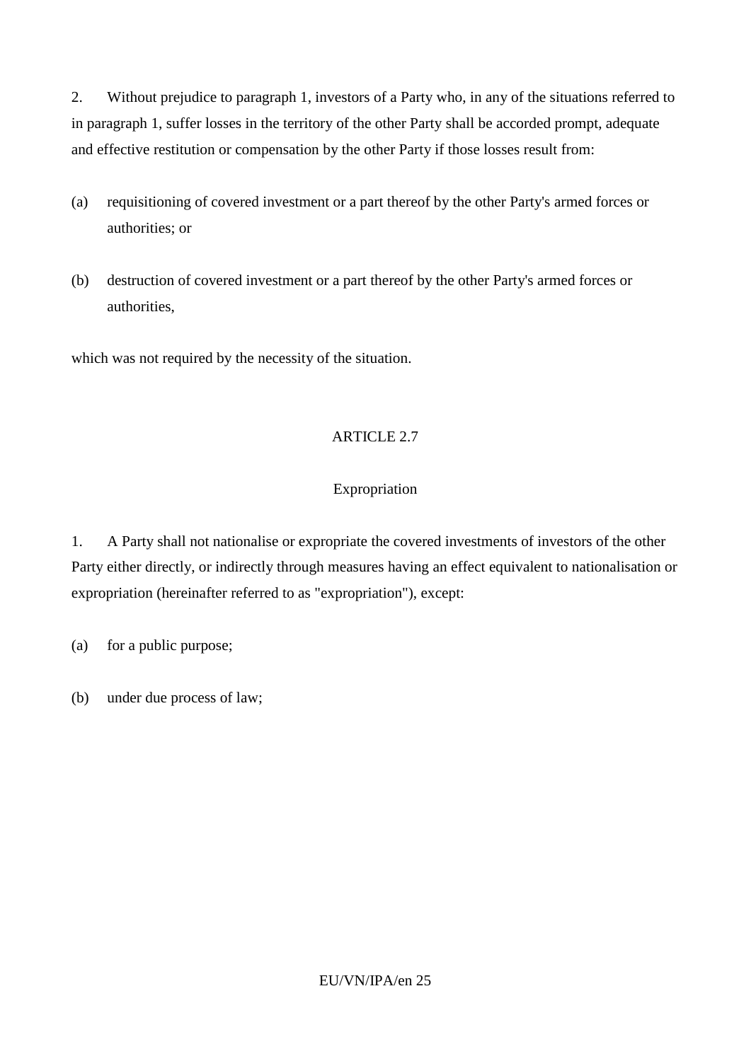2. Without prejudice to paragraph 1, investors of a Party who, in any of the situations referred to in paragraph 1, suffer losses in the territory of the other Party shall be accorded prompt, adequate and effective restitution or compensation by the other Party if those losses result from:

(a) requisitioning of covered investment or a part thereof by the other Party's armed forces or authorities; or

(b) destruction of covered investment or a part thereof by the other Party's armed forces or authorities,

which was not required by the necessity of the situation.

ARTICLE 2.7

Expropriation

1. A Party shall not nationalise or expropriate the covered investments of investors of the other Party either directly, or indirectly through measures having an effect equivalent to nationalisation or expropriation (hereinafter referred to as "expropriation"), except:

(a) for a public purpose;

(b) under due process of law;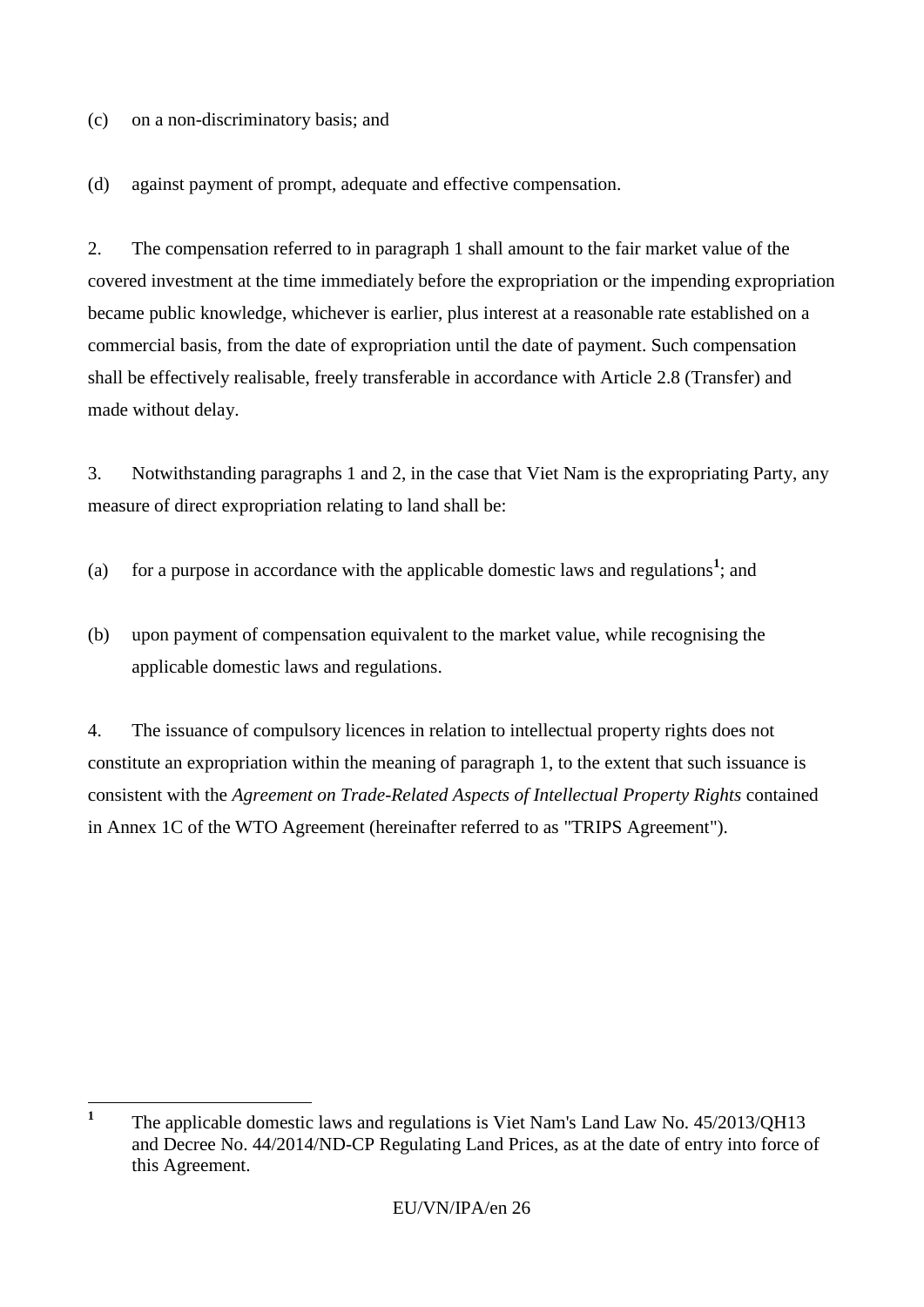(c) on a non-discriminatory basis; and

(d) against payment of prompt, adequate and effective compensation.

2. The compensation referred to in paragraph 1 shall amount to the fair market value of the covered investment at the time immediately before the expropriation or the impending expropriation became public knowledge, whichever is earlier, plus interest at a reasonable rate established on a commercial basis, from the date of expropriation until the date of payment. Such compensation shall be effectively realisable, freely transferable in accordance with Article 2.8 (Transfer) and made without delay.

3. Notwithstanding paragraphs 1 and 2, in the case that Viet Nam is the expropriating Party, any measure of direct expropriation relating to land shall be:

(a) for a purpose in accordance with the applicable domestic laws and regulations[1]; and

(b) upon payment of compensation equivalent to the market value, while recognising the applicable domestic laws and regulations.

4. The issuance of compulsory licences in relation to intellectual property rights does not constitute an expropriation within the meaning of paragraph 1, to the extent that such issuance is consistent with the *Agreement on Trade-Related Aspects of Intellectual Property Rights* contained in Annex 1C of the WTO Agreement (hereinafter referred to as "TRIPS Agreement").

---

[1] The applicable domestic laws and regulations is Viet Nam's Land Law No. 45/2013/QH13 and Decree No. 44/2014/ND-CP Regulating Land Prices, as at the date of entry into force of this Agreement.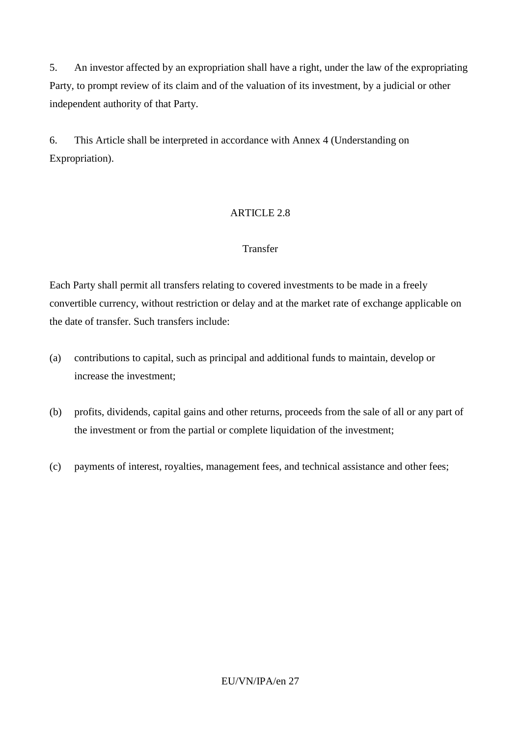5. An investor affected by an expropriation shall have a right, under the law of the expropriating Party, to prompt review of its claim and of the valuation of its investment, by a judicial or other independent authority of that Party.

6. This Article shall be interpreted in accordance with Annex 4 (Understanding on Expropriation).

## ARTICLE 2.8

### Transfer

Each Party shall permit all transfers relating to covered investments to be made in a freely convertible currency, without restriction or delay and at the market rate of exchange applicable on the date of transfer. Such transfers include:

(a) contributions to capital, such as principal and additional funds to maintain, develop or increase the investment;

(b) profits, dividends, capital gains and other returns, proceeds from the sale of all or any part of the investment or from the partial or complete liquidation of the investment;

(c) payments of interest, royalties, management fees, and technical assistance and other fees;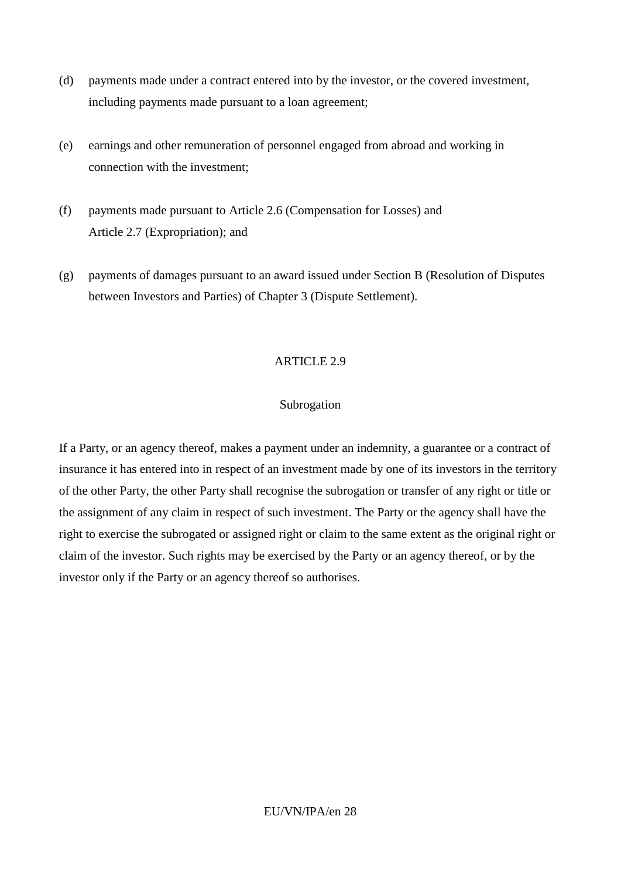(d) payments made under a contract entered into by the investor, or the covered investment, including payments made pursuant to a loan agreement;

(e) earnings and other remuneration of personnel engaged from abroad and working in connection with the investment;

(f) payments made pursuant to Article 2.6 (Compensation for Losses) and Article 2.7 (Expropriation); and

(g) payments of damages pursuant to an award issued under Section B (Resolution of Disputes between Investors and Parties) of Chapter 3 (Dispute Settlement).

## ARTICLE 2.9

### Subrogation

If a Party, or an agency thereof, makes a payment under an indemnity, a guarantee or a contract of insurance it has entered into in respect of an investment made by one of its investors in the territory of the other Party, the other Party shall recognise the subrogation or transfer of any right or title or the assignment of any claim in respect of such investment. The Party or the agency shall have the right to exercise the subrogated or assigned right or claim to the same extent as the original right or claim of the investor. Such rights may be exercised by the Party or an agency thereof, or by the investor only if the Party or an agency thereof so authorises.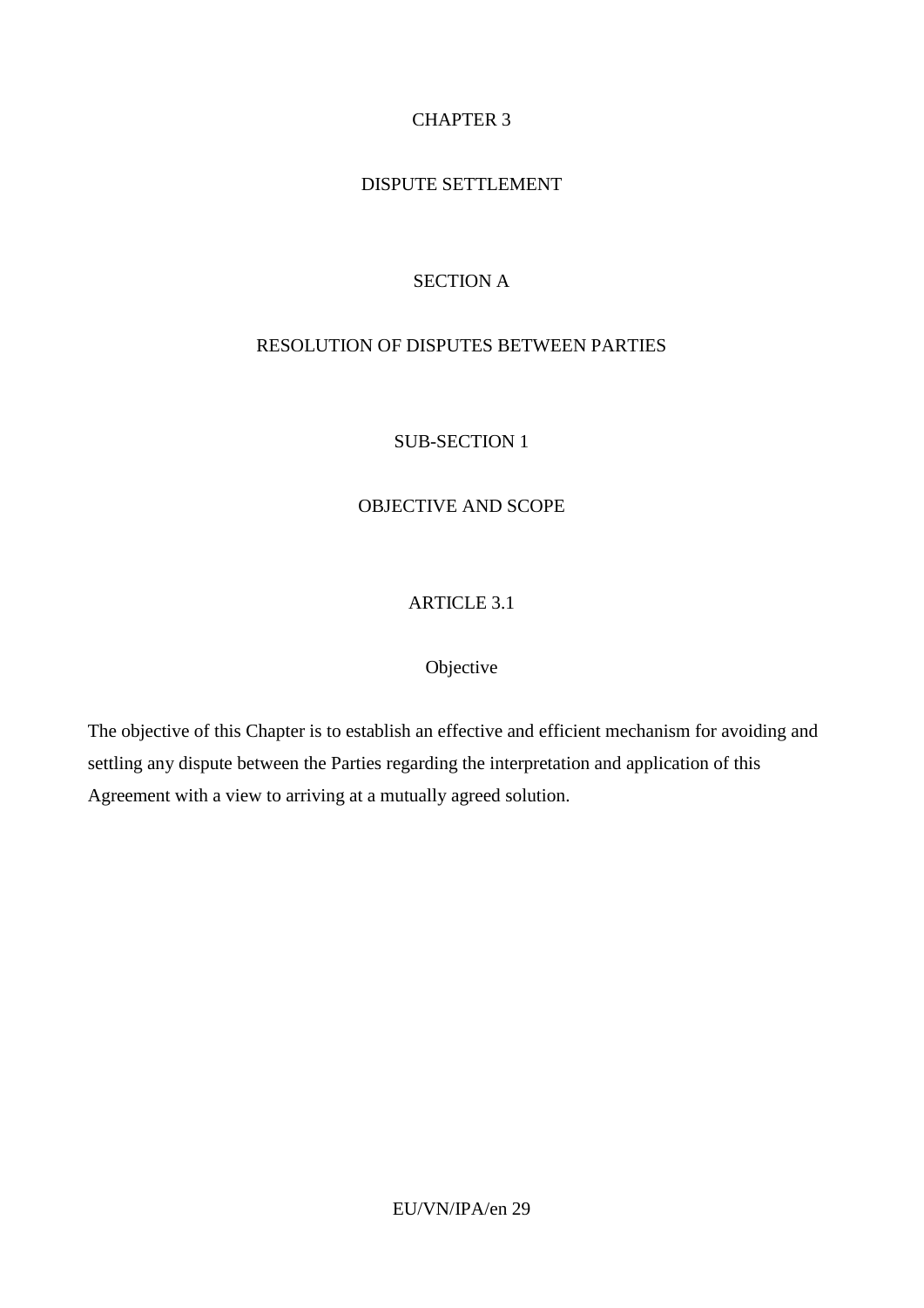# CHAPTER 3

# DISPUTE SETTLEMENT

## SECTION A

## RESOLUTION OF DISPUTES BETWEEN PARTIES

### SUB-SECTION 1

### OBJECTIVE AND SCOPE

#### ARTICLE 3.1

#### Objective

The objective of this Chapter is to establish an effective and efficient mechanism for avoiding and settling any dispute between the Parties regarding the interpretation and application of this Agreement with a view to arriving at a mutually agreed solution.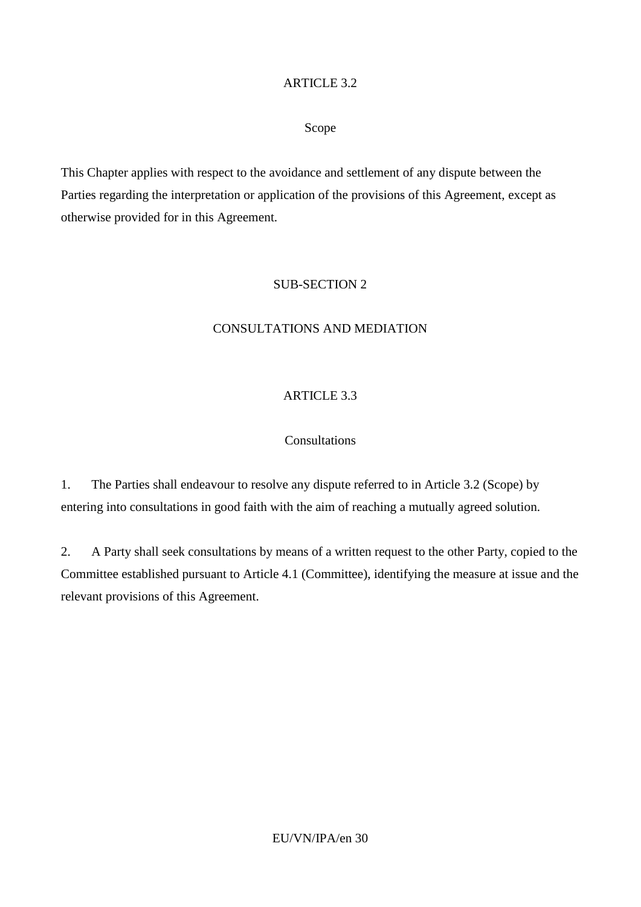ARTICLE 3.2

Scope

This Chapter applies with respect to the avoidance and settlement of any dispute between the Parties regarding the interpretation or application of the provisions of this Agreement, except as otherwise provided for in this Agreement.

SUB-SECTION 2

CONSULTATIONS AND MEDIATION

ARTICLE 3.3

Consultations

1. The Parties shall endeavour to resolve any dispute referred to in Article 3.2 (Scope) by entering into consultations in good faith with the aim of reaching a mutually agreed solution.

2. A Party shall seek consultations by means of a written request to the other Party, copied to the Committee established pursuant to Article 4.1 (Committee), identifying the measure at issue and the relevant provisions of this Agreement.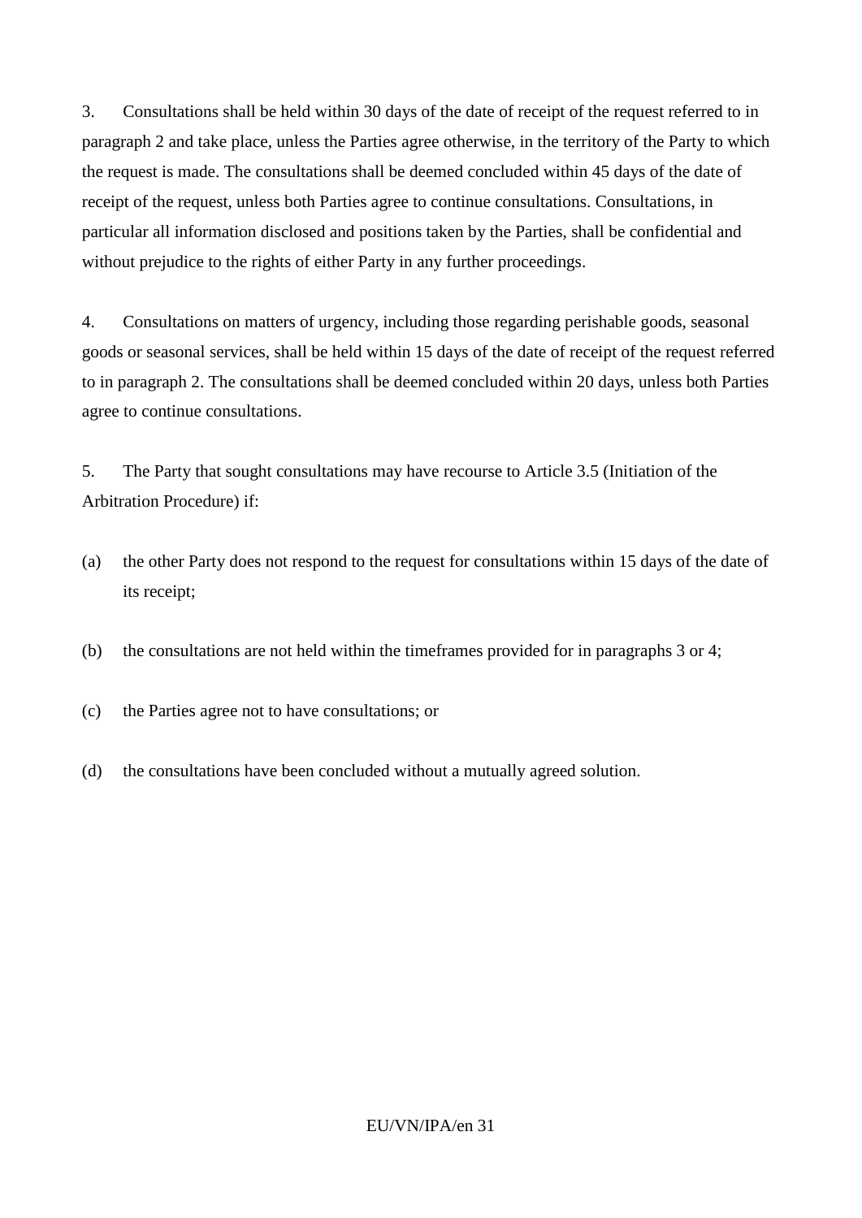3. Consultations shall be held within 30 days of the date of receipt of the request referred to in paragraph 2 and take place, unless the Parties agree otherwise, in the territory of the Party to which the request is made. The consultations shall be deemed concluded within 45 days of the date of receipt of the request, unless both Parties agree to continue consultations. Consultations, in particular all information disclosed and positions taken by the Parties, shall be confidential and without prejudice to the rights of either Party in any further proceedings.

4. Consultations on matters of urgency, including those regarding perishable goods, seasonal goods or seasonal services, shall be held within 15 days of the date of receipt of the request referred to in paragraph 2. The consultations shall be deemed concluded within 20 days, unless both Parties agree to continue consultations.

5. The Party that sought consultations may have recourse to Article 3.5 (Initiation of the Arbitration Procedure) if:

(a) the other Party does not respond to the request for consultations within 15 days of the date of its receipt;

(b) the consultations are not held within the timeframes provided for in paragraphs 3 or 4;

(c) the Parties agree not to have consultations; or

(d) the consultations have been concluded without a mutually agreed solution.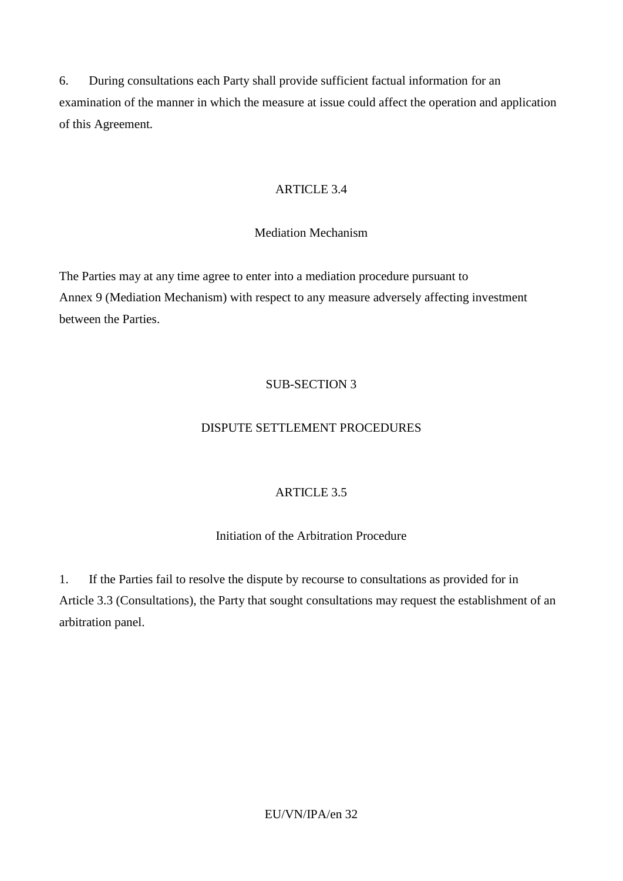6. During consultations each Party shall provide sufficient factual information for an examination of the manner in which the measure at issue could affect the operation and application of this Agreement.

## ARTICLE 3.4

### Mediation Mechanism

The Parties may at any time agree to enter into a mediation procedure pursuant to Annex 9 (Mediation Mechanism) with respect to any measure adversely affecting investment between the Parties.

## SUB-SECTION 3

## DISPUTE SETTLEMENT PROCEDURES

## ARTICLE 3.5

### Initiation of the Arbitration Procedure

1. If the Parties fail to resolve the dispute by recourse to consultations as provided for in Article 3.3 (Consultations), the Party that sought consultations may request the establishment of an arbitration panel.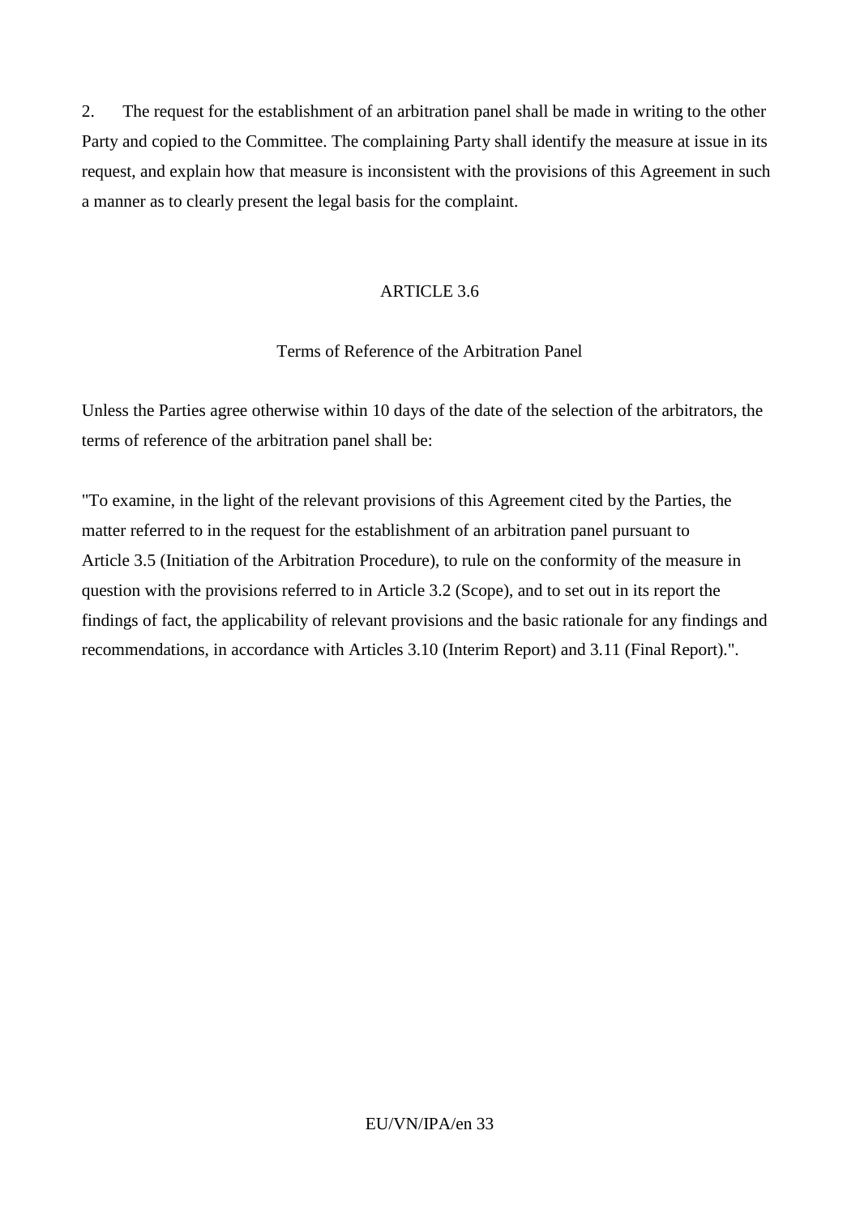2. The request for the establishment of an arbitration panel shall be made in writing to the other Party and copied to the Committee. The complaining Party shall identify the measure at issue in its request, and explain how that measure is inconsistent with the provisions of this Agreement in such a manner as to clearly present the legal basis for the complaint.

## ARTICLE 3.6

### Terms of Reference of the Arbitration Panel

Unless the Parties agree otherwise within 10 days of the date of the selection of the arbitrators, the terms of reference of the arbitration panel shall be:

"To examine, in the light of the relevant provisions of this Agreement cited by the Parties, the matter referred to in the request for the establishment of an arbitration panel pursuant to Article 3.5 (Initiation of the Arbitration Procedure), to rule on the conformity of the measure in question with the provisions referred to in Article 3.2 (Scope), and to set out in its report the findings of fact, the applicability of relevant provisions and the basic rationale for any findings and recommendations, in accordance with Articles 3.10 (Interim Report) and 3.11 (Final Report).".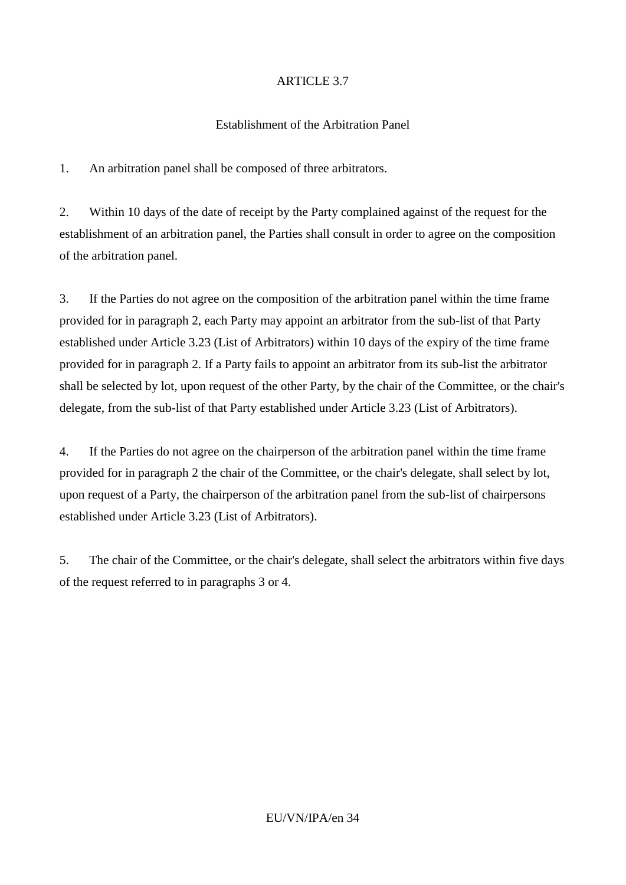## ARTICLE 3.7

### Establishment of the Arbitration Panel

1. An arbitration panel shall be composed of three arbitrators.

2. Within 10 days of the date of receipt by the Party complained against of the request for the establishment of an arbitration panel, the Parties shall consult in order to agree on the composition of the arbitration panel.

3. If the Parties do not agree on the composition of the arbitration panel within the time frame provided for in paragraph 2, each Party may appoint an arbitrator from the sub-list of that Party established under Article 3.23 (List of Arbitrators) within 10 days of the expiry of the time frame provided for in paragraph 2. If a Party fails to appoint an arbitrator from its sub-list the arbitrator shall be selected by lot, upon request of the other Party, by the chair of the Committee, or the chair's delegate, from the sub-list of that Party established under Article 3.23 (List of Arbitrators).

4. If the Parties do not agree on the chairperson of the arbitration panel within the time frame provided for in paragraph 2 the chair of the Committee, or the chair's delegate, shall select by lot, upon request of a Party, the chairperson of the arbitration panel from the sub-list of chairpersons established under Article 3.23 (List of Arbitrators).

5. The chair of the Committee, or the chair's delegate, shall select the arbitrators within five days of the request referred to in paragraphs 3 or 4.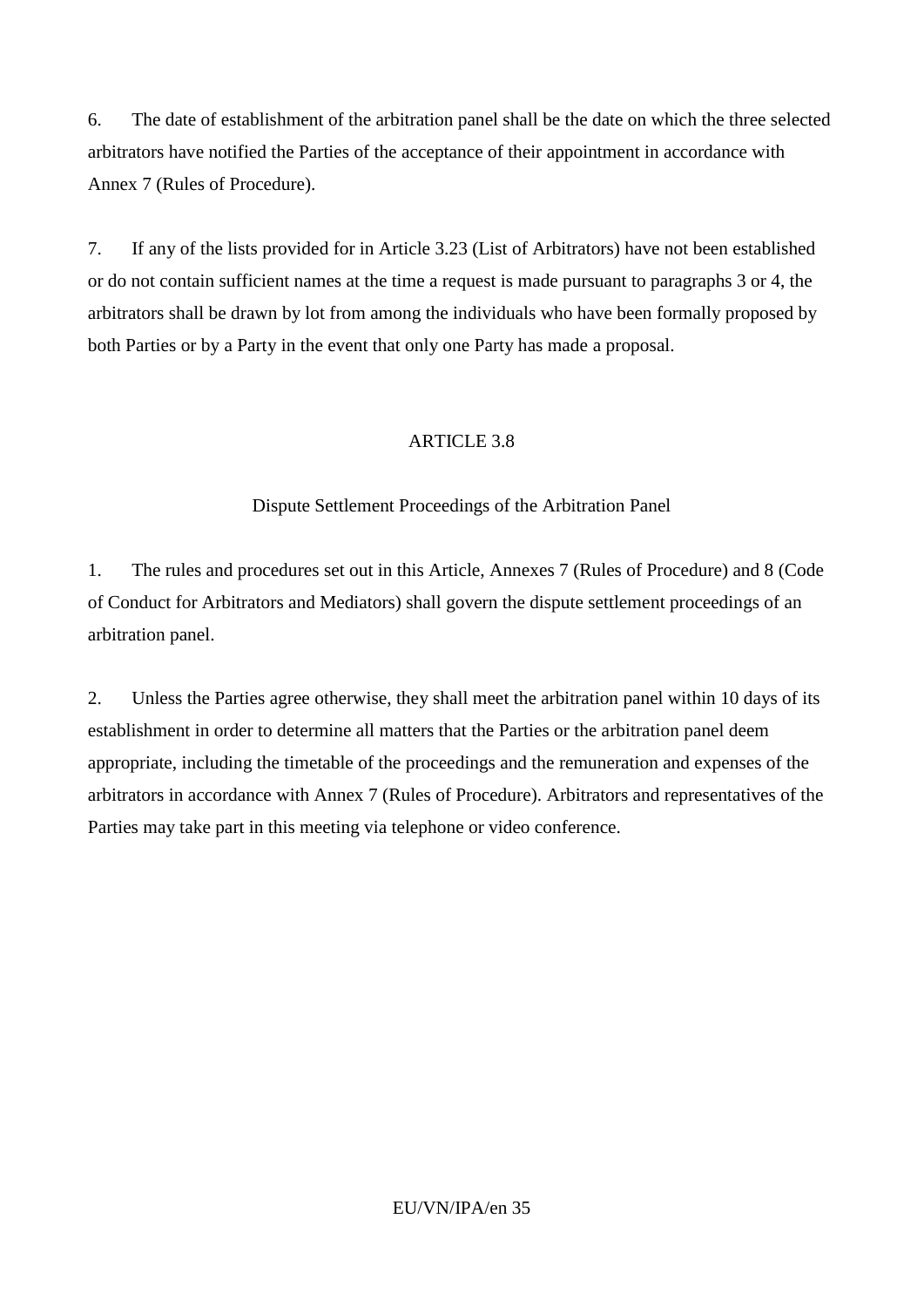6. The date of establishment of the arbitration panel shall be the date on which the three selected arbitrators have notified the Parties of the acceptance of their appointment in accordance with Annex 7 (Rules of Procedure).

7. If any of the lists provided for in Article 3.23 (List of Arbitrators) have not been established or do not contain sufficient names at the time a request is made pursuant to paragraphs 3 or 4, the arbitrators shall be drawn by lot from among the individuals who have been formally proposed by both Parties or by a Party in the event that only one Party has made a proposal.

## ARTICLE 3.8

### Dispute Settlement Proceedings of the Arbitration Panel

1. The rules and procedures set out in this Article, Annexes 7 (Rules of Procedure) and 8 (Code of Conduct for Arbitrators and Mediators) shall govern the dispute settlement proceedings of an arbitration panel.

2. Unless the Parties agree otherwise, they shall meet the arbitration panel within 10 days of its establishment in order to determine all matters that the Parties or the arbitration panel deem appropriate, including the timetable of the proceedings and the remuneration and expenses of the arbitrators in accordance with Annex 7 (Rules of Procedure). Arbitrators and representatives of the Parties may take part in this meeting via telephone or video conference.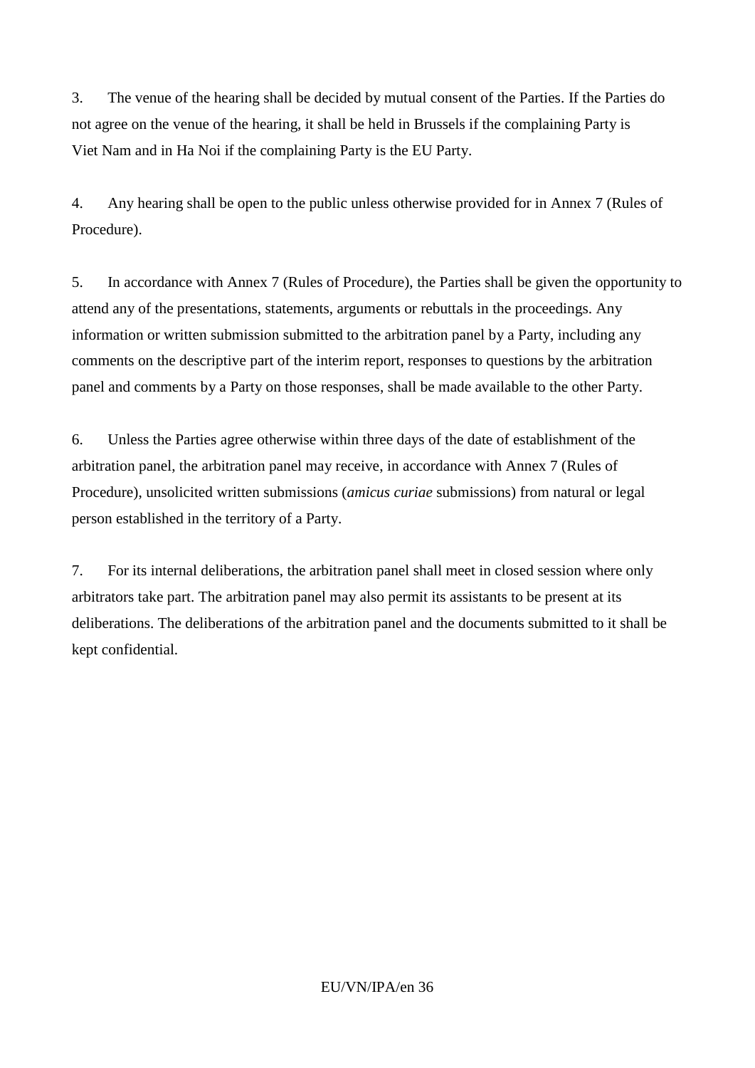3. The venue of the hearing shall be decided by mutual consent of the Parties. If the Parties do not agree on the venue of the hearing, it shall be held in Brussels if the complaining Party is Viet Nam and in Ha Noi if the complaining Party is the EU Party.

4. Any hearing shall be open to the public unless otherwise provided for in Annex 7 (Rules of Procedure).

5. In accordance with Annex 7 (Rules of Procedure), the Parties shall be given the opportunity to attend any of the presentations, statements, arguments or rebuttals in the proceedings. Any information or written submission submitted to the arbitration panel by a Party, including any comments on the descriptive part of the interim report, responses to questions by the arbitration panel and comments by a Party on those responses, shall be made available to the other Party.

6. Unless the Parties agree otherwise within three days of the date of establishment of the arbitration panel, the arbitration panel may receive, in accordance with Annex 7 (Rules of Procedure), unsolicited written submissions (*amicus curiae* submissions) from natural or legal person established in the territory of a Party.

7. For its internal deliberations, the arbitration panel shall meet in closed session where only arbitrators take part. The arbitration panel may also permit its assistants to be present at its deliberations. The deliberations of the arbitration panel and the documents submitted to it shall be kept confidential.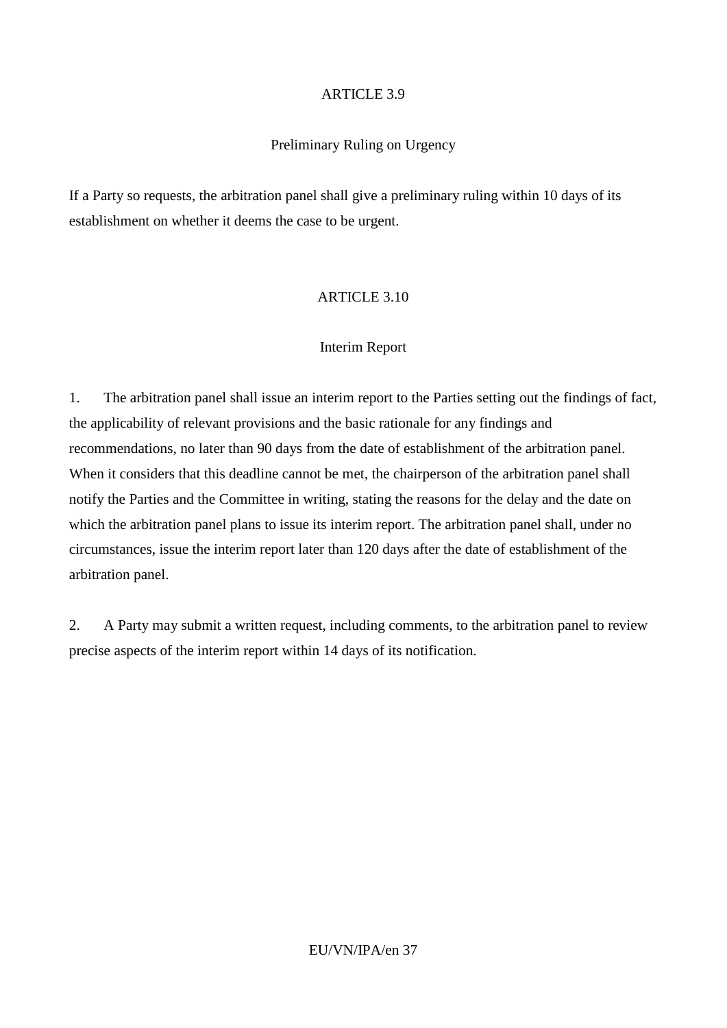## ARTICLE 3.9

### Preliminary Ruling on Urgency

If a Party so requests, the arbitration panel shall give a preliminary ruling within 10 days of its establishment on whether it deems the case to be urgent.

## ARTICLE 3.10

### Interim Report

1. The arbitration panel shall issue an interim report to the Parties setting out the findings of fact, the applicability of relevant provisions and the basic rationale for any findings and recommendations, no later than 90 days from the date of establishment of the arbitration panel. When it considers that this deadline cannot be met, the chairperson of the arbitration panel shall notify the Parties and the Committee in writing, stating the reasons for the delay and the date on which the arbitration panel plans to issue its interim report. The arbitration panel shall, under no circumstances, issue the interim report later than 120 days after the date of establishment of the arbitration panel.

2. A Party may submit a written request, including comments, to the arbitration panel to review precise aspects of the interim report within 14 days of its notification.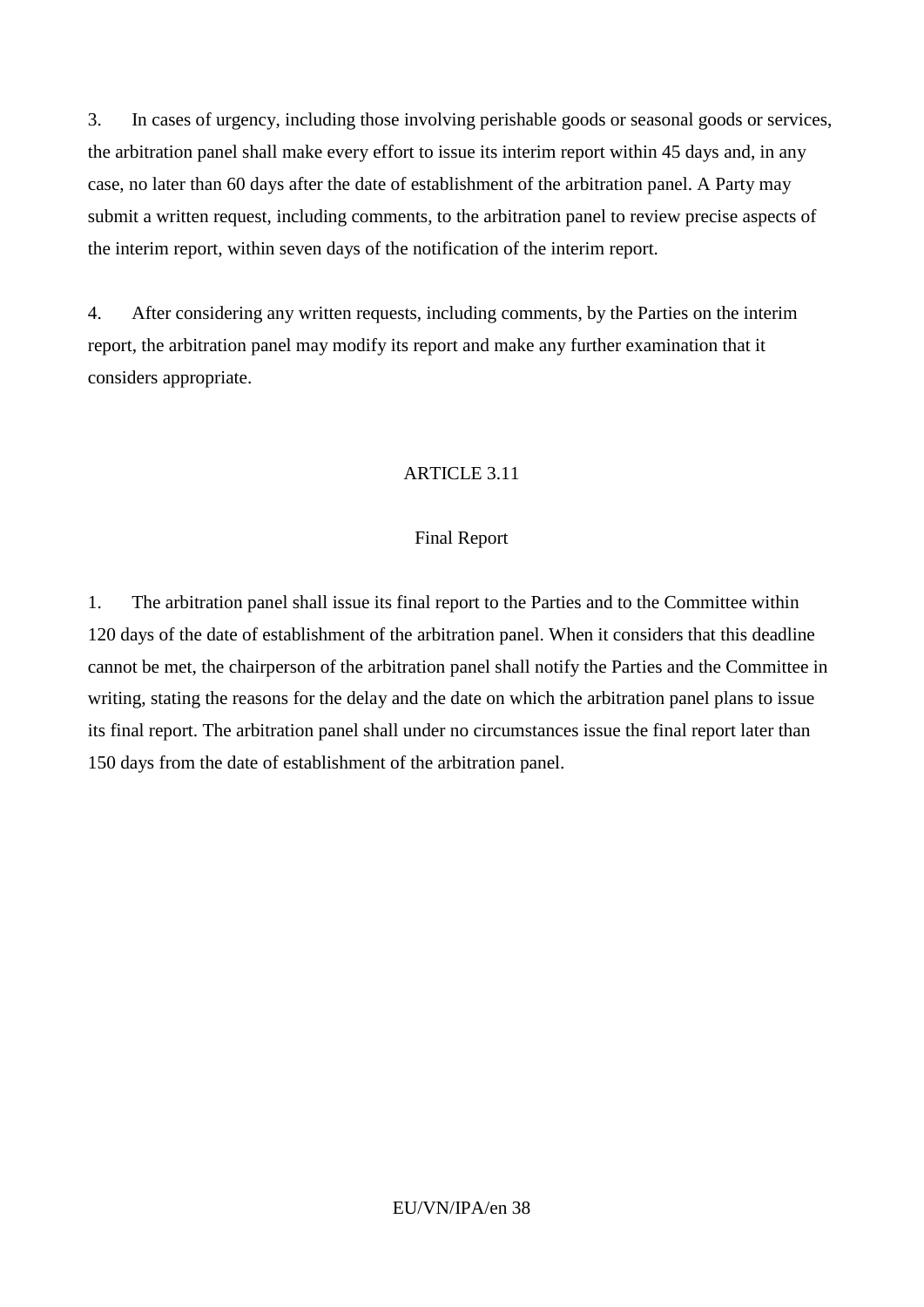3. In cases of urgency, including those involving perishable goods or seasonal goods or services, the arbitration panel shall make every effort to issue its interim report within 45 days and, in any case, no later than 60 days after the date of establishment of the arbitration panel. A Party may submit a written request, including comments, to the arbitration panel to review precise aspects of the interim report, within seven days of the notification of the interim report.

4. After considering any written requests, including comments, by the Parties on the interim report, the arbitration panel may modify its report and make any further examination that it considers appropriate.

## ARTICLE 3.11

### Final Report

1. The arbitration panel shall issue its final report to the Parties and to the Committee within 120 days of the date of establishment of the arbitration panel. When it considers that this deadline cannot be met, the chairperson of the arbitration panel shall notify the Parties and the Committee in writing, stating the reasons for the delay and the date on which the arbitration panel plans to issue its final report. The arbitration panel shall under no circumstances issue the final report later than 150 days from the date of establishment of the arbitration panel.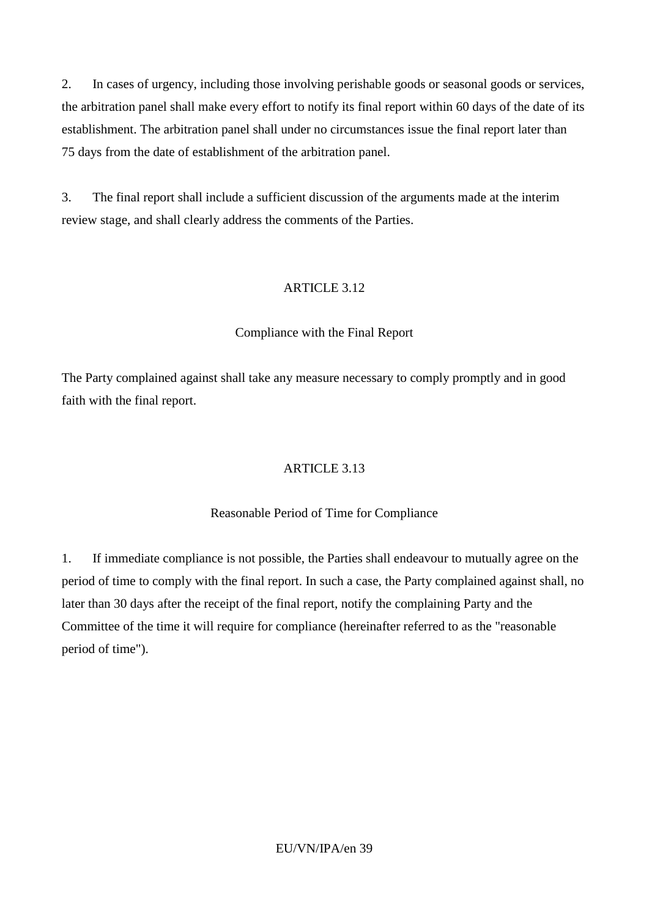2. In cases of urgency, including those involving perishable goods or seasonal goods or services, the arbitration panel shall make every effort to notify its final report within 60 days of the date of its establishment. The arbitration panel shall under no circumstances issue the final report later than 75 days from the date of establishment of the arbitration panel.

3. The final report shall include a sufficient discussion of the arguments made at the interim review stage, and shall clearly address the comments of the Parties.

## ARTICLE 3.12

### Compliance with the Final Report

The Party complained against shall take any measure necessary to comply promptly and in good faith with the final report.

## ARTICLE 3.13

### Reasonable Period of Time for Compliance

1. If immediate compliance is not possible, the Parties shall endeavour to mutually agree on the period of time to comply with the final report. In such a case, the Party complained against shall, no later than 30 days after the receipt of the final report, notify the complaining Party and the Committee of the time it will require for compliance (hereinafter referred to as the "reasonable period of time").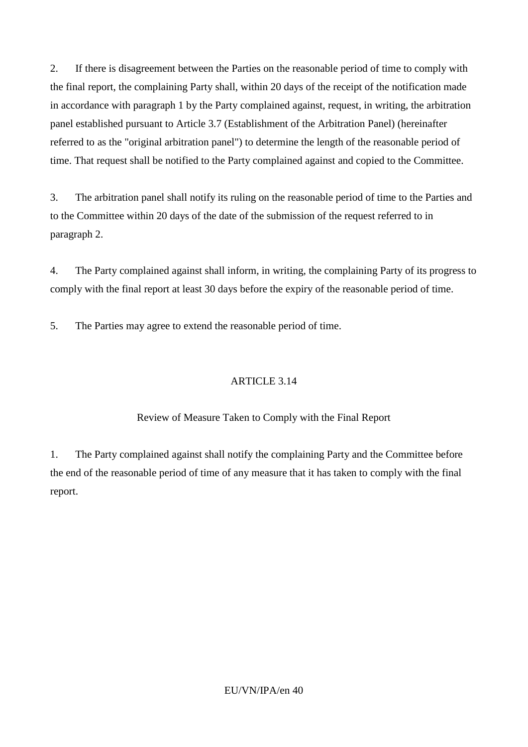2. If there is disagreement between the Parties on the reasonable period of time to comply with the final report, the complaining Party shall, within 20 days of the receipt of the notification made in accordance with paragraph 1 by the Party complained against, request, in writing, the arbitration panel established pursuant to Article 3.7 (Establishment of the Arbitration Panel) (hereinafter referred to as the "original arbitration panel") to determine the length of the reasonable period of time. That request shall be notified to the Party complained against and copied to the Committee.

3. The arbitration panel shall notify its ruling on the reasonable period of time to the Parties and to the Committee within 20 days of the date of the submission of the request referred to in paragraph 2.

4. The Party complained against shall inform, in writing, the complaining Party of its progress to comply with the final report at least 30 days before the expiry of the reasonable period of time.

5. The Parties may agree to extend the reasonable period of time.

## ARTICLE 3.14

### Review of Measure Taken to Comply with the Final Report

1. The Party complained against shall notify the complaining Party and the Committee before the end of the reasonable period of time of any measure that it has taken to comply with the final report.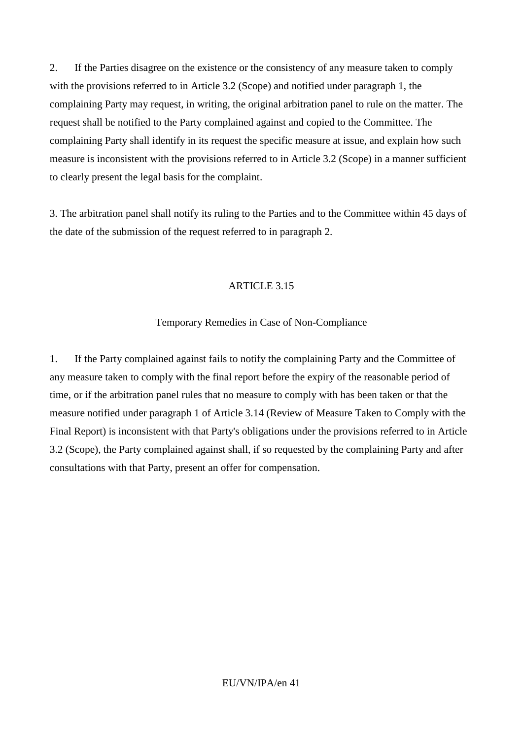2. If the Parties disagree on the existence or the consistency of any measure taken to comply with the provisions referred to in Article 3.2 (Scope) and notified under paragraph 1, the complaining Party may request, in writing, the original arbitration panel to rule on the matter. The request shall be notified to the Party complained against and copied to the Committee. The complaining Party shall identify in its request the specific measure at issue, and explain how such measure is inconsistent with the provisions referred to in Article 3.2 (Scope) in a manner sufficient to clearly present the legal basis for the complaint.

3. The arbitration panel shall notify its ruling to the Parties and to the Committee within 45 days of the date of the submission of the request referred to in paragraph 2.

## ARTICLE 3.15

### Temporary Remedies in Case of Non-Compliance

1. If the Party complained against fails to notify the complaining Party and the Committee of any measure taken to comply with the final report before the expiry of the reasonable period of time, or if the arbitration panel rules that no measure to comply with has been taken or that the measure notified under paragraph 1 of Article 3.14 (Review of Measure Taken to Comply with the Final Report) is inconsistent with that Party's obligations under the provisions referred to in Article 3.2 (Scope), the Party complained against shall, if so requested by the complaining Party and after consultations with that Party, present an offer for compensation.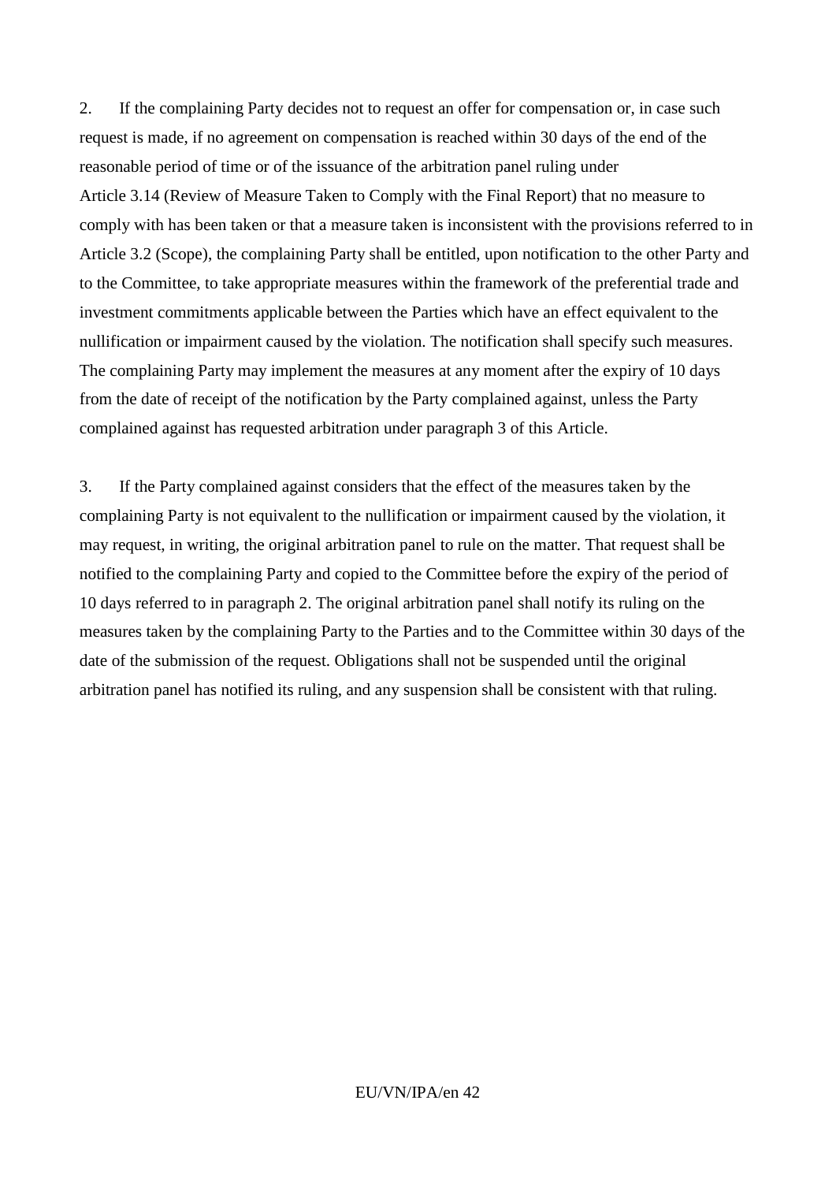2. If the complaining Party decides not to request an offer for compensation or, in case such request is made, if no agreement on compensation is reached within 30 days of the end of the reasonable period of time or of the issuance of the arbitration panel ruling under Article 3.14 (Review of Measure Taken to Comply with the Final Report) that no measure to comply with has been taken or that a measure taken is inconsistent with the provisions referred to in Article 3.2 (Scope), the complaining Party shall be entitled, upon notification to the other Party and to the Committee, to take appropriate measures within the framework of the preferential trade and investment commitments applicable between the Parties which have an effect equivalent to the nullification or impairment caused by the violation. The notification shall specify such measures. The complaining Party may implement the measures at any moment after the expiry of 10 days from the date of receipt of the notification by the Party complained against, unless the Party complained against has requested arbitration under paragraph 3 of this Article.

3. If the Party complained against considers that the effect of the measures taken by the complaining Party is not equivalent to the nullification or impairment caused by the violation, it may request, in writing, the original arbitration panel to rule on the matter. That request shall be notified to the complaining Party and copied to the Committee before the expiry of the period of 10 days referred to in paragraph 2. The original arbitration panel shall notify its ruling on the measures taken by the complaining Party to the Parties and to the Committee within 30 days of the date of the submission of the request. Obligations shall not be suspended until the original arbitration panel has notified its ruling, and any suspension shall be consistent with that ruling.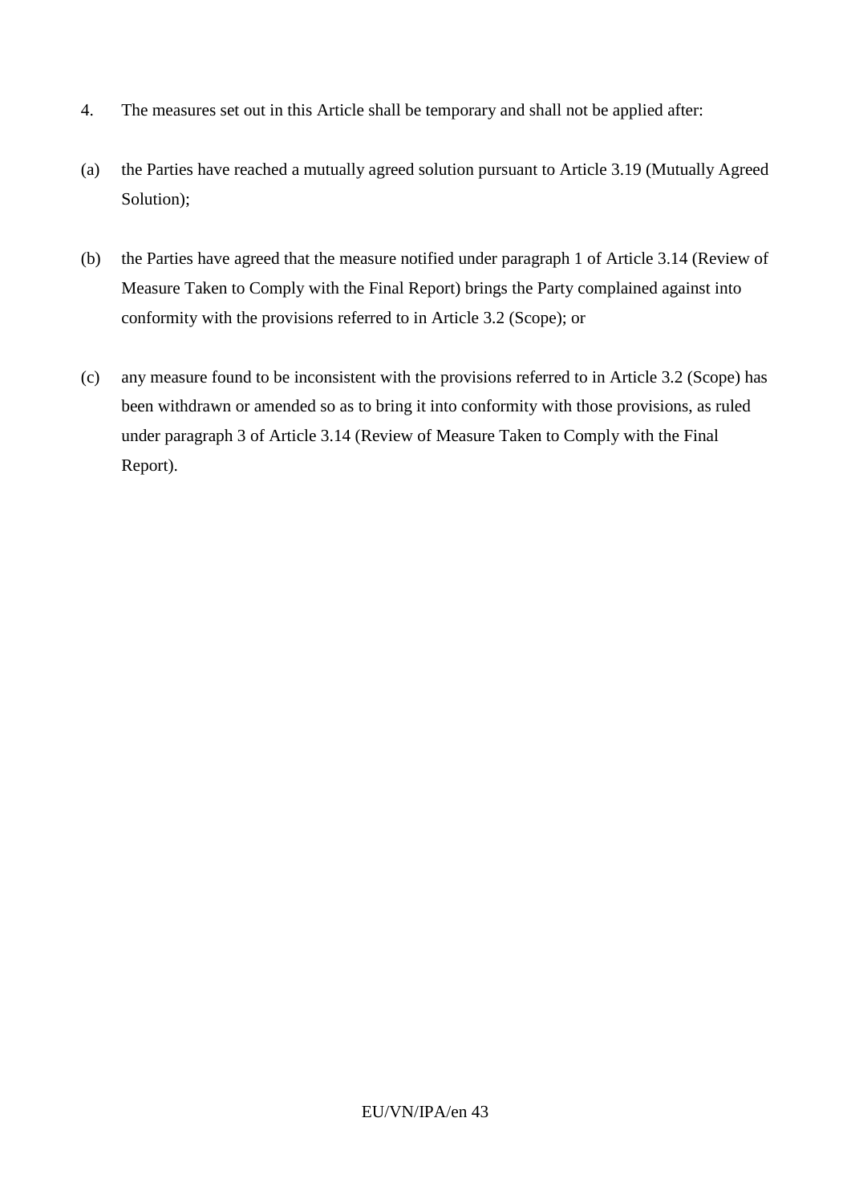4. The measures set out in this Article shall be temporary and shall not be applied after:

(a) the Parties have reached a mutually agreed solution pursuant to Article 3.19 (Mutually Agreed Solution);

(b) the Parties have agreed that the measure notified under paragraph 1 of Article 3.14 (Review of Measure Taken to Comply with the Final Report) brings the Party complained against into conformity with the provisions referred to in Article 3.2 (Scope); or

(c) any measure found to be inconsistent with the provisions referred to in Article 3.2 (Scope) has been withdrawn or amended so as to bring it into conformity with those provisions, as ruled under paragraph 3 of Article 3.14 (Review of Measure Taken to Comply with the Final Report).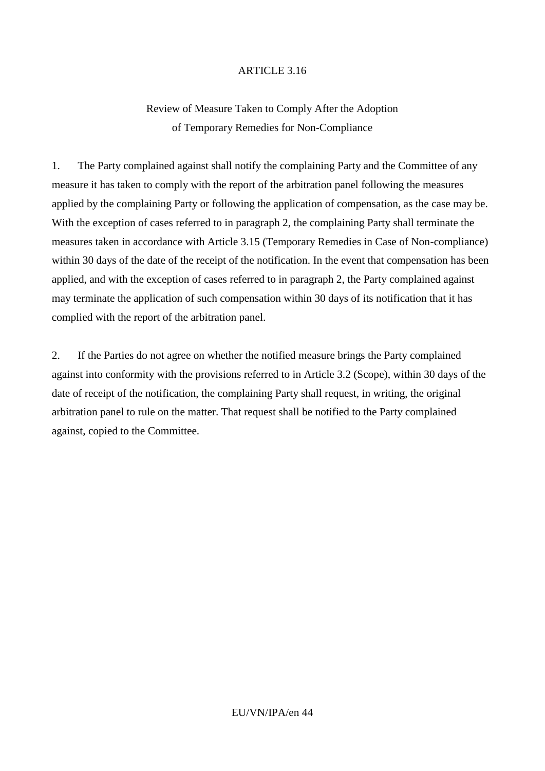## ARTICLE 3.16

### Review of Measure Taken to Comply After the Adoption of Temporary Remedies for Non-Compliance

1. The Party complained against shall notify the complaining Party and the Committee of any measure it has taken to comply with the report of the arbitration panel following the measures applied by the complaining Party or following the application of compensation, as the case may be. With the exception of cases referred to in paragraph 2, the complaining Party shall terminate the measures taken in accordance with Article 3.15 (Temporary Remedies in Case of Non-compliance) within 30 days of the date of the receipt of the notification. In the event that compensation has been applied, and with the exception of cases referred to in paragraph 2, the Party complained against may terminate the application of such compensation within 30 days of its notification that it has complied with the report of the arbitration panel.

2. If the Parties do not agree on whether the notified measure brings the Party complained against into conformity with the provisions referred to in Article 3.2 (Scope), within 30 days of the date of receipt of the notification, the complaining Party shall request, in writing, the original arbitration panel to rule on the matter. That request shall be notified to the Party complained against, copied to the Committee.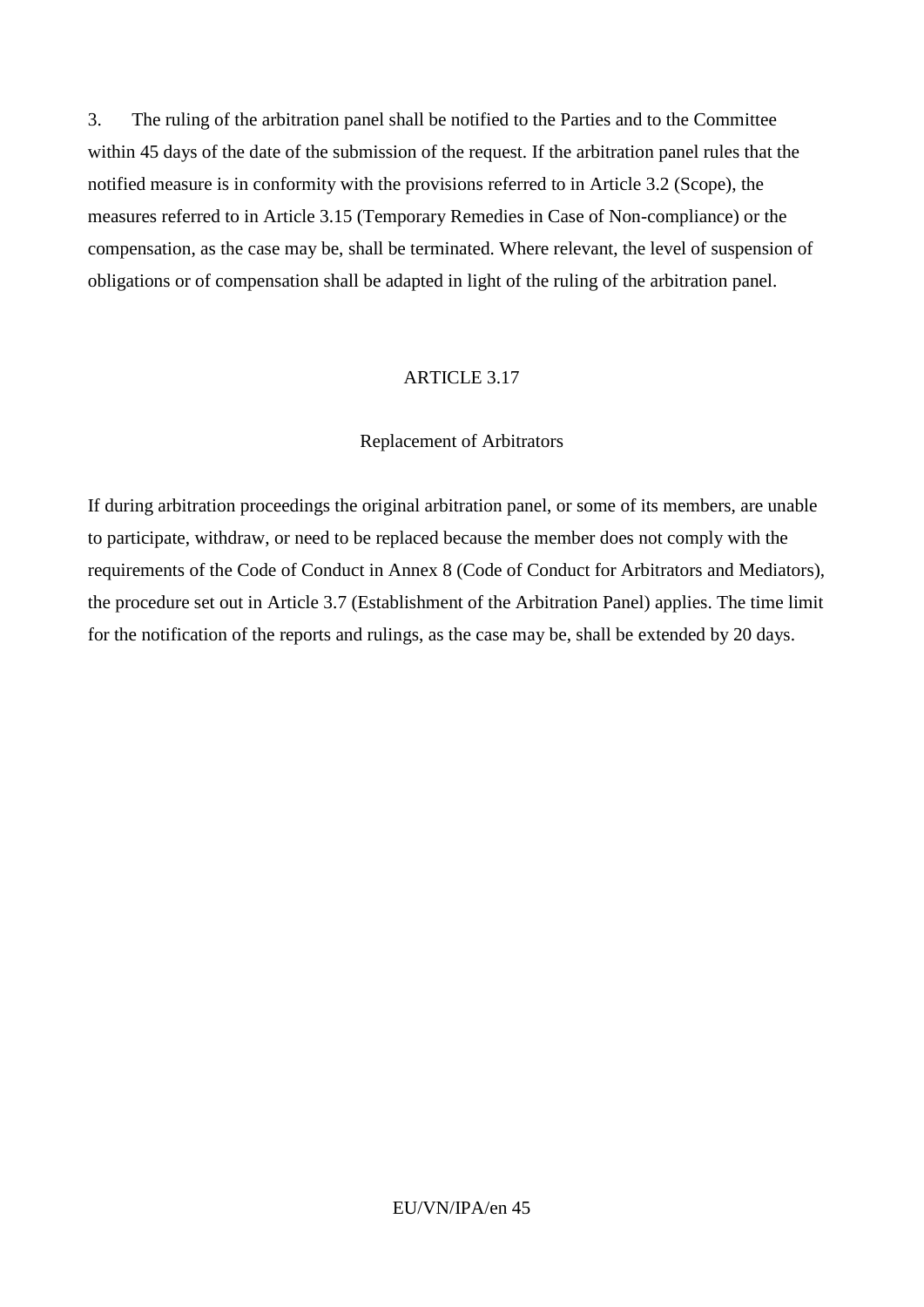3. The ruling of the arbitration panel shall be notified to the Parties and to the Committee within 45 days of the date of the submission of the request. If the arbitration panel rules that the notified measure is in conformity with the provisions referred to in Article 3.2 (Scope), the measures referred to in Article 3.15 (Temporary Remedies in Case of Non-compliance) or the compensation, as the case may be, shall be terminated. Where relevant, the level of suspension of obligations or of compensation shall be adapted in light of the ruling of the arbitration panel.

## ARTICLE 3.17

### Replacement of Arbitrators

If during arbitration proceedings the original arbitration panel, or some of its members, are unable to participate, withdraw, or need to be replaced because the member does not comply with the requirements of the Code of Conduct in Annex 8 (Code of Conduct for Arbitrators and Mediators), the procedure set out in Article 3.7 (Establishment of the Arbitration Panel) applies. The time limit for the notification of the reports and rulings, as the case may be, shall be extended by 20 days.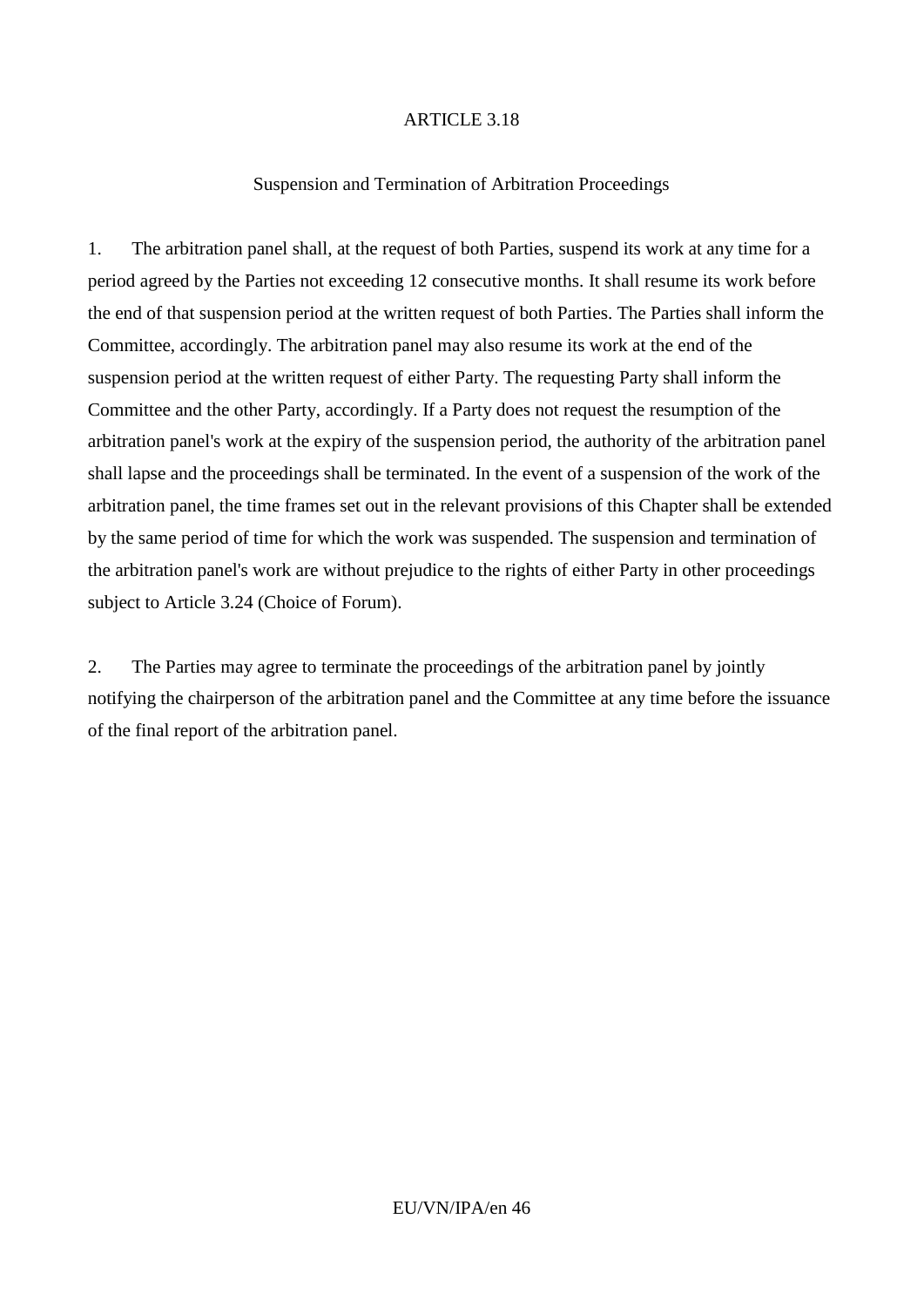## ARTICLE 3.18

### Suspension and Termination of Arbitration Proceedings

1. The arbitration panel shall, at the request of both Parties, suspend its work at any time for a period agreed by the Parties not exceeding 12 consecutive months. It shall resume its work before the end of that suspension period at the written request of both Parties. The Parties shall inform the Committee, accordingly. The arbitration panel may also resume its work at the end of the suspension period at the written request of either Party. The requesting Party shall inform the Committee and the other Party, accordingly. If a Party does not request the resumption of the arbitration panel's work at the expiry of the suspension period, the authority of the arbitration panel shall lapse and the proceedings shall be terminated. In the event of a suspension of the work of the arbitration panel, the time frames set out in the relevant provisions of this Chapter shall be extended by the same period of time for which the work was suspended. The suspension and termination of the arbitration panel's work are without prejudice to the rights of either Party in other proceedings subject to Article 3.24 (Choice of Forum).

2. The Parties may agree to terminate the proceedings of the arbitration panel by jointly notifying the chairperson of the arbitration panel and the Committee at any time before the issuance of the final report of the arbitration panel.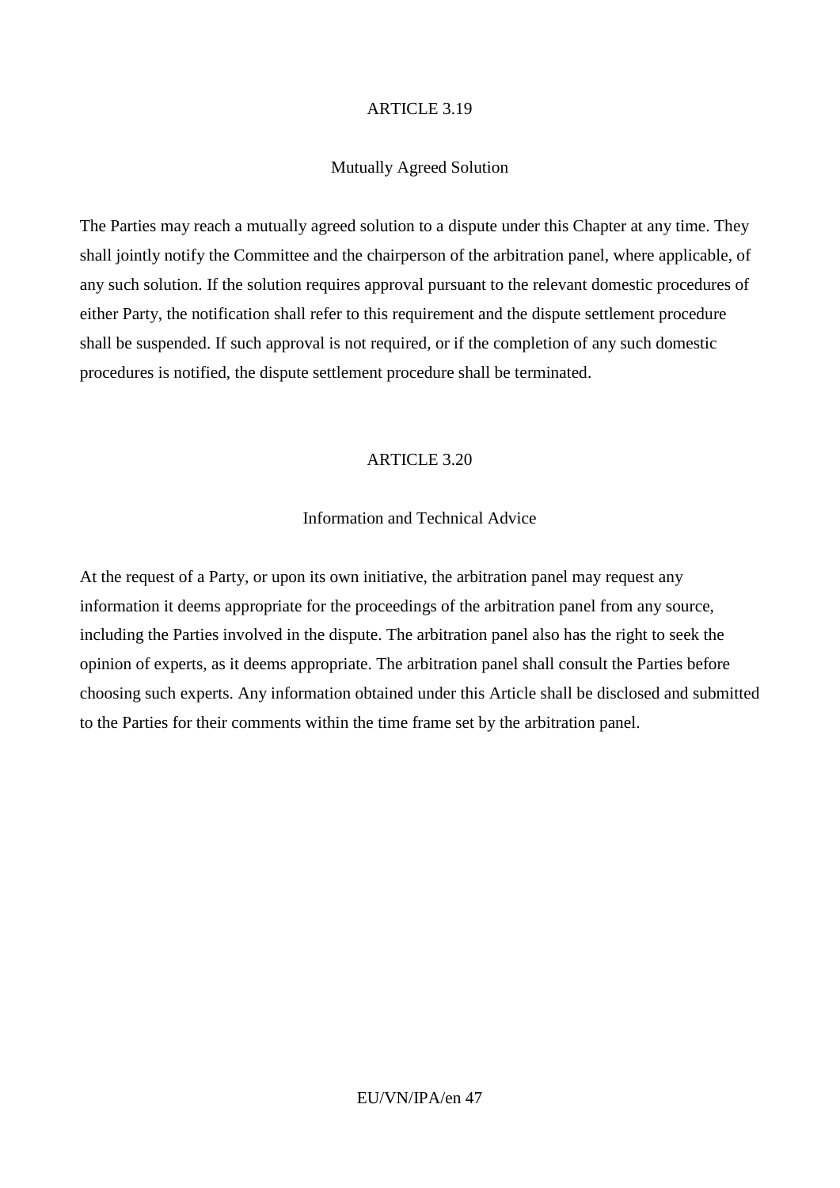## ARTICLE 3.19

### Mutually Agreed Solution

The Parties may reach a mutually agreed solution to a dispute under this Chapter at any time. They shall jointly notify the Committee and the chairperson of the arbitration panel, where applicable, of any such solution. If the solution requires approval pursuant to the relevant domestic procedures of either Party, the notification shall refer to this requirement and the dispute settlement procedure shall be suspended. If such approval is not required, or if the completion of any such domestic procedures is notified, the dispute settlement procedure shall be terminated.

## ARTICLE 3.20

### Information and Technical Advice

At the request of a Party, or upon its own initiative, the arbitration panel may request any information it deems appropriate for the proceedings of the arbitration panel from any source, including the Parties involved in the dispute. The arbitration panel also has the right to seek the opinion of experts, as it deems appropriate. The arbitration panel shall consult the Parties before choosing such experts. Any information obtained under this Article shall be disclosed and submitted to the Parties for their comments within the time frame set by the arbitration panel.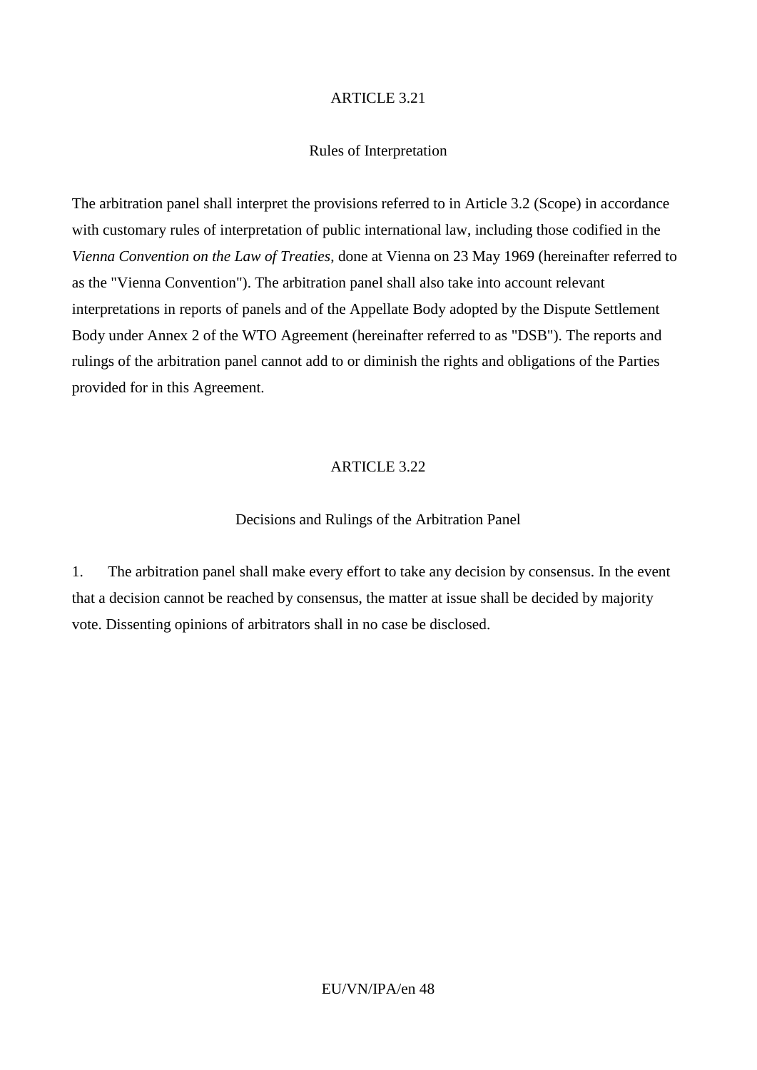## ARTICLE 3.21

### Rules of Interpretation

The arbitration panel shall interpret the provisions referred to in Article 3.2 (Scope) in accordance with customary rules of interpretation of public international law, including those codified in the *Vienna Convention on the Law of Treaties*, done at Vienna on 23 May 1969 (hereinafter referred to as the "Vienna Convention"). The arbitration panel shall also take into account relevant interpretations in reports of panels and of the Appellate Body adopted by the Dispute Settlement Body under Annex 2 of the WTO Agreement (hereinafter referred to as "DSB"). The reports and rulings of the arbitration panel cannot add to or diminish the rights and obligations of the Parties provided for in this Agreement.

## ARTICLE 3.22

### Decisions and Rulings of the Arbitration Panel

1. The arbitration panel shall make every effort to take any decision by consensus. In the event that a decision cannot be reached by consensus, the matter at issue shall be decided by majority vote. Dissenting opinions of arbitrators shall in no case be disclosed.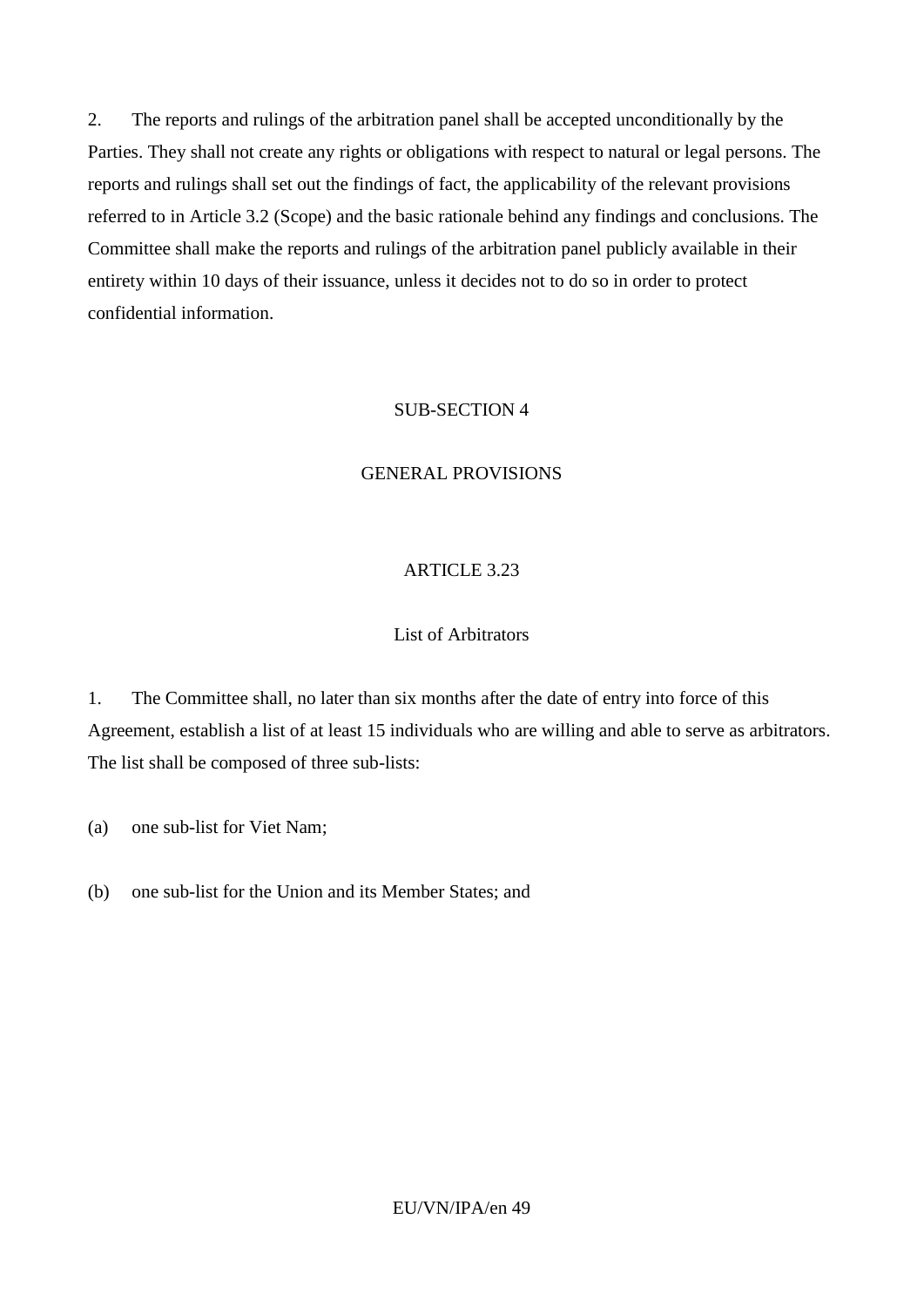2. The reports and rulings of the arbitration panel shall be accepted unconditionally by the Parties. They shall not create any rights or obligations with respect to natural or legal persons. The reports and rulings shall set out the findings of fact, the applicability of the relevant provisions referred to in Article 3.2 (Scope) and the basic rationale behind any findings and conclusions. The Committee shall make the reports and rulings of the arbitration panel publicly available in their entirety within 10 days of their issuance, unless it decides not to do so in order to protect confidential information.

## SUB-SECTION 4

## GENERAL PROVISIONS

### ARTICLE 3.23

### List of Arbitrators

1. The Committee shall, no later than six months after the date of entry into force of this Agreement, establish a list of at least 15 individuals who are willing and able to serve as arbitrators. The list shall be composed of three sub-lists:

(a) one sub-list for Viet Nam;

(b) one sub-list for the Union and its Member States; and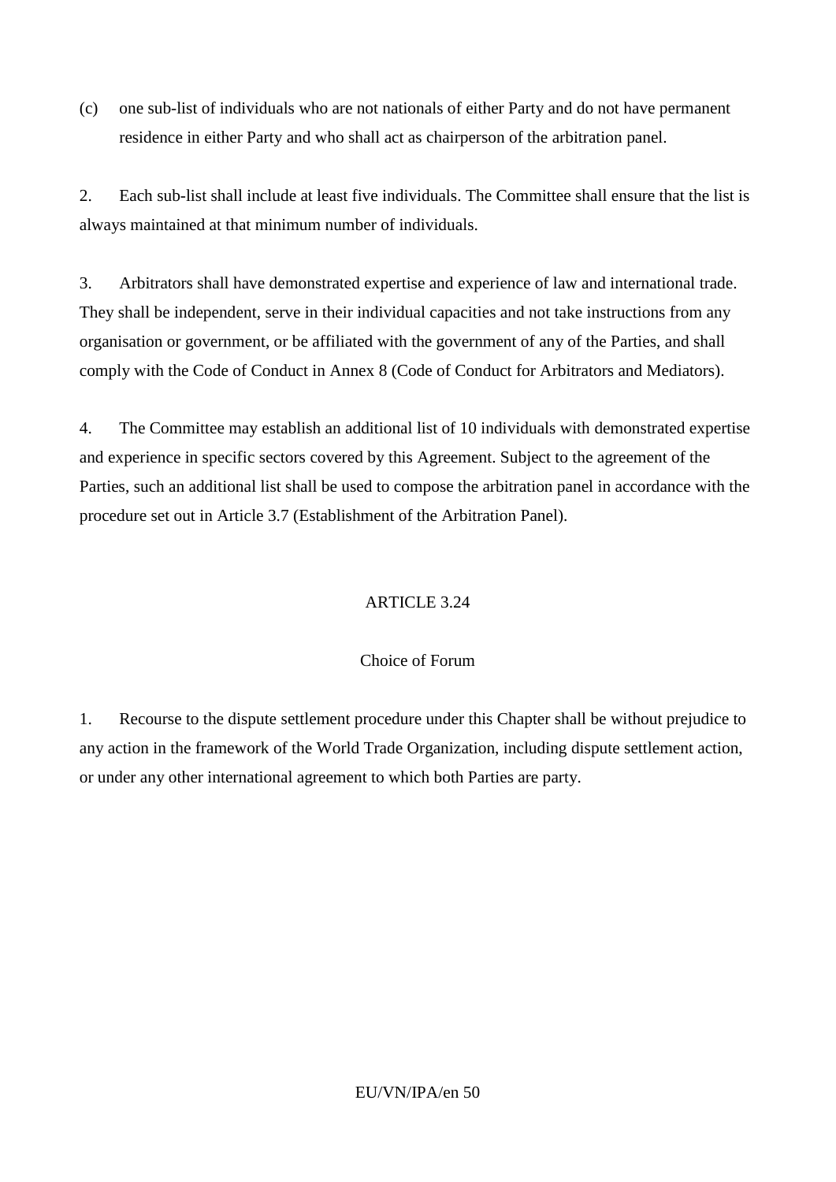(c) one sub-list of individuals who are not nationals of either Party and do not have permanent residence in either Party and who shall act as chairperson of the arbitration panel.

2. Each sub-list shall include at least five individuals. The Committee shall ensure that the list is always maintained at that minimum number of individuals.

3. Arbitrators shall have demonstrated expertise and experience of law and international trade. They shall be independent, serve in their individual capacities and not take instructions from any organisation or government, or be affiliated with the government of any of the Parties, and shall comply with the Code of Conduct in Annex 8 (Code of Conduct for Arbitrators and Mediators).

4. The Committee may establish an additional list of 10 individuals with demonstrated expertise and experience in specific sectors covered by this Agreement. Subject to the agreement of the Parties, such an additional list shall be used to compose the arbitration panel in accordance with the procedure set out in Article 3.7 (Establishment of the Arbitration Panel).

## ARTICLE 3.24

### Choice of Forum

1. Recourse to the dispute settlement procedure under this Chapter shall be without prejudice to any action in the framework of the World Trade Organization, including dispute settlement action, or under any other international agreement to which both Parties are party.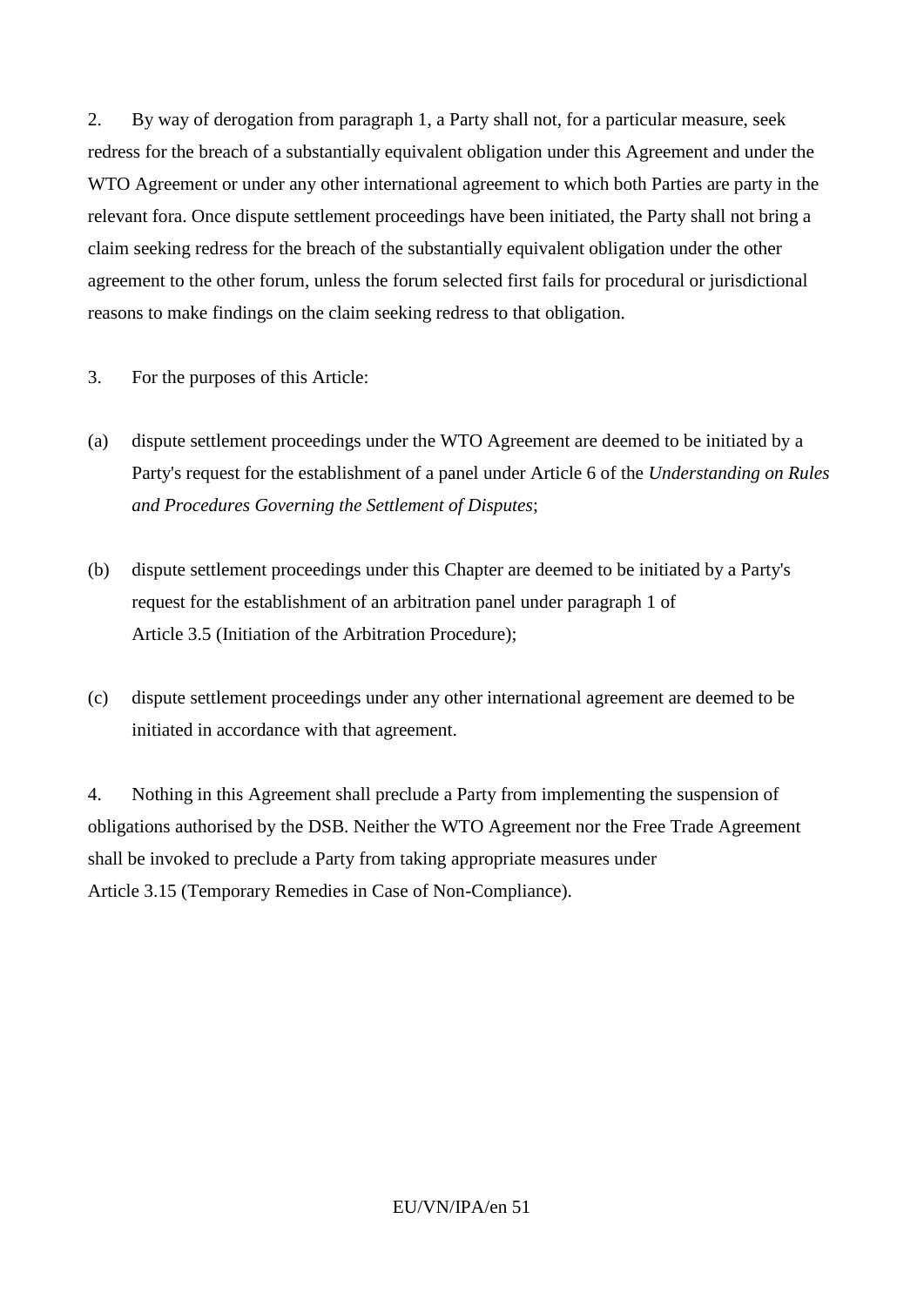2. By way of derogation from paragraph 1, a Party shall not, for a particular measure, seek redress for the breach of a substantially equivalent obligation under this Agreement and under the WTO Agreement or under any other international agreement to which both Parties are party in the relevant fora. Once dispute settlement proceedings have been initiated, the Party shall not bring a claim seeking redress for the breach of the substantially equivalent obligation under the other agreement to the other forum, unless the forum selected first fails for procedural or jurisdictional reasons to make findings on the claim seeking redress to that obligation.

3. For the purposes of this Article:

(a) dispute settlement proceedings under the WTO Agreement are deemed to be initiated by a Party's request for the establishment of a panel under Article 6 of the *Understanding on Rules and Procedures Governing the Settlement of Disputes*;

(b) dispute settlement proceedings under this Chapter are deemed to be initiated by a Party's request for the establishment of an arbitration panel under paragraph 1 of Article 3.5 (Initiation of the Arbitration Procedure);

(c) dispute settlement proceedings under any other international agreement are deemed to be initiated in accordance with that agreement.

4. Nothing in this Agreement shall preclude a Party from implementing the suspension of obligations authorised by the DSB. Neither the WTO Agreement nor the Free Trade Agreement shall be invoked to preclude a Party from taking appropriate measures under Article 3.15 (Temporary Remedies in Case of Non-Compliance).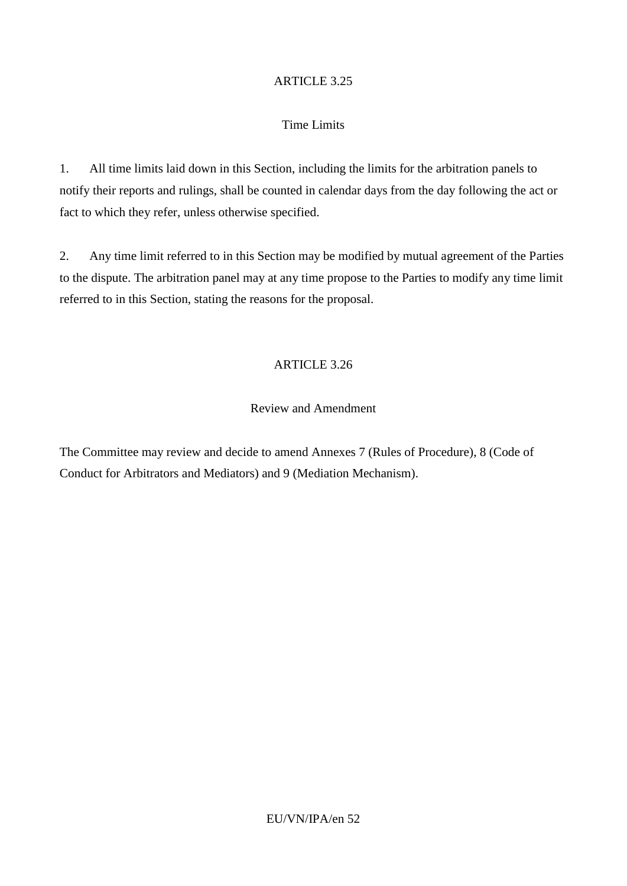## ARTICLE 3.25

### Time Limits

1. All time limits laid down in this Section, including the limits for the arbitration panels to notify their reports and rulings, shall be counted in calendar days from the day following the act or fact to which they refer, unless otherwise specified.

2. Any time limit referred to in this Section may be modified by mutual agreement of the Parties to the dispute. The arbitration panel may at any time propose to the Parties to modify any time limit referred to in this Section, stating the reasons for the proposal.

## ARTICLE 3.26

### Review and Amendment

The Committee may review and decide to amend Annexes 7 (Rules of Procedure), 8 (Code of Conduct for Arbitrators and Mediators) and 9 (Mediation Mechanism).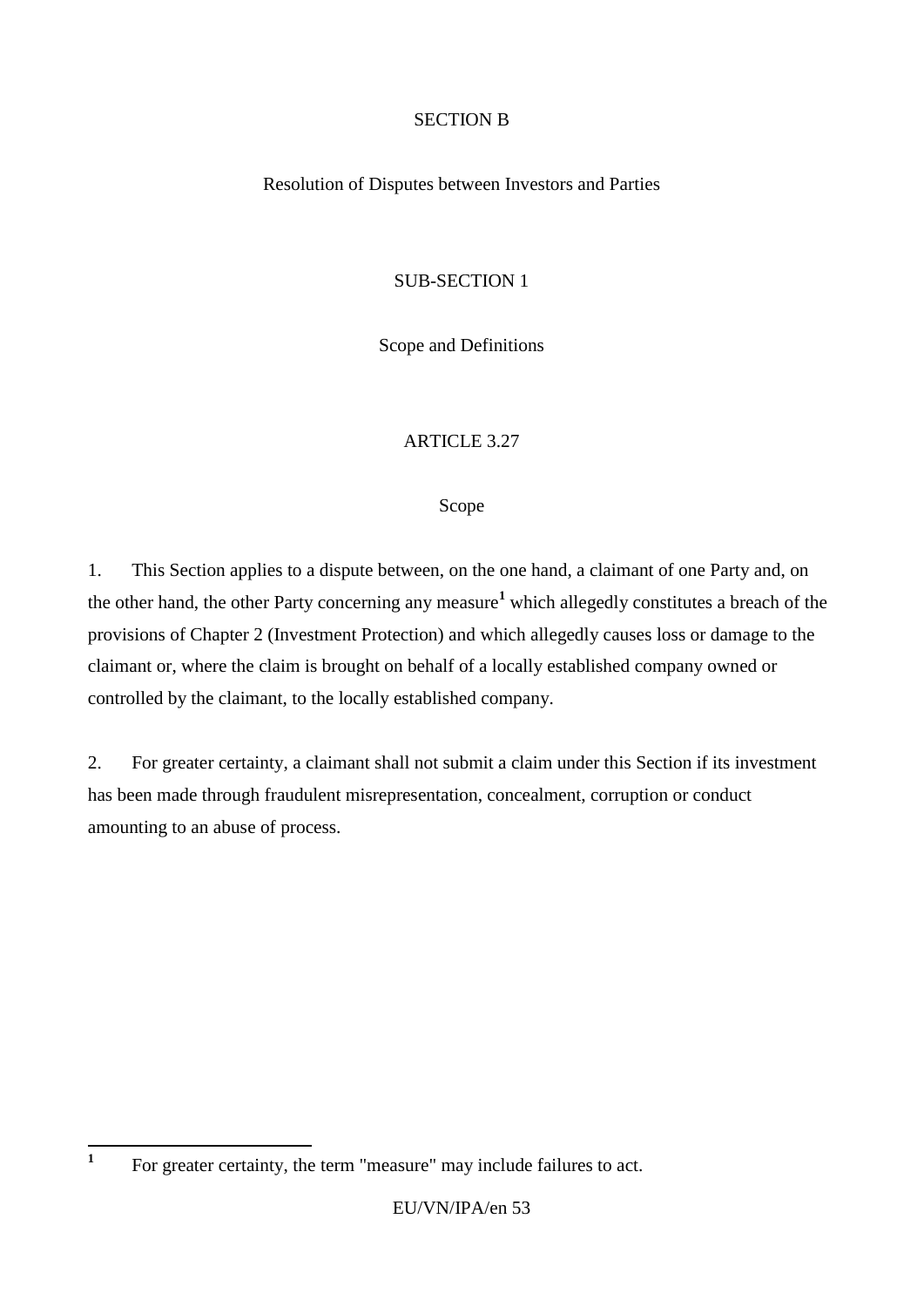# SECTION B

## Resolution of Disputes between Investors and Parties

### SUB-SECTION 1

### Scope and Definitions

#### ARTICLE 3.27

#### Scope

1. This Section applies to a dispute between, on the one hand, a claimant of one Party and, on the other hand, the other Party concerning any measure[1] which allegedly constitutes a breach of the provisions of Chapter 2 (Investment Protection) and which allegedly causes loss or damage to the claimant or, where the claim is brought on behalf of a locally established company owned or controlled by the claimant, to the locally established company.

2. For greater certainty, a claimant shall not submit a claim under this Section if its investment has been made through fraudulent misrepresentation, concealment, corruption or conduct amounting to an abuse of process.

---

[1] For greater certainty, the term "measure" may include failures to act.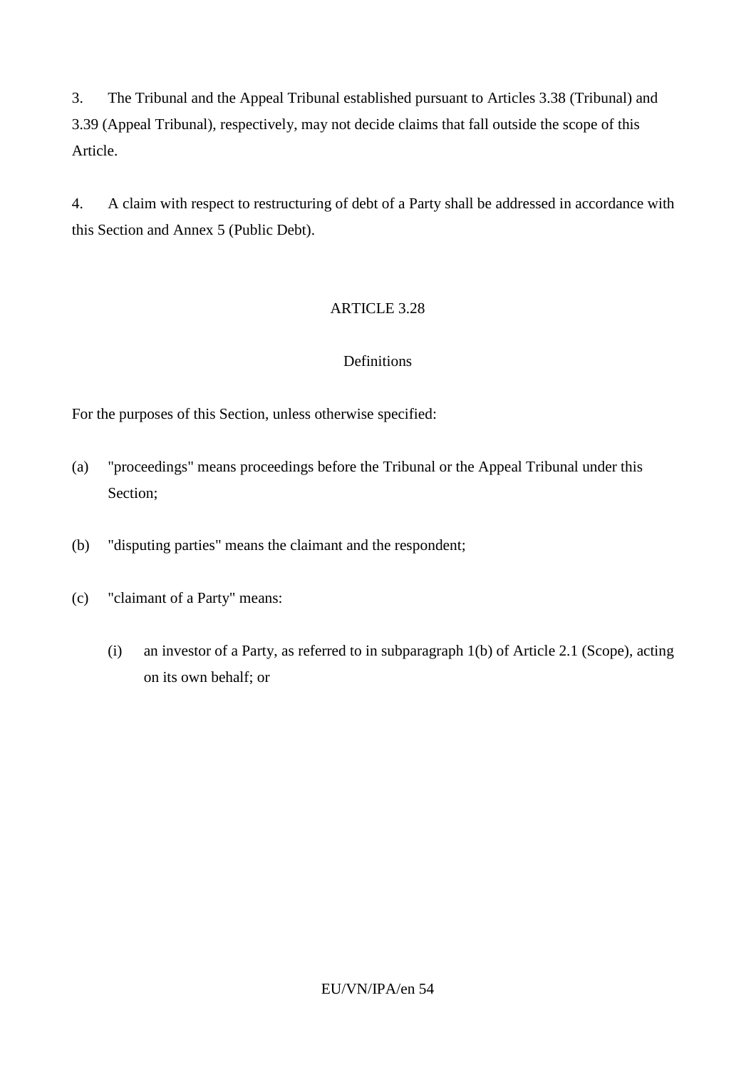3. The Tribunal and the Appeal Tribunal established pursuant to Articles 3.38 (Tribunal) and 3.39 (Appeal Tribunal), respectively, may not decide claims that fall outside the scope of this Article.

4. A claim with respect to restructuring of debt of a Party shall be addressed in accordance with this Section and Annex 5 (Public Debt).

ARTICLE 3.28

Definitions

For the purposes of this Section, unless otherwise specified:

(a) "proceedings" means proceedings before the Tribunal or the Appeal Tribunal under this Section;

(b) "disputing parties" means the claimant and the respondent;

(c) "claimant of a Party" means:

(i) an investor of a Party, as referred to in subparagraph 1(b) of Article 2.1 (Scope), acting on its own behalf; or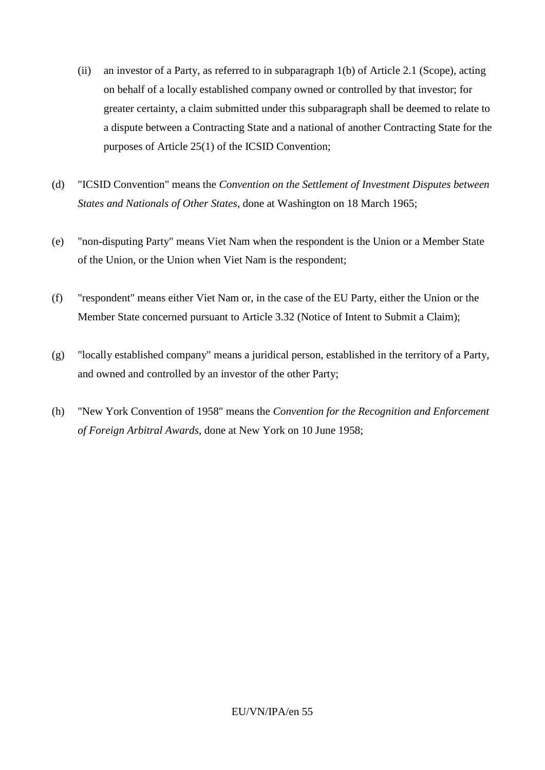(ii) an investor of a Party, as referred to in subparagraph 1(b) of Article 2.1 (Scope), acting on behalf of a locally established company owned or controlled by that investor; for greater certainty, a claim submitted under this subparagraph shall be deemed to relate to a dispute between a Contracting State and a national of another Contracting State for the purposes of Article 25(1) of the ICSID Convention;

(d) "ICSID Convention" means the *Convention on the Settlement of Investment Disputes between States and Nationals of Other States*, done at Washington on 18 March 1965;

(e) "non-disputing Party" means Viet Nam when the respondent is the Union or a Member State of the Union, or the Union when Viet Nam is the respondent;

(f) "respondent" means either Viet Nam or, in the case of the EU Party, either the Union or the Member State concerned pursuant to Article 3.32 (Notice of Intent to Submit a Claim);

(g) "locally established company" means a juridical person, established in the territory of a Party, and owned and controlled by an investor of the other Party;

(h) "New York Convention of 1958" means the *Convention for the Recognition and Enforcement of Foreign Arbitral Awards*, done at New York on 10 June 1958;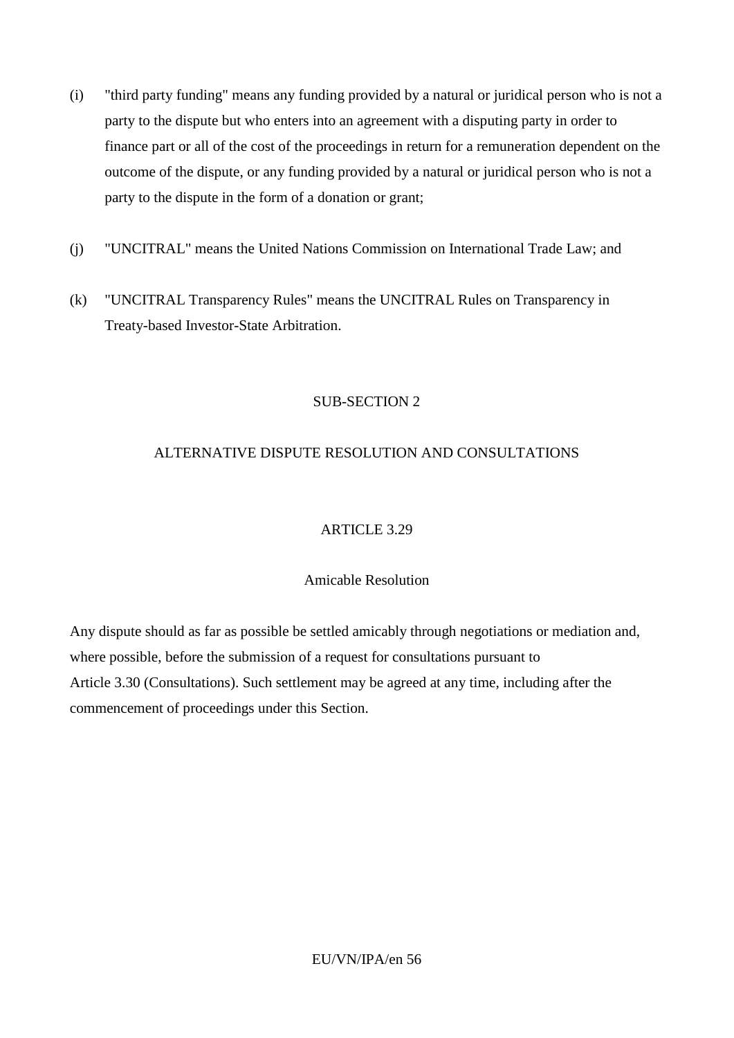(i) "third party funding" means any funding provided by a natural or juridical person who is not a party to the dispute but who enters into an agreement with a disputing party in order to finance part or all of the cost of the proceedings in return for a remuneration dependent on the outcome of the dispute, or any funding provided by a natural or juridical person who is not a party to the dispute in the form of a donation or grant;

(j) "UNCITRAL" means the United Nations Commission on International Trade Law; and

(k) "UNCITRAL Transparency Rules" means the UNCITRAL Rules on Transparency in Treaty-based Investor-State Arbitration.

## SUB-SECTION 2

## ALTERNATIVE DISPUTE RESOLUTION AND CONSULTATIONS

### ARTICLE 3.29

### Amicable Resolution

Any dispute should as far as possible be settled amicably through negotiations or mediation and, where possible, before the submission of a request for consultations pursuant to Article 3.30 (Consultations). Such settlement may be agreed at any time, including after the commencement of proceedings under this Section.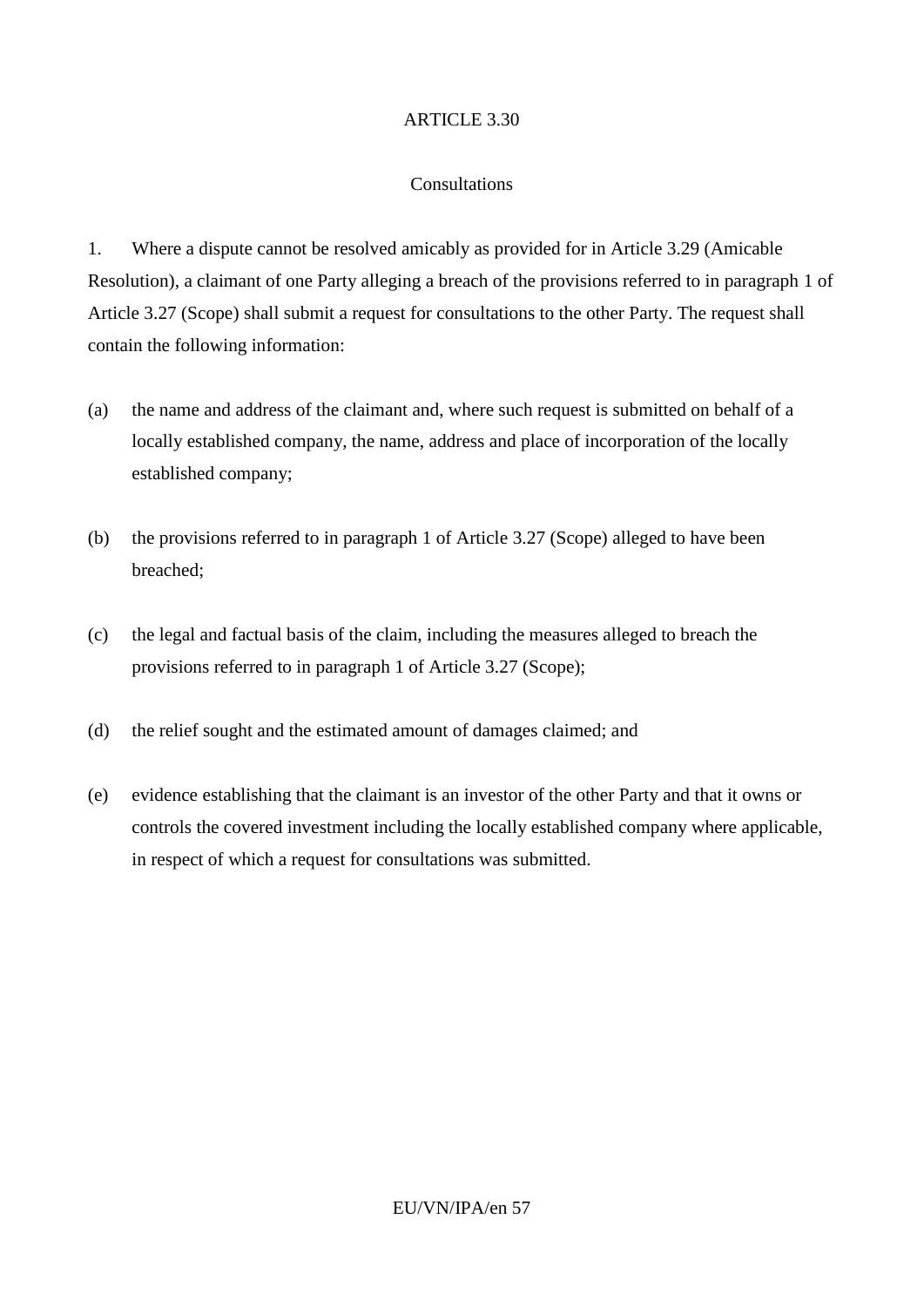## ARTICLE 3.30

### Consultations

1. Where a dispute cannot be resolved amicably as provided for in Article 3.29 (Amicable Resolution), a claimant of one Party alleging a breach of the provisions referred to in paragraph 1 of Article 3.27 (Scope) shall submit a request for consultations to the other Party. The request shall contain the following information:

(a) the name and address of the claimant and, where such request is submitted on behalf of a locally established company, the name, address and place of incorporation of the locally established company;

(b) the provisions referred to in paragraph 1 of Article 3.27 (Scope) alleged to have been breached;

(c) the legal and factual basis of the claim, including the measures alleged to breach the provisions referred to in paragraph 1 of Article 3.27 (Scope);

(d) the relief sought and the estimated amount of damages claimed; and

(e) evidence establishing that the claimant is an investor of the other Party and that it owns or controls the covered investment including the locally established company where applicable, in respect of which a request for consultations was submitted.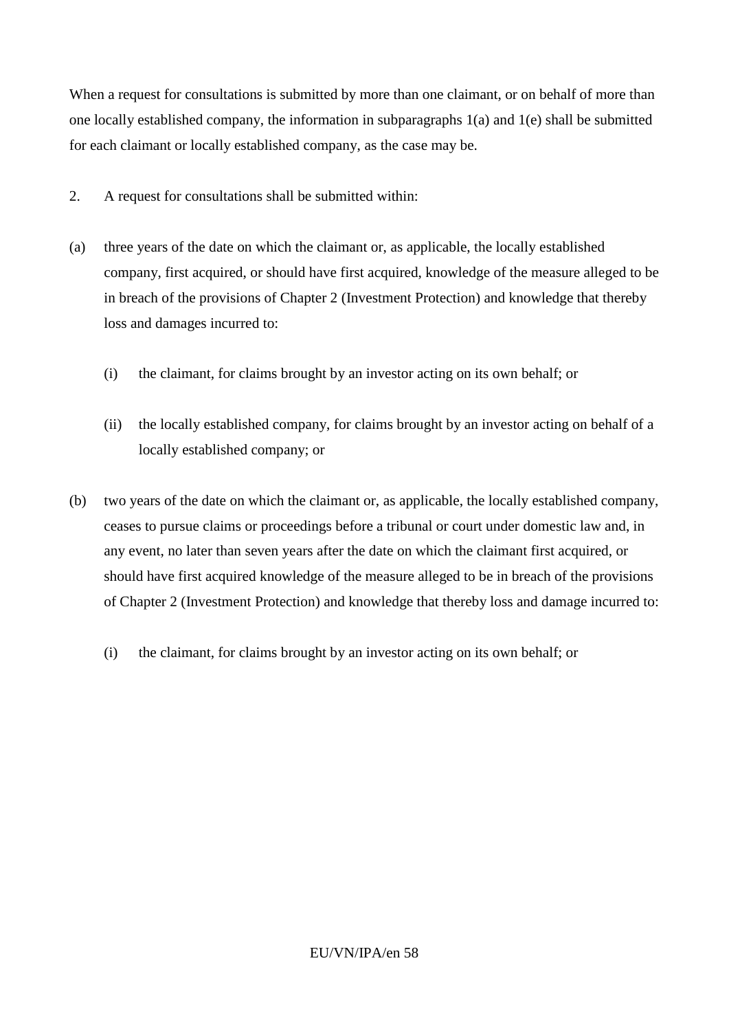When a request for consultations is submitted by more than one claimant, or on behalf of more than one locally established company, the information in subparagraphs 1(a) and 1(e) shall be submitted for each claimant or locally established company, as the case may be.

2. A request for consultations shall be submitted within:

(a) three years of the date on which the claimant or, as applicable, the locally established company, first acquired, or should have first acquired, knowledge of the measure alleged to be in breach of the provisions of Chapter 2 (Investment Protection) and knowledge that thereby loss and damages incurred to:

  (i) the claimant, for claims brought by an investor acting on its own behalf; or

  (ii) the locally established company, for claims brought by an investor acting on behalf of a locally established company; or

(b) two years of the date on which the claimant or, as applicable, the locally established company, ceases to pursue claims or proceedings before a tribunal or court under domestic law and, in any event, no later than seven years after the date on which the claimant first acquired, or should have first acquired knowledge of the measure alleged to be in breach of the provisions of Chapter 2 (Investment Protection) and knowledge that thereby loss and damage incurred to:

  (i) the claimant, for claims brought by an investor acting on its own behalf; or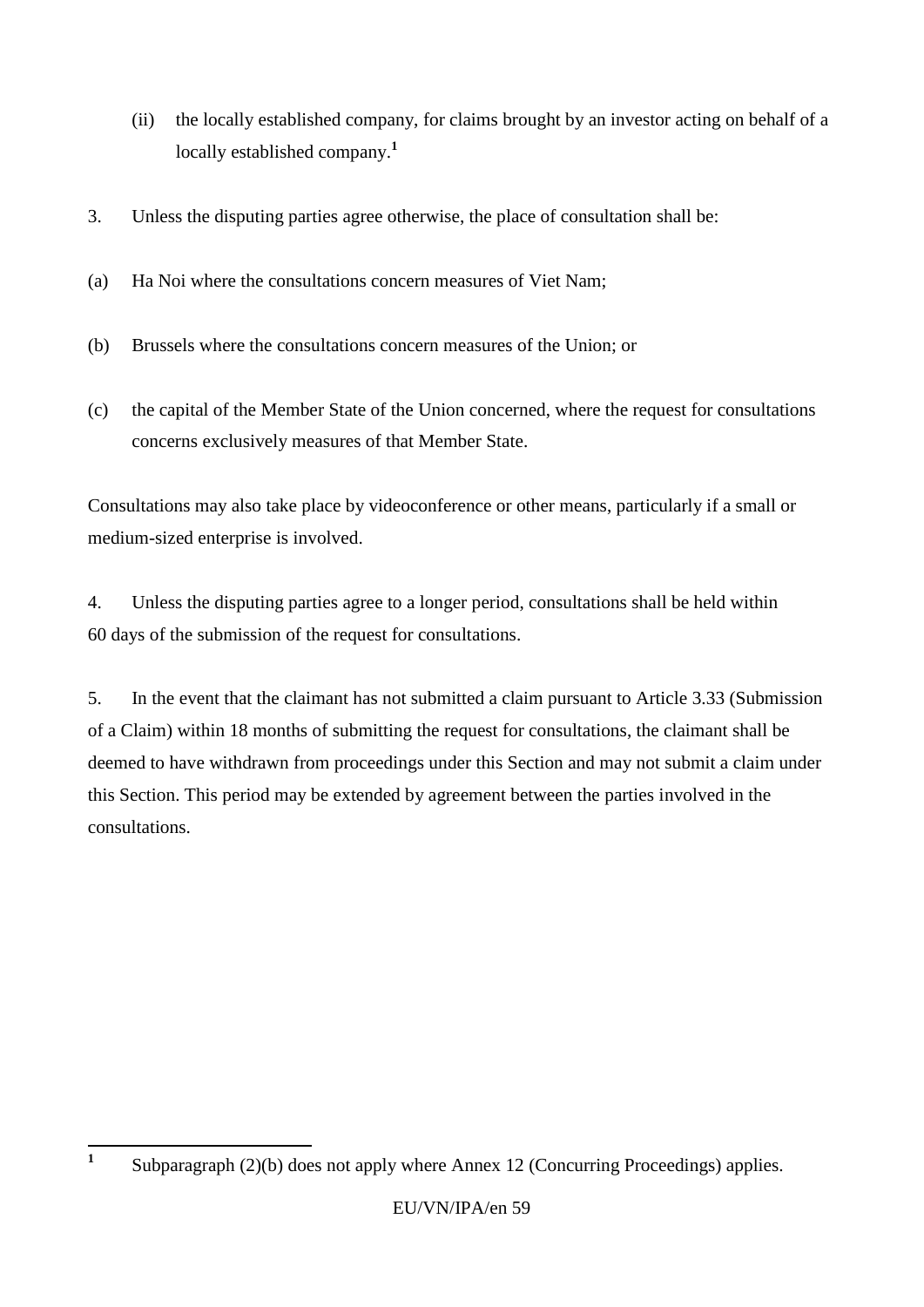(ii) the locally established company, for claims brought by an investor acting on behalf of a locally established company.[1]

3. Unless the disputing parties agree otherwise, the place of consultation shall be:

(a) Ha Noi where the consultations concern measures of Viet Nam;

(b) Brussels where the consultations concern measures of the Union; or

(c) the capital of the Member State of the Union concerned, where the request for consultations concerns exclusively measures of that Member State.

Consultations may also take place by videoconference or other means, particularly if a small or medium-sized enterprise is involved.

4. Unless the disputing parties agree to a longer period, consultations shall be held within 60 days of the submission of the request for consultations.

5. In the event that the claimant has not submitted a claim pursuant to Article 3.33 (Submission of a Claim) within 18 months of submitting the request for consultations, the claimant shall be deemed to have withdrawn from proceedings under this Section and may not submit a claim under this Section. This period may be extended by agreement between the parties involved in the consultations.

---

[1] Subparagraph (2)(b) does not apply where Annex 12 (Concurring Proceedings) applies.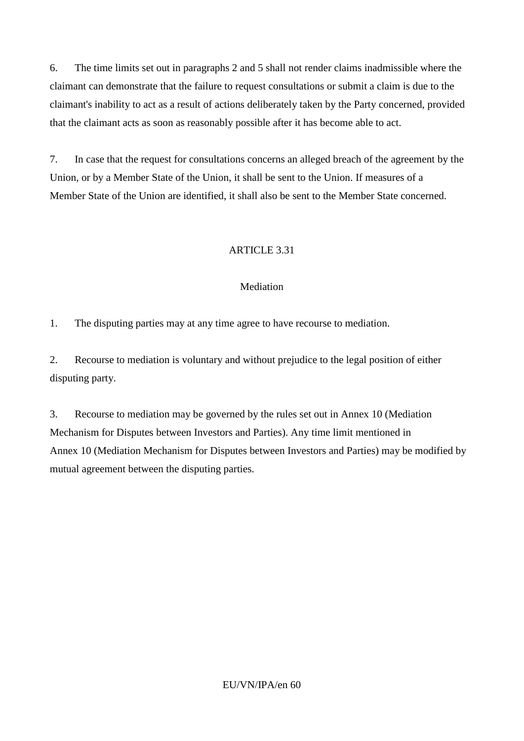6. The time limits set out in paragraphs 2 and 5 shall not render claims inadmissible where the claimant can demonstrate that the failure to request consultations or submit a claim is due to the claimant's inability to act as a result of actions deliberately taken by the Party concerned, provided that the claimant acts as soon as reasonably possible after it has become able to act.

7. In case that the request for consultations concerns an alleged breach of the agreement by the Union, or by a Member State of the Union, it shall be sent to the Union. If measures of a Member State of the Union are identified, it shall also be sent to the Member State concerned.

## ARTICLE 3.31

### Mediation

1. The disputing parties may at any time agree to have recourse to mediation.

2. Recourse to mediation is voluntary and without prejudice to the legal position of either disputing party.

3. Recourse to mediation may be governed by the rules set out in Annex 10 (Mediation Mechanism for Disputes between Investors and Parties). Any time limit mentioned in Annex 10 (Mediation Mechanism for Disputes between Investors and Parties) may be modified by mutual agreement between the disputing parties.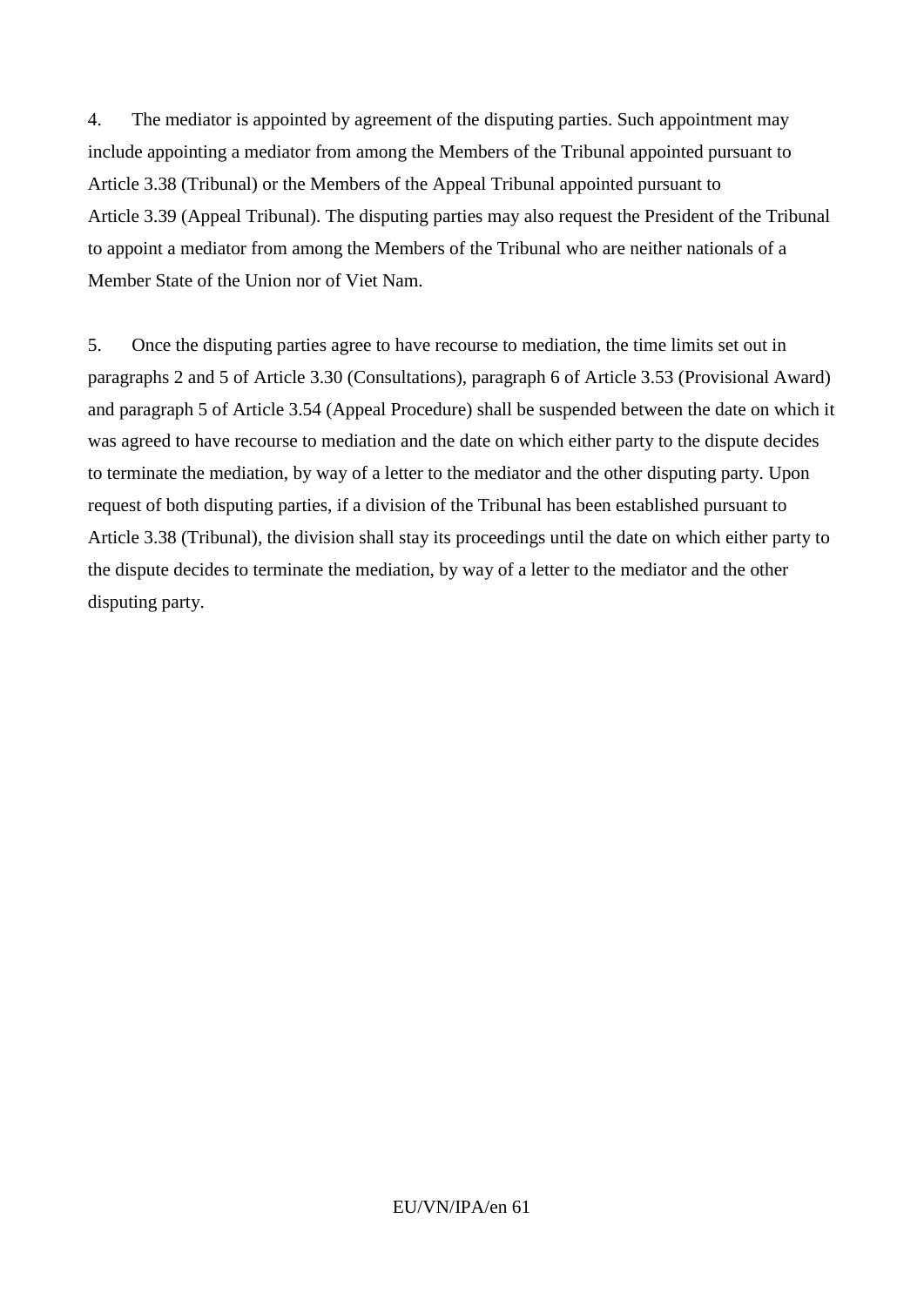4. The mediator is appointed by agreement of the disputing parties. Such appointment may include appointing a mediator from among the Members of the Tribunal appointed pursuant to Article 3.38 (Tribunal) or the Members of the Appeal Tribunal appointed pursuant to Article 3.39 (Appeal Tribunal). The disputing parties may also request the President of the Tribunal to appoint a mediator from among the Members of the Tribunal who are neither nationals of a Member State of the Union nor of Viet Nam.

5. Once the disputing parties agree to have recourse to mediation, the time limits set out in paragraphs 2 and 5 of Article 3.30 (Consultations), paragraph 6 of Article 3.53 (Provisional Award) and paragraph 5 of Article 3.54 (Appeal Procedure) shall be suspended between the date on which it was agreed to have recourse to mediation and the date on which either party to the dispute decides to terminate the mediation, by way of a letter to the mediator and the other disputing party. Upon request of both disputing parties, if a division of the Tribunal has been established pursuant to Article 3.38 (Tribunal), the division shall stay its proceedings until the date on which either party to the dispute decides to terminate the mediation, by way of a letter to the mediator and the other disputing party.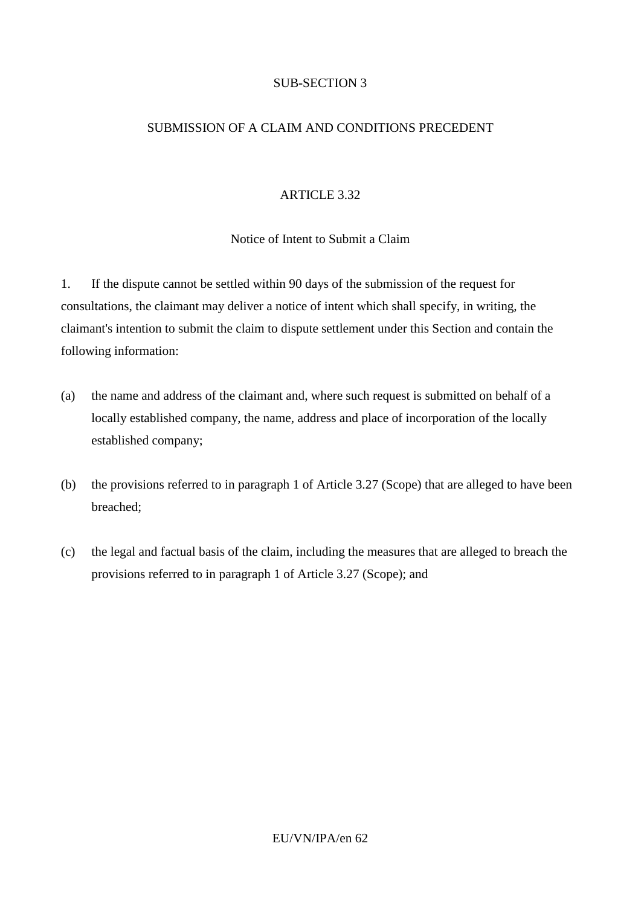## SUB-SECTION 3

## SUBMISSION OF A CLAIM AND CONDITIONS PRECEDENT

### ARTICLE 3.32

### Notice of Intent to Submit a Claim

1. If the dispute cannot be settled within 90 days of the submission of the request for consultations, the claimant may deliver a notice of intent which shall specify, in writing, the claimant's intention to submit the claim to dispute settlement under this Section and contain the following information:

(a) the name and address of the claimant and, where such request is submitted on behalf of a locally established company, the name, address and place of incorporation of the locally established company;

(b) the provisions referred to in paragraph 1 of Article 3.27 (Scope) that are alleged to have been breached;

(c) the legal and factual basis of the claim, including the measures that are alleged to breach the provisions referred to in paragraph 1 of Article 3.27 (Scope); and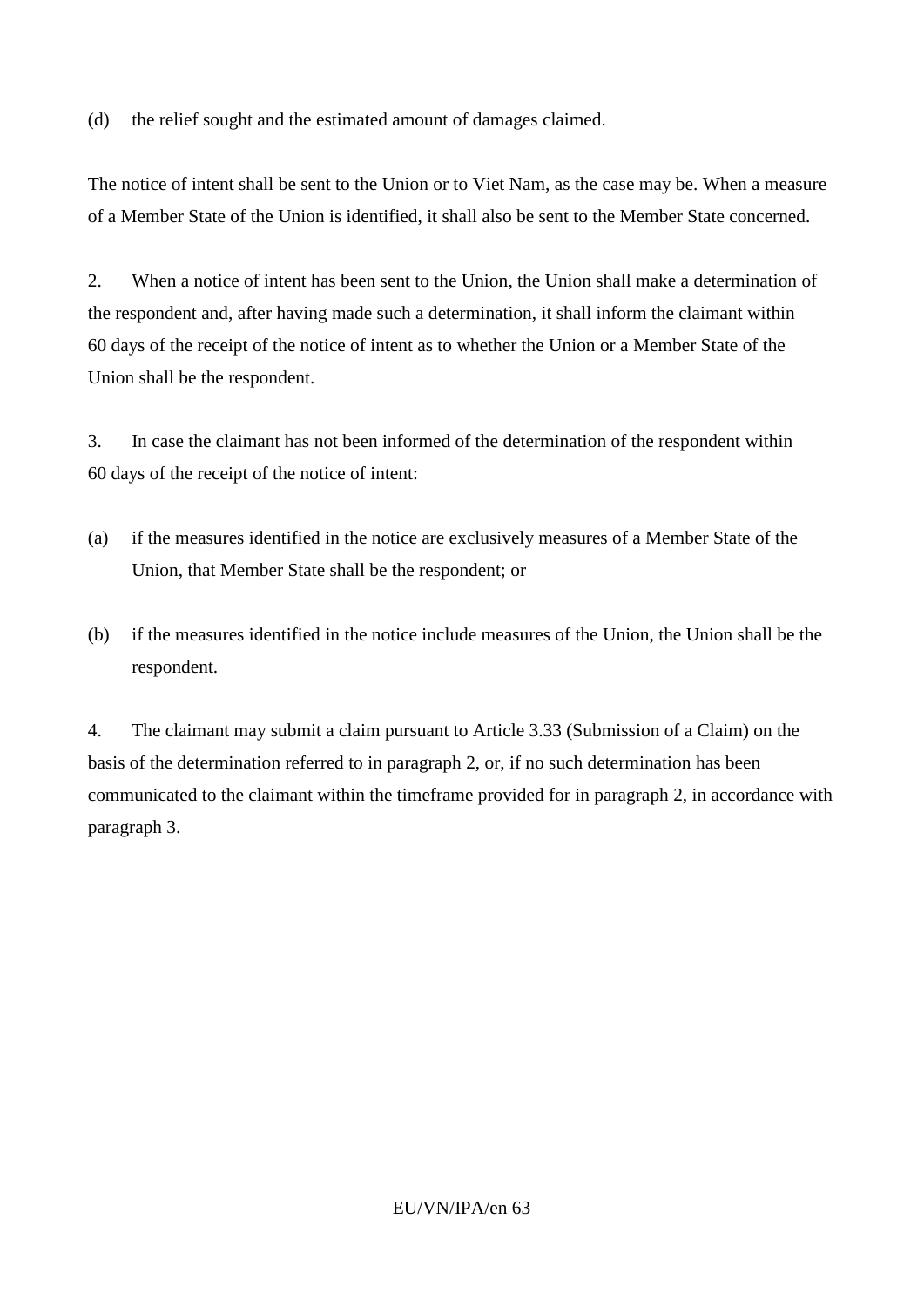(d) the relief sought and the estimated amount of damages claimed.

The notice of intent shall be sent to the Union or to Viet Nam, as the case may be. When a measure of a Member State of the Union is identified, it shall also be sent to the Member State concerned.

2. When a notice of intent has been sent to the Union, the Union shall make a determination of the respondent and, after having made such a determination, it shall inform the claimant within 60 days of the receipt of the notice of intent as to whether the Union or a Member State of the Union shall be the respondent.

3. In case the claimant has not been informed of the determination of the respondent within 60 days of the receipt of the notice of intent:

(a) if the measures identified in the notice are exclusively measures of a Member State of the Union, that Member State shall be the respondent; or

(b) if the measures identified in the notice include measures of the Union, the Union shall be the respondent.

4. The claimant may submit a claim pursuant to Article 3.33 (Submission of a Claim) on the basis of the determination referred to in paragraph 2, or, if no such determination has been communicated to the claimant within the timeframe provided for in paragraph 2, in accordance with paragraph 3.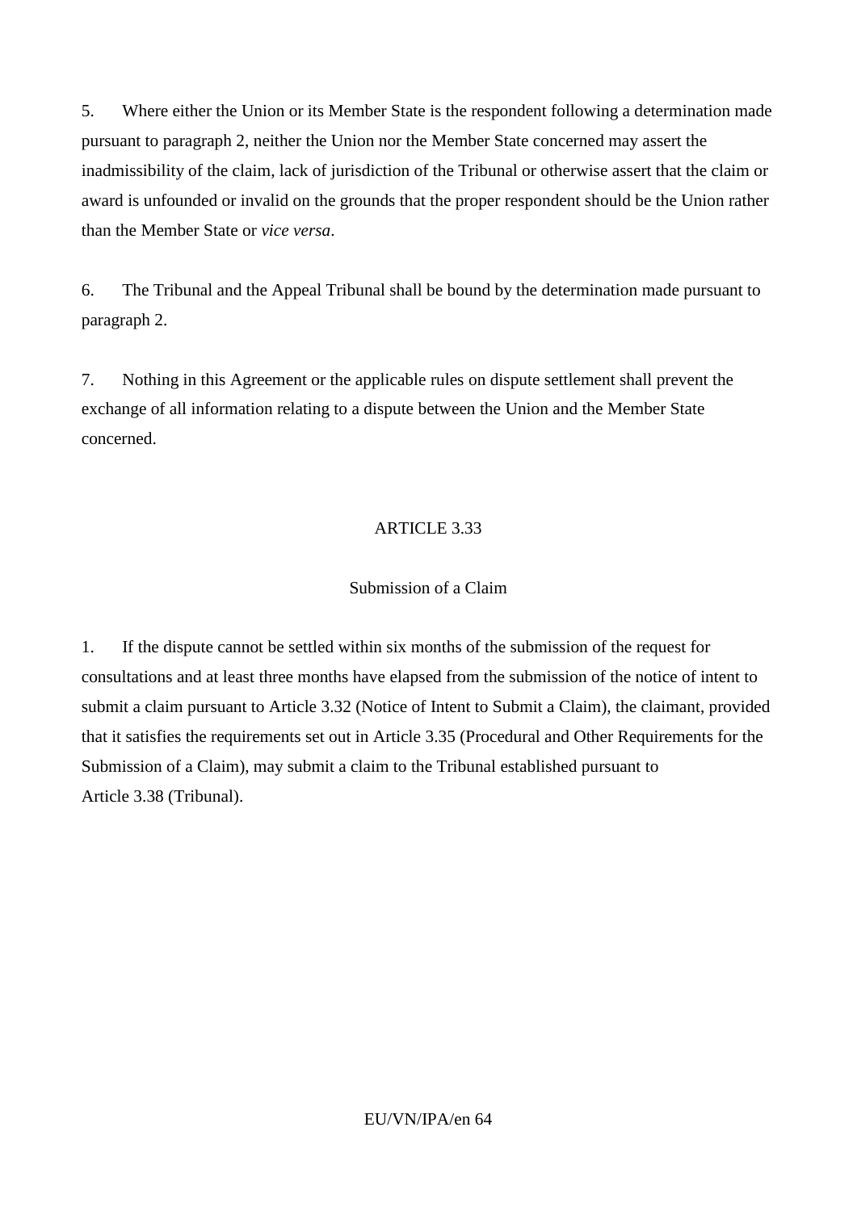5. Where either the Union or its Member State is the respondent following a determination made pursuant to paragraph 2, neither the Union nor the Member State concerned may assert the inadmissibility of the claim, lack of jurisdiction of the Tribunal or otherwise assert that the claim or award is unfounded or invalid on the grounds that the proper respondent should be the Union rather than the Member State or *vice versa*.

6. The Tribunal and the Appeal Tribunal shall be bound by the determination made pursuant to paragraph 2.

7. Nothing in this Agreement or the applicable rules on dispute settlement shall prevent the exchange of all information relating to a dispute between the Union and the Member State concerned.

## ARTICLE 3.33

### Submission of a Claim

1. If the dispute cannot be settled within six months of the submission of the request for consultations and at least three months have elapsed from the submission of the notice of intent to submit a claim pursuant to Article 3.32 (Notice of Intent to Submit a Claim), the claimant, provided that it satisfies the requirements set out in Article 3.35 (Procedural and Other Requirements for the Submission of a Claim), may submit a claim to the Tribunal established pursuant to Article 3.38 (Tribunal).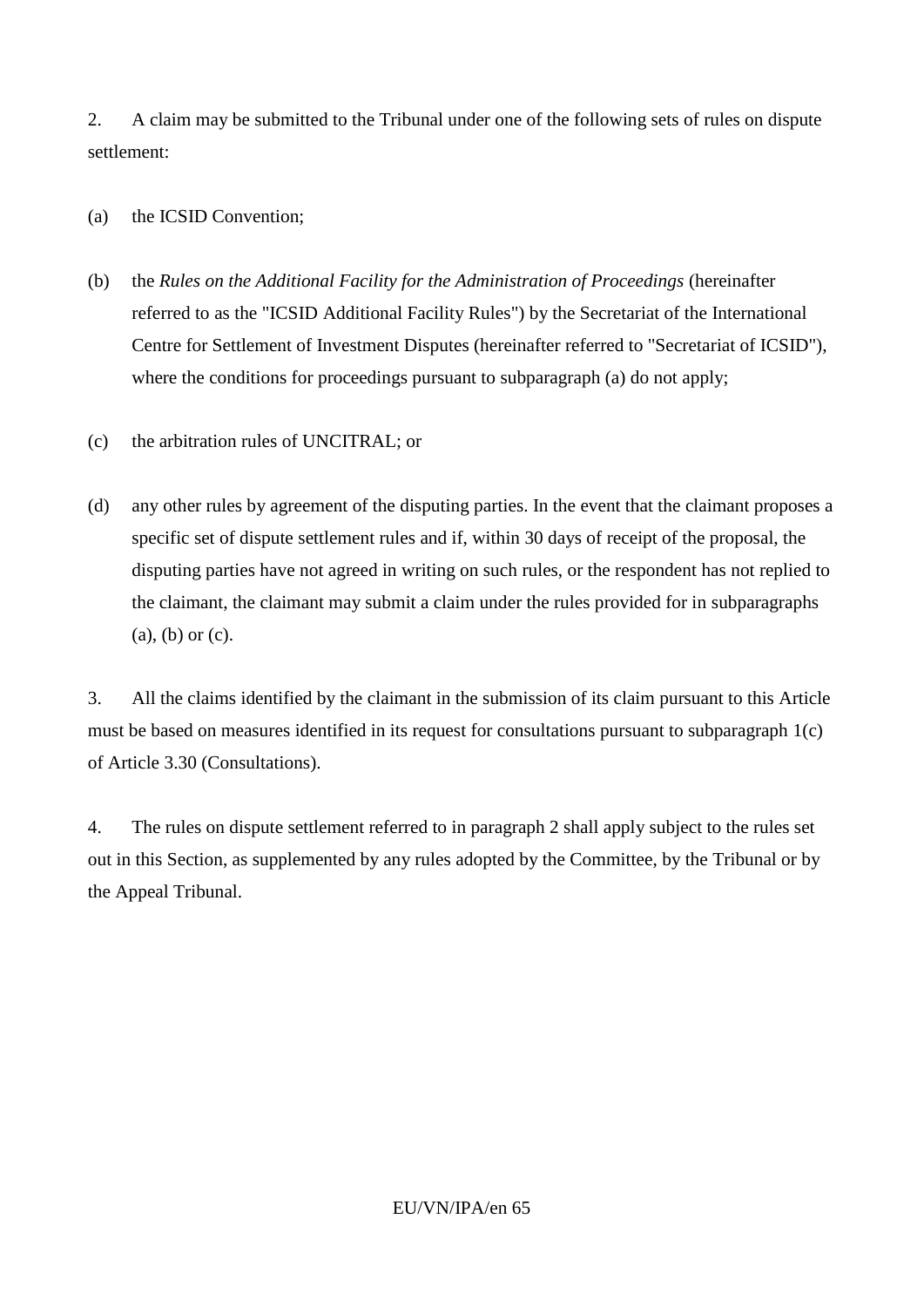2. A claim may be submitted to the Tribunal under one of the following sets of rules on dispute settlement:

(a) the ICSID Convention;

(b) the *Rules on the Additional Facility for the Administration of Proceedings* (hereinafter referred to as the "ICSID Additional Facility Rules") by the Secretariat of the International Centre for Settlement of Investment Disputes (hereinafter referred to "Secretariat of ICSID"), where the conditions for proceedings pursuant to subparagraph (a) do not apply;

(c) the arbitration rules of UNCITRAL; or

(d) any other rules by agreement of the disputing parties. In the event that the claimant proposes a specific set of dispute settlement rules and if, within 30 days of receipt of the proposal, the disputing parties have not agreed in writing on such rules, or the respondent has not replied to the claimant, the claimant may submit a claim under the rules provided for in subparagraphs (a), (b) or (c).

3. All the claims identified by the claimant in the submission of its claim pursuant to this Article must be based on measures identified in its request for consultations pursuant to subparagraph 1(c) of Article 3.30 (Consultations).

4. The rules on dispute settlement referred to in paragraph 2 shall apply subject to the rules set out in this Section, as supplemented by any rules adopted by the Committee, by the Tribunal or by the Appeal Tribunal.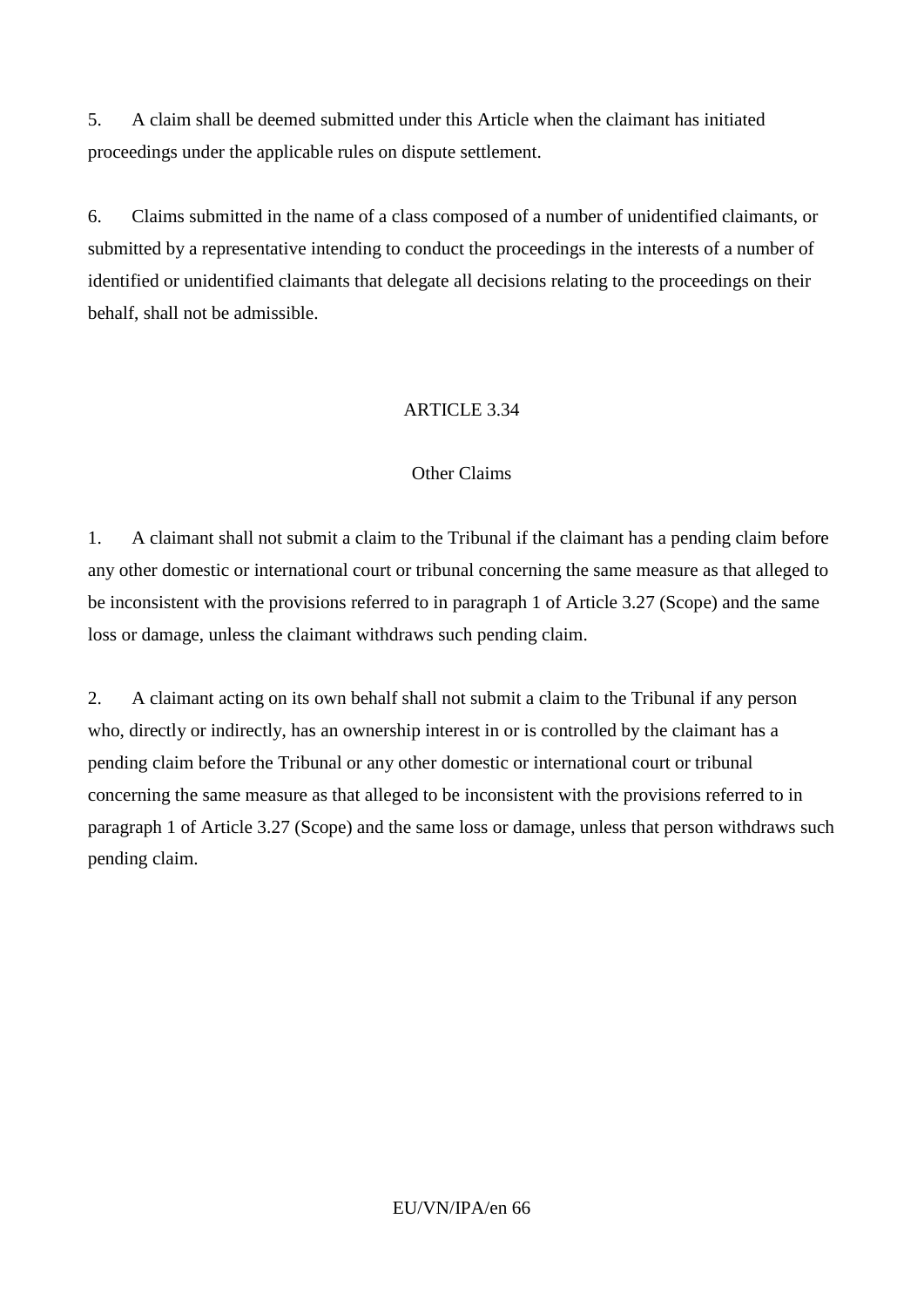5. A claim shall be deemed submitted under this Article when the claimant has initiated proceedings under the applicable rules on dispute settlement.

6. Claims submitted in the name of a class composed of a number of unidentified claimants, or submitted by a representative intending to conduct the proceedings in the interests of a number of identified or unidentified claimants that delegate all decisions relating to the proceedings on their behalf, shall not be admissible.

## ARTICLE 3.34

### Other Claims

1. A claimant shall not submit a claim to the Tribunal if the claimant has a pending claim before any other domestic or international court or tribunal concerning the same measure as that alleged to be inconsistent with the provisions referred to in paragraph 1 of Article 3.27 (Scope) and the same loss or damage, unless the claimant withdraws such pending claim.

2. A claimant acting on its own behalf shall not submit a claim to the Tribunal if any person who, directly or indirectly, has an ownership interest in or is controlled by the claimant has a pending claim before the Tribunal or any other domestic or international court or tribunal concerning the same measure as that alleged to be inconsistent with the provisions referred to in paragraph 1 of Article 3.27 (Scope) and the same loss or damage, unless that person withdraws such pending claim.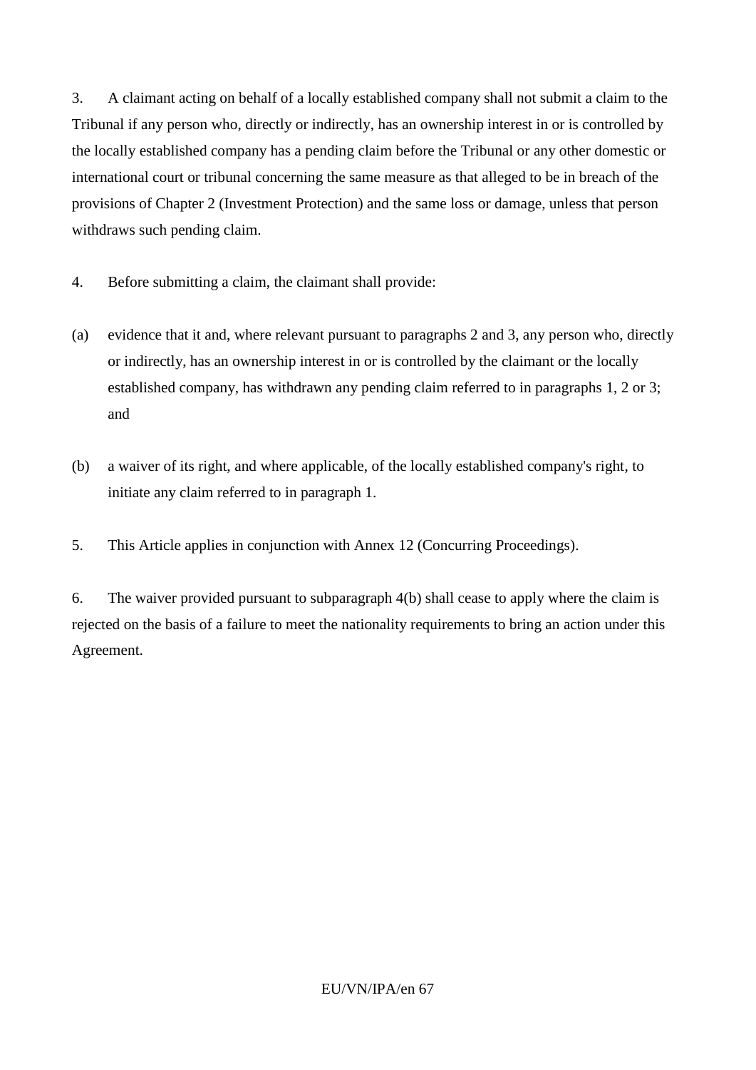3. A claimant acting on behalf of a locally established company shall not submit a claim to the Tribunal if any person who, directly or indirectly, has an ownership interest in or is controlled by the locally established company has a pending claim before the Tribunal or any other domestic or international court or tribunal concerning the same measure as that alleged to be in breach of the provisions of Chapter 2 (Investment Protection) and the same loss or damage, unless that person withdraws such pending claim.

4. Before submitting a claim, the claimant shall provide:

(a) evidence that it and, where relevant pursuant to paragraphs 2 and 3, any person who, directly or indirectly, has an ownership interest in or is controlled by the claimant or the locally established company, has withdrawn any pending claim referred to in paragraphs 1, 2 or 3; and

(b) a waiver of its right, and where applicable, of the locally established company's right, to initiate any claim referred to in paragraph 1.

5. This Article applies in conjunction with Annex 12 (Concurring Proceedings).

6. The waiver provided pursuant to subparagraph 4(b) shall cease to apply where the claim is rejected on the basis of a failure to meet the nationality requirements to bring an action under this Agreement.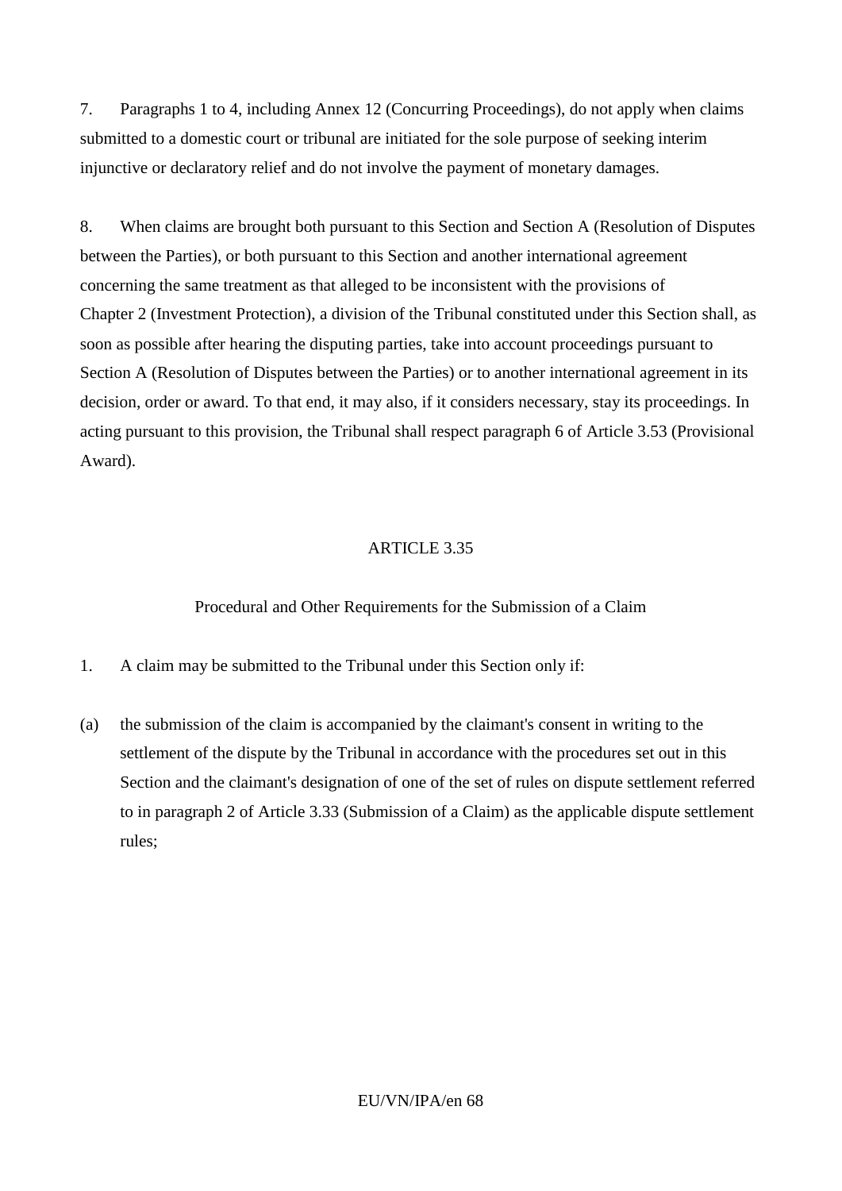7. Paragraphs 1 to 4, including Annex 12 (Concurring Proceedings), do not apply when claims submitted to a domestic court or tribunal are initiated for the sole purpose of seeking interim injunctive or declaratory relief and do not involve the payment of monetary damages.

8. When claims are brought both pursuant to this Section and Section A (Resolution of Disputes between the Parties), or both pursuant to this Section and another international agreement concerning the same treatment as that alleged to be inconsistent with the provisions of Chapter 2 (Investment Protection), a division of the Tribunal constituted under this Section shall, as soon as possible after hearing the disputing parties, take into account proceedings pursuant to Section A (Resolution of Disputes between the Parties) or to another international agreement in its decision, order or award. To that end, it may also, if it considers necessary, stay its proceedings. In acting pursuant to this provision, the Tribunal shall respect paragraph 6 of Article 3.53 (Provisional Award).

ARTICLE 3.35

Procedural and Other Requirements for the Submission of a Claim

1. A claim may be submitted to the Tribunal under this Section only if:

(a) the submission of the claim is accompanied by the claimant's consent in writing to the settlement of the dispute by the Tribunal in accordance with the procedures set out in this Section and the claimant's designation of one of the set of rules on dispute settlement referred to in paragraph 2 of Article 3.33 (Submission of a Claim) as the applicable dispute settlement rules;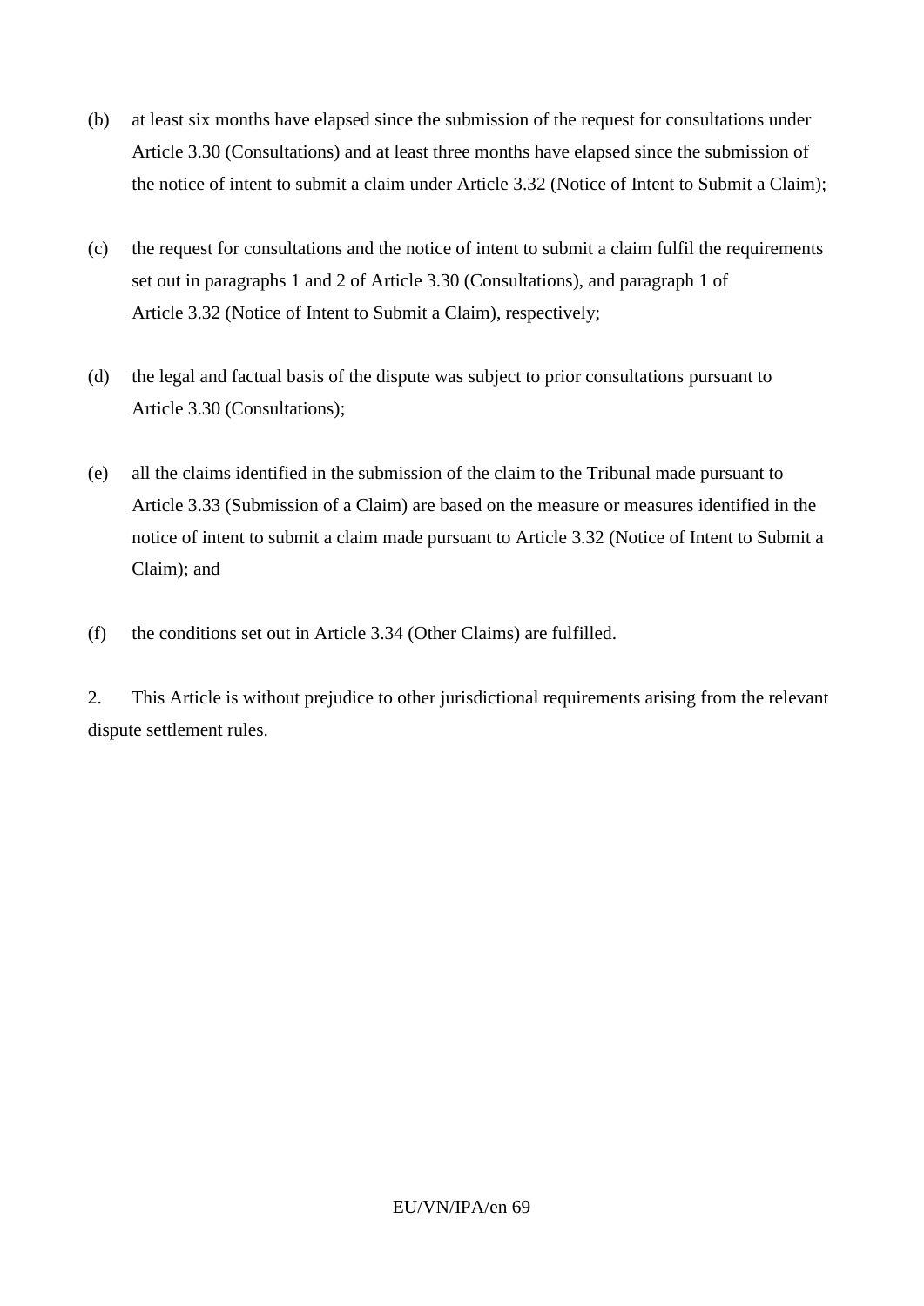(b) at least six months have elapsed since the submission of the request for consultations under Article 3.30 (Consultations) and at least three months have elapsed since the submission of the notice of intent to submit a claim under Article 3.32 (Notice of Intent to Submit a Claim);

(c) the request for consultations and the notice of intent to submit a claim fulfil the requirements set out in paragraphs 1 and 2 of Article 3.30 (Consultations), and paragraph 1 of Article 3.32 (Notice of Intent to Submit a Claim), respectively;

(d) the legal and factual basis of the dispute was subject to prior consultations pursuant to Article 3.30 (Consultations);

(e) all the claims identified in the submission of the claim to the Tribunal made pursuant to Article 3.33 (Submission of a Claim) are based on the measure or measures identified in the notice of intent to submit a claim made pursuant to Article 3.32 (Notice of Intent to Submit a Claim); and

(f) the conditions set out in Article 3.34 (Other Claims) are fulfilled.

2. This Article is without prejudice to other jurisdictional requirements arising from the relevant dispute settlement rules.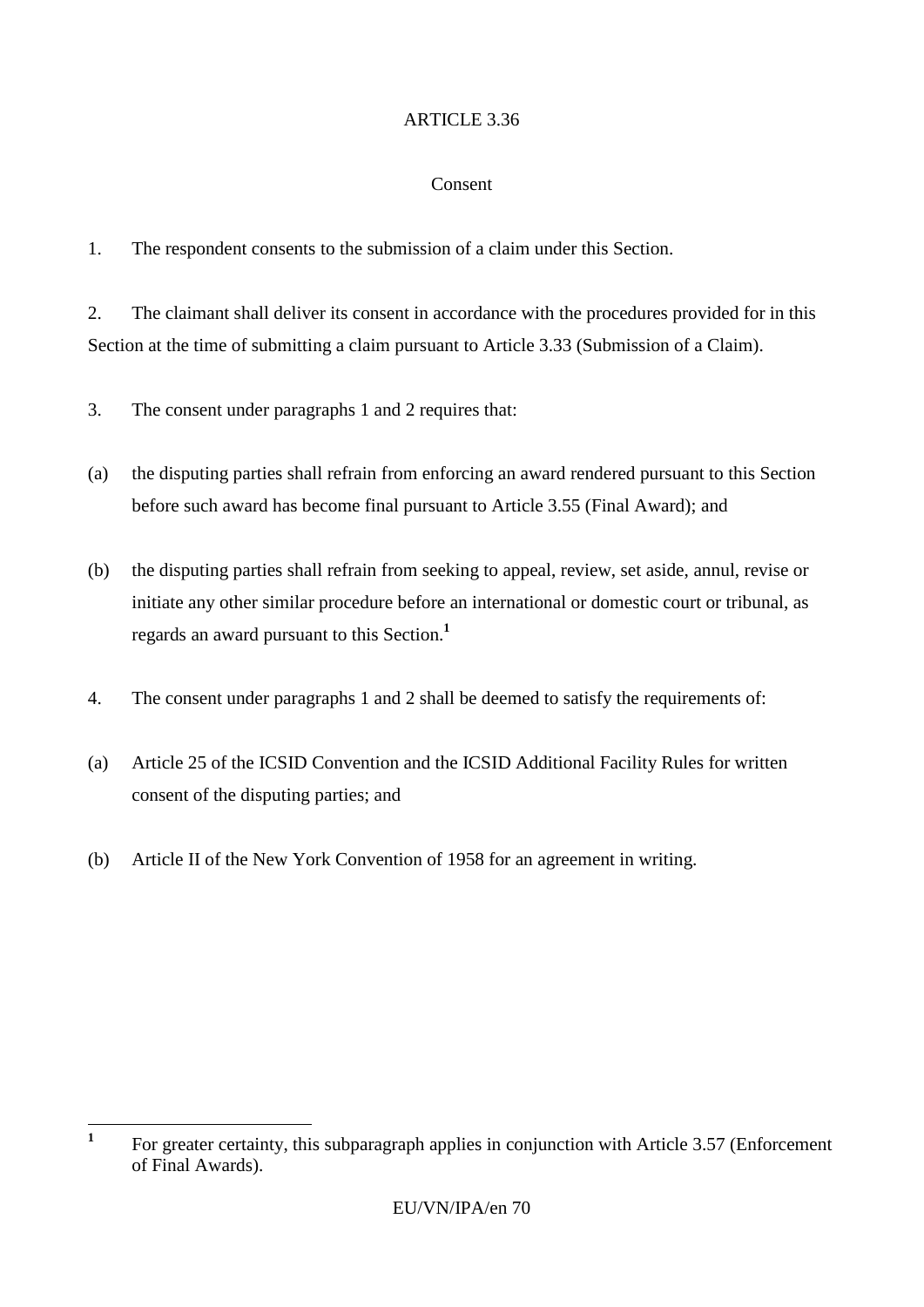## ARTICLE 3.36

### Consent

1. The respondent consents to the submission of a claim under this Section.

2. The claimant shall deliver its consent in accordance with the procedures provided for in this Section at the time of submitting a claim pursuant to Article 3.33 (Submission of a Claim).

3. The consent under paragraphs 1 and 2 requires that:

(a) the disputing parties shall refrain from enforcing an award rendered pursuant to this Section before such award has become final pursuant to Article 3.55 (Final Award); and

(b) the disputing parties shall refrain from seeking to appeal, review, set aside, annul, revise or initiate any other similar procedure before an international or domestic court or tribunal, as regards an award pursuant to this Section.[1]

4. The consent under paragraphs 1 and 2 shall be deemed to satisfy the requirements of:

(a) Article 25 of the ICSID Convention and the ICSID Additional Facility Rules for written consent of the disputing parties; and

(b) Article II of the New York Convention of 1958 for an agreement in writing.

---

[1] For greater certainty, this subparagraph applies in conjunction with Article 3.57 (Enforcement of Final Awards).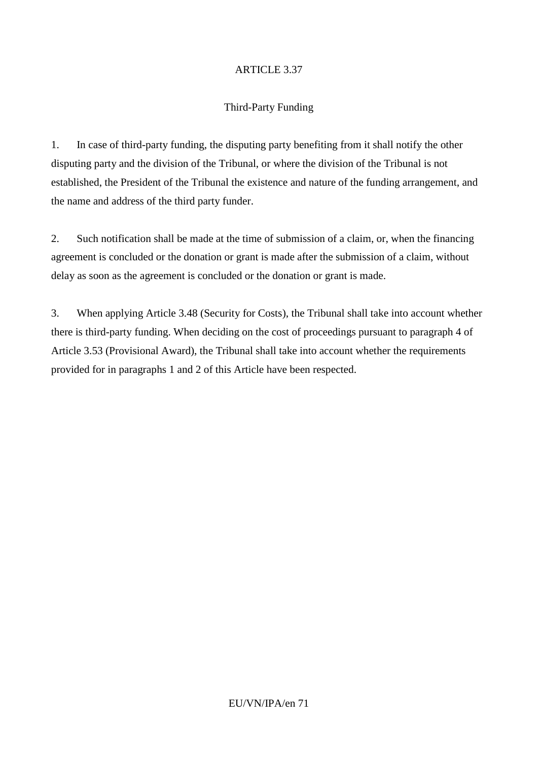ARTICLE 3.37

Third-Party Funding

1. In case of third-party funding, the disputing party benefiting from it shall notify the other disputing party and the division of the Tribunal, or where the division of the Tribunal is not established, the President of the Tribunal the existence and nature of the funding arrangement, and the name and address of the third party funder.

2. Such notification shall be made at the time of submission of a claim, or, when the financing agreement is concluded or the donation or grant is made after the submission of a claim, without delay as soon as the agreement is concluded or the donation or grant is made.

3. When applying Article 3.48 (Security for Costs), the Tribunal shall take into account whether there is third-party funding. When deciding on the cost of proceedings pursuant to paragraph 4 of Article 3.53 (Provisional Award), the Tribunal shall take into account whether the requirements provided for in paragraphs 1 and 2 of this Article have been respected.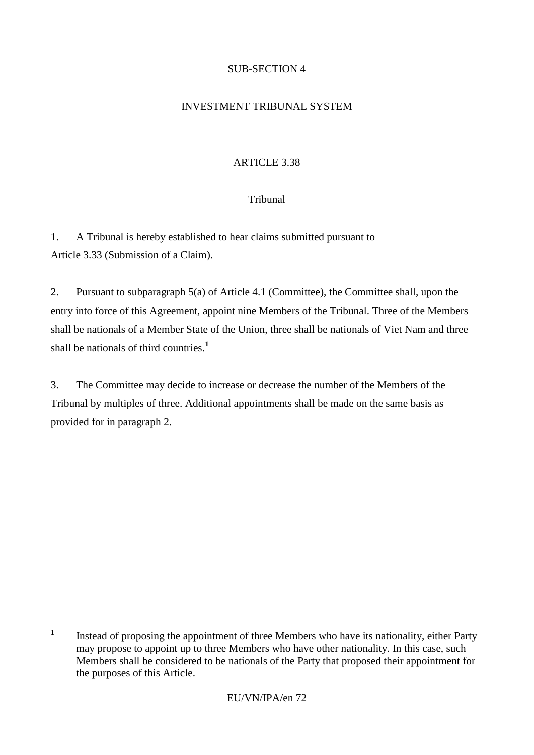## SUB-SECTION 4

## INVESTMENT TRIBUNAL SYSTEM

### ARTICLE 3.38

### Tribunal

1. A Tribunal is hereby established to hear claims submitted pursuant to Article 3.33 (Submission of a Claim).

2. Pursuant to subparagraph 5(a) of Article 4.1 (Committee), the Committee shall, upon the entry into force of this Agreement, appoint nine Members of the Tribunal. Three of the Members shall be nationals of a Member State of the Union, three shall be nationals of Viet Nam and three shall be nationals of third countries.[1]

3. The Committee may decide to increase or decrease the number of the Members of the Tribunal by multiples of three. Additional appointments shall be made on the same basis as provided for in paragraph 2.

---

[1] Instead of proposing the appointment of three Members who have its nationality, either Party may propose to appoint up to three Members who have other nationality. In this case, such Members shall be considered to be nationals of the Party that proposed their appointment for the purposes of this Article.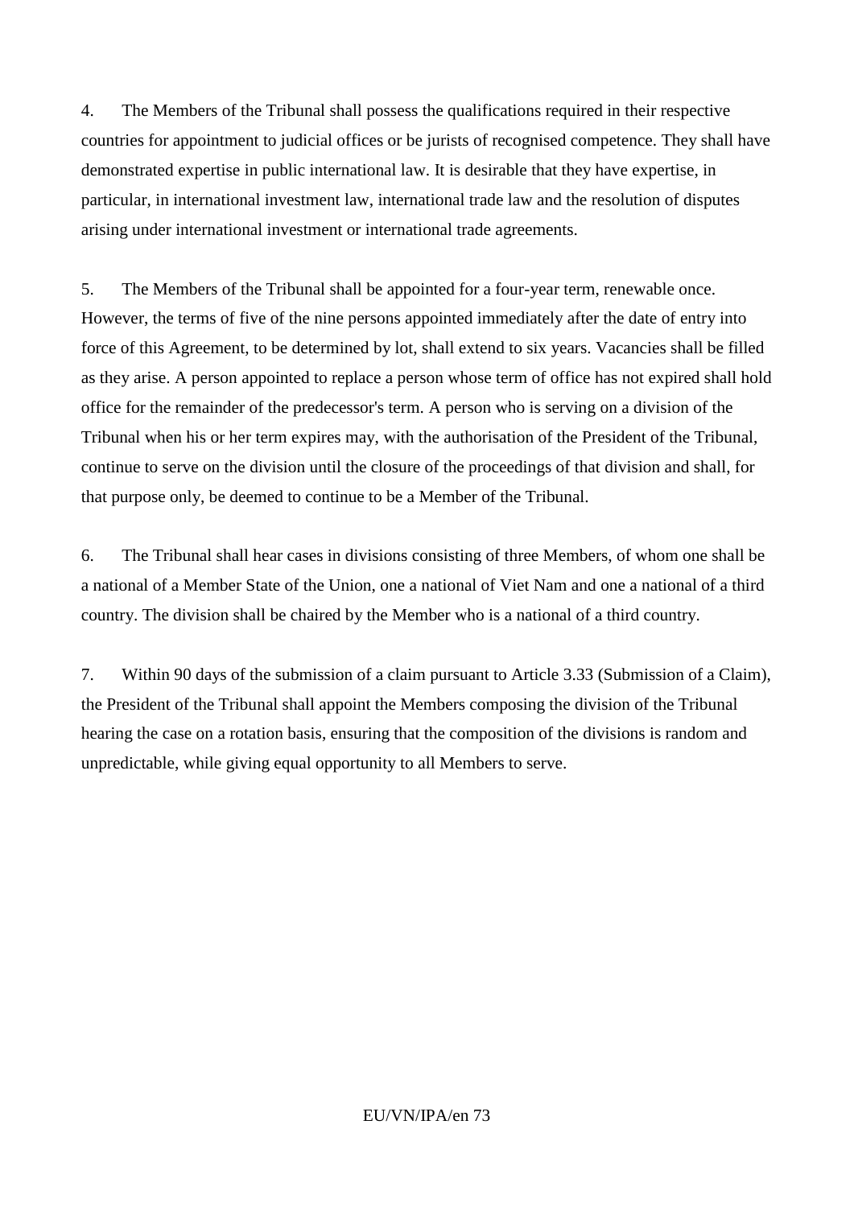4. The Members of the Tribunal shall possess the qualifications required in their respective countries for appointment to judicial offices or be jurists of recognised competence. They shall have demonstrated expertise in public international law. It is desirable that they have expertise, in particular, in international investment law, international trade law and the resolution of disputes arising under international investment or international trade agreements.

5. The Members of the Tribunal shall be appointed for a four-year term, renewable once. However, the terms of five of the nine persons appointed immediately after the date of entry into force of this Agreement, to be determined by lot, shall extend to six years. Vacancies shall be filled as they arise. A person appointed to replace a person whose term of office has not expired shall hold office for the remainder of the predecessor's term. A person who is serving on a division of the Tribunal when his or her term expires may, with the authorisation of the President of the Tribunal, continue to serve on the division until the closure of the proceedings of that division and shall, for that purpose only, be deemed to continue to be a Member of the Tribunal.

6. The Tribunal shall hear cases in divisions consisting of three Members, of whom one shall be a national of a Member State of the Union, one a national of Viet Nam and one a national of a third country. The division shall be chaired by the Member who is a national of a third country.

7. Within 90 days of the submission of a claim pursuant to Article 3.33 (Submission of a Claim), the President of the Tribunal shall appoint the Members composing the division of the Tribunal hearing the case on a rotation basis, ensuring that the composition of the divisions is random and unpredictable, while giving equal opportunity to all Members to serve.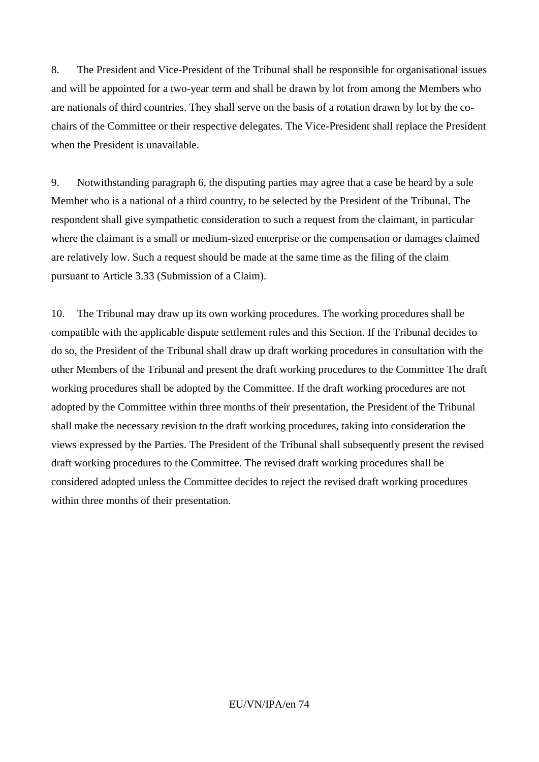8. The President and Vice-President of the Tribunal shall be responsible for organisational issues and will be appointed for a two-year term and shall be drawn by lot from among the Members who are nationals of third countries. They shall serve on the basis of a rotation drawn by lot by the co-chairs of the Committee or their respective delegates. The Vice-President shall replace the President when the President is unavailable.

9. Notwithstanding paragraph 6, the disputing parties may agree that a case be heard by a sole Member who is a national of a third country, to be selected by the President of the Tribunal. The respondent shall give sympathetic consideration to such a request from the claimant, in particular where the claimant is a small or medium-sized enterprise or the compensation or damages claimed are relatively low. Such a request should be made at the same time as the filing of the claim pursuant to Article 3.33 (Submission of a Claim).

10. The Tribunal may draw up its own working procedures. The working procedures shall be compatible with the applicable dispute settlement rules and this Section. If the Tribunal decides to do so, the President of the Tribunal shall draw up draft working procedures in consultation with the other Members of the Tribunal and present the draft working procedures to the Committee The draft working procedures shall be adopted by the Committee. If the draft working procedures are not adopted by the Committee within three months of their presentation, the President of the Tribunal shall make the necessary revision to the draft working procedures, taking into consideration the views expressed by the Parties. The President of the Tribunal shall subsequently present the revised draft working procedures to the Committee. The revised draft working procedures shall be considered adopted unless the Committee decides to reject the revised draft working procedures within three months of their presentation.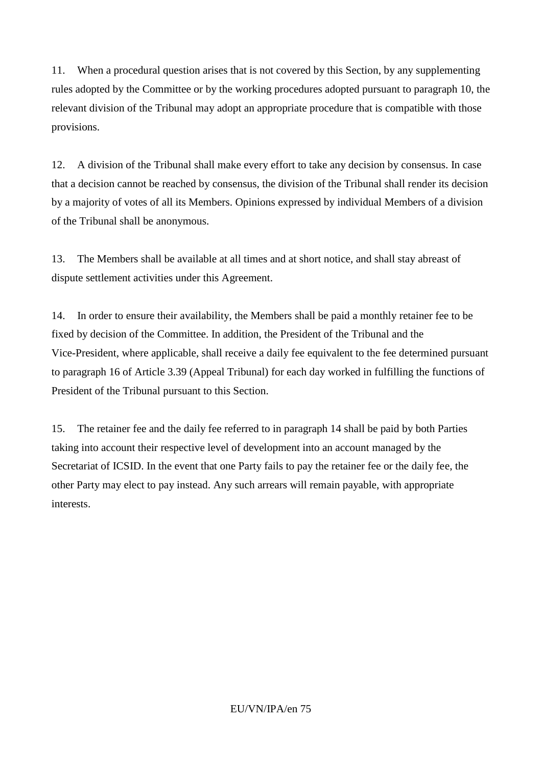11. When a procedural question arises that is not covered by this Section, by any supplementing rules adopted by the Committee or by the working procedures adopted pursuant to paragraph 10, the relevant division of the Tribunal may adopt an appropriate procedure that is compatible with those provisions.

12. A division of the Tribunal shall make every effort to take any decision by consensus. In case that a decision cannot be reached by consensus, the division of the Tribunal shall render its decision by a majority of votes of all its Members. Opinions expressed by individual Members of a division of the Tribunal shall be anonymous.

13. The Members shall be available at all times and at short notice, and shall stay abreast of dispute settlement activities under this Agreement.

14. In order to ensure their availability, the Members shall be paid a monthly retainer fee to be fixed by decision of the Committee. In addition, the President of the Tribunal and the Vice-President, where applicable, shall receive a daily fee equivalent to the fee determined pursuant to paragraph 16 of Article 3.39 (Appeal Tribunal) for each day worked in fulfilling the functions of President of the Tribunal pursuant to this Section.

15. The retainer fee and the daily fee referred to in paragraph 14 shall be paid by both Parties taking into account their respective level of development into an account managed by the Secretariat of ICSID. In the event that one Party fails to pay the retainer fee or the daily fee, the other Party may elect to pay instead. Any such arrears will remain payable, with appropriate interests.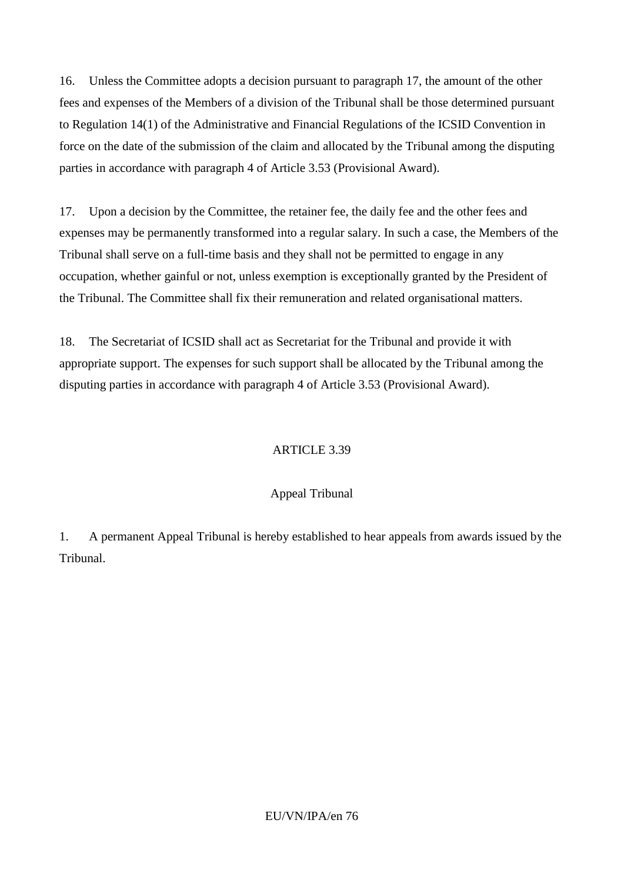16. Unless the Committee adopts a decision pursuant to paragraph 17, the amount of the other fees and expenses of the Members of a division of the Tribunal shall be those determined pursuant to Regulation 14(1) of the Administrative and Financial Regulations of the ICSID Convention in force on the date of the submission of the claim and allocated by the Tribunal among the disputing parties in accordance with paragraph 4 of Article 3.53 (Provisional Award).

17. Upon a decision by the Committee, the retainer fee, the daily fee and the other fees and expenses may be permanently transformed into a regular salary. In such a case, the Members of the Tribunal shall serve on a full-time basis and they shall not be permitted to engage in any occupation, whether gainful or not, unless exemption is exceptionally granted by the President of the Tribunal. The Committee shall fix their remuneration and related organisational matters.

18. The Secretariat of ICSID shall act as Secretariat for the Tribunal and provide it with appropriate support. The expenses for such support shall be allocated by the Tribunal among the disputing parties in accordance with paragraph 4 of Article 3.53 (Provisional Award).

## ARTICLE 3.39

### Appeal Tribunal

1. A permanent Appeal Tribunal is hereby established to hear appeals from awards issued by the Tribunal.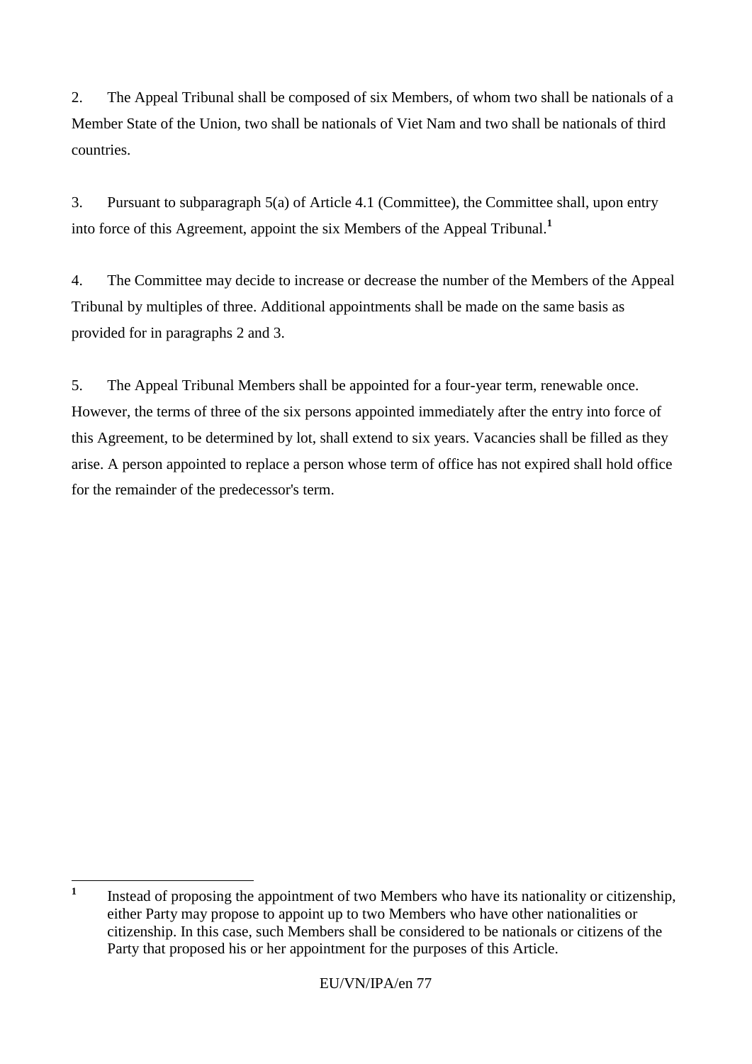2. The Appeal Tribunal shall be composed of six Members, of whom two shall be nationals of a Member State of the Union, two shall be nationals of Viet Nam and two shall be nationals of third countries.

3. Pursuant to subparagraph 5(a) of Article 4.1 (Committee), the Committee shall, upon entry into force of this Agreement, appoint the six Members of the Appeal Tribunal.[1]

4. The Committee may decide to increase or decrease the number of the Members of the Appeal Tribunal by multiples of three. Additional appointments shall be made on the same basis as provided for in paragraphs 2 and 3.

5. The Appeal Tribunal Members shall be appointed for a four-year term, renewable once. However, the terms of three of the six persons appointed immediately after the entry into force of this Agreement, to be determined by lot, shall extend to six years. Vacancies shall be filled as they arise. A person appointed to replace a person whose term of office has not expired shall hold office for the remainder of the predecessor's term.

---

[1] Instead of proposing the appointment of two Members who have its nationality or citizenship, either Party may propose to appoint up to two Members who have other nationalities or citizenship. In this case, such Members shall be considered to be nationals or citizens of the Party that proposed his or her appointment for the purposes of this Article.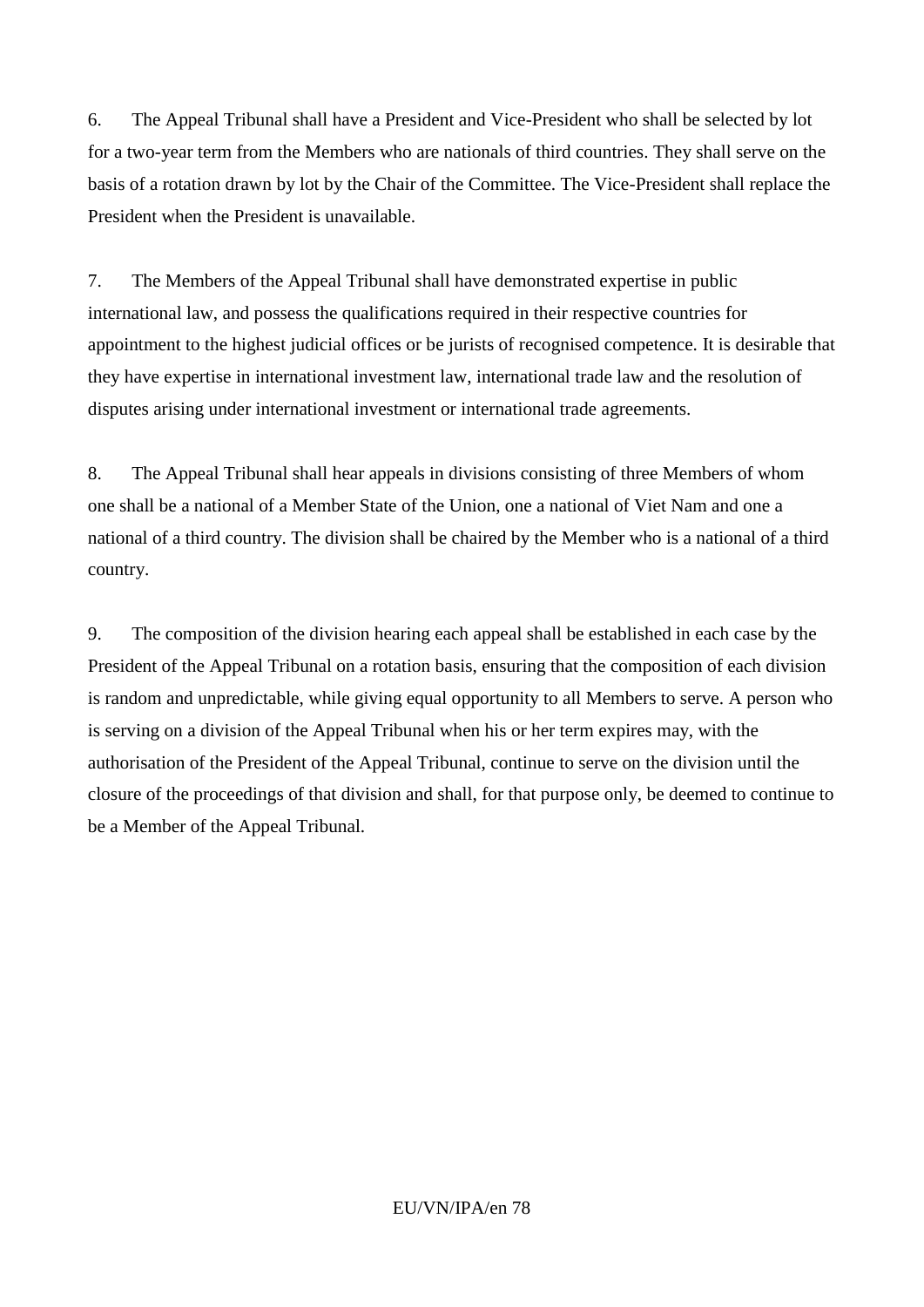6. The Appeal Tribunal shall have a President and Vice-President who shall be selected by lot for a two-year term from the Members who are nationals of third countries. They shall serve on the basis of a rotation drawn by lot by the Chair of the Committee. The Vice-President shall replace the President when the President is unavailable.

7. The Members of the Appeal Tribunal shall have demonstrated expertise in public international law, and possess the qualifications required in their respective countries for appointment to the highest judicial offices or be jurists of recognised competence. It is desirable that they have expertise in international investment law, international trade law and the resolution of disputes arising under international investment or international trade agreements.

8. The Appeal Tribunal shall hear appeals in divisions consisting of three Members of whom one shall be a national of a Member State of the Union, one a national of Viet Nam and one a national of a third country. The division shall be chaired by the Member who is a national of a third country.

9. The composition of the division hearing each appeal shall be established in each case by the President of the Appeal Tribunal on a rotation basis, ensuring that the composition of each division is random and unpredictable, while giving equal opportunity to all Members to serve. A person who is serving on a division of the Appeal Tribunal when his or her term expires may, with the authorisation of the President of the Appeal Tribunal, continue to serve on the division until the closure of the proceedings of that division and shall, for that purpose only, be deemed to continue to be a Member of the Appeal Tribunal.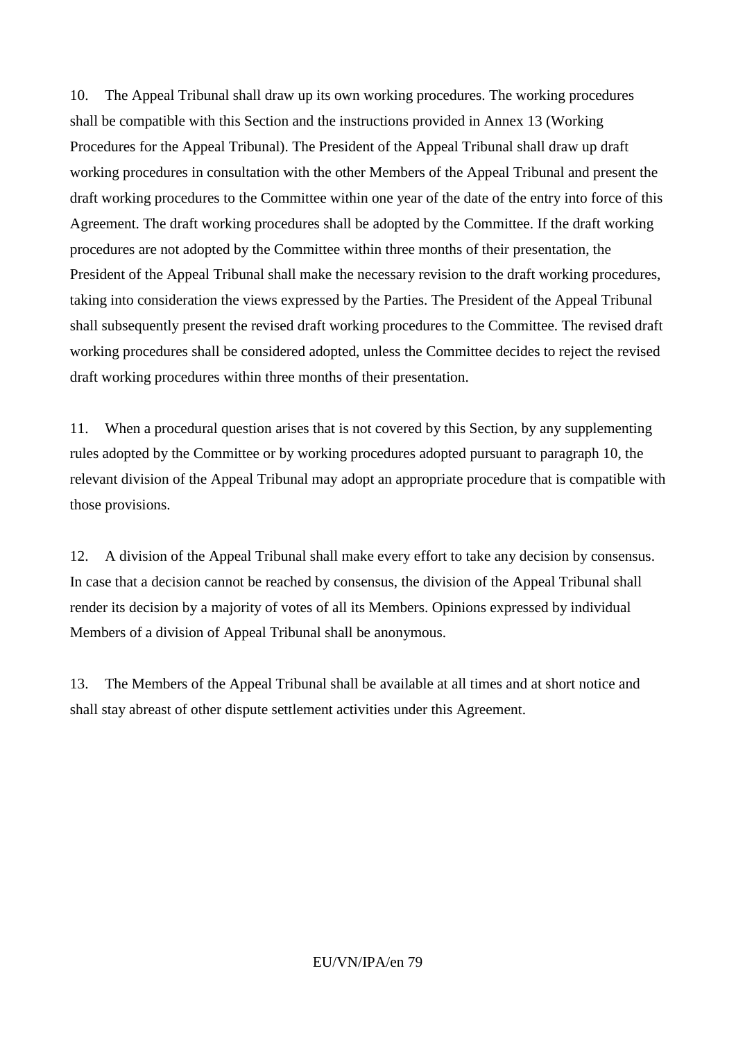10. The Appeal Tribunal shall draw up its own working procedures. The working procedures shall be compatible with this Section and the instructions provided in Annex 13 (Working Procedures for the Appeal Tribunal). The President of the Appeal Tribunal shall draw up draft working procedures in consultation with the other Members of the Appeal Tribunal and present the draft working procedures to the Committee within one year of the date of the entry into force of this Agreement. The draft working procedures shall be adopted by the Committee. If the draft working procedures are not adopted by the Committee within three months of their presentation, the President of the Appeal Tribunal shall make the necessary revision to the draft working procedures, taking into consideration the views expressed by the Parties. The President of the Appeal Tribunal shall subsequently present the revised draft working procedures to the Committee. The revised draft working procedures shall be considered adopted, unless the Committee decides to reject the revised draft working procedures within three months of their presentation.

11. When a procedural question arises that is not covered by this Section, by any supplementing rules adopted by the Committee or by working procedures adopted pursuant to paragraph 10, the relevant division of the Appeal Tribunal may adopt an appropriate procedure that is compatible with those provisions.

12. A division of the Appeal Tribunal shall make every effort to take any decision by consensus. In case that a decision cannot be reached by consensus, the division of the Appeal Tribunal shall render its decision by a majority of votes of all its Members. Opinions expressed by individual Members of a division of Appeal Tribunal shall be anonymous.

13. The Members of the Appeal Tribunal shall be available at all times and at short notice and shall stay abreast of other dispute settlement activities under this Agreement.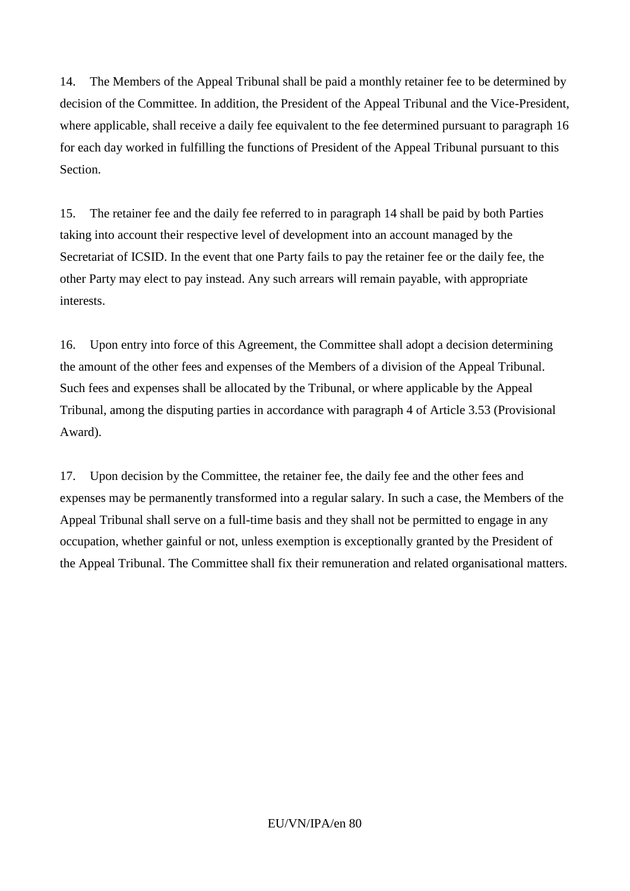14. The Members of the Appeal Tribunal shall be paid a monthly retainer fee to be determined by decision of the Committee. In addition, the President of the Appeal Tribunal and the Vice-President, where applicable, shall receive a daily fee equivalent to the fee determined pursuant to paragraph 16 for each day worked in fulfilling the functions of President of the Appeal Tribunal pursuant to this Section.

15. The retainer fee and the daily fee referred to in paragraph 14 shall be paid by both Parties taking into account their respective level of development into an account managed by the Secretariat of ICSID. In the event that one Party fails to pay the retainer fee or the daily fee, the other Party may elect to pay instead. Any such arrears will remain payable, with appropriate interests.

16. Upon entry into force of this Agreement, the Committee shall adopt a decision determining the amount of the other fees and expenses of the Members of a division of the Appeal Tribunal. Such fees and expenses shall be allocated by the Tribunal, or where applicable by the Appeal Tribunal, among the disputing parties in accordance with paragraph 4 of Article 3.53 (Provisional Award).

17. Upon decision by the Committee, the retainer fee, the daily fee and the other fees and expenses may be permanently transformed into a regular salary. In such a case, the Members of the Appeal Tribunal shall serve on a full-time basis and they shall not be permitted to engage in any occupation, whether gainful or not, unless exemption is exceptionally granted by the President of the Appeal Tribunal. The Committee shall fix their remuneration and related organisational matters.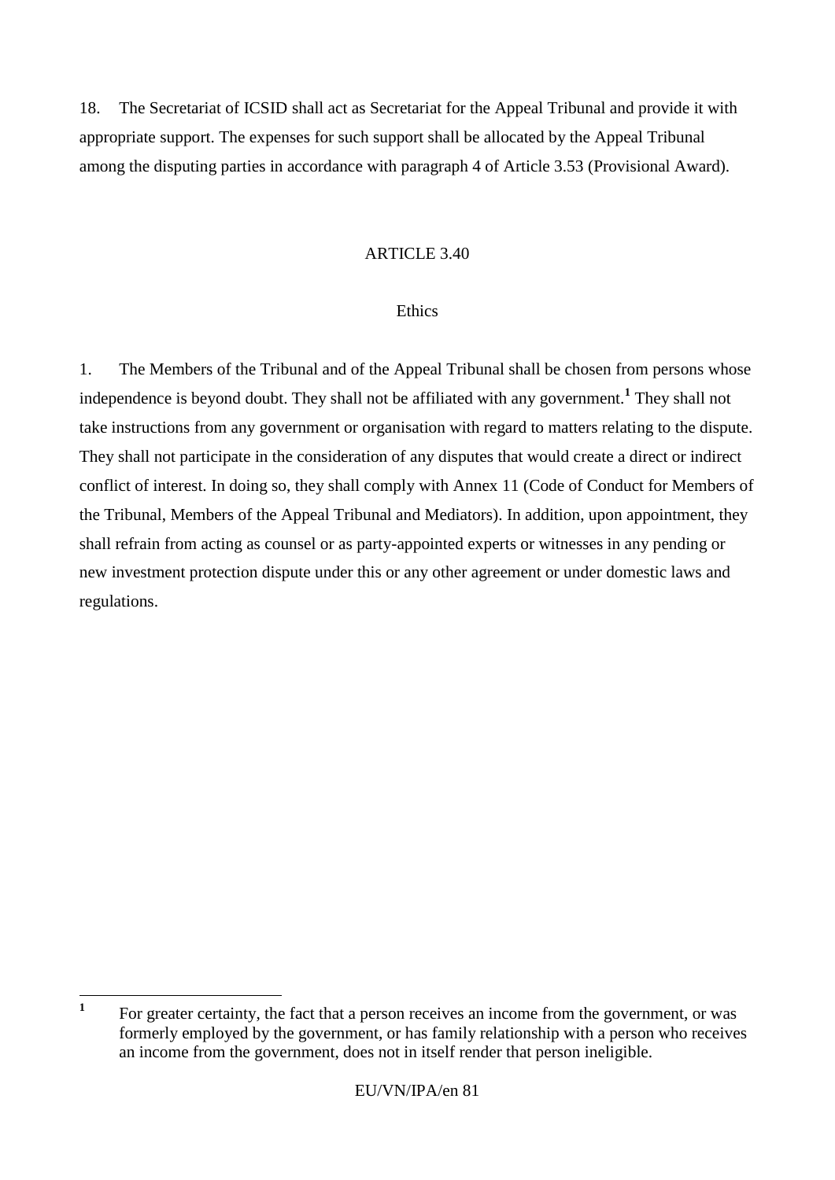18. The Secretariat of ICSID shall act as Secretariat for the Appeal Tribunal and provide it with appropriate support. The expenses for such support shall be allocated by the Appeal Tribunal among the disputing parties in accordance with paragraph 4 of Article 3.53 (Provisional Award).

## ARTICLE 3.40

### Ethics

1. The Members of the Tribunal and of the Appeal Tribunal shall be chosen from persons whose independence is beyond doubt. They shall not be affiliated with any government.[1] They shall not take instructions from any government or organisation with regard to matters relating to the dispute. They shall not participate in the consideration of any disputes that would create a direct or indirect conflict of interest. In doing so, they shall comply with Annex 11 (Code of Conduct for Members of the Tribunal, Members of the Appeal Tribunal and Mediators). In addition, upon appointment, they shall refrain from acting as counsel or as party-appointed experts or witnesses in any pending or new investment protection dispute under this or any other agreement or under domestic laws and regulations.

---

[1] For greater certainty, the fact that a person receives an income from the government, or was formerly employed by the government, or has family relationship with a person who receives an income from the government, does not in itself render that person ineligible.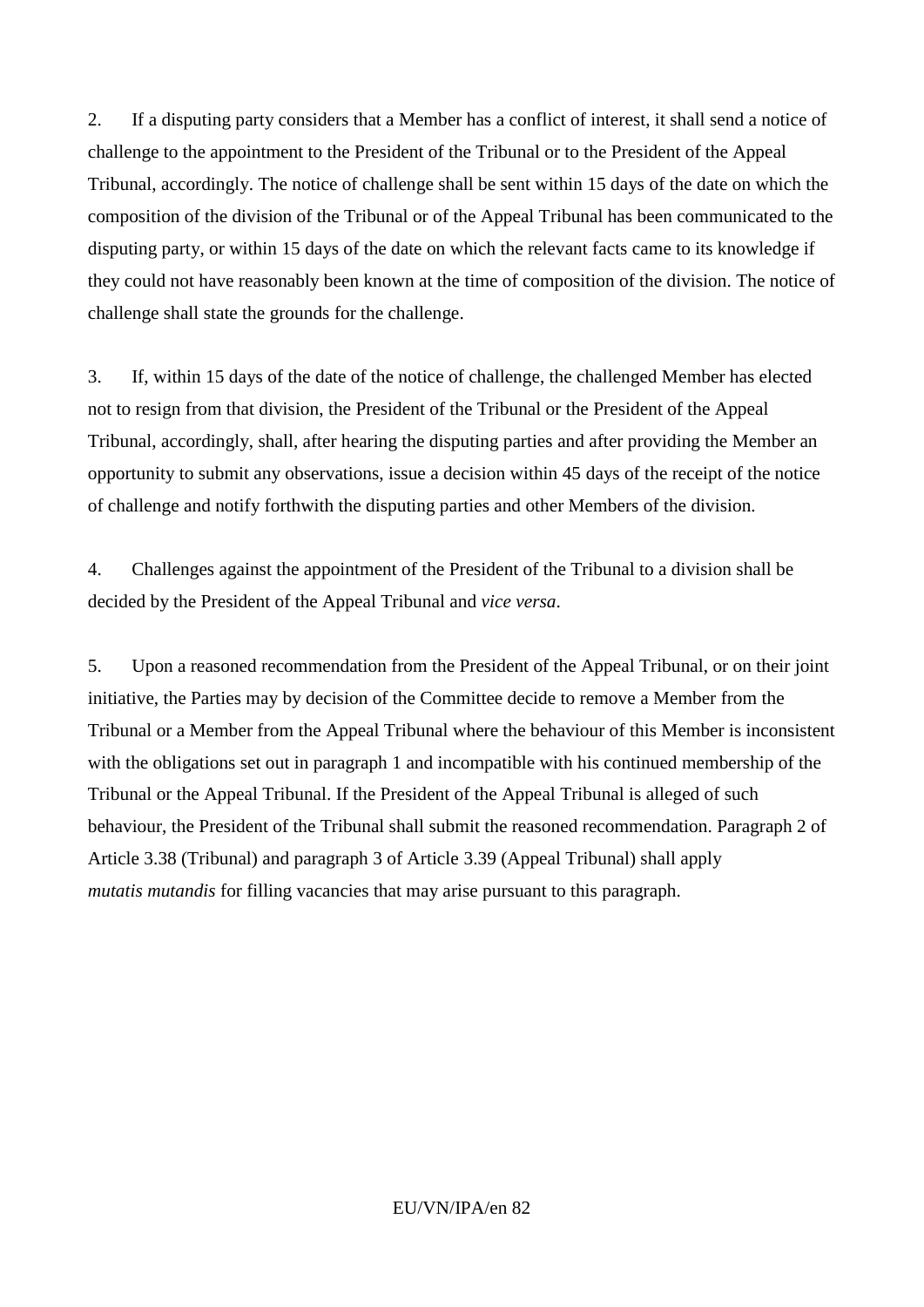2. If a disputing party considers that a Member has a conflict of interest, it shall send a notice of challenge to the appointment to the President of the Tribunal or to the President of the Appeal Tribunal, accordingly. The notice of challenge shall be sent within 15 days of the date on which the composition of the division of the Tribunal or of the Appeal Tribunal has been communicated to the disputing party, or within 15 days of the date on which the relevant facts came to its knowledge if they could not have reasonably been known at the time of composition of the division. The notice of challenge shall state the grounds for the challenge.

3. If, within 15 days of the date of the notice of challenge, the challenged Member has elected not to resign from that division, the President of the Tribunal or the President of the Appeal Tribunal, accordingly, shall, after hearing the disputing parties and after providing the Member an opportunity to submit any observations, issue a decision within 45 days of the receipt of the notice of challenge and notify forthwith the disputing parties and other Members of the division.

4. Challenges against the appointment of the President of the Tribunal to a division shall be decided by the President of the Appeal Tribunal and *vice versa*.

5. Upon a reasoned recommendation from the President of the Appeal Tribunal, or on their joint initiative, the Parties may by decision of the Committee decide to remove a Member from the Tribunal or a Member from the Appeal Tribunal where the behaviour of this Member is inconsistent with the obligations set out in paragraph 1 and incompatible with his continued membership of the Tribunal or the Appeal Tribunal. If the President of the Appeal Tribunal is alleged of such behaviour, the President of the Tribunal shall submit the reasoned recommendation. Paragraph 2 of Article 3.38 (Tribunal) and paragraph 3 of Article 3.39 (Appeal Tribunal) shall apply *mutatis mutandis* for filling vacancies that may arise pursuant to this paragraph.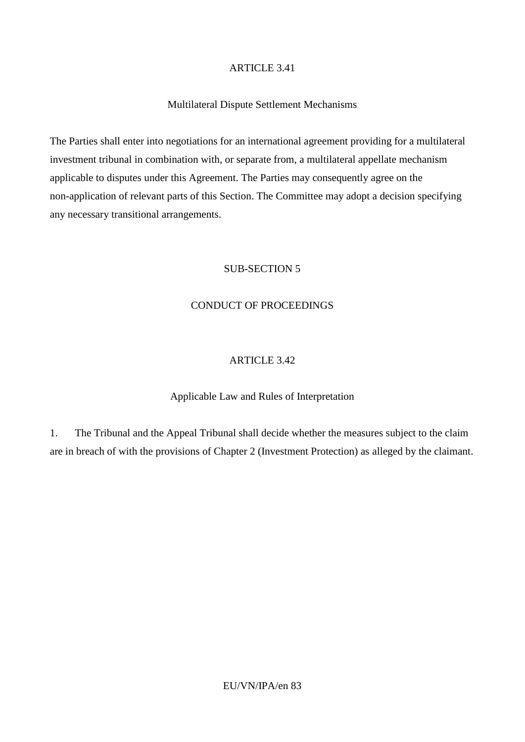## ARTICLE 3.41

### Multilateral Dispute Settlement Mechanisms

The Parties shall enter into negotiations for an international agreement providing for a multilateral investment tribunal in combination with, or separate from, a multilateral appellate mechanism applicable to disputes under this Agreement. The Parties may consequently agree on the non-application of relevant parts of this Section. The Committee may adopt a decision specifying any necessary transitional arrangements.

## SUB-SECTION 5

## CONDUCT OF PROCEEDINGS

## ARTICLE 3.42

### Applicable Law and Rules of Interpretation

1. The Tribunal and the Appeal Tribunal shall decide whether the measures subject to the claim are in breach of with the provisions of Chapter 2 (Investment Protection) as alleged by the claimant.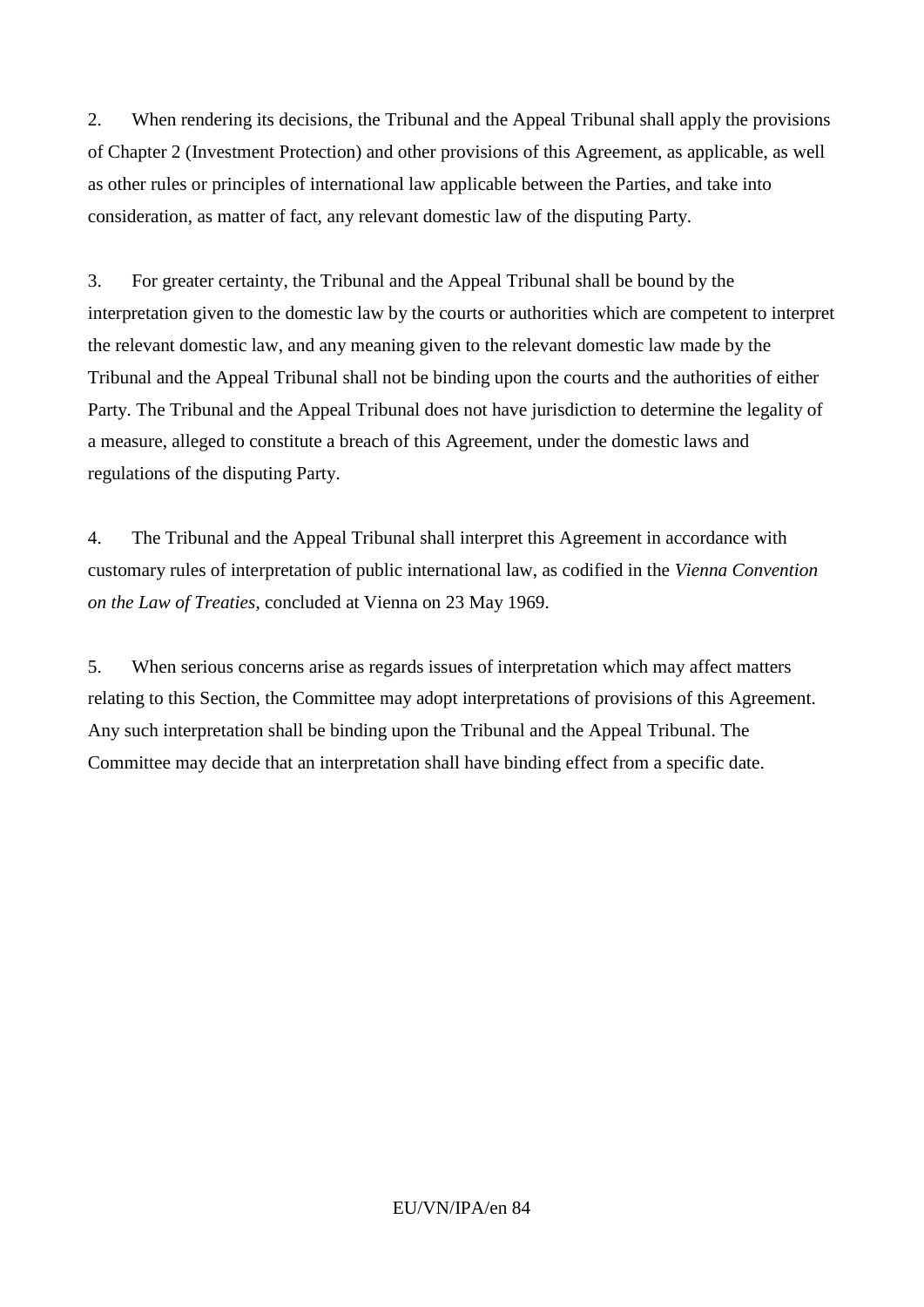2. When rendering its decisions, the Tribunal and the Appeal Tribunal shall apply the provisions of Chapter 2 (Investment Protection) and other provisions of this Agreement, as applicable, as well as other rules or principles of international law applicable between the Parties, and take into consideration, as matter of fact, any relevant domestic law of the disputing Party.

3. For greater certainty, the Tribunal and the Appeal Tribunal shall be bound by the interpretation given to the domestic law by the courts or authorities which are competent to interpret the relevant domestic law, and any meaning given to the relevant domestic law made by the Tribunal and the Appeal Tribunal shall not be binding upon the courts and the authorities of either Party. The Tribunal and the Appeal Tribunal does not have jurisdiction to determine the legality of a measure, alleged to constitute a breach of this Agreement, under the domestic laws and regulations of the disputing Party.

4. The Tribunal and the Appeal Tribunal shall interpret this Agreement in accordance with customary rules of interpretation of public international law, as codified in the *Vienna Convention on the Law of Treaties*, concluded at Vienna on 23 May 1969.

5. When serious concerns arise as regards issues of interpretation which may affect matters relating to this Section, the Committee may adopt interpretations of provisions of this Agreement. Any such interpretation shall be binding upon the Tribunal and the Appeal Tribunal. The Committee may decide that an interpretation shall have binding effect from a specific date.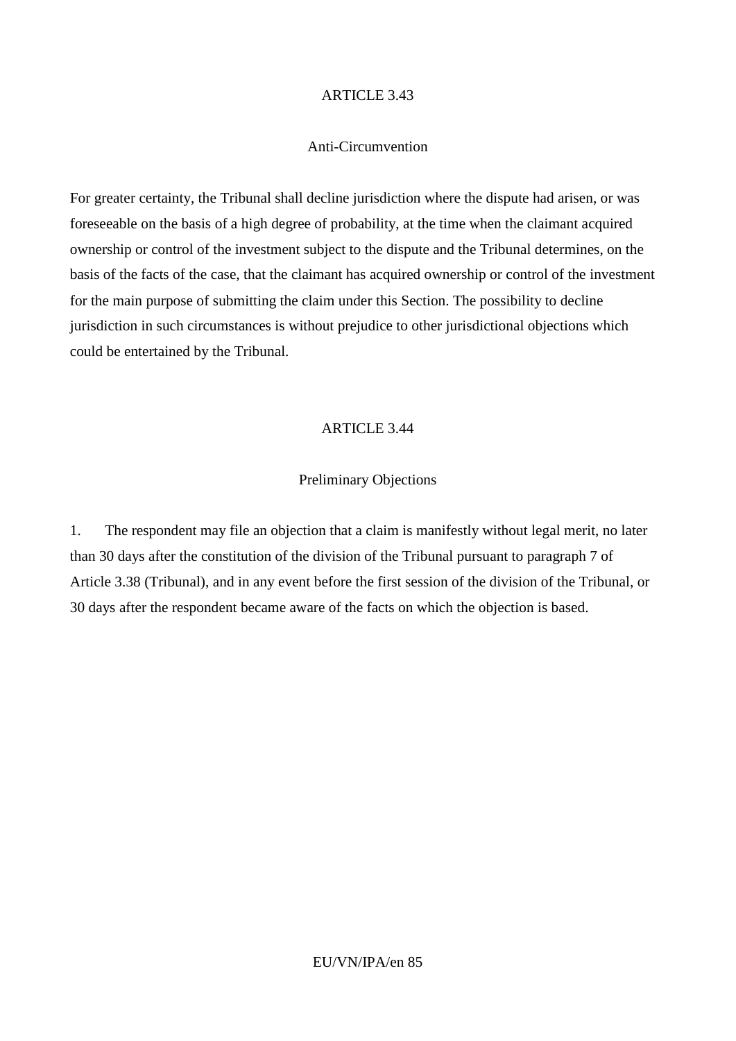ARTICLE 3.43

Anti-Circumvention

For greater certainty, the Tribunal shall decline jurisdiction where the dispute had arisen, or was foreseeable on the basis of a high degree of probability, at the time when the claimant acquired ownership or control of the investment subject to the dispute and the Tribunal determines, on the basis of the facts of the case, that the claimant has acquired ownership or control of the investment for the main purpose of submitting the claim under this Section. The possibility to decline jurisdiction in such circumstances is without prejudice to other jurisdictional objections which could be entertained by the Tribunal.

ARTICLE 3.44

Preliminary Objections

1. The respondent may file an objection that a claim is manifestly without legal merit, no later than 30 days after the constitution of the division of the Tribunal pursuant to paragraph 7 of Article 3.38 (Tribunal), and in any event before the first session of the division of the Tribunal, or 30 days after the respondent became aware of the facts on which the objection is based.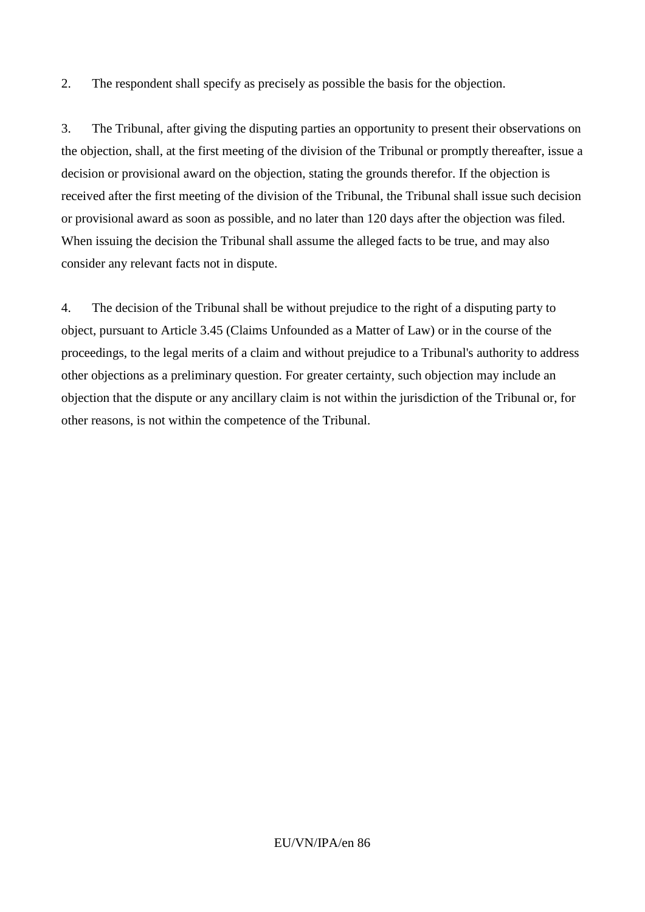2. The respondent shall specify as precisely as possible the basis for the objection.

3. The Tribunal, after giving the disputing parties an opportunity to present their observations on the objection, shall, at the first meeting of the division of the Tribunal or promptly thereafter, issue a decision or provisional award on the objection, stating the grounds therefor. If the objection is received after the first meeting of the division of the Tribunal, the Tribunal shall issue such decision or provisional award as soon as possible, and no later than 120 days after the objection was filed. When issuing the decision the Tribunal shall assume the alleged facts to be true, and may also consider any relevant facts not in dispute.

4. The decision of the Tribunal shall be without prejudice to the right of a disputing party to object, pursuant to Article 3.45 (Claims Unfounded as a Matter of Law) or in the course of the proceedings, to the legal merits of a claim and without prejudice to a Tribunal's authority to address other objections as a preliminary question. For greater certainty, such objection may include an objection that the dispute or any ancillary claim is not within the jurisdiction of the Tribunal or, for other reasons, is not within the competence of the Tribunal.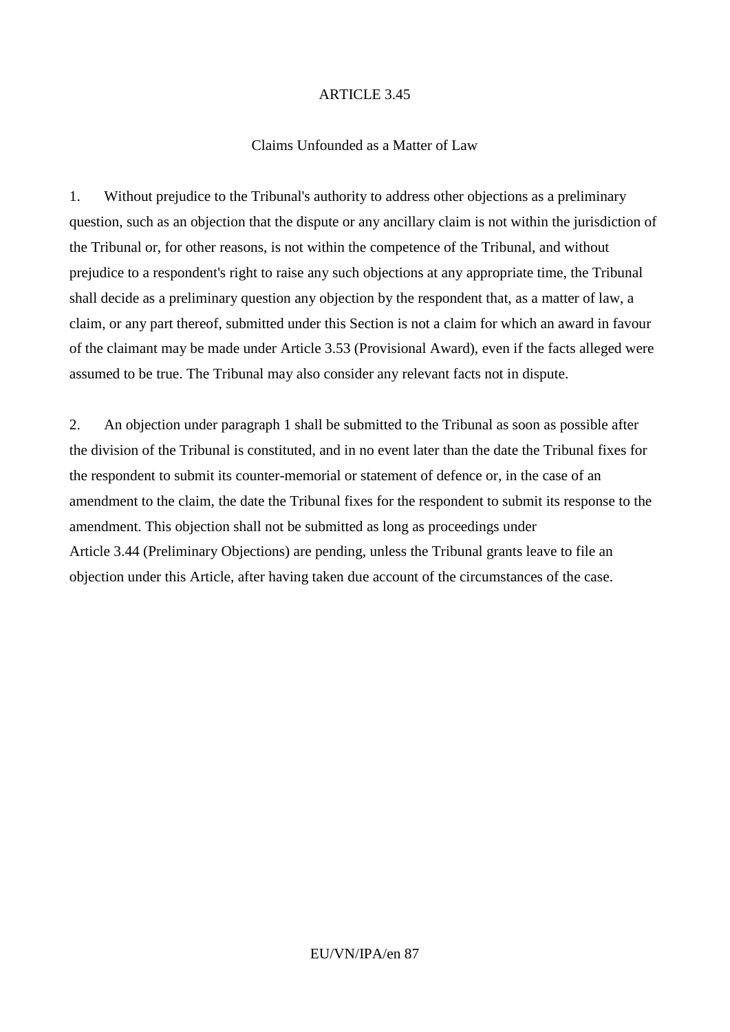## ARTICLE 3.45

### Claims Unfounded as a Matter of Law

1. Without prejudice to the Tribunal's authority to address other objections as a preliminary question, such as an objection that the dispute or any ancillary claim is not within the jurisdiction of the Tribunal or, for other reasons, is not within the competence of the Tribunal, and without prejudice to a respondent's right to raise any such objections at any appropriate time, the Tribunal shall decide as a preliminary question any objection by the respondent that, as a matter of law, a claim, or any part thereof, submitted under this Section is not a claim for which an award in favour of the claimant may be made under Article 3.53 (Provisional Award), even if the facts alleged were assumed to be true. The Tribunal may also consider any relevant facts not in dispute.

2. An objection under paragraph 1 shall be submitted to the Tribunal as soon as possible after the division of the Tribunal is constituted, and in no event later than the date the Tribunal fixes for the respondent to submit its counter-memorial or statement of defence or, in the case of an amendment to the claim, the date the Tribunal fixes for the respondent to submit its response to the amendment. This objection shall not be submitted as long as proceedings under Article 3.44 (Preliminary Objections) are pending, unless the Tribunal grants leave to file an objection under this Article, after having taken due account of the circumstances of the case.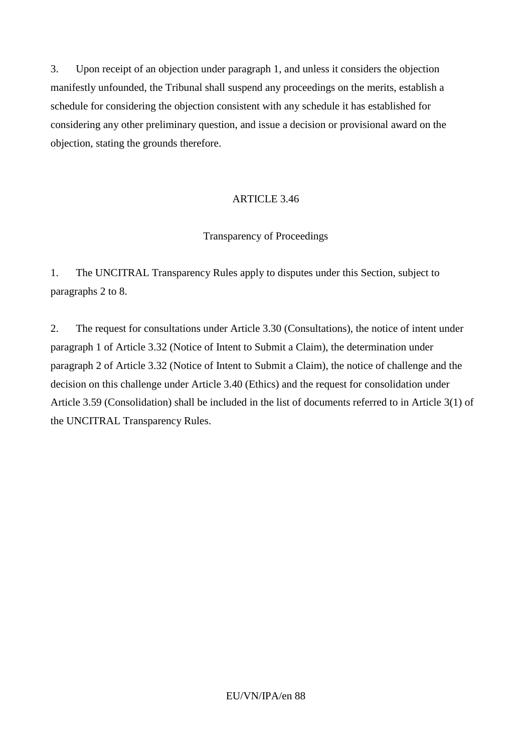3. Upon receipt of an objection under paragraph 1, and unless it considers the objection manifestly unfounded, the Tribunal shall suspend any proceedings on the merits, establish a schedule for considering the objection consistent with any schedule it has established for considering any other preliminary question, and issue a decision or provisional award on the objection, stating the grounds therefore.

## ARTICLE 3.46

### Transparency of Proceedings

1. The UNCITRAL Transparency Rules apply to disputes under this Section, subject to paragraphs 2 to 8.

2. The request for consultations under Article 3.30 (Consultations), the notice of intent under paragraph 1 of Article 3.32 (Notice of Intent to Submit a Claim), the determination under paragraph 2 of Article 3.32 (Notice of Intent to Submit a Claim), the notice of challenge and the decision on this challenge under Article 3.40 (Ethics) and the request for consolidation under Article 3.59 (Consolidation) shall be included in the list of documents referred to in Article 3(1) of the UNCITRAL Transparency Rules.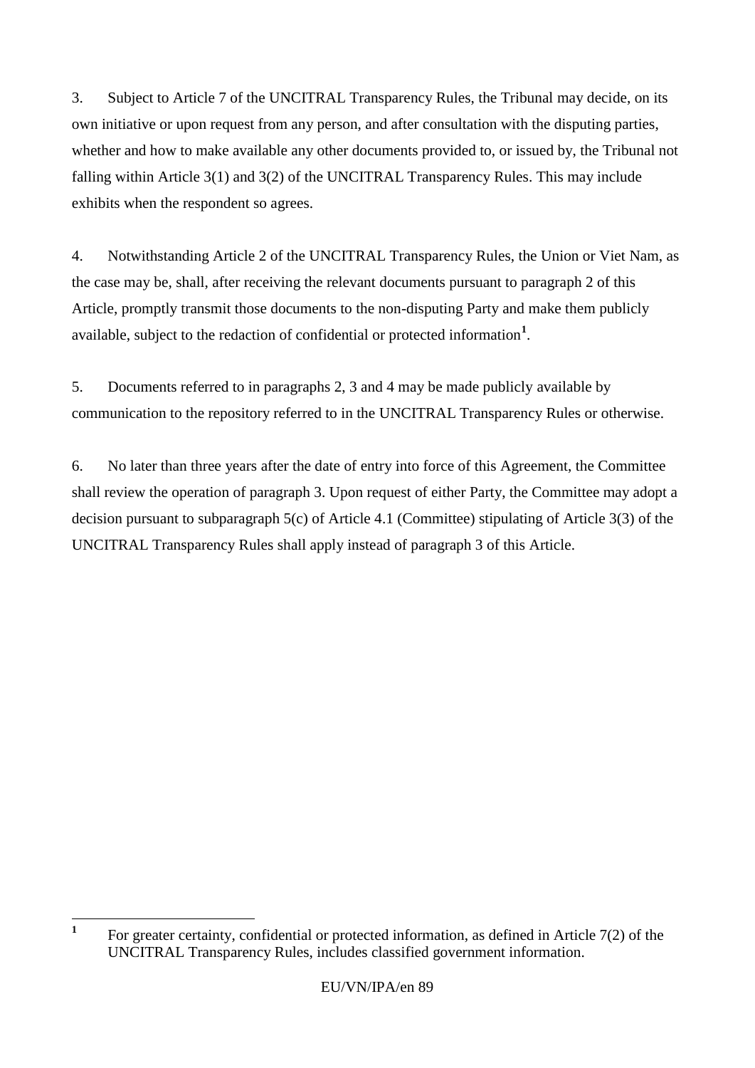3. Subject to Article 7 of the UNCITRAL Transparency Rules, the Tribunal may decide, on its own initiative or upon request from any person, and after consultation with the disputing parties, whether and how to make available any other documents provided to, or issued by, the Tribunal not falling within Article 3(1) and 3(2) of the UNCITRAL Transparency Rules. This may include exhibits when the respondent so agrees.

4. Notwithstanding Article 2 of the UNCITRAL Transparency Rules, the Union or Viet Nam, as the case may be, shall, after receiving the relevant documents pursuant to paragraph 2 of this Article, promptly transmit those documents to the non-disputing Party and make them publicly available, subject to the redaction of confidential or protected information[1].

5. Documents referred to in paragraphs 2, 3 and 4 may be made publicly available by communication to the repository referred to in the UNCITRAL Transparency Rules or otherwise.

6. No later than three years after the date of entry into force of this Agreement, the Committee shall review the operation of paragraph 3. Upon request of either Party, the Committee may adopt a decision pursuant to subparagraph 5(c) of Article 4.1 (Committee) stipulating of Article 3(3) of the UNCITRAL Transparency Rules shall apply instead of paragraph 3 of this Article.

---

[1] For greater certainty, confidential or protected information, as defined in Article 7(2) of the UNCITRAL Transparency Rules, includes classified government information.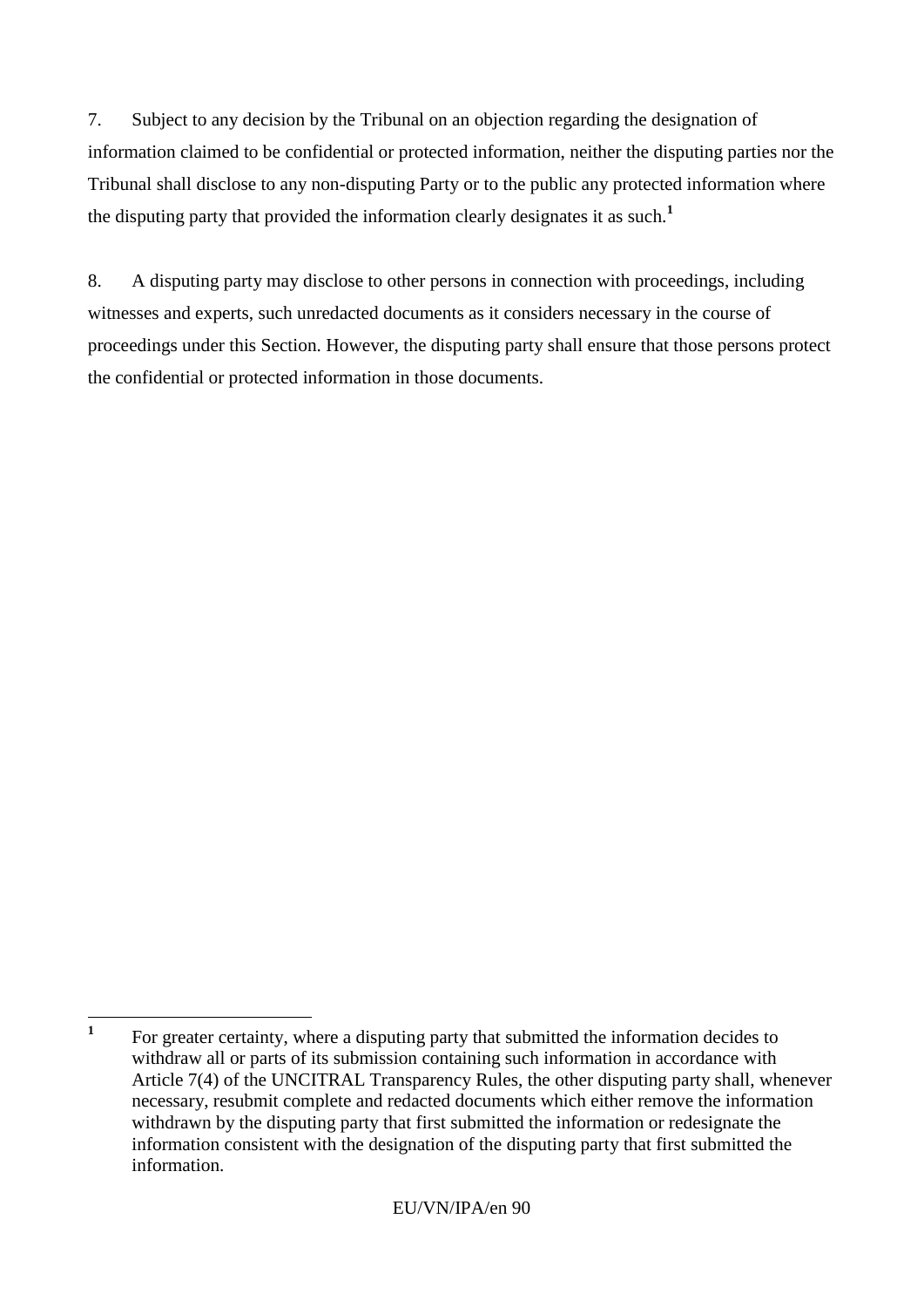7. Subject to any decision by the Tribunal on an objection regarding the designation of information claimed to be confidential or protected information, neither the disputing parties nor the Tribunal shall disclose to any non-disputing Party or to the public any protected information where the disputing party that provided the information clearly designates it as such.[1]

8. A disputing party may disclose to other persons in connection with proceedings, including witnesses and experts, such unredacted documents as it considers necessary in the course of proceedings under this Section. However, the disputing party shall ensure that those persons protect the confidential or protected information in those documents.

---

[1] For greater certainty, where a disputing party that submitted the information decides to withdraw all or parts of its submission containing such information in accordance with Article 7(4) of the UNCITRAL Transparency Rules, the other disputing party shall, whenever necessary, resubmit complete and redacted documents which either remove the information withdrawn by the disputing party that first submitted the information or redesignate the information consistent with the designation of the disputing party that first submitted the information.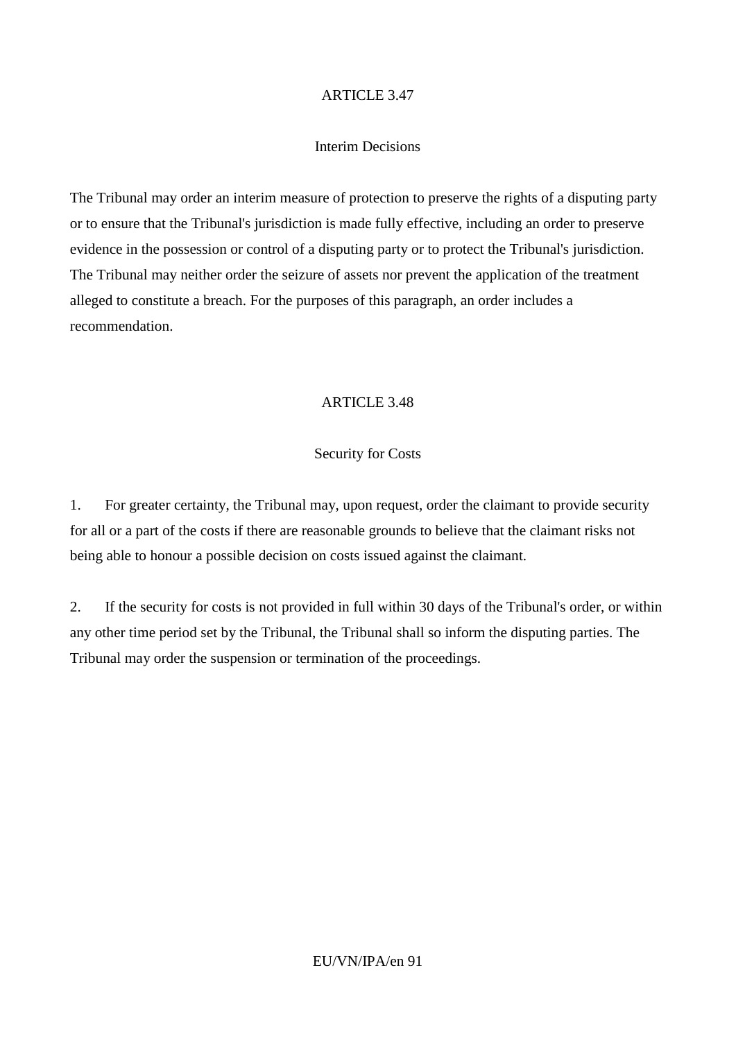## ARTICLE 3.47

### Interim Decisions

The Tribunal may order an interim measure of protection to preserve the rights of a disputing party or to ensure that the Tribunal's jurisdiction is made fully effective, including an order to preserve evidence in the possession or control of a disputing party or to protect the Tribunal's jurisdiction. The Tribunal may neither order the seizure of assets nor prevent the application of the treatment alleged to constitute a breach. For the purposes of this paragraph, an order includes a recommendation.

## ARTICLE 3.48

### Security for Costs

1. For greater certainty, the Tribunal may, upon request, order the claimant to provide security for all or a part of the costs if there are reasonable grounds to believe that the claimant risks not being able to honour a possible decision on costs issued against the claimant.

2. If the security for costs is not provided in full within 30 days of the Tribunal's order, or within any other time period set by the Tribunal, the Tribunal shall so inform the disputing parties. The Tribunal may order the suspension or termination of the proceedings.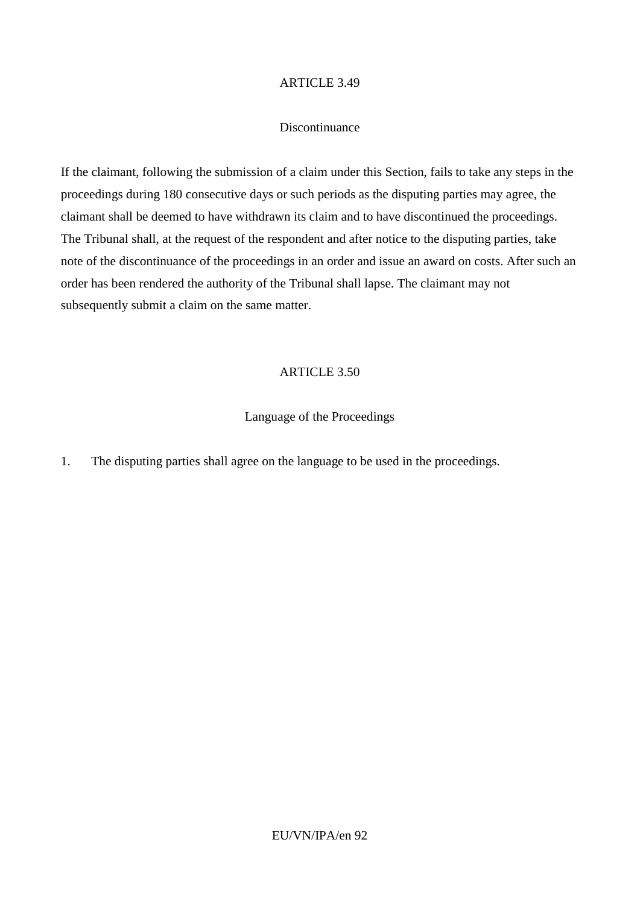ARTICLE 3.49

Discontinuance

If the claimant, following the submission of a claim under this Section, fails to take any steps in the proceedings during 180 consecutive days or such periods as the disputing parties may agree, the claimant shall be deemed to have withdrawn its claim and to have discontinued the proceedings. The Tribunal shall, at the request of the respondent and after notice to the disputing parties, take note of the discontinuance of the proceedings in an order and issue an award on costs. After such an order has been rendered the authority of the Tribunal shall lapse. The claimant may not subsequently submit a claim on the same matter.

ARTICLE 3.50

Language of the Proceedings

1. The disputing parties shall agree on the language to be used in the proceedings.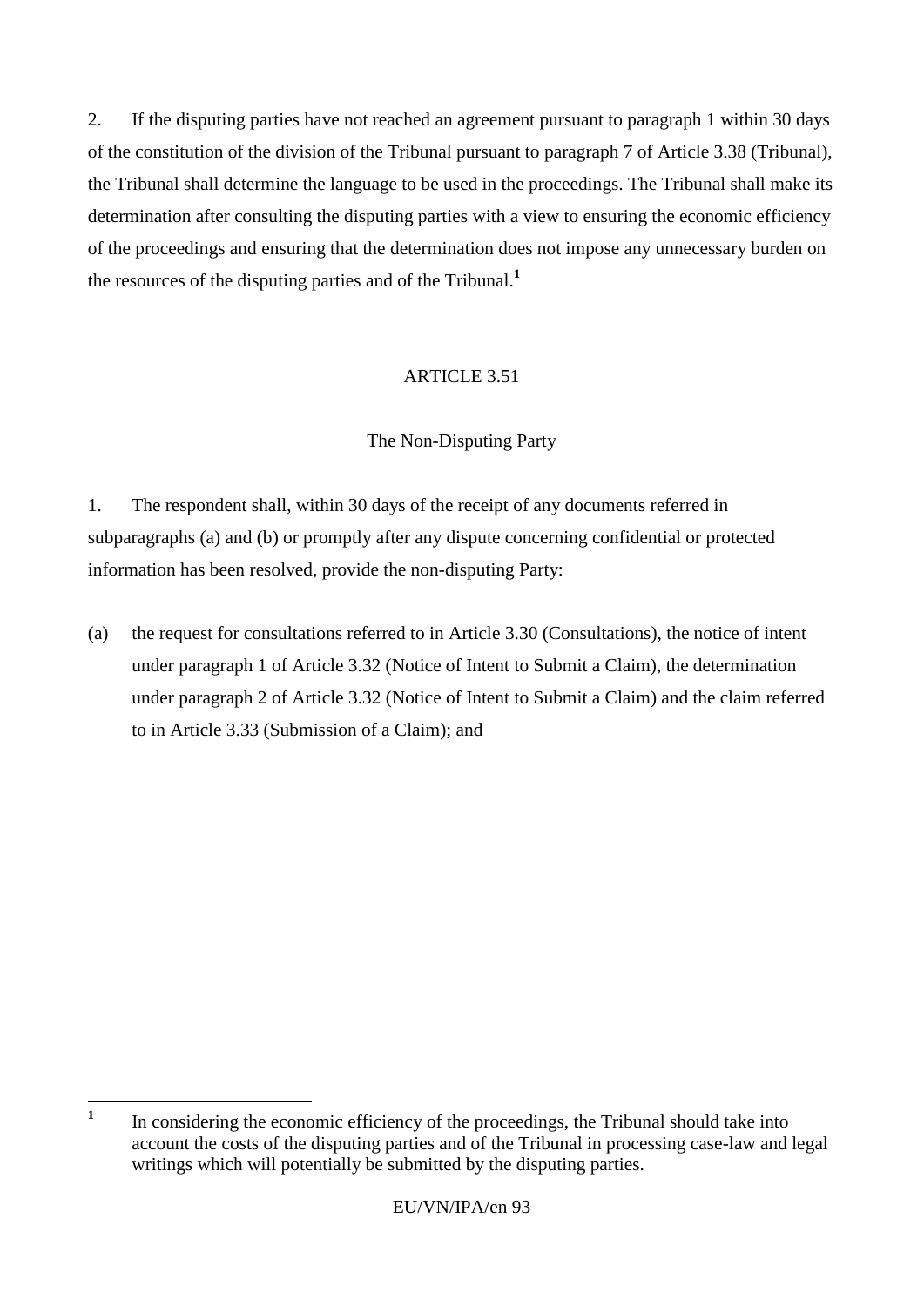2. If the disputing parties have not reached an agreement pursuant to paragraph 1 within 30 days of the constitution of the division of the Tribunal pursuant to paragraph 7 of Article 3.38 (Tribunal), the Tribunal shall determine the language to be used in the proceedings. The Tribunal shall make its determination after consulting the disputing parties with a view to ensuring the economic efficiency of the proceedings and ensuring that the determination does not impose any unnecessary burden on the resources of the disputing parties and of the Tribunal.[1]

ARTICLE 3.51

The Non-Disputing Party

1. The respondent shall, within 30 days of the receipt of any documents referred in subparagraphs (a) and (b) or promptly after any dispute concerning confidential or protected information has been resolved, provide the non-disputing Party:

(a) the request for consultations referred to in Article 3.30 (Consultations), the notice of intent under paragraph 1 of Article 3.32 (Notice of Intent to Submit a Claim), the determination under paragraph 2 of Article 3.32 (Notice of Intent to Submit a Claim) and the claim referred to in Article 3.33 (Submission of a Claim); and

---

[1] In considering the economic efficiency of the proceedings, the Tribunal should take into account the costs of the disputing parties and of the Tribunal in processing case-law and legal writings which will potentially be submitted by the disputing parties.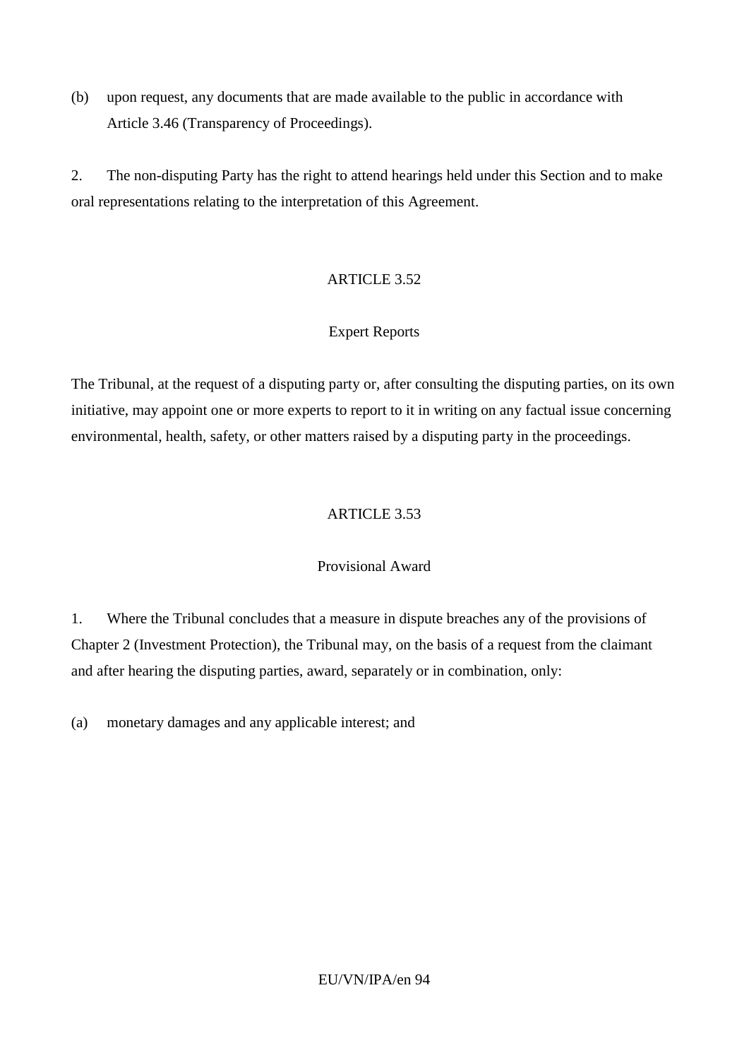(b) upon request, any documents that are made available to the public in accordance with Article 3.46 (Transparency of Proceedings).

2. The non-disputing Party has the right to attend hearings held under this Section and to make oral representations relating to the interpretation of this Agreement.

## ARTICLE 3.52

### Expert Reports

The Tribunal, at the request of a disputing party or, after consulting the disputing parties, on its own initiative, may appoint one or more experts to report to it in writing on any factual issue concerning environmental, health, safety, or other matters raised by a disputing party in the proceedings.

## ARTICLE 3.53

### Provisional Award

1. Where the Tribunal concludes that a measure in dispute breaches any of the provisions of Chapter 2 (Investment Protection), the Tribunal may, on the basis of a request from the claimant and after hearing the disputing parties, award, separately or in combination, only:

(a) monetary damages and any applicable interest; and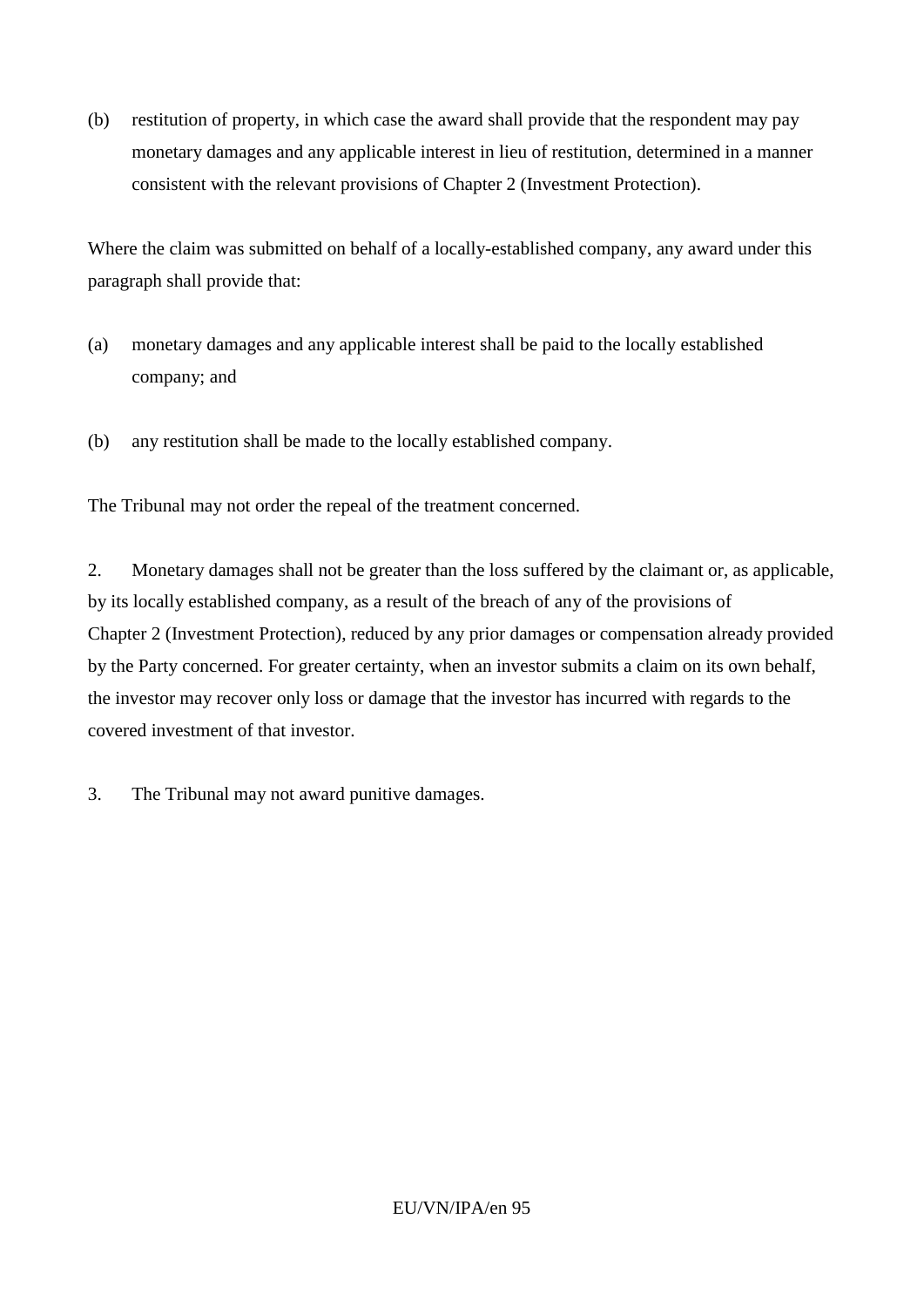(b) restitution of property, in which case the award shall provide that the respondent may pay monetary damages and any applicable interest in lieu of restitution, determined in a manner consistent with the relevant provisions of Chapter 2 (Investment Protection).

Where the claim was submitted on behalf of a locally-established company, any award under this paragraph shall provide that:

(a) monetary damages and any applicable interest shall be paid to the locally established company; and

(b) any restitution shall be made to the locally established company.

The Tribunal may not order the repeal of the treatment concerned.

2. Monetary damages shall not be greater than the loss suffered by the claimant or, as applicable, by its locally established company, as a result of the breach of any of the provisions of Chapter 2 (Investment Protection), reduced by any prior damages or compensation already provided by the Party concerned. For greater certainty, when an investor submits a claim on its own behalf, the investor may recover only loss or damage that the investor has incurred with regards to the covered investment of that investor.

3. The Tribunal may not award punitive damages.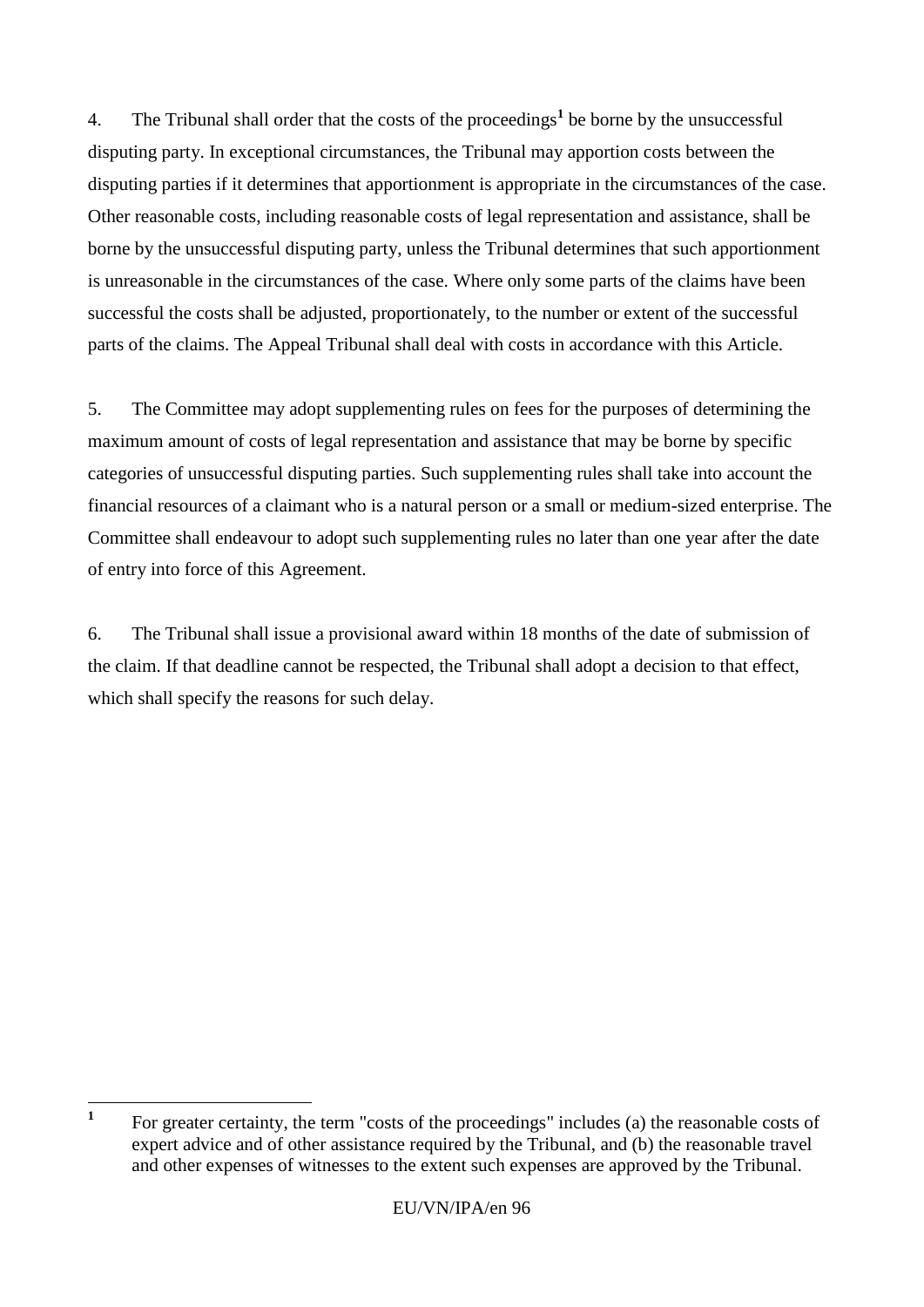4. The Tribunal shall order that the costs of the proceedings[1] be borne by the unsuccessful disputing party. In exceptional circumstances, the Tribunal may apportion costs between the disputing parties if it determines that apportionment is appropriate in the circumstances of the case. Other reasonable costs, including reasonable costs of legal representation and assistance, shall be borne by the unsuccessful disputing party, unless the Tribunal determines that such apportionment is unreasonable in the circumstances of the case. Where only some parts of the claims have been successful the costs shall be adjusted, proportionately, to the number or extent of the successful parts of the claims. The Appeal Tribunal shall deal with costs in accordance with this Article.

5. The Committee may adopt supplementing rules on fees for the purposes of determining the maximum amount of costs of legal representation and assistance that may be borne by specific categories of unsuccessful disputing parties. Such supplementing rules shall take into account the financial resources of a claimant who is a natural person or a small or medium-sized enterprise. The Committee shall endeavour to adopt such supplementing rules no later than one year after the date of entry into force of this Agreement.

6. The Tribunal shall issue a provisional award within 18 months of the date of submission of the claim. If that deadline cannot be respected, the Tribunal shall adopt a decision to that effect, which shall specify the reasons for such delay.

---

[1] For greater certainty, the term "costs of the proceedings" includes (a) the reasonable costs of expert advice and of other assistance required by the Tribunal, and (b) the reasonable travel and other expenses of witnesses to the extent such expenses are approved by the Tribunal.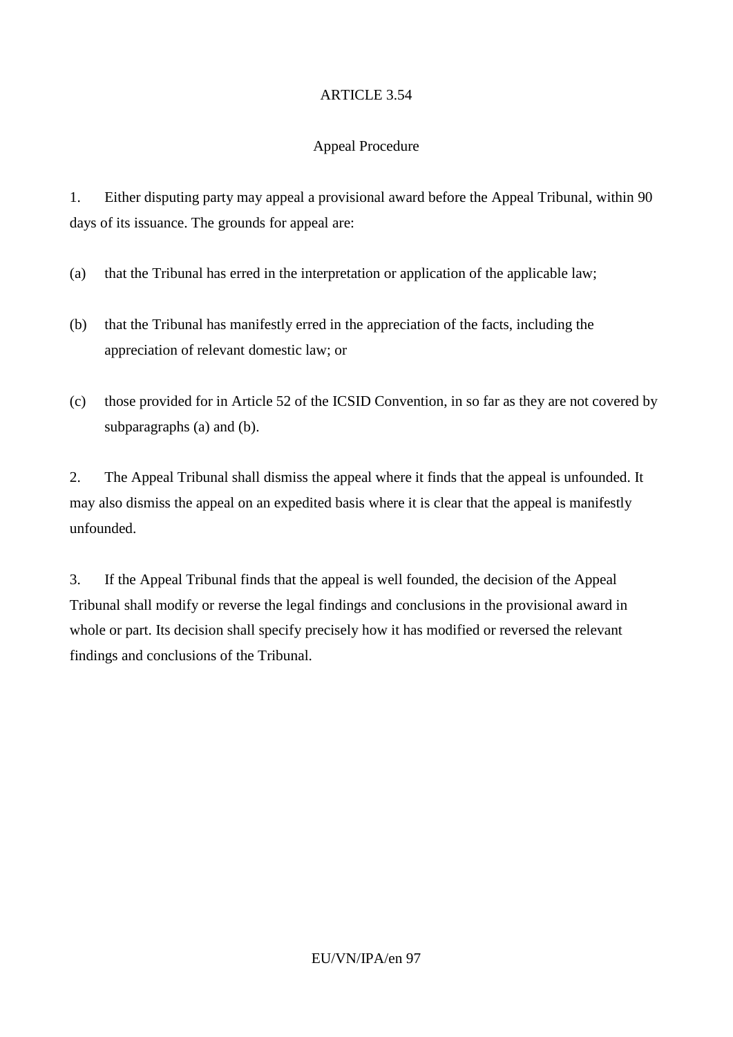ARTICLE 3.54

Appeal Procedure

1. Either disputing party may appeal a provisional award before the Appeal Tribunal, within 90 days of its issuance. The grounds for appeal are:

(a) that the Tribunal has erred in the interpretation or application of the applicable law;

(b) that the Tribunal has manifestly erred in the appreciation of the facts, including the appreciation of relevant domestic law; or

(c) those provided for in Article 52 of the ICSID Convention, in so far as they are not covered by subparagraphs (a) and (b).

2. The Appeal Tribunal shall dismiss the appeal where it finds that the appeal is unfounded. It may also dismiss the appeal on an expedited basis where it is clear that the appeal is manifestly unfounded.

3. If the Appeal Tribunal finds that the appeal is well founded, the decision of the Appeal Tribunal shall modify or reverse the legal findings and conclusions in the provisional award in whole or part. Its decision shall specify precisely how it has modified or reversed the relevant findings and conclusions of the Tribunal.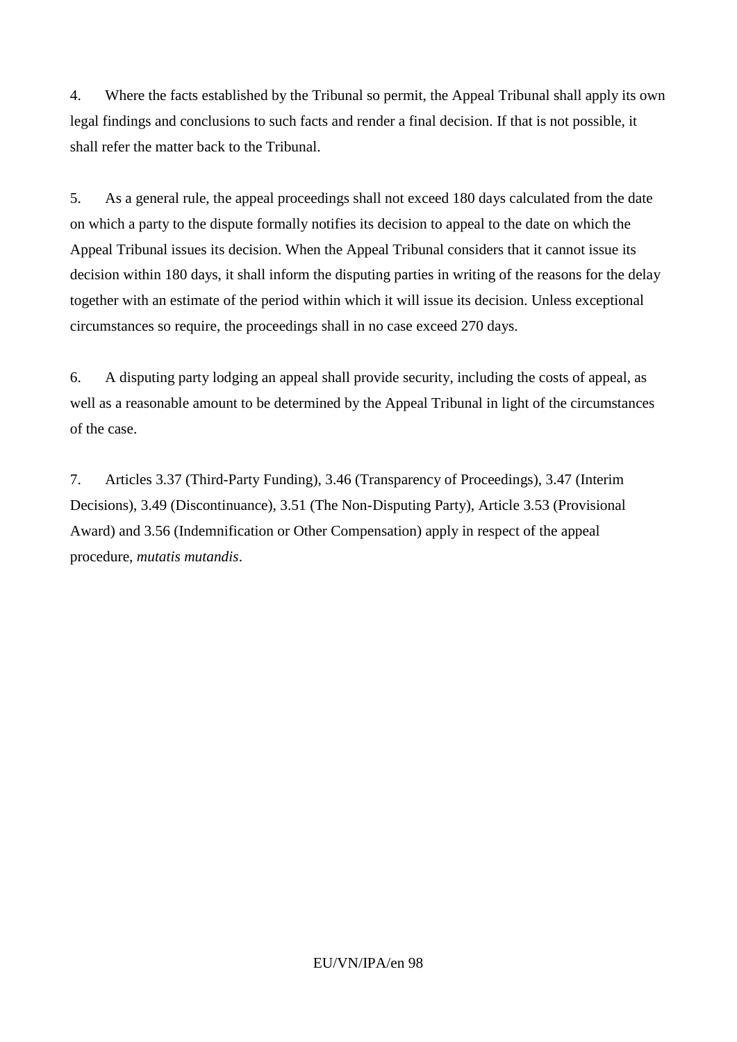4. Where the facts established by the Tribunal so permit, the Appeal Tribunal shall apply its own legal findings and conclusions to such facts and render a final decision. If that is not possible, it shall refer the matter back to the Tribunal.

5. As a general rule, the appeal proceedings shall not exceed 180 days calculated from the date on which a party to the dispute formally notifies its decision to appeal to the date on which the Appeal Tribunal issues its decision. When the Appeal Tribunal considers that it cannot issue its decision within 180 days, it shall inform the disputing parties in writing of the reasons for the delay together with an estimate of the period within which it will issue its decision. Unless exceptional circumstances so require, the proceedings shall in no case exceed 270 days.

6. A disputing party lodging an appeal shall provide security, including the costs of appeal, as well as a reasonable amount to be determined by the Appeal Tribunal in light of the circumstances of the case.

7. Articles 3.37 (Third-Party Funding), 3.46 (Transparency of Proceedings), 3.47 (Interim Decisions), 3.49 (Discontinuance), 3.51 (The Non-Disputing Party), Article 3.53 (Provisional Award) and 3.56 (Indemnification or Other Compensation) apply in respect of the appeal procedure, *mutatis mutandis*.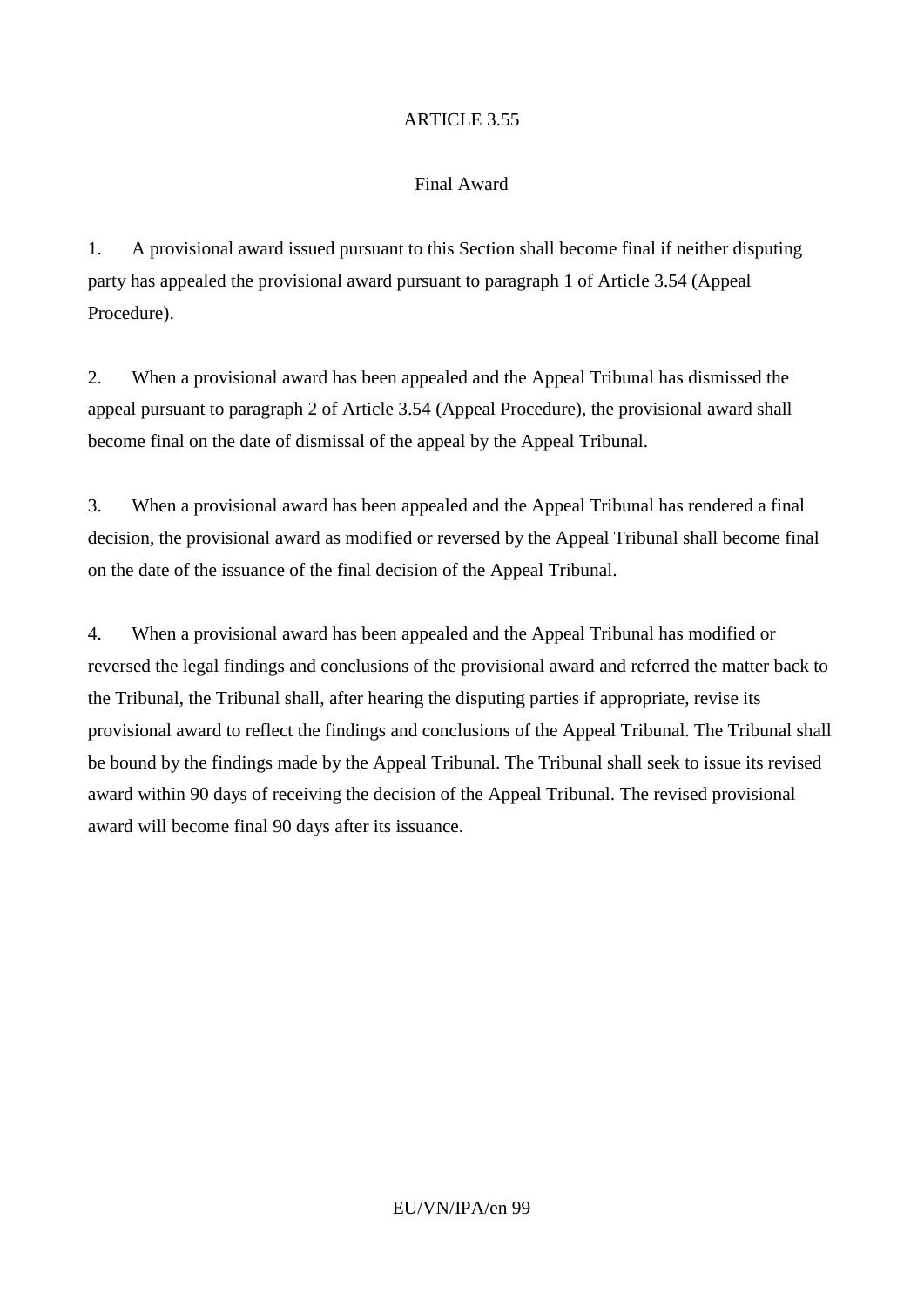## ARTICLE 3.55

### Final Award

1. A provisional award issued pursuant to this Section shall become final if neither disputing party has appealed the provisional award pursuant to paragraph 1 of Article 3.54 (Appeal Procedure).

2. When a provisional award has been appealed and the Appeal Tribunal has dismissed the appeal pursuant to paragraph 2 of Article 3.54 (Appeal Procedure), the provisional award shall become final on the date of dismissal of the appeal by the Appeal Tribunal.

3. When a provisional award has been appealed and the Appeal Tribunal has rendered a final decision, the provisional award as modified or reversed by the Appeal Tribunal shall become final on the date of the issuance of the final decision of the Appeal Tribunal.

4. When a provisional award has been appealed and the Appeal Tribunal has modified or reversed the legal findings and conclusions of the provisional award and referred the matter back to the Tribunal, the Tribunal shall, after hearing the disputing parties if appropriate, revise its provisional award to reflect the findings and conclusions of the Appeal Tribunal. The Tribunal shall be bound by the findings made by the Appeal Tribunal. The Tribunal shall seek to issue its revised award within 90 days of receiving the decision of the Appeal Tribunal. The revised provisional award will become final 90 days after its issuance.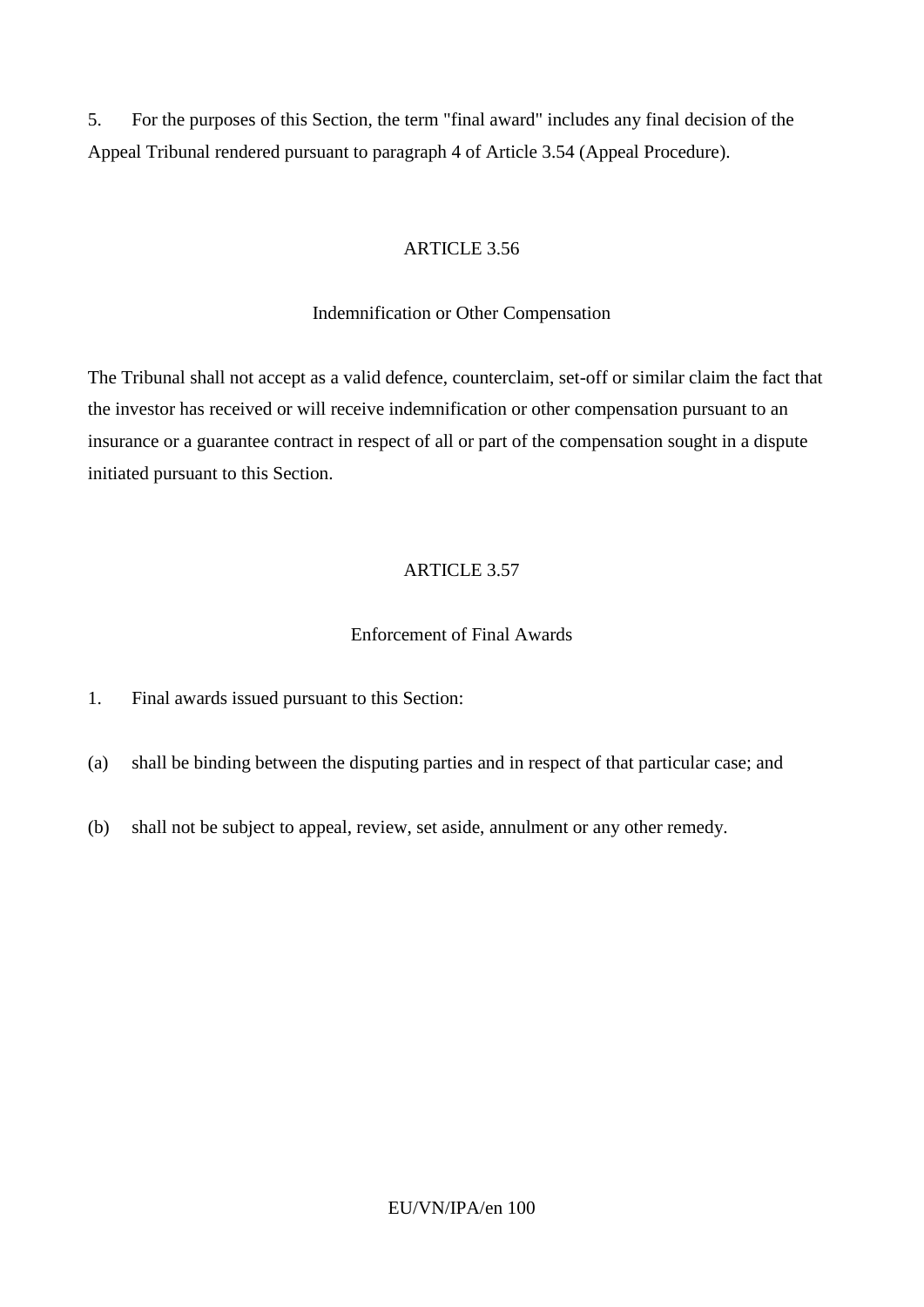5. For the purposes of this Section, the term "final award" includes any final decision of the Appeal Tribunal rendered pursuant to paragraph 4 of Article 3.54 (Appeal Procedure).

## ARTICLE 3.56

### Indemnification or Other Compensation

The Tribunal shall not accept as a valid defence, counterclaim, set-off or similar claim the fact that the investor has received or will receive indemnification or other compensation pursuant to an insurance or a guarantee contract in respect of all or part of the compensation sought in a dispute initiated pursuant to this Section.

## ARTICLE 3.57

### Enforcement of Final Awards

1. Final awards issued pursuant to this Section:

(a) shall be binding between the disputing parties and in respect of that particular case; and

(b) shall not be subject to appeal, review, set aside, annulment or any other remedy.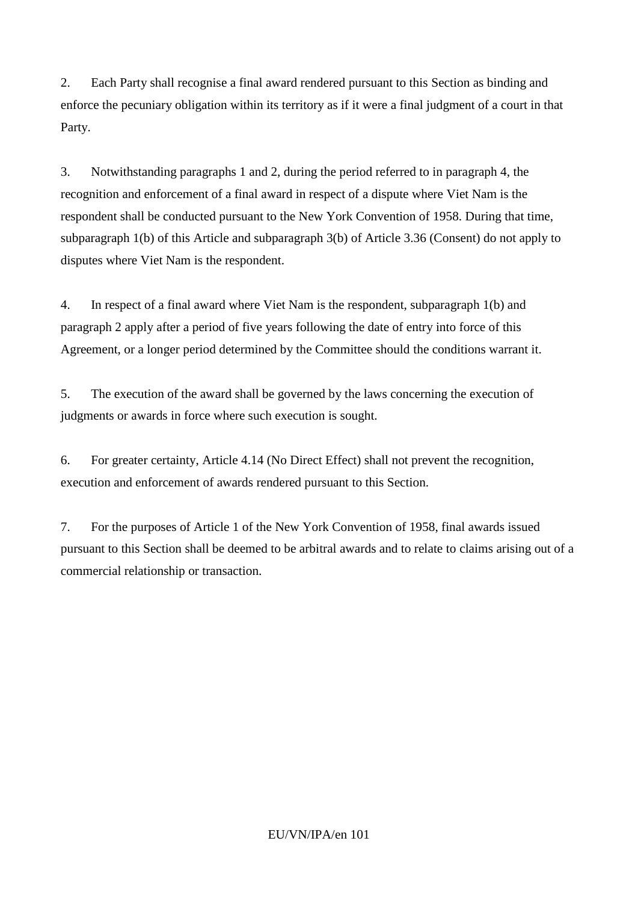2. Each Party shall recognise a final award rendered pursuant to this Section as binding and enforce the pecuniary obligation within its territory as if it were a final judgment of a court in that Party.

3. Notwithstanding paragraphs 1 and 2, during the period referred to in paragraph 4, the recognition and enforcement of a final award in respect of a dispute where Viet Nam is the respondent shall be conducted pursuant to the New York Convention of 1958. During that time, subparagraph 1(b) of this Article and subparagraph 3(b) of Article 3.36 (Consent) do not apply to disputes where Viet Nam is the respondent.

4. In respect of a final award where Viet Nam is the respondent, subparagraph 1(b) and paragraph 2 apply after a period of five years following the date of entry into force of this Agreement, or a longer period determined by the Committee should the conditions warrant it.

5. The execution of the award shall be governed by the laws concerning the execution of judgments or awards in force where such execution is sought.

6. For greater certainty, Article 4.14 (No Direct Effect) shall not prevent the recognition, execution and enforcement of awards rendered pursuant to this Section.

7. For the purposes of Article 1 of the New York Convention of 1958, final awards issued pursuant to this Section shall be deemed to be arbitral awards and to relate to claims arising out of a commercial relationship or transaction.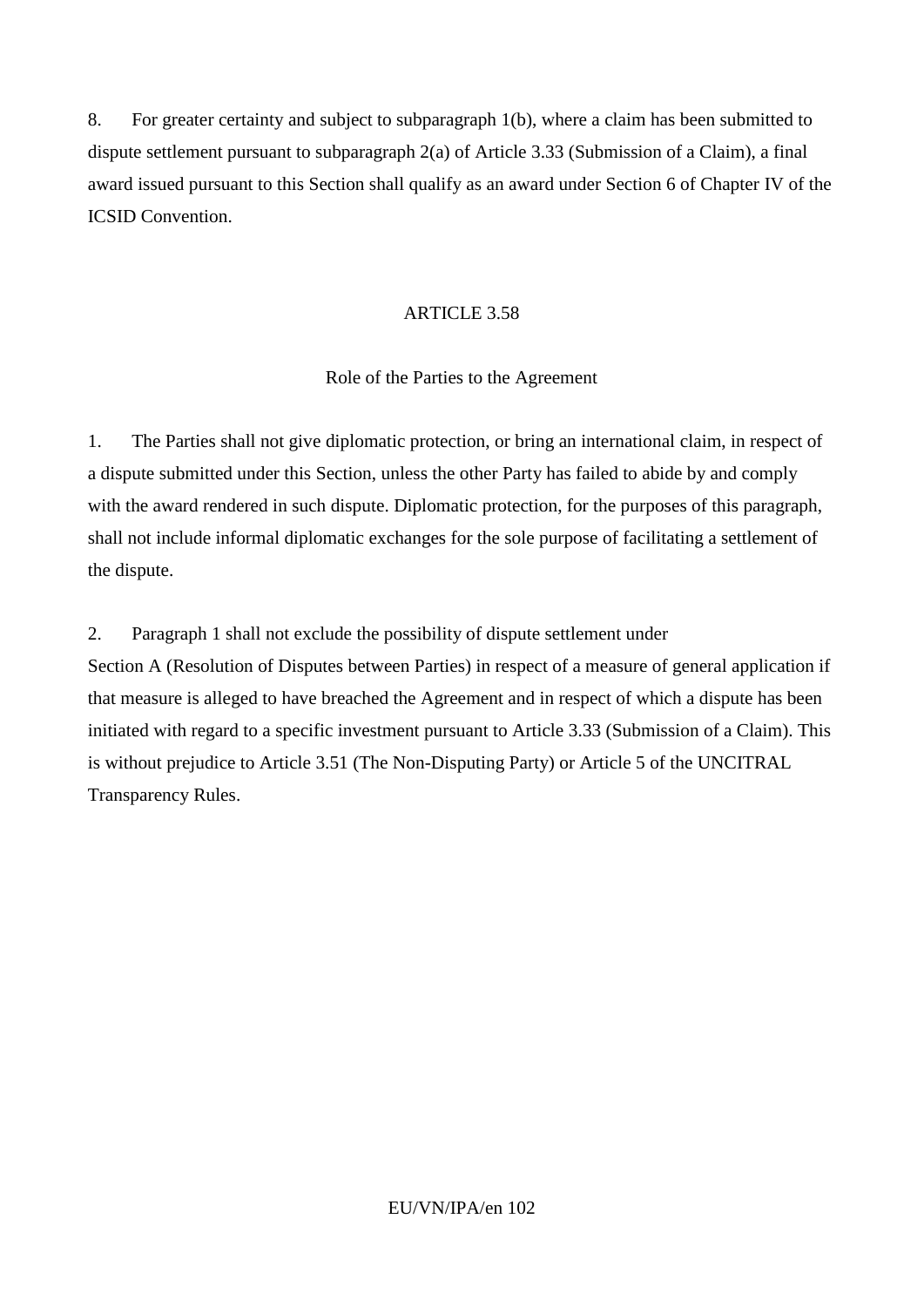8. For greater certainty and subject to subparagraph 1(b), where a claim has been submitted to dispute settlement pursuant to subparagraph 2(a) of Article 3.33 (Submission of a Claim), a final award issued pursuant to this Section shall qualify as an award under Section 6 of Chapter IV of the ICSID Convention.

ARTICLE 3.58

Role of the Parties to the Agreement

1. The Parties shall not give diplomatic protection, or bring an international claim, in respect of a dispute submitted under this Section, unless the other Party has failed to abide by and comply with the award rendered in such dispute. Diplomatic protection, for the purposes of this paragraph, shall not include informal diplomatic exchanges for the sole purpose of facilitating a settlement of the dispute.

2. Paragraph 1 shall not exclude the possibility of dispute settlement under Section A (Resolution of Disputes between Parties) in respect of a measure of general application if that measure is alleged to have breached the Agreement and in respect of which a dispute has been initiated with regard to a specific investment pursuant to Article 3.33 (Submission of a Claim). This is without prejudice to Article 3.51 (The Non-Disputing Party) or Article 5 of the UNCITRAL Transparency Rules.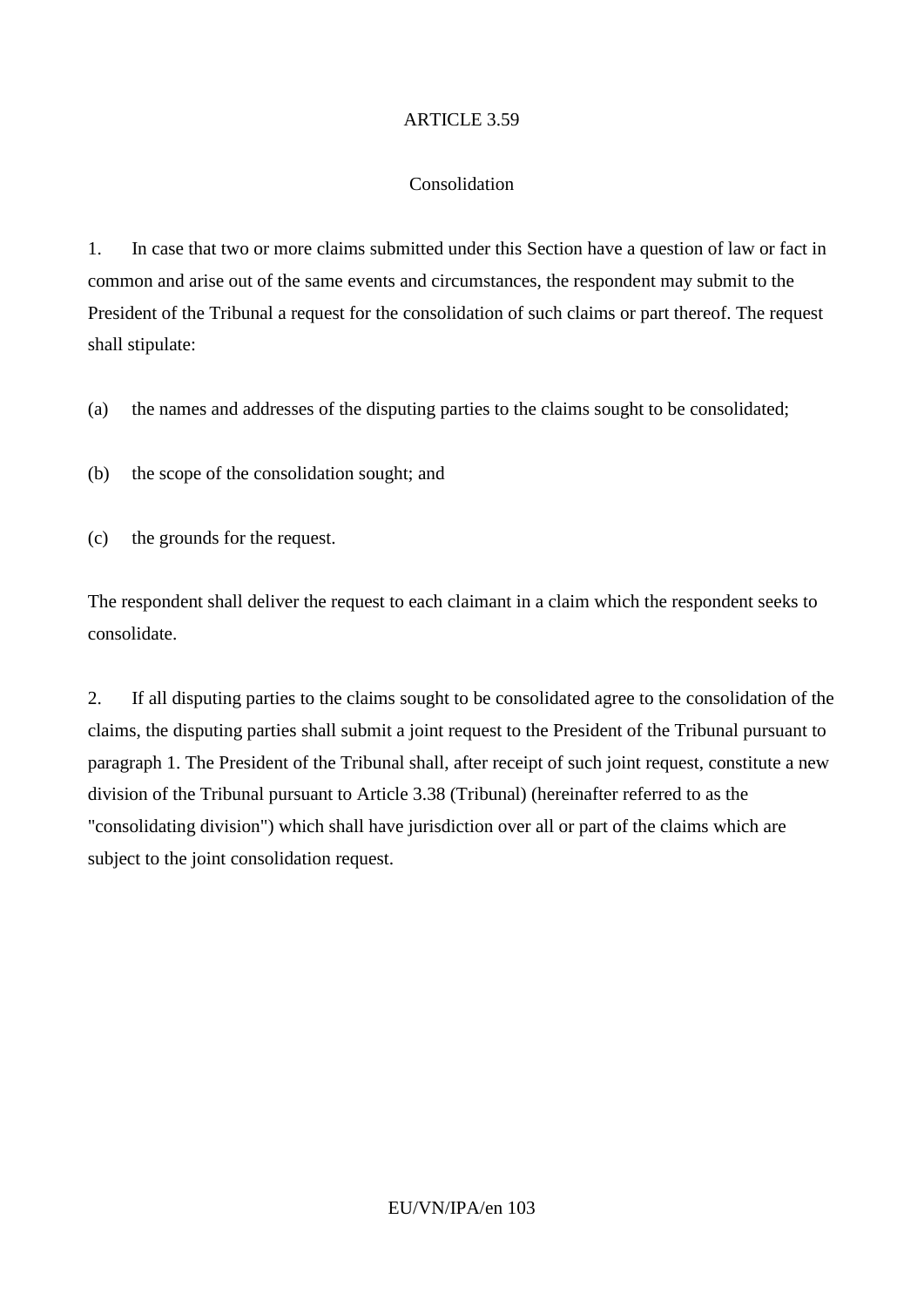ARTICLE 3.59

Consolidation

1. In case that two or more claims submitted under this Section have a question of law or fact in common and arise out of the same events and circumstances, the respondent may submit to the President of the Tribunal a request for the consolidation of such claims or part thereof. The request shall stipulate:

(a) the names and addresses of the disputing parties to the claims sought to be consolidated;

(b) the scope of the consolidation sought; and

(c) the grounds for the request.

The respondent shall deliver the request to each claimant in a claim which the respondent seeks to consolidate.

2. If all disputing parties to the claims sought to be consolidated agree to the consolidation of the claims, the disputing parties shall submit a joint request to the President of the Tribunal pursuant to paragraph 1. The President of the Tribunal shall, after receipt of such joint request, constitute a new division of the Tribunal pursuant to Article 3.38 (Tribunal) (hereinafter referred to as the "consolidating division") which shall have jurisdiction over all or part of the claims which are subject to the joint consolidation request.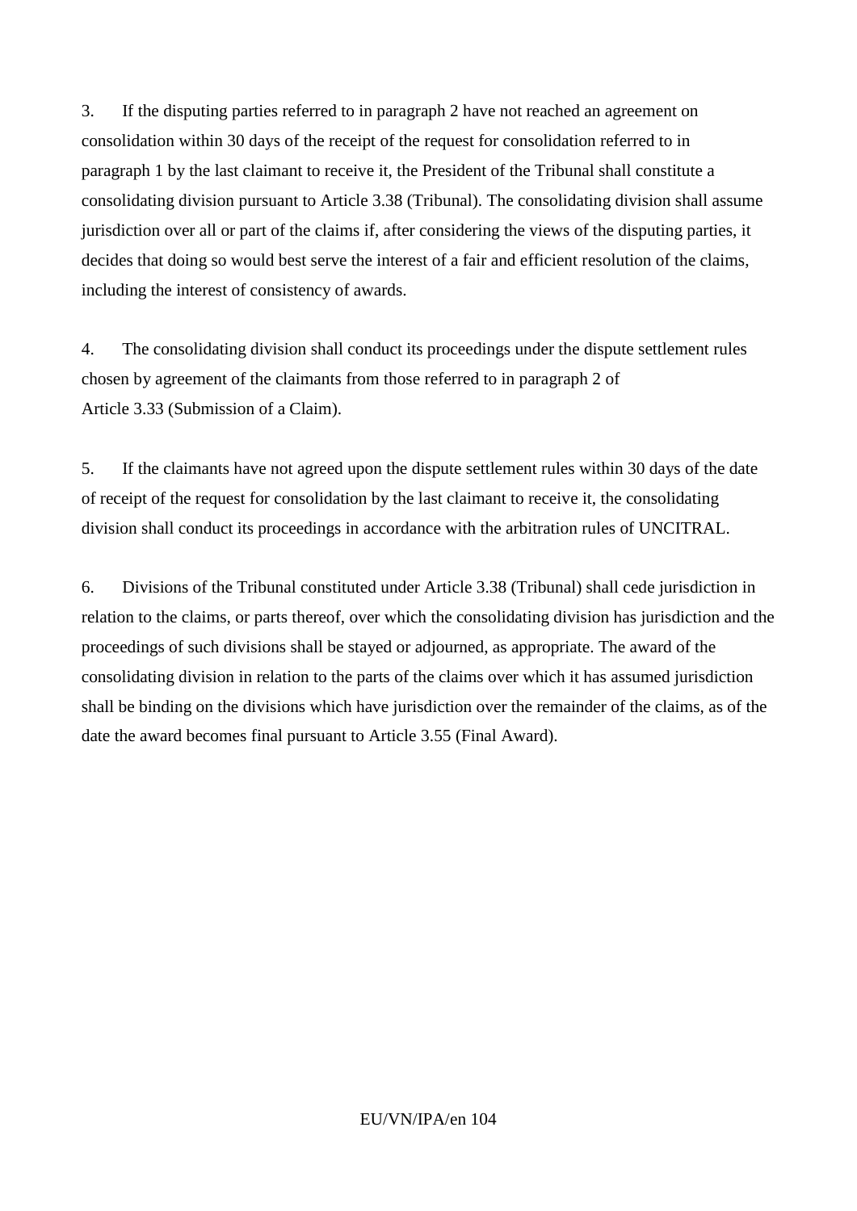3. If the disputing parties referred to in paragraph 2 have not reached an agreement on consolidation within 30 days of the receipt of the request for consolidation referred to in paragraph 1 by the last claimant to receive it, the President of the Tribunal shall constitute a consolidating division pursuant to Article 3.38 (Tribunal). The consolidating division shall assume jurisdiction over all or part of the claims if, after considering the views of the disputing parties, it decides that doing so would best serve the interest of a fair and efficient resolution of the claims, including the interest of consistency of awards.

4. The consolidating division shall conduct its proceedings under the dispute settlement rules chosen by agreement of the claimants from those referred to in paragraph 2 of Article 3.33 (Submission of a Claim).

5. If the claimants have not agreed upon the dispute settlement rules within 30 days of the date of receipt of the request for consolidation by the last claimant to receive it, the consolidating division shall conduct its proceedings in accordance with the arbitration rules of UNCITRAL.

6. Divisions of the Tribunal constituted under Article 3.38 (Tribunal) shall cede jurisdiction in relation to the claims, or parts thereof, over which the consolidating division has jurisdiction and the proceedings of such divisions shall be stayed or adjourned, as appropriate. The award of the consolidating division in relation to the parts of the claims over which it has assumed jurisdiction shall be binding on the divisions which have jurisdiction over the remainder of the claims, as of the date the award becomes final pursuant to Article 3.55 (Final Award).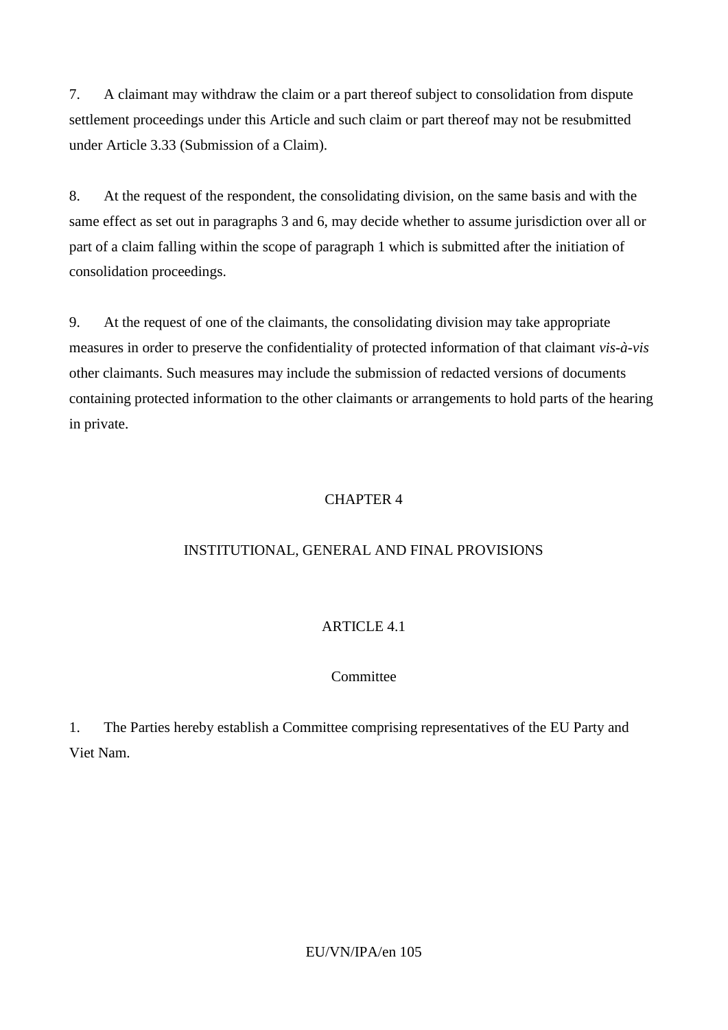7. A claimant may withdraw the claim or a part thereof subject to consolidation from dispute settlement proceedings under this Article and such claim or part thereof may not be resubmitted under Article 3.33 (Submission of a Claim).

8. At the request of the respondent, the consolidating division, on the same basis and with the same effect as set out in paragraphs 3 and 6, may decide whether to assume jurisdiction over all or part of a claim falling within the scope of paragraph 1 which is submitted after the initiation of consolidation proceedings.

9. At the request of one of the claimants, the consolidating division may take appropriate measures in order to preserve the confidentiality of protected information of that claimant *vis-à-vis* other claimants. Such measures may include the submission of redacted versions of documents containing protected information to the other claimants or arrangements to hold parts of the hearing in private.

## CHAPTER 4

## INSTITUTIONAL, GENERAL AND FINAL PROVISIONS

### ARTICLE 4.1

### Committee

1. The Parties hereby establish a Committee comprising representatives of the EU Party and Viet Nam.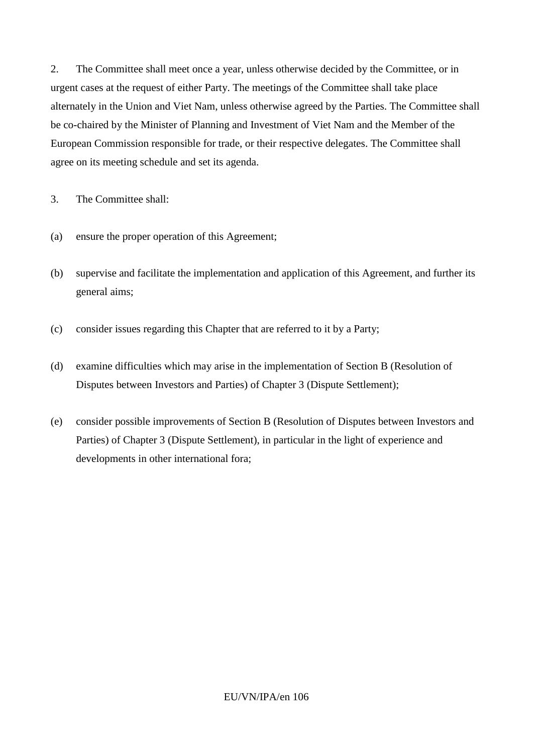2. The Committee shall meet once a year, unless otherwise decided by the Committee, or in urgent cases at the request of either Party. The meetings of the Committee shall take place alternately in the Union and Viet Nam, unless otherwise agreed by the Parties. The Committee shall be co-chaired by the Minister of Planning and Investment of Viet Nam and the Member of the European Commission responsible for trade, or their respective delegates. The Committee shall agree on its meeting schedule and set its agenda.

3. The Committee shall:

(a) ensure the proper operation of this Agreement;

(b) supervise and facilitate the implementation and application of this Agreement, and further its general aims;

(c) consider issues regarding this Chapter that are referred to it by a Party;

(d) examine difficulties which may arise in the implementation of Section B (Resolution of Disputes between Investors and Parties) of Chapter 3 (Dispute Settlement);

(e) consider possible improvements of Section B (Resolution of Disputes between Investors and Parties) of Chapter 3 (Dispute Settlement), in particular in the light of experience and developments in other international fora;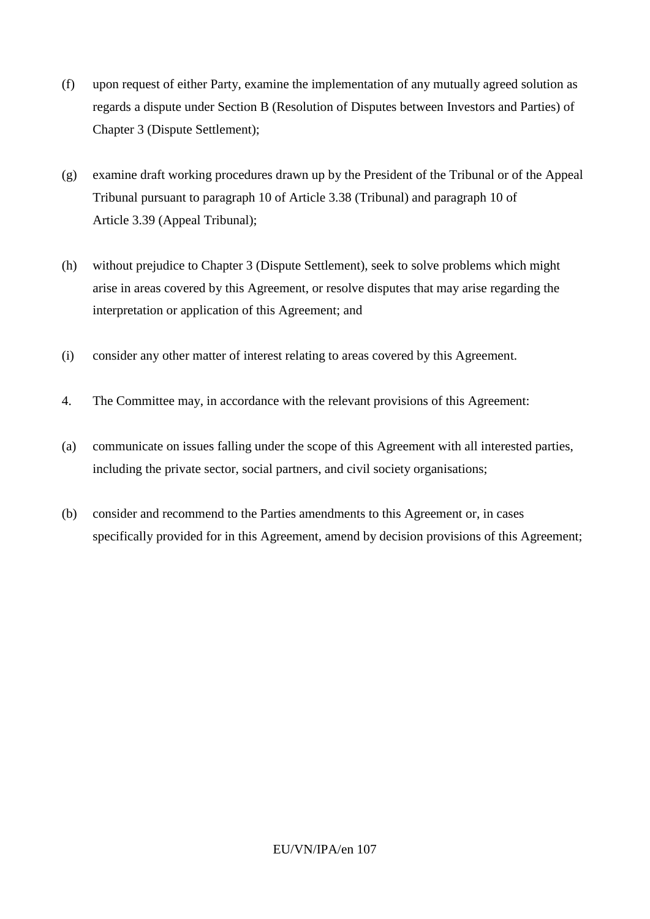(f) upon request of either Party, examine the implementation of any mutually agreed solution as regards a dispute under Section B (Resolution of Disputes between Investors and Parties) of Chapter 3 (Dispute Settlement);

(g) examine draft working procedures drawn up by the President of the Tribunal or of the Appeal Tribunal pursuant to paragraph 10 of Article 3.38 (Tribunal) and paragraph 10 of Article 3.39 (Appeal Tribunal);

(h) without prejudice to Chapter 3 (Dispute Settlement), seek to solve problems which might arise in areas covered by this Agreement, or resolve disputes that may arise regarding the interpretation or application of this Agreement; and

(i) consider any other matter of interest relating to areas covered by this Agreement.

4. The Committee may, in accordance with the relevant provisions of this Agreement:

(a) communicate on issues falling under the scope of this Agreement with all interested parties, including the private sector, social partners, and civil society organisations;

(b) consider and recommend to the Parties amendments to this Agreement or, in cases specifically provided for in this Agreement, amend by decision provisions of this Agreement;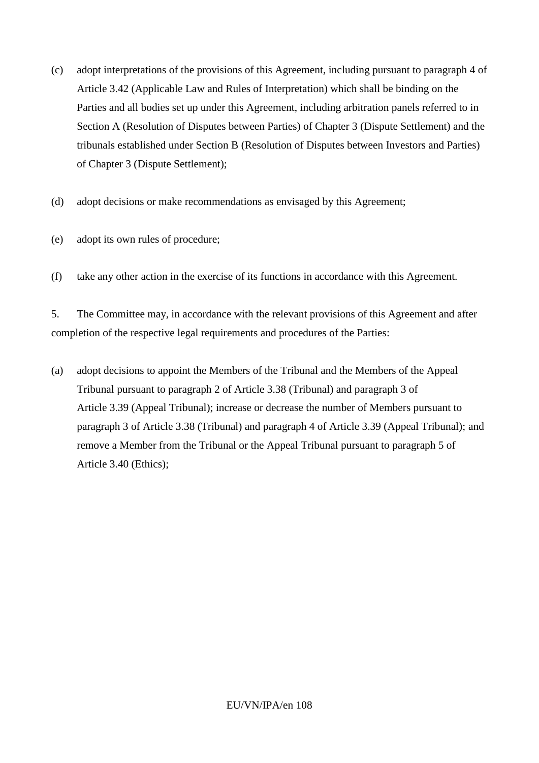(c) adopt interpretations of the provisions of this Agreement, including pursuant to paragraph 4 of Article 3.42 (Applicable Law and Rules of Interpretation) which shall be binding on the Parties and all bodies set up under this Agreement, including arbitration panels referred to in Section A (Resolution of Disputes between Parties) of Chapter 3 (Dispute Settlement) and the tribunals established under Section B (Resolution of Disputes between Investors and Parties) of Chapter 3 (Dispute Settlement);

(d) adopt decisions or make recommendations as envisaged by this Agreement;

(e) adopt its own rules of procedure;

(f) take any other action in the exercise of its functions in accordance with this Agreement.

5. The Committee may, in accordance with the relevant provisions of this Agreement and after completion of the respective legal requirements and procedures of the Parties:

(a) adopt decisions to appoint the Members of the Tribunal and the Members of the Appeal Tribunal pursuant to paragraph 2 of Article 3.38 (Tribunal) and paragraph 3 of Article 3.39 (Appeal Tribunal); increase or decrease the number of Members pursuant to paragraph 3 of Article 3.38 (Tribunal) and paragraph 4 of Article 3.39 (Appeal Tribunal); and remove a Member from the Tribunal or the Appeal Tribunal pursuant to paragraph 5 of Article 3.40 (Ethics);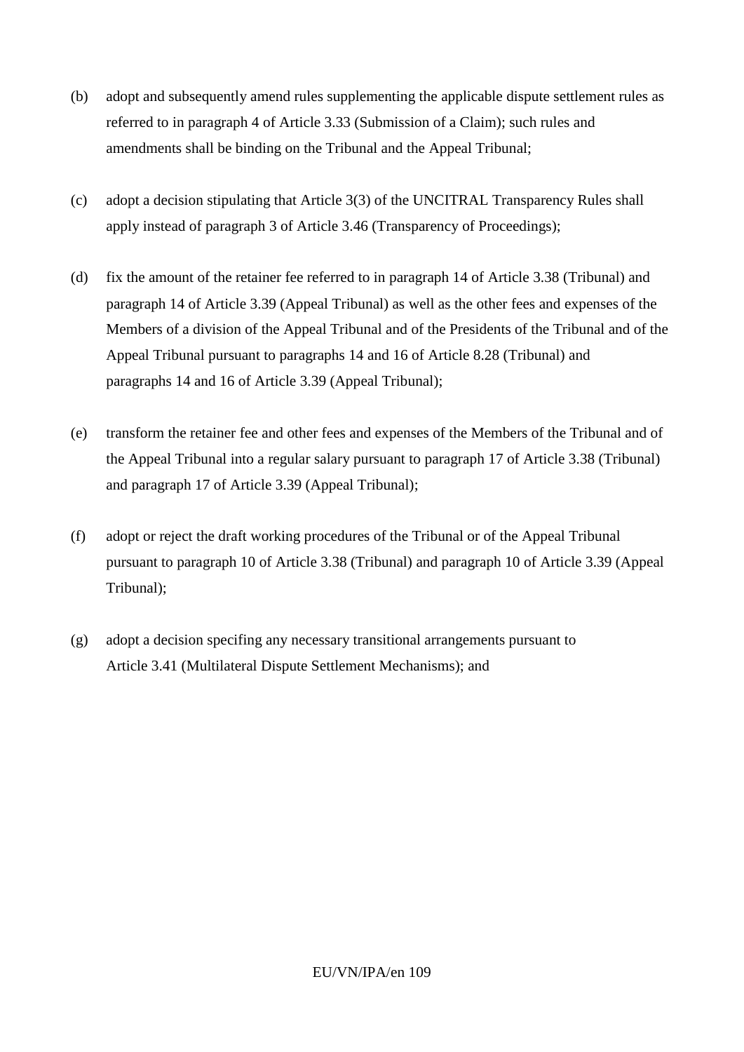(b) adopt and subsequently amend rules supplementing the applicable dispute settlement rules as referred to in paragraph 4 of Article 3.33 (Submission of a Claim); such rules and amendments shall be binding on the Tribunal and the Appeal Tribunal;

(c) adopt a decision stipulating that Article 3(3) of the UNCITRAL Transparency Rules shall apply instead of paragraph 3 of Article 3.46 (Transparency of Proceedings);

(d) fix the amount of the retainer fee referred to in paragraph 14 of Article 3.38 (Tribunal) and paragraph 14 of Article 3.39 (Appeal Tribunal) as well as the other fees and expenses of the Members of a division of the Appeal Tribunal and of the Presidents of the Tribunal and of the Appeal Tribunal pursuant to paragraphs 14 and 16 of Article 8.28 (Tribunal) and paragraphs 14 and 16 of Article 3.39 (Appeal Tribunal);

(e) transform the retainer fee and other fees and expenses of the Members of the Tribunal and of the Appeal Tribunal into a regular salary pursuant to paragraph 17 of Article 3.38 (Tribunal) and paragraph 17 of Article 3.39 (Appeal Tribunal);

(f) adopt or reject the draft working procedures of the Tribunal or of the Appeal Tribunal pursuant to paragraph 10 of Article 3.38 (Tribunal) and paragraph 10 of Article 3.39 (Appeal Tribunal);

(g) adopt a decision specifing any necessary transitional arrangements pursuant to Article 3.41 (Multilateral Dispute Settlement Mechanisms); and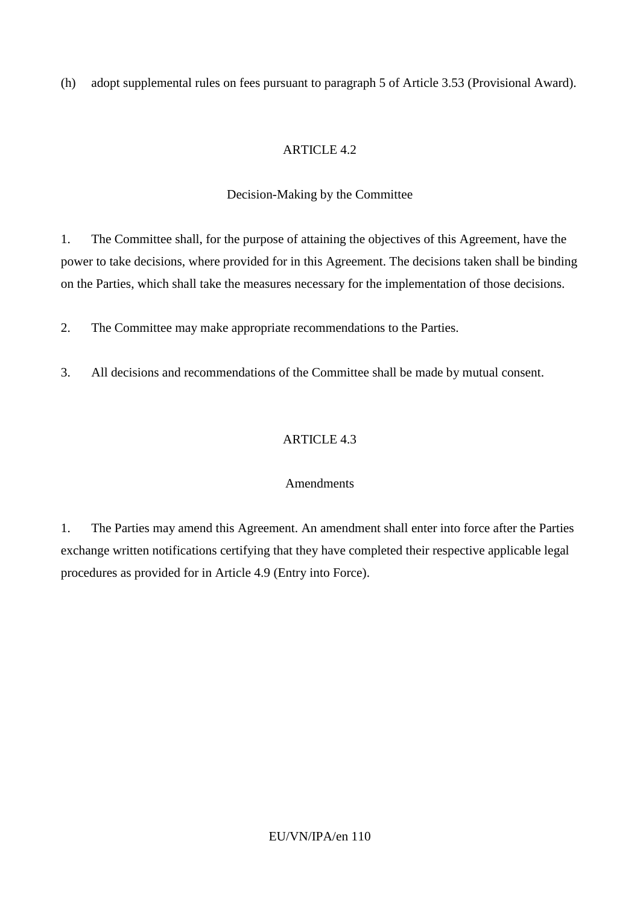(h) adopt supplemental rules on fees pursuant to paragraph 5 of Article 3.53 (Provisional Award).

## ARTICLE 4.2

### Decision-Making by the Committee

1. The Committee shall, for the purpose of attaining the objectives of this Agreement, have the power to take decisions, where provided for in this Agreement. The decisions taken shall be binding on the Parties, which shall take the measures necessary for the implementation of those decisions.

2. The Committee may make appropriate recommendations to the Parties.

3. All decisions and recommendations of the Committee shall be made by mutual consent.

## ARTICLE 4.3

### Amendments

1. The Parties may amend this Agreement. An amendment shall enter into force after the Parties exchange written notifications certifying that they have completed their respective applicable legal procedures as provided for in Article 4.9 (Entry into Force).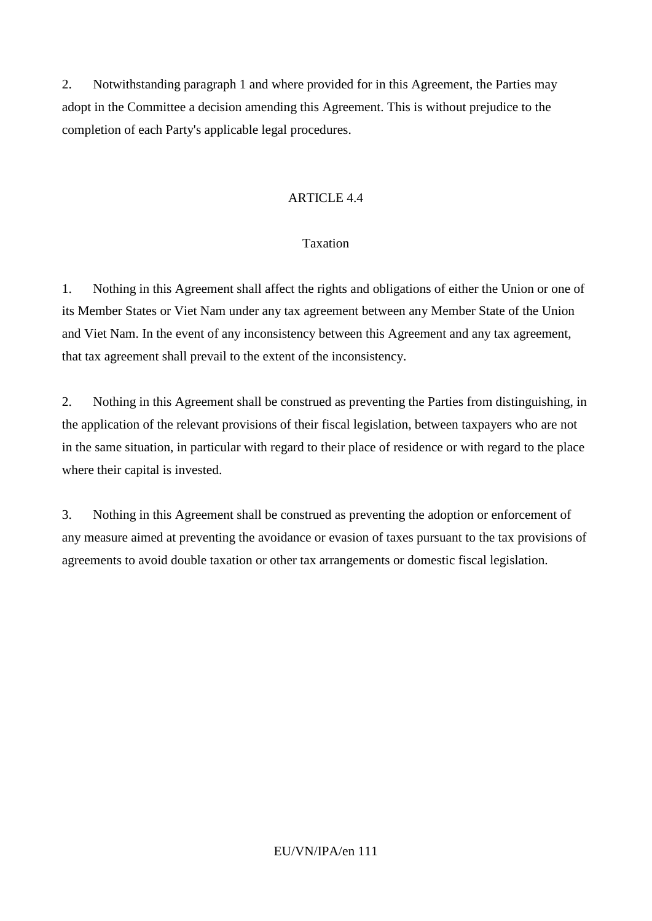2. Notwithstanding paragraph 1 and where provided for in this Agreement, the Parties may adopt in the Committee a decision amending this Agreement. This is without prejudice to the completion of each Party's applicable legal procedures.

ARTICLE 4.4

Taxation

1. Nothing in this Agreement shall affect the rights and obligations of either the Union or one of its Member States or Viet Nam under any tax agreement between any Member State of the Union and Viet Nam. In the event of any inconsistency between this Agreement and any tax agreement, that tax agreement shall prevail to the extent of the inconsistency.

2. Nothing in this Agreement shall be construed as preventing the Parties from distinguishing, in the application of the relevant provisions of their fiscal legislation, between taxpayers who are not in the same situation, in particular with regard to their place of residence or with regard to the place where their capital is invested.

3. Nothing in this Agreement shall be construed as preventing the adoption or enforcement of any measure aimed at preventing the avoidance or evasion of taxes pursuant to the tax provisions of agreements to avoid double taxation or other tax arrangements or domestic fiscal legislation.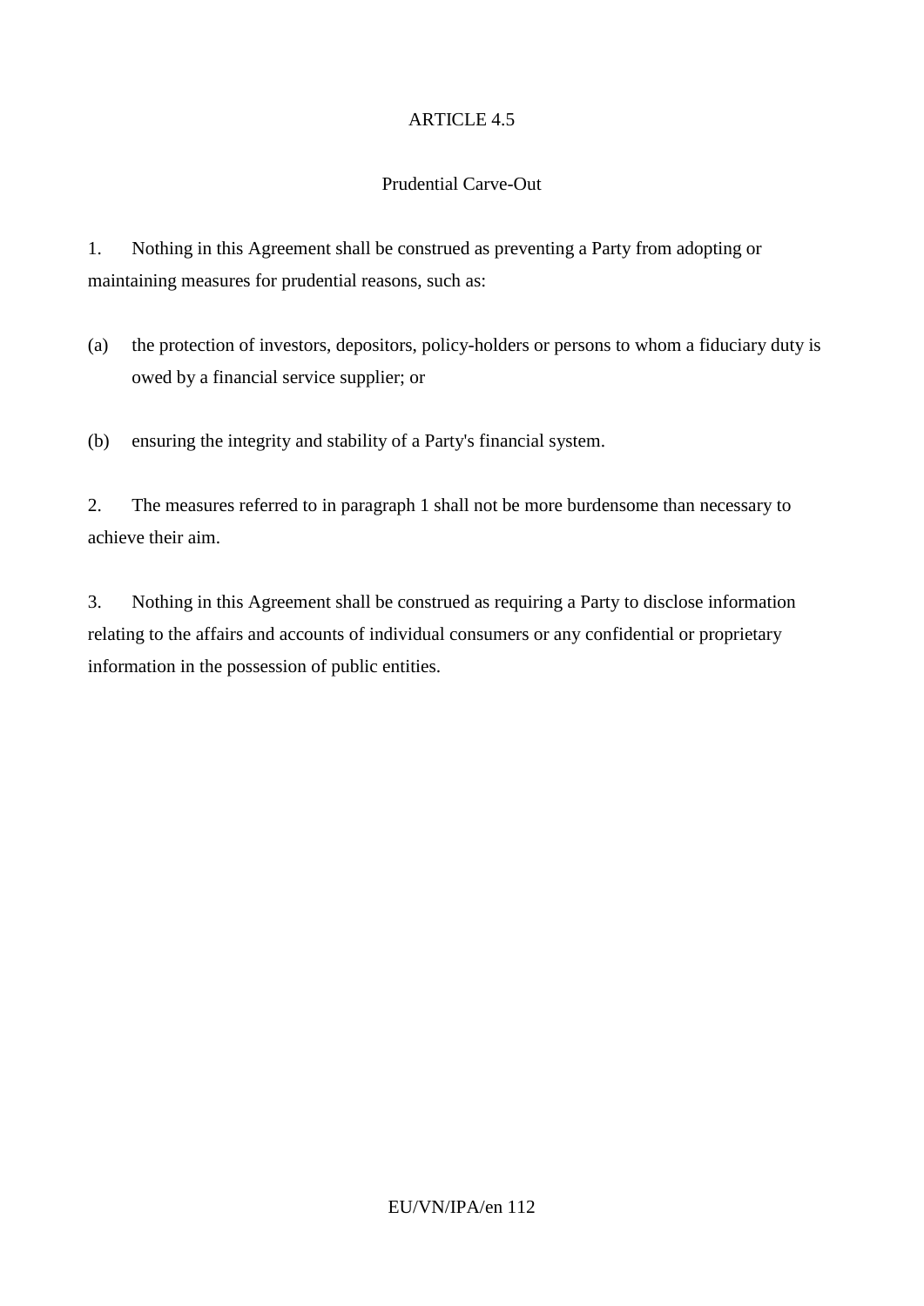## ARTICLE 4.5

### Prudential Carve-Out

1. Nothing in this Agreement shall be construed as preventing a Party from adopting or maintaining measures for prudential reasons, such as:

(a) the protection of investors, depositors, policy-holders or persons to whom a fiduciary duty is owed by a financial service supplier; or

(b) ensuring the integrity and stability of a Party's financial system.

2. The measures referred to in paragraph 1 shall not be more burdensome than necessary to achieve their aim.

3. Nothing in this Agreement shall be construed as requiring a Party to disclose information relating to the affairs and accounts of individual consumers or any confidential or proprietary information in the possession of public entities.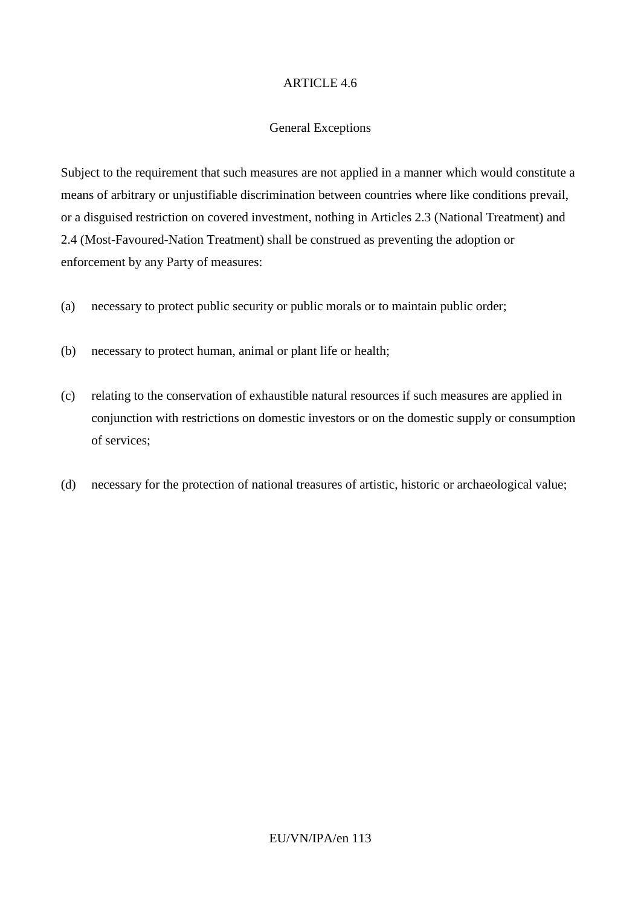## ARTICLE 4.6

### General Exceptions

Subject to the requirement that such measures are not applied in a manner which would constitute a means of arbitrary or unjustifiable discrimination between countries where like conditions prevail, or a disguised restriction on covered investment, nothing in Articles 2.3 (National Treatment) and 2.4 (Most-Favoured-Nation Treatment) shall be construed as preventing the adoption or enforcement by any Party of measures:

(a) necessary to protect public security or public morals or to maintain public order;

(b) necessary to protect human, animal or plant life or health;

(c) relating to the conservation of exhaustible natural resources if such measures are applied in conjunction with restrictions on domestic investors or on the domestic supply or consumption of services;

(d) necessary for the protection of national treasures of artistic, historic or archaeological value;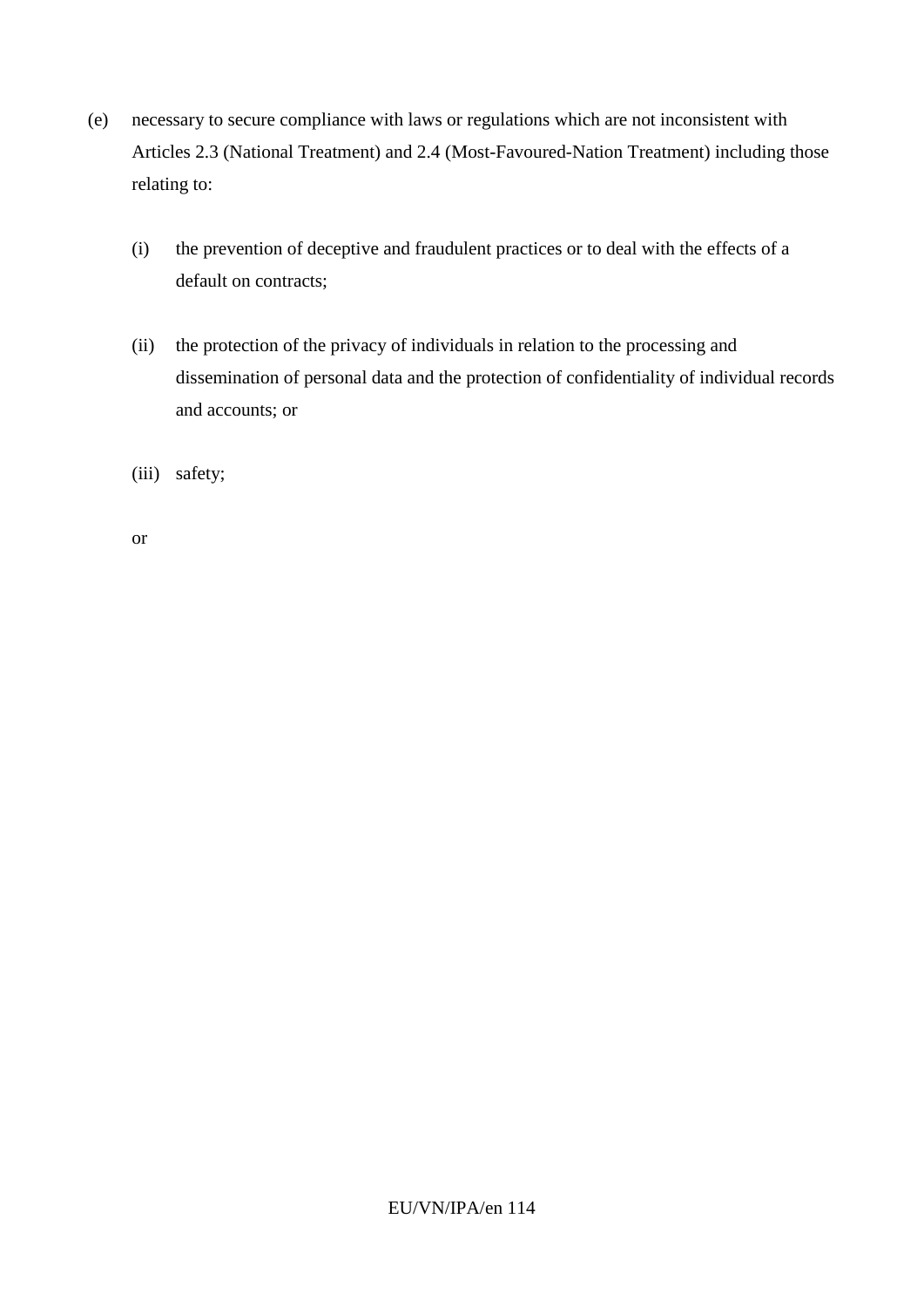(e) necessary to secure compliance with laws or regulations which are not inconsistent with Articles 2.3 (National Treatment) and 2.4 (Most-Favoured-Nation Treatment) including those relating to:

  (i) the prevention of deceptive and fraudulent practices or to deal with the effects of a default on contracts;

  (ii) the protection of the privacy of individuals in relation to the processing and dissemination of personal data and the protection of confidentiality of individual records and accounts; or

  (iii) safety;

  or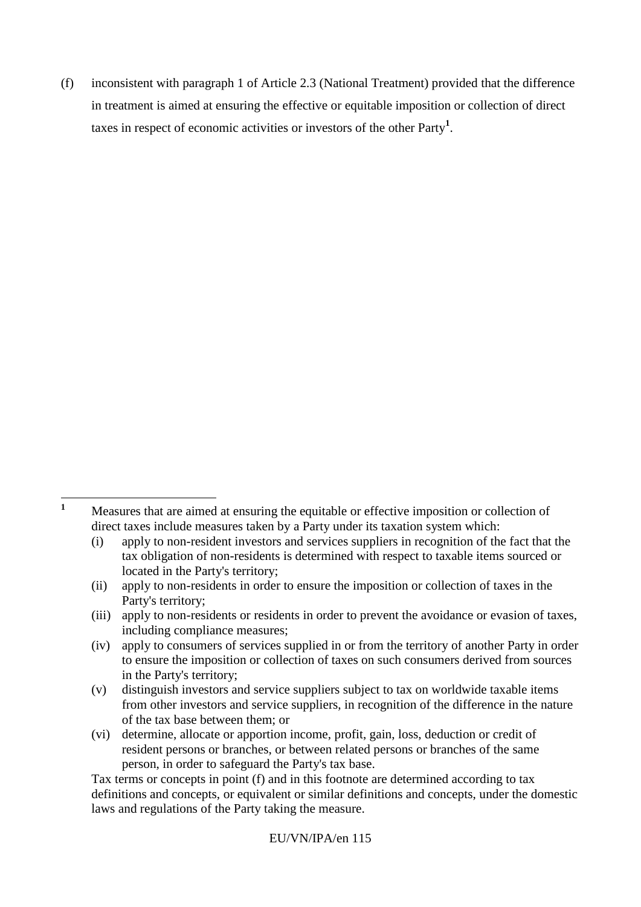(f) inconsistent with paragraph 1 of Article 2.3 (National Treatment) provided that the difference in treatment is aimed at ensuring the effective or equitable imposition or collection of direct taxes in respect of economic activities or investors of the other Party[1].

---

[1] Measures that are aimed at ensuring the equitable or effective imposition or collection of direct taxes include measures taken by a Party under its taxation system which:

(i) apply to non-resident investors and services suppliers in recognition of the fact that the tax obligation of non-residents is determined with respect to taxable items sourced or located in the Party's territory;

(ii) apply to non-residents in order to ensure the imposition or collection of taxes in the Party's territory;

(iii) apply to non-residents or residents in order to prevent the avoidance or evasion of taxes, including compliance measures;

(iv) apply to consumers of services supplied in or from the territory of another Party in order to ensure the imposition or collection of taxes on such consumers derived from sources in the Party's territory;

(v) distinguish investors and service suppliers subject to tax on worldwide taxable items from other investors and service suppliers, in recognition of the difference in the nature of the tax base between them; or

(vi) determine, allocate or apportion income, profit, gain, loss, deduction or credit of resident persons or branches, or between related persons or branches of the same person, in order to safeguard the Party's tax base.

Tax terms or concepts in point (f) and in this footnote are determined according to tax definitions and concepts, or equivalent or similar definitions and concepts, under the domestic laws and regulations of the Party taking the measure.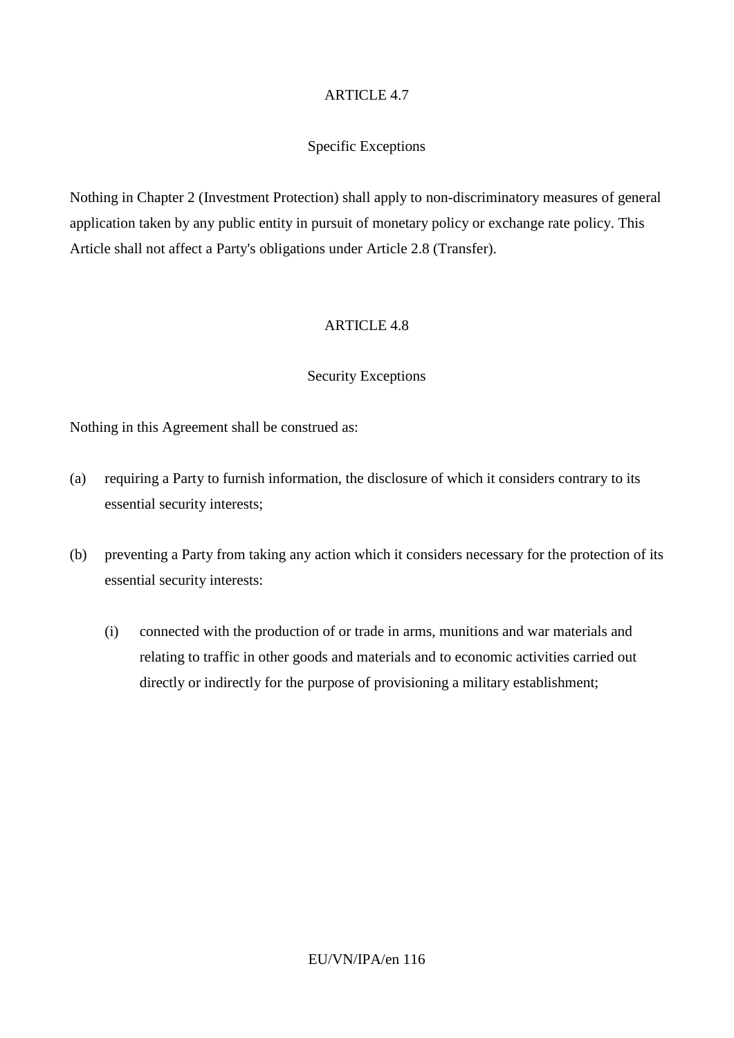## ARTICLE 4.7

### Specific Exceptions

Nothing in Chapter 2 (Investment Protection) shall apply to non-discriminatory measures of general application taken by any public entity in pursuit of monetary policy or exchange rate policy. This Article shall not affect a Party's obligations under Article 2.8 (Transfer).

## ARTICLE 4.8

### Security Exceptions

Nothing in this Agreement shall be construed as:

(a) requiring a Party to furnish information, the disclosure of which it considers contrary to its essential security interests;

(b) preventing a Party from taking any action which it considers necessary for the protection of its essential security interests:

  (i) connected with the production of or trade in arms, munitions and war materials and relating to traffic in other goods and materials and to economic activities carried out directly or indirectly for the purpose of provisioning a military establishment;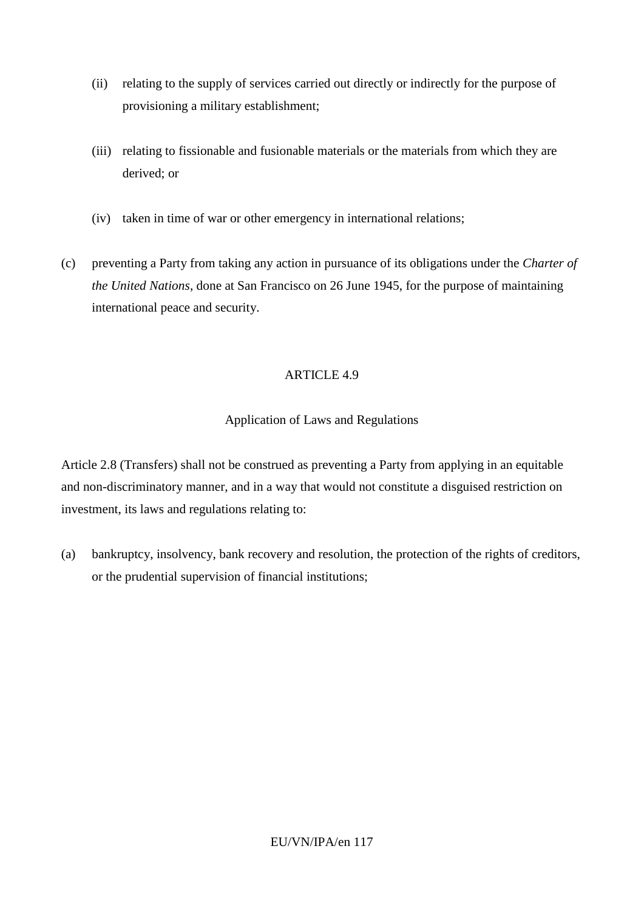(ii) relating to the supply of services carried out directly or indirectly for the purpose of provisioning a military establishment;

(iii) relating to fissionable and fusionable materials or the materials from which they are derived; or

(iv) taken in time of war or other emergency in international relations;

(c) preventing a Party from taking any action in pursuance of its obligations under the *Charter of the United Nations*, done at San Francisco on 26 June 1945, for the purpose of maintaining international peace and security.

ARTICLE 4.9

Application of Laws and Regulations

Article 2.8 (Transfers) shall not be construed as preventing a Party from applying in an equitable and non-discriminatory manner, and in a way that would not constitute a disguised restriction on investment, its laws and regulations relating to:

(a) bankruptcy, insolvency, bank recovery and resolution, the protection of the rights of creditors, or the prudential supervision of financial institutions;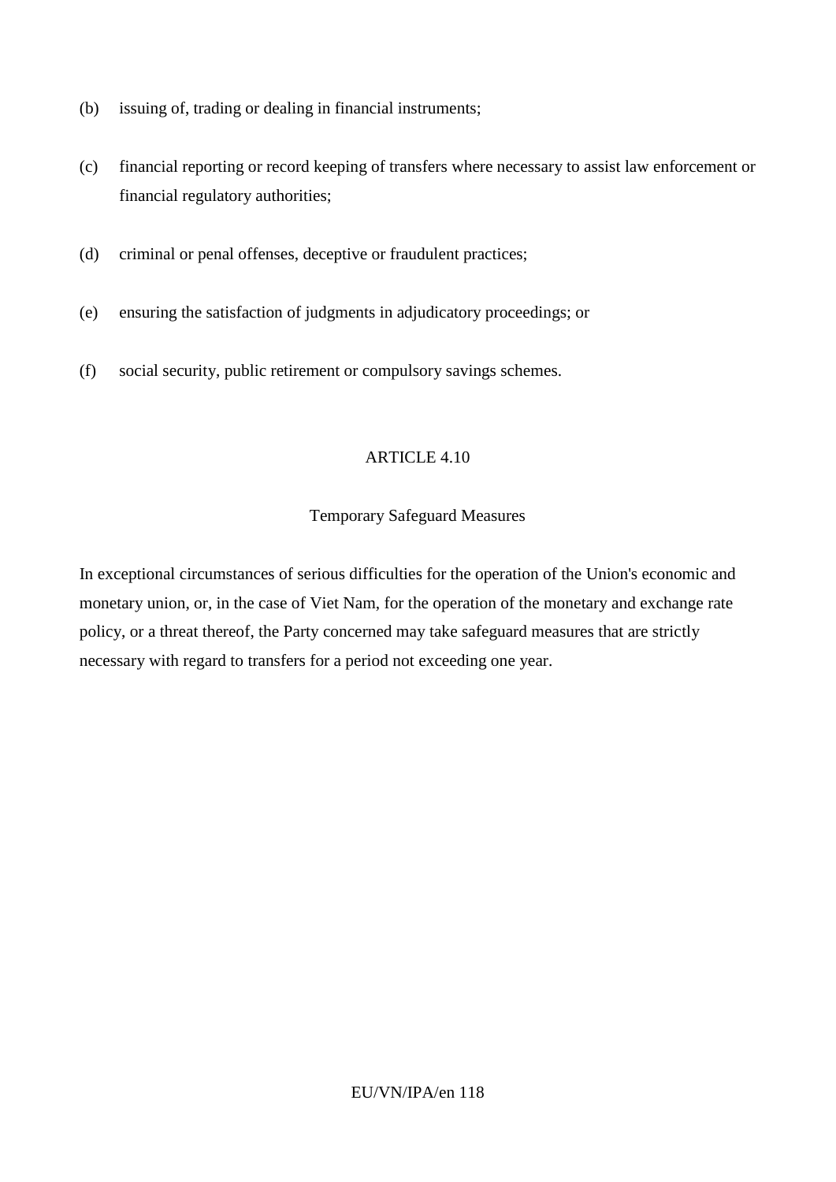(b) issuing of, trading or dealing in financial instruments;

(c) financial reporting or record keeping of transfers where necessary to assist law enforcement or financial regulatory authorities;

(d) criminal or penal offenses, deceptive or fraudulent practices;

(e) ensuring the satisfaction of judgments in adjudicatory proceedings; or

(f) social security, public retirement or compulsory savings schemes.

## ARTICLE 4.10

### Temporary Safeguard Measures

In exceptional circumstances of serious difficulties for the operation of the Union's economic and monetary union, or, in the case of Viet Nam, for the operation of the monetary and exchange rate policy, or a threat thereof, the Party concerned may take safeguard measures that are strictly necessary with regard to transfers for a period not exceeding one year.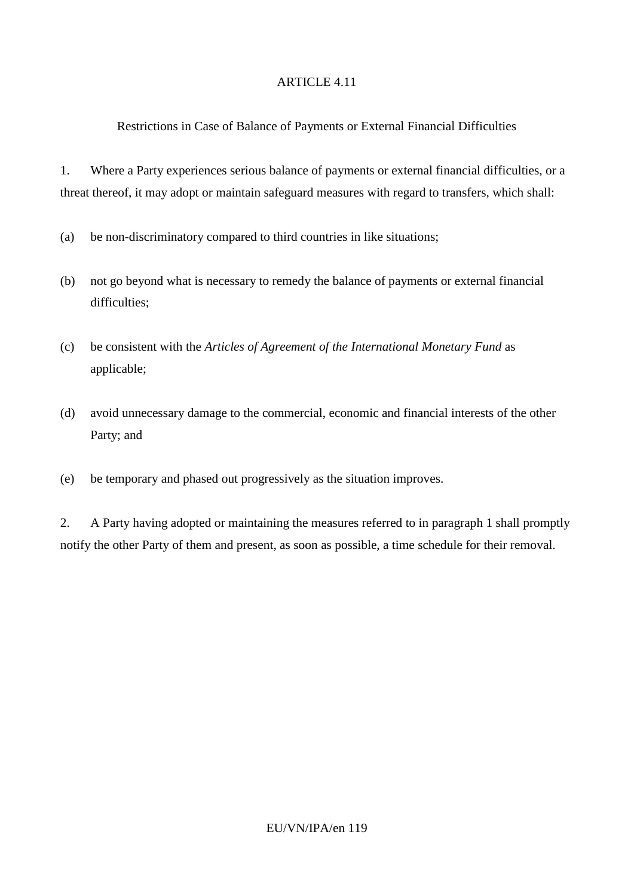## ARTICLE 4.11

### Restrictions in Case of Balance of Payments or External Financial Difficulties

1. Where a Party experiences serious balance of payments or external financial difficulties, or a threat thereof, it may adopt or maintain safeguard measures with regard to transfers, which shall:

(a) be non-discriminatory compared to third countries in like situations;

(b) not go beyond what is necessary to remedy the balance of payments or external financial difficulties;

(c) be consistent with the *Articles of Agreement of the International Monetary Fund* as applicable;

(d) avoid unnecessary damage to the commercial, economic and financial interests of the other Party; and

(e) be temporary and phased out progressively as the situation improves.

2. A Party having adopted or maintaining the measures referred to in paragraph 1 shall promptly notify the other Party of them and present, as soon as possible, a time schedule for their removal.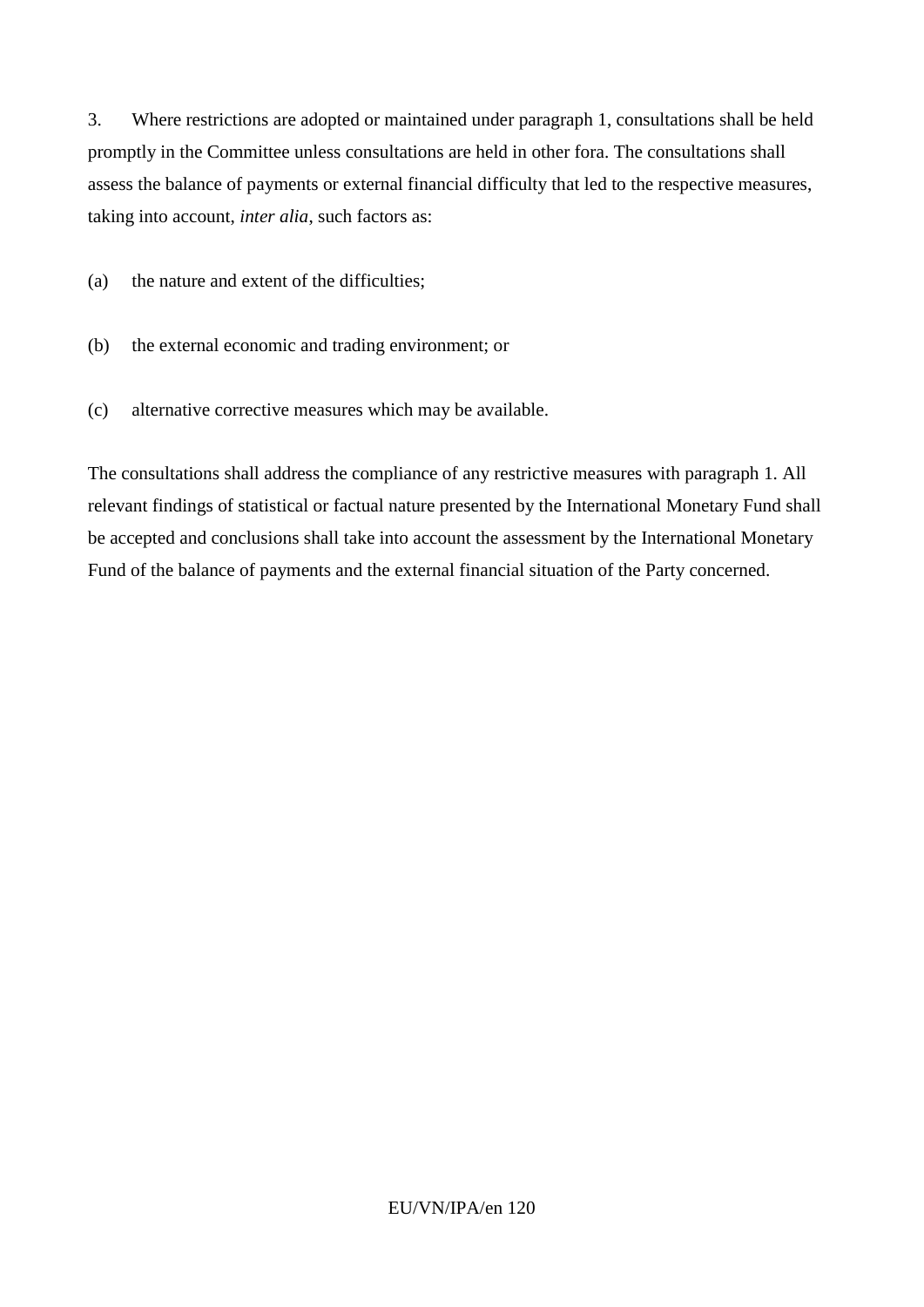3. Where restrictions are adopted or maintained under paragraph 1, consultations shall be held promptly in the Committee unless consultations are held in other fora. The consultations shall assess the balance of payments or external financial difficulty that led to the respective measures, taking into account, *inter alia*, such factors as:

(a) the nature and extent of the difficulties;

(b) the external economic and trading environment; or

(c) alternative corrective measures which may be available.

The consultations shall address the compliance of any restrictive measures with paragraph 1. All relevant findings of statistical or factual nature presented by the International Monetary Fund shall be accepted and conclusions shall take into account the assessment by the International Monetary Fund of the balance of payments and the external financial situation of the Party concerned.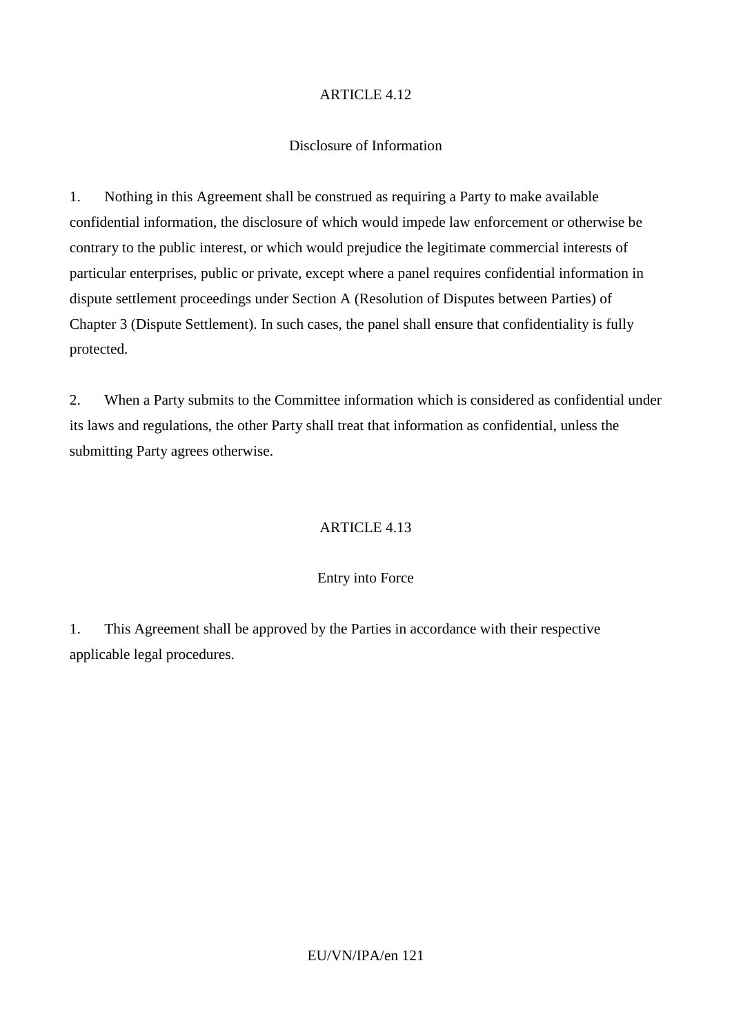## ARTICLE 4.12

### Disclosure of Information

1. Nothing in this Agreement shall be construed as requiring a Party to make available confidential information, the disclosure of which would impede law enforcement or otherwise be contrary to the public interest, or which would prejudice the legitimate commercial interests of particular enterprises, public or private, except where a panel requires confidential information in dispute settlement proceedings under Section A (Resolution of Disputes between Parties) of Chapter 3 (Dispute Settlement). In such cases, the panel shall ensure that confidentiality is fully protected.

2. When a Party submits to the Committee information which is considered as confidential under its laws and regulations, the other Party shall treat that information as confidential, unless the submitting Party agrees otherwise.

## ARTICLE 4.13

### Entry into Force

1. This Agreement shall be approved by the Parties in accordance with their respective applicable legal procedures.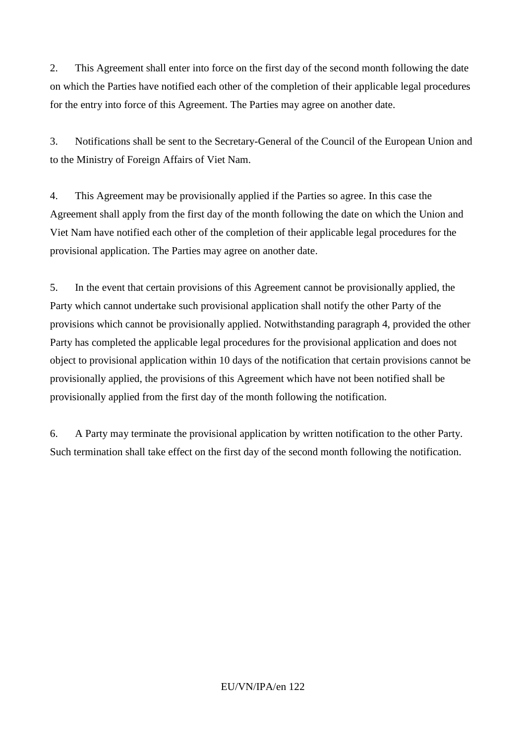2. This Agreement shall enter into force on the first day of the second month following the date on which the Parties have notified each other of the completion of their applicable legal procedures for the entry into force of this Agreement. The Parties may agree on another date.

3. Notifications shall be sent to the Secretary-General of the Council of the European Union and to the Ministry of Foreign Affairs of Viet Nam.

4. This Agreement may be provisionally applied if the Parties so agree. In this case the Agreement shall apply from the first day of the month following the date on which the Union and Viet Nam have notified each other of the completion of their applicable legal procedures for the provisional application. The Parties may agree on another date.

5. In the event that certain provisions of this Agreement cannot be provisionally applied, the Party which cannot undertake such provisional application shall notify the other Party of the provisions which cannot be provisionally applied. Notwithstanding paragraph 4, provided the other Party has completed the applicable legal procedures for the provisional application and does not object to provisional application within 10 days of the notification that certain provisions cannot be provisionally applied, the provisions of this Agreement which have not been notified shall be provisionally applied from the first day of the month following the notification.

6. A Party may terminate the provisional application by written notification to the other Party. Such termination shall take effect on the first day of the second month following the notification.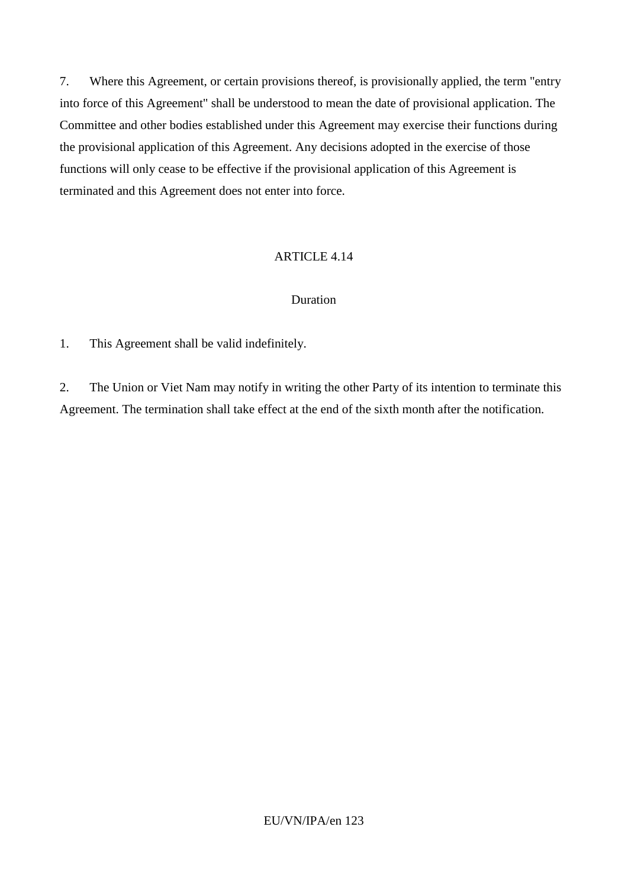7. Where this Agreement, or certain provisions thereof, is provisionally applied, the term "entry into force of this Agreement" shall be understood to mean the date of provisional application. The Committee and other bodies established under this Agreement may exercise their functions during the provisional application of this Agreement. Any decisions adopted in the exercise of those functions will only cease to be effective if the provisional application of this Agreement is terminated and this Agreement does not enter into force.

ARTICLE 4.14

Duration

1. This Agreement shall be valid indefinitely.

2. The Union or Viet Nam may notify in writing the other Party of its intention to terminate this Agreement. The termination shall take effect at the end of the sixth month after the notification.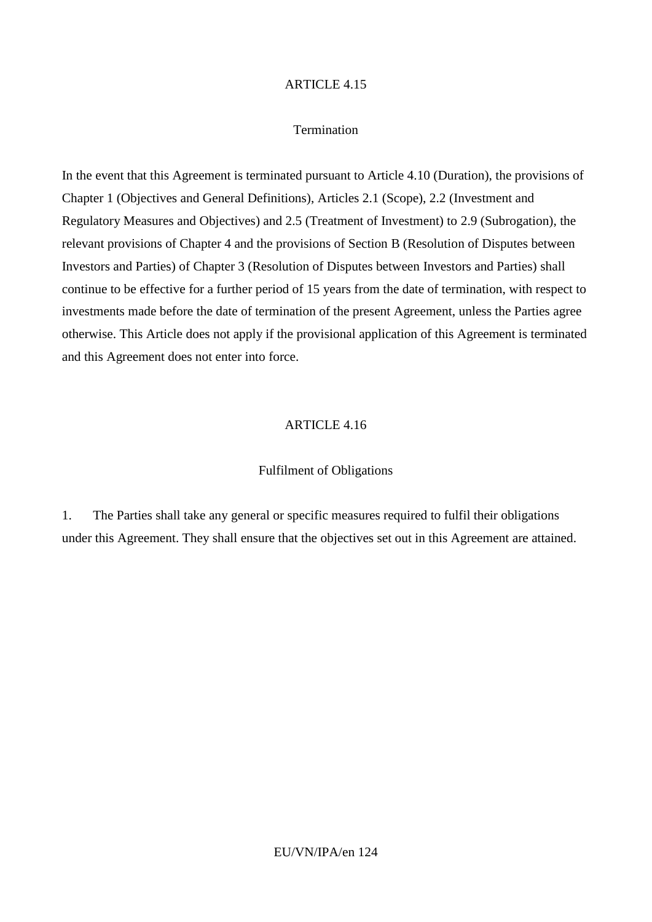ARTICLE 4.15

Termination

In the event that this Agreement is terminated pursuant to Article 4.10 (Duration), the provisions of Chapter 1 (Objectives and General Definitions), Articles 2.1 (Scope), 2.2 (Investment and Regulatory Measures and Objectives) and 2.5 (Treatment of Investment) to 2.9 (Subrogation), the relevant provisions of Chapter 4 and the provisions of Section B (Resolution of Disputes between Investors and Parties) of Chapter 3 (Resolution of Disputes between Investors and Parties) shall continue to be effective for a further period of 15 years from the date of termination, with respect to investments made before the date of termination of the present Agreement, unless the Parties agree otherwise. This Article does not apply if the provisional application of this Agreement is terminated and this Agreement does not enter into force.

ARTICLE 4.16

Fulfilment of Obligations

1. The Parties shall take any general or specific measures required to fulfil their obligations under this Agreement. They shall ensure that the objectives set out in this Agreement are attained.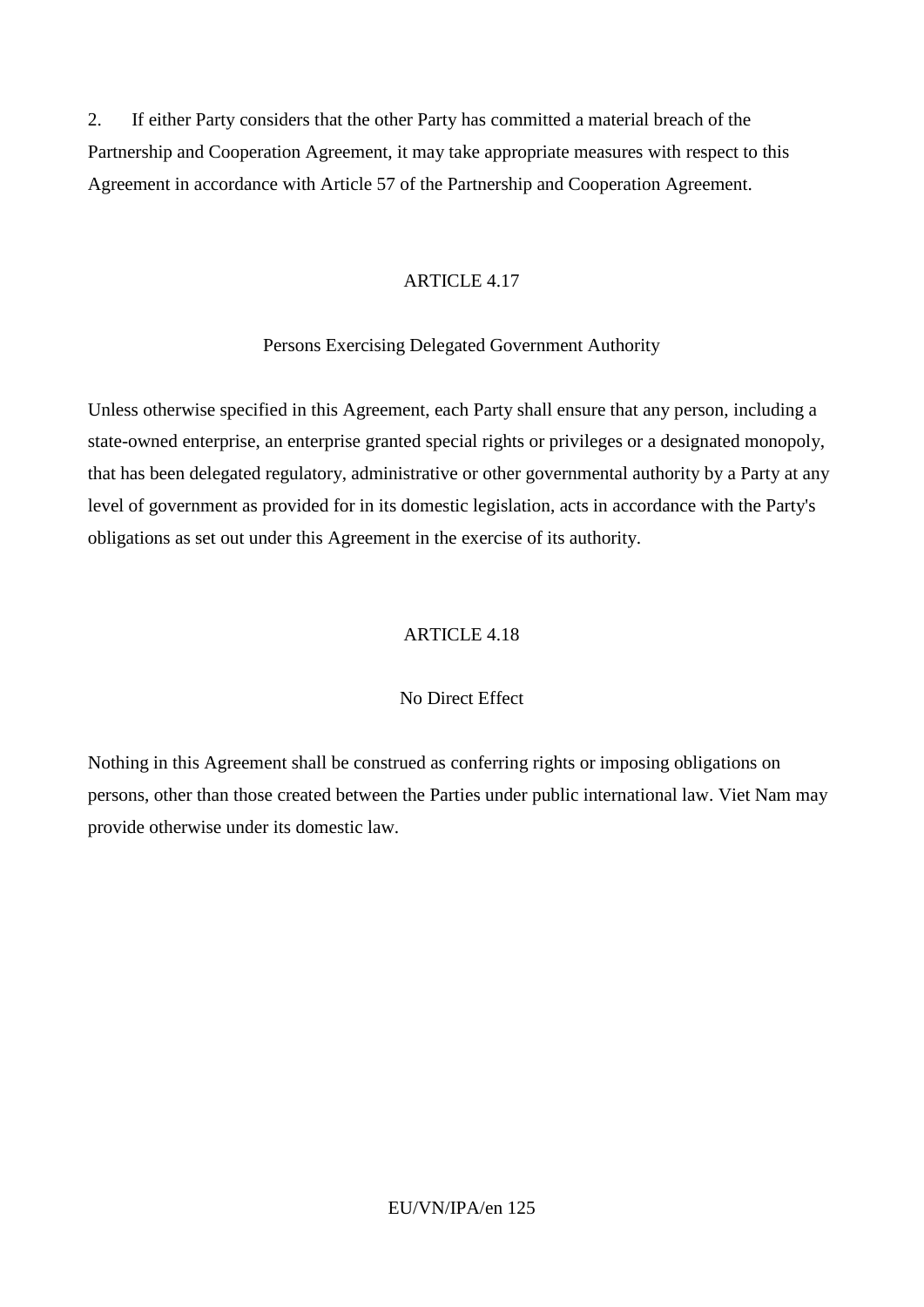2. If either Party considers that the other Party has committed a material breach of the Partnership and Cooperation Agreement, it may take appropriate measures with respect to this Agreement in accordance with Article 57 of the Partnership and Cooperation Agreement.

## ARTICLE 4.17

### Persons Exercising Delegated Government Authority

Unless otherwise specified in this Agreement, each Party shall ensure that any person, including a state-owned enterprise, an enterprise granted special rights or privileges or a designated monopoly, that has been delegated regulatory, administrative or other governmental authority by a Party at any level of government as provided for in its domestic legislation, acts in accordance with the Party's obligations as set out under this Agreement in the exercise of its authority.

## ARTICLE 4.18

### No Direct Effect

Nothing in this Agreement shall be construed as conferring rights or imposing obligations on persons, other than those created between the Parties under public international law. Viet Nam may provide otherwise under its domestic law.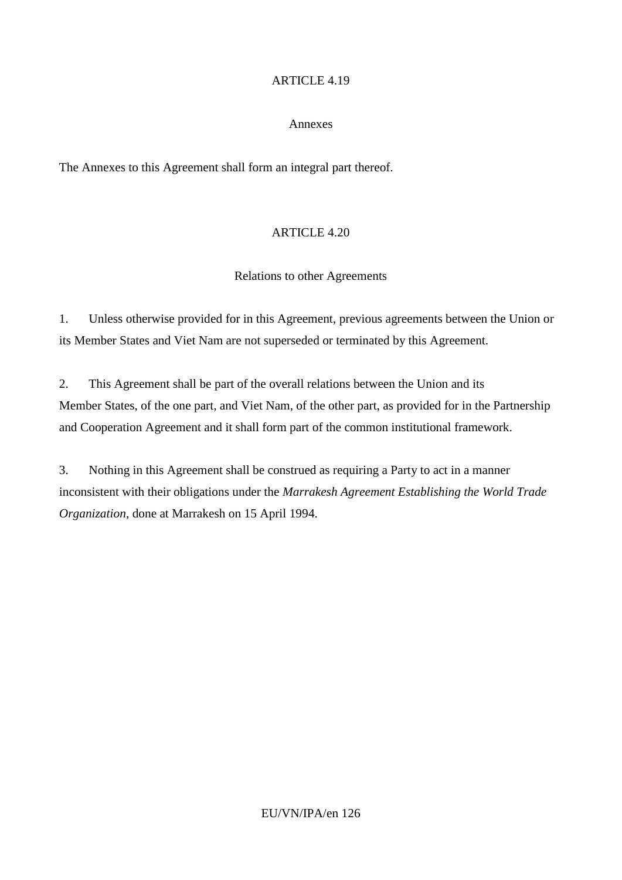ARTICLE 4.19

Annexes

The Annexes to this Agreement shall form an integral part thereof.

ARTICLE 4.20

Relations to other Agreements

1. Unless otherwise provided for in this Agreement, previous agreements between the Union or its Member States and Viet Nam are not superseded or terminated by this Agreement.

2. This Agreement shall be part of the overall relations between the Union and its Member States, of the one part, and Viet Nam, of the other part, as provided for in the Partnership and Cooperation Agreement and it shall form part of the common institutional framework.

3. Nothing in this Agreement shall be construed as requiring a Party to act in a manner inconsistent with their obligations under the *Marrakesh Agreement Establishing the World Trade Organization*, done at Marrakesh on 15 April 1994.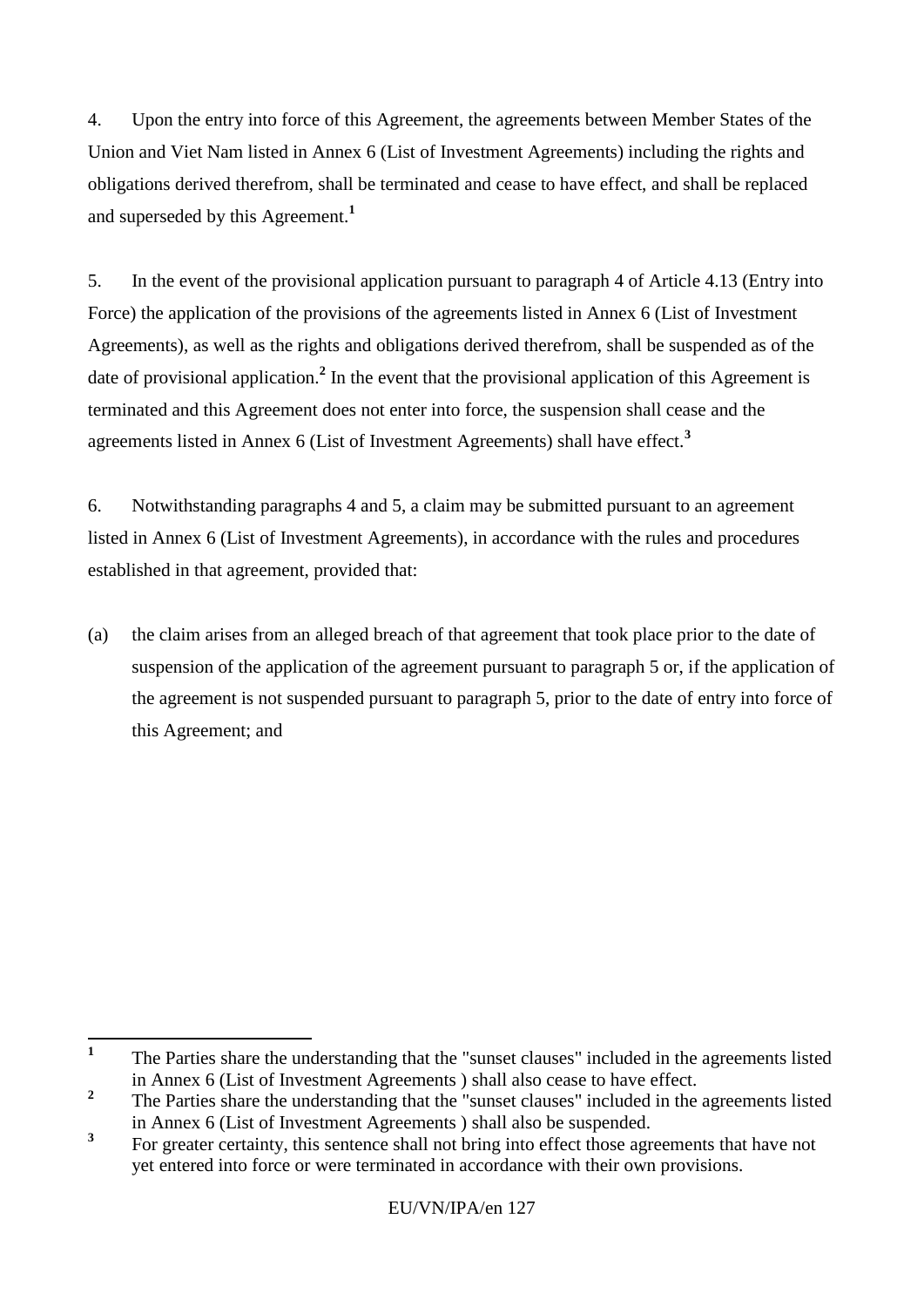4. Upon the entry into force of this Agreement, the agreements between Member States of the Union and Viet Nam listed in Annex 6 (List of Investment Agreements) including the rights and obligations derived therefrom, shall be terminated and cease to have effect, and shall be replaced and superseded by this Agreement.[1]

5. In the event of the provisional application pursuant to paragraph 4 of Article 4.13 (Entry into Force) the application of the provisions of the agreements listed in Annex 6 (List of Investment Agreements), as well as the rights and obligations derived therefrom, shall be suspended as of the date of provisional application.[2] In the event that the provisional application of this Agreement is terminated and this Agreement does not enter into force, the suspension shall cease and the agreements listed in Annex 6 (List of Investment Agreements) shall have effect.[3]

6. Notwithstanding paragraphs 4 and 5, a claim may be submitted pursuant to an agreement listed in Annex 6 (List of Investment Agreements), in accordance with the rules and procedures established in that agreement, provided that:

(a) the claim arises from an alleged breach of that agreement that took place prior to the date of suspension of the application of the agreement pursuant to paragraph 5 or, if the application of the agreement is not suspended pursuant to paragraph 5, prior to the date of entry into force of this Agreement; and

---

[1] The Parties share the understanding that the "sunset clauses" included in the agreements listed in Annex 6 (List of Investment Agreements ) shall also cease to have effect.

[2] The Parties share the understanding that the "sunset clauses" included in the agreements listed in Annex 6 (List of Investment Agreements ) shall also be suspended.

[3] For greater certainty, this sentence shall not bring into effect those agreements that have not yet entered into force or were terminated in accordance with their own provisions.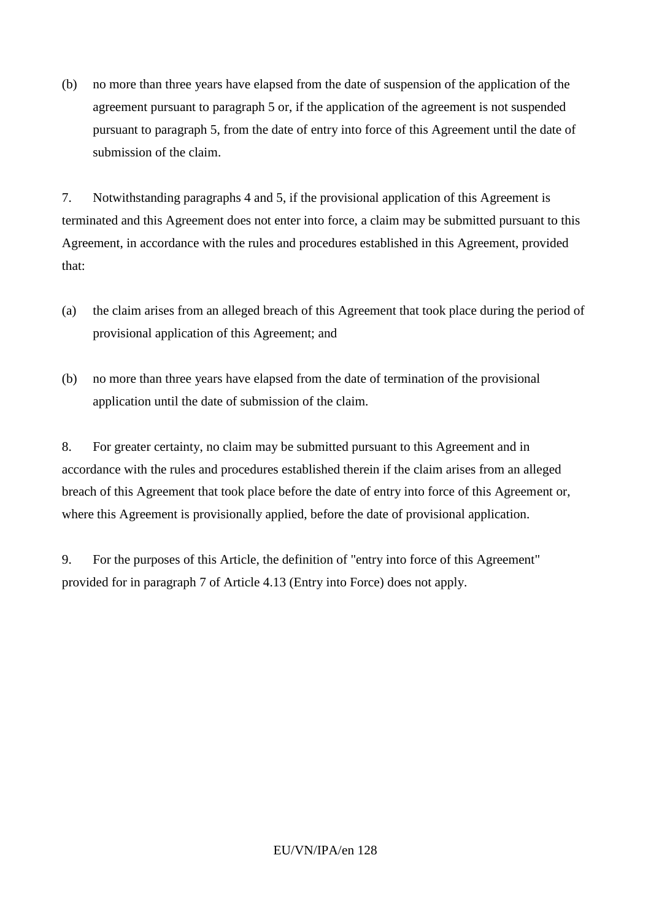(b) no more than three years have elapsed from the date of suspension of the application of the agreement pursuant to paragraph 5 or, if the application of the agreement is not suspended pursuant to paragraph 5, from the date of entry into force of this Agreement until the date of submission of the claim.

7. Notwithstanding paragraphs 4 and 5, if the provisional application of this Agreement is terminated and this Agreement does not enter into force, a claim may be submitted pursuant to this Agreement, in accordance with the rules and procedures established in this Agreement, provided that:

(a) the claim arises from an alleged breach of this Agreement that took place during the period of provisional application of this Agreement; and

(b) no more than three years have elapsed from the date of termination of the provisional application until the date of submission of the claim.

8. For greater certainty, no claim may be submitted pursuant to this Agreement and in accordance with the rules and procedures established therein if the claim arises from an alleged breach of this Agreement that took place before the date of entry into force of this Agreement or, where this Agreement is provisionally applied, before the date of provisional application.

9. For the purposes of this Article, the definition of "entry into force of this Agreement" provided for in paragraph 7 of Article 4.13 (Entry into Force) does not apply.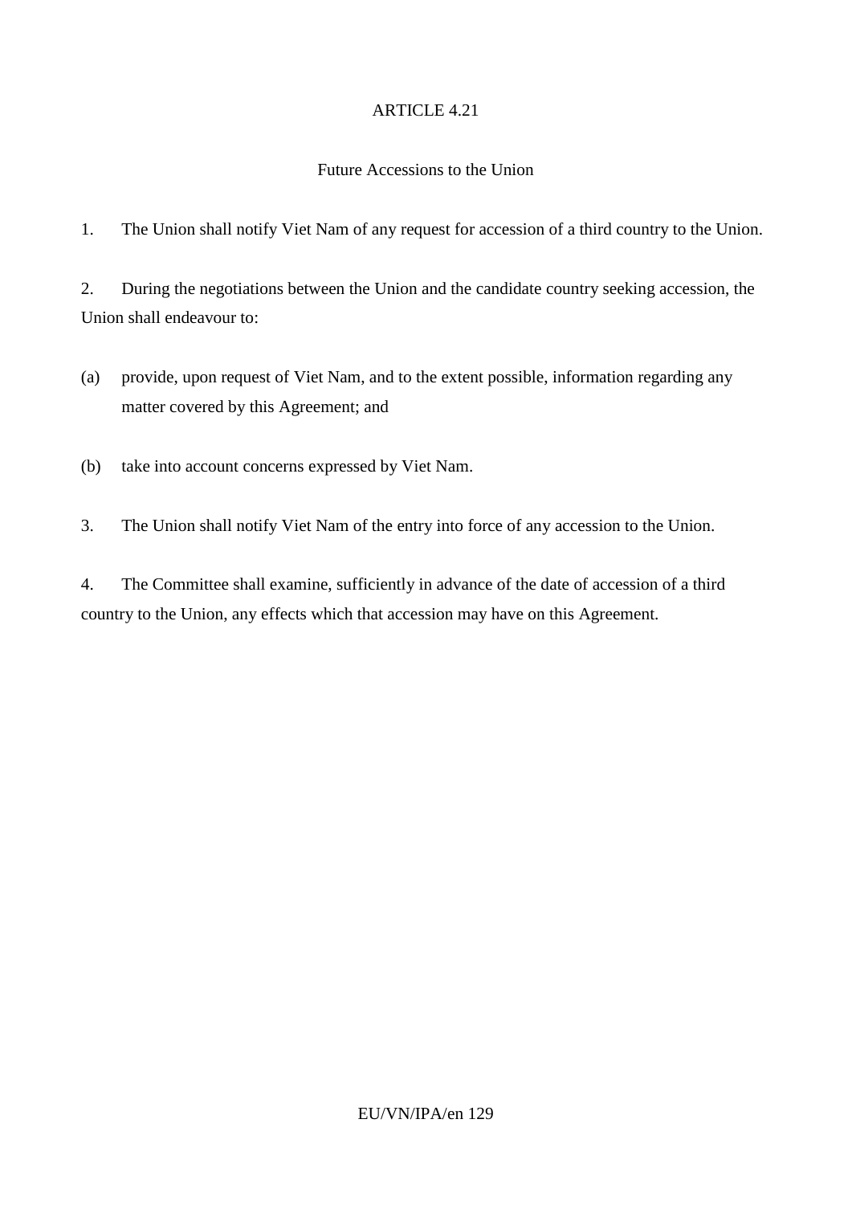## ARTICLE 4.21

### Future Accessions to the Union

1. The Union shall notify Viet Nam of any request for accession of a third country to the Union.

2. During the negotiations between the Union and the candidate country seeking accession, the Union shall endeavour to:

(a) provide, upon request of Viet Nam, and to the extent possible, information regarding any matter covered by this Agreement; and

(b) take into account concerns expressed by Viet Nam.

3. The Union shall notify Viet Nam of the entry into force of any accession to the Union.

4. The Committee shall examine, sufficiently in advance of the date of accession of a third country to the Union, any effects which that accession may have on this Agreement.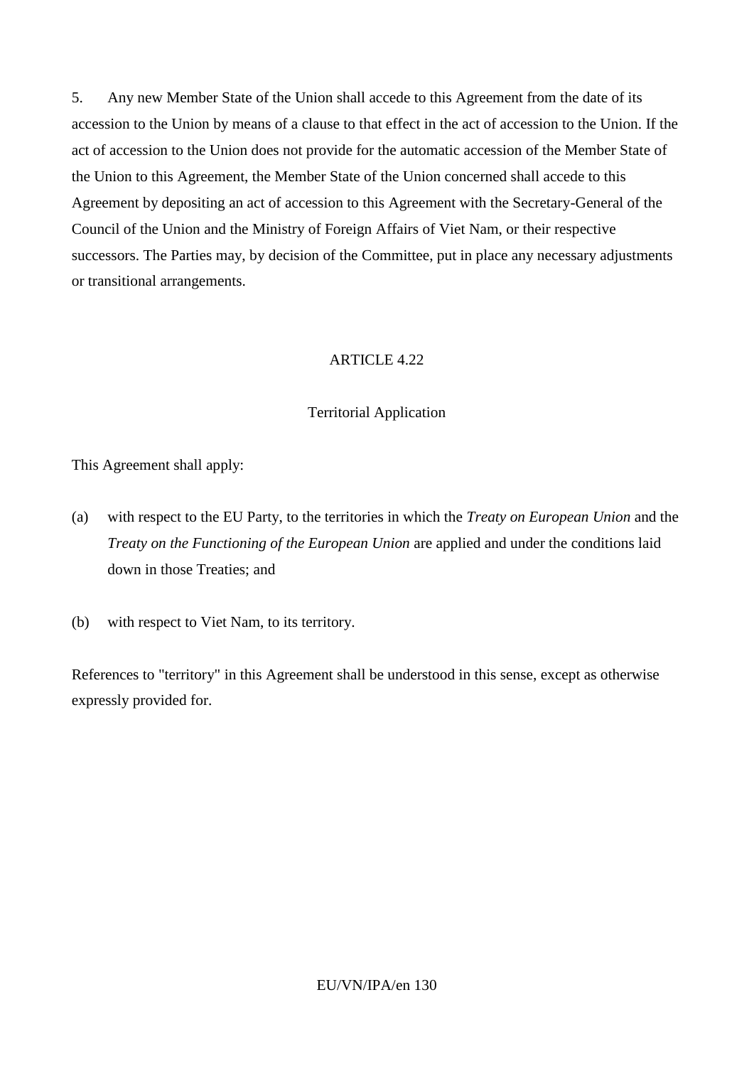5. Any new Member State of the Union shall accede to this Agreement from the date of its accession to the Union by means of a clause to that effect in the act of accession to the Union. If the act of accession to the Union does not provide for the automatic accession of the Member State of the Union to this Agreement, the Member State of the Union concerned shall accede to this Agreement by depositing an act of accession to this Agreement with the Secretary-General of the Council of the Union and the Ministry of Foreign Affairs of Viet Nam, or their respective successors. The Parties may, by decision of the Committee, put in place any necessary adjustments or transitional arrangements.

## ARTICLE 4.22

### Territorial Application

This Agreement shall apply:

(a) with respect to the EU Party, to the territories in which the *Treaty on European Union* and the *Treaty on the Functioning of the European Union* are applied and under the conditions laid down in those Treaties; and

(b) with respect to Viet Nam, to its territory.

References to "territory" in this Agreement shall be understood in this sense, except as otherwise expressly provided for.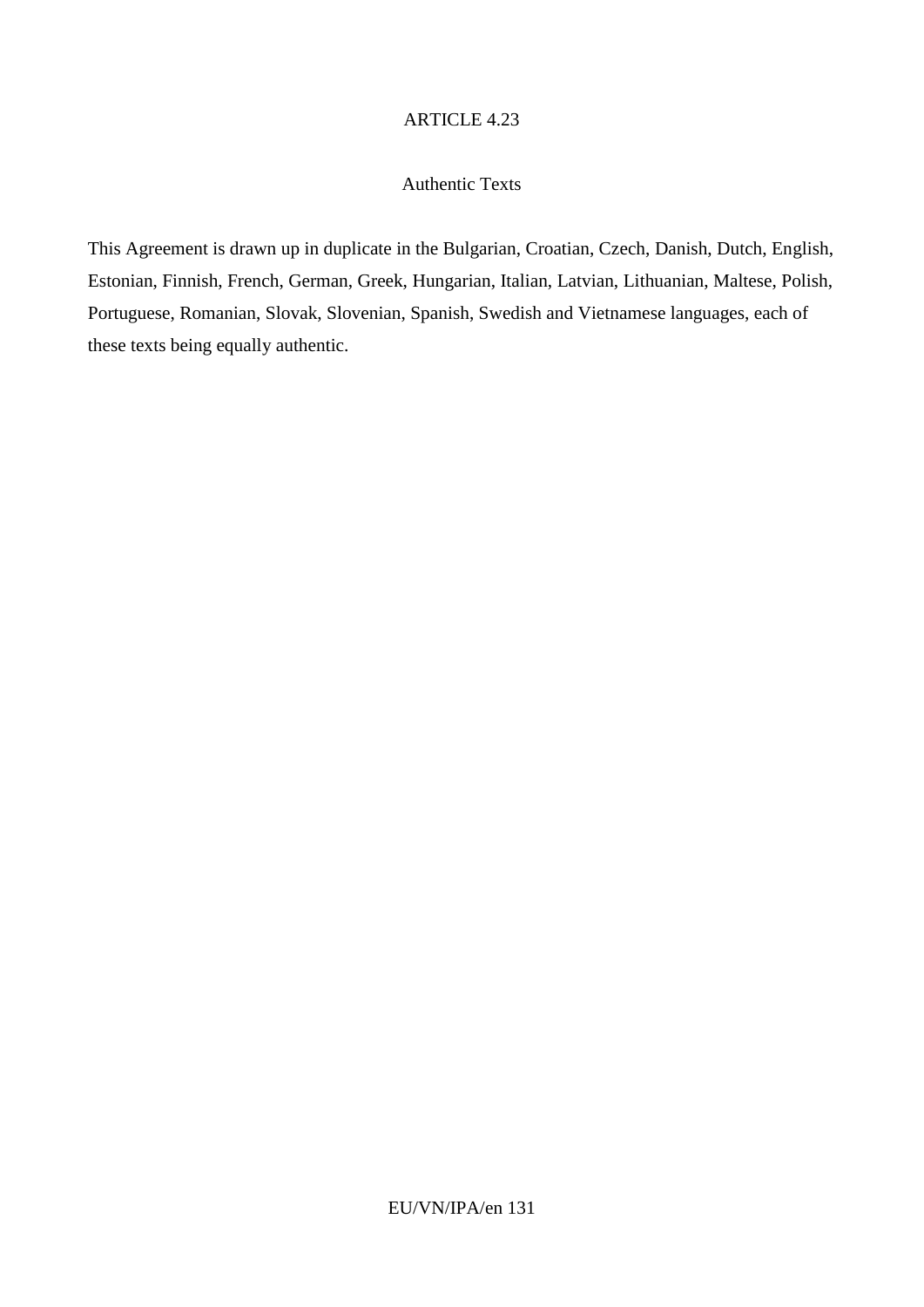ARTICLE 4.23

Authentic Texts

This Agreement is drawn up in duplicate in the Bulgarian, Croatian, Czech, Danish, Dutch, English, Estonian, Finnish, French, German, Greek, Hungarian, Italian, Latvian, Lithuanian, Maltese, Polish, Portuguese, Romanian, Slovak, Slovenian, Spanish, Swedish and Vietnamese languages, each of these texts being equally authentic.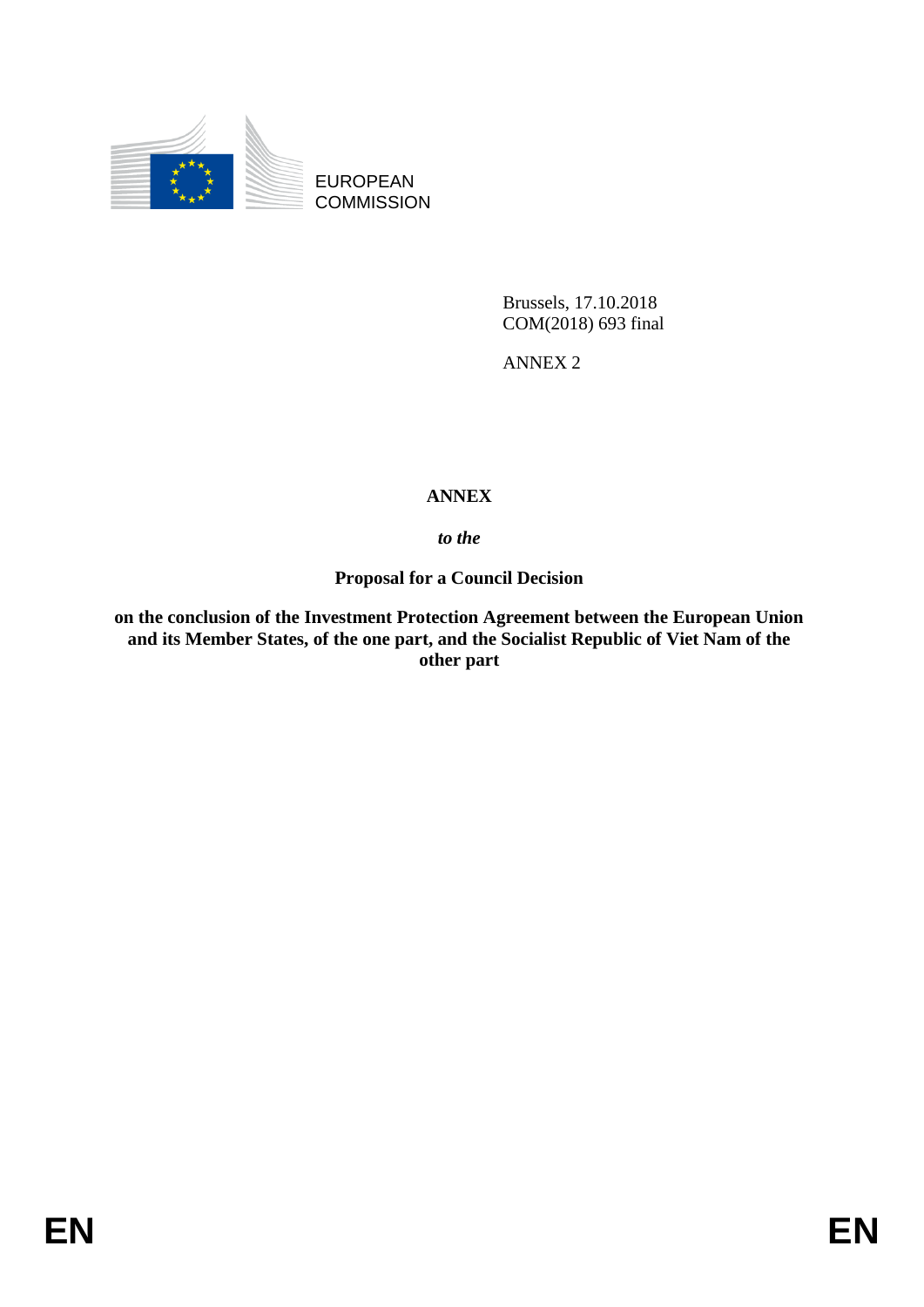EUROPEAN COMMISSION

Brussels, 17.10.2018
COM(2018) 693 final

ANNEX 2

**ANNEX**

***to the***

**Proposal for a Council Decision**

**on the conclusion of the Investment Protection Agreement between the European Union and its Member States, of the one part, and the Socialist Republic of Viet Nam of the other part**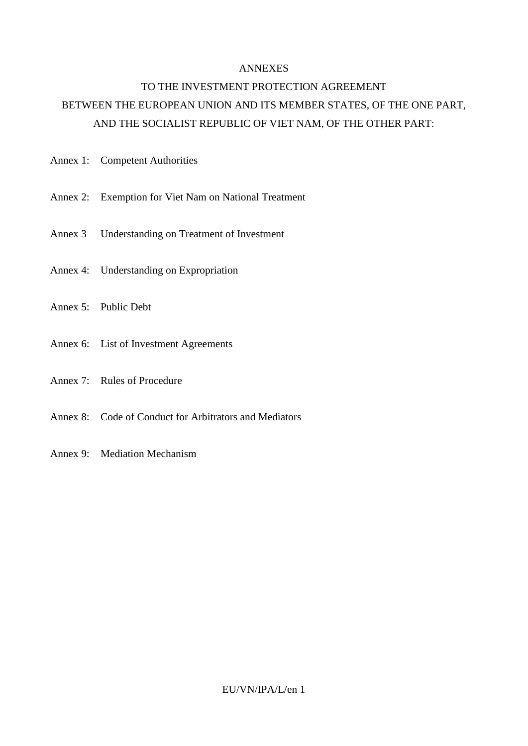ANNEXES

TO THE INVESTMENT PROTECTION AGREEMENT

BETWEEN THE EUROPEAN UNION AND ITS MEMBER STATES, OF THE ONE PART,

AND THE SOCIALIST REPUBLIC OF VIET NAM, OF THE OTHER PART:

Annex 1: Competent Authorities

Annex 2: Exemption for Viet Nam on National Treatment

Annex 3 Understanding on Treatment of Investment

Annex 4: Understanding on Expropriation

Annex 5: Public Debt

Annex 6: List of Investment Agreements

Annex 7: Rules of Procedure

Annex 8: Code of Conduct for Arbitrators and Mediators

Annex 9: Mediation Mechanism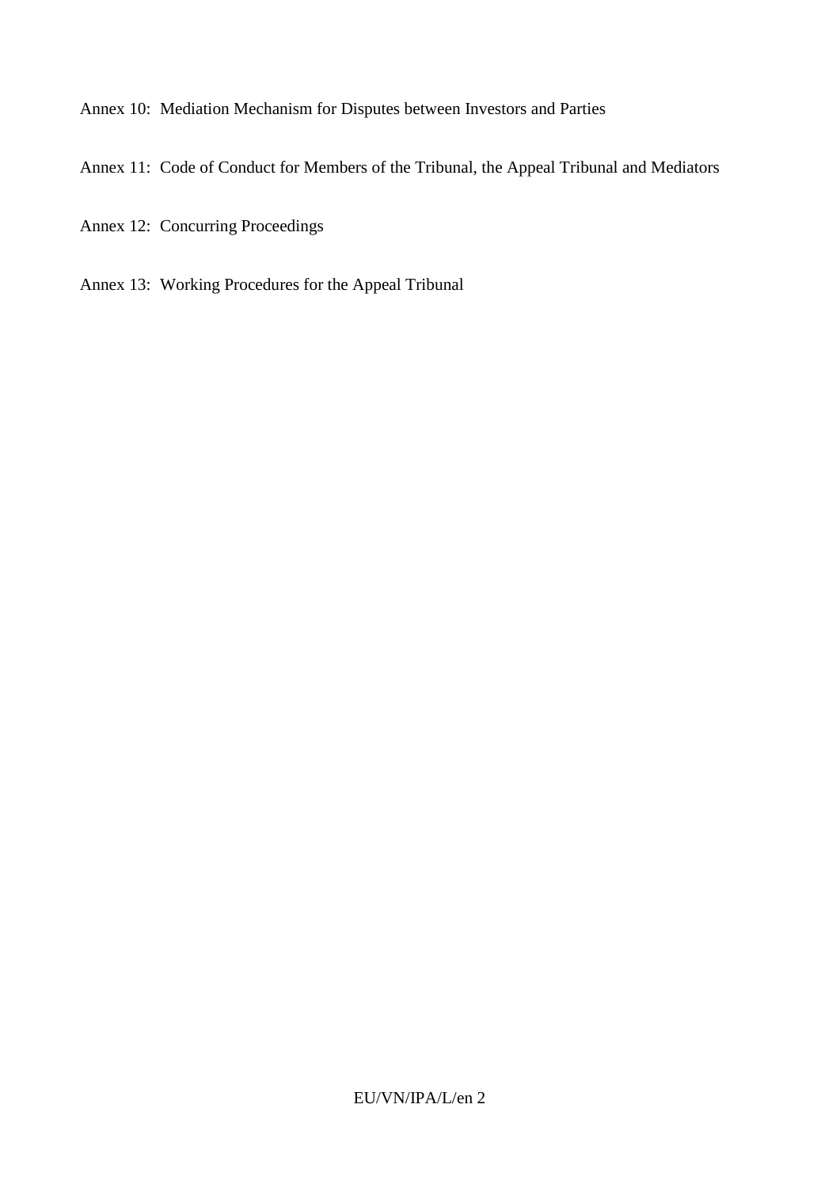Annex 10: Mediation Mechanism for Disputes between Investors and Parties

Annex 11: Code of Conduct for Members of the Tribunal, the Appeal Tribunal and Mediators

Annex 12: Concurring Proceedings

Annex 13: Working Procedures for the Appeal Tribunal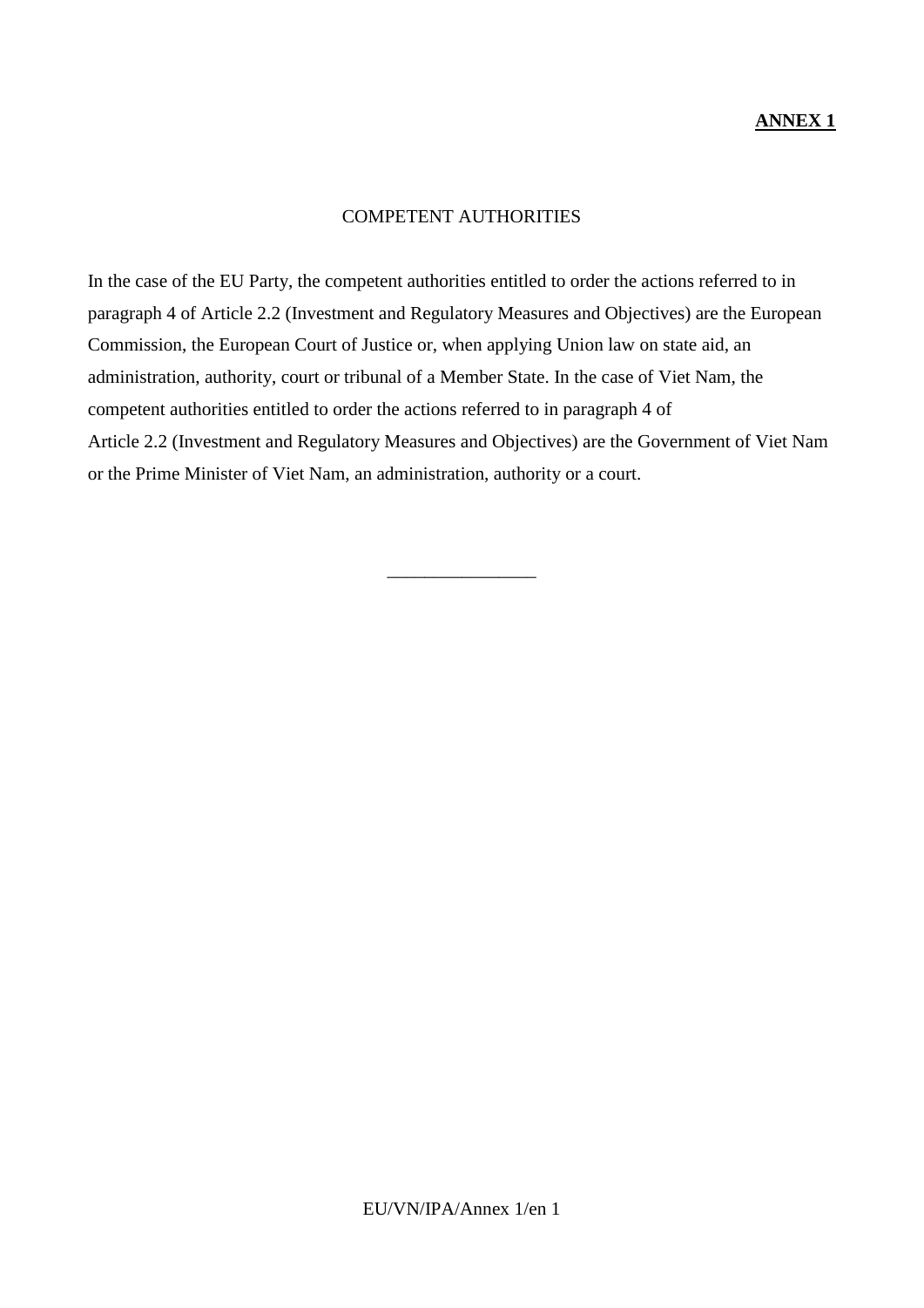**ANNEX 1**

COMPETENT AUTHORITIES

In the case of the EU Party, the competent authorities entitled to order the actions referred to in paragraph 4 of Article 2.2 (Investment and Regulatory Measures and Objectives) are the European Commission, the European Court of Justice or, when applying Union law on state aid, an administration, authority, court or tribunal of a Member State. In the case of Viet Nam, the competent authorities entitled to order the actions referred to in paragraph 4 of Article 2.2 (Investment and Regulatory Measures and Objectives) are the Government of Viet Nam or the Prime Minister of Viet Nam, an administration, authority or a court.

________________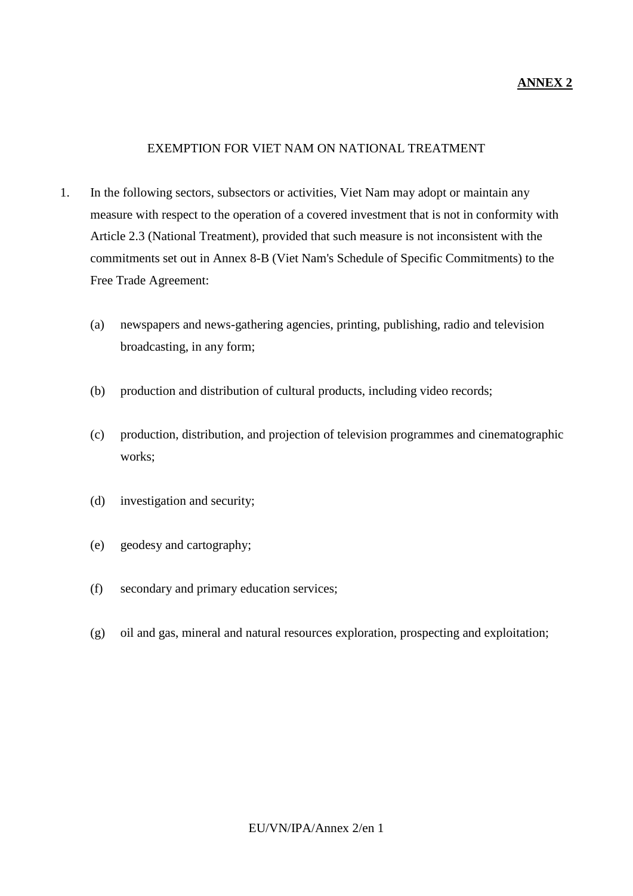**ANNEX 2**

EXEMPTION FOR VIET NAM ON NATIONAL TREATMENT

1. In the following sectors, subsectors or activities, Viet Nam may adopt or maintain any measure with respect to the operation of a covered investment that is not in conformity with Article 2.3 (National Treatment), provided that such measure is not inconsistent with the commitments set out in Annex 8-B (Viet Nam's Schedule of Specific Commitments) to the Free Trade Agreement:

   (a) newspapers and news-gathering agencies, printing, publishing, radio and television broadcasting, in any form;

   (b) production and distribution of cultural products, including video records;

   (c) production, distribution, and projection of television programmes and cinematographic works;

   (d) investigation and security;

   (e) geodesy and cartography;

   (f) secondary and primary education services;

   (g) oil and gas, mineral and natural resources exploration, prospecting and exploitation;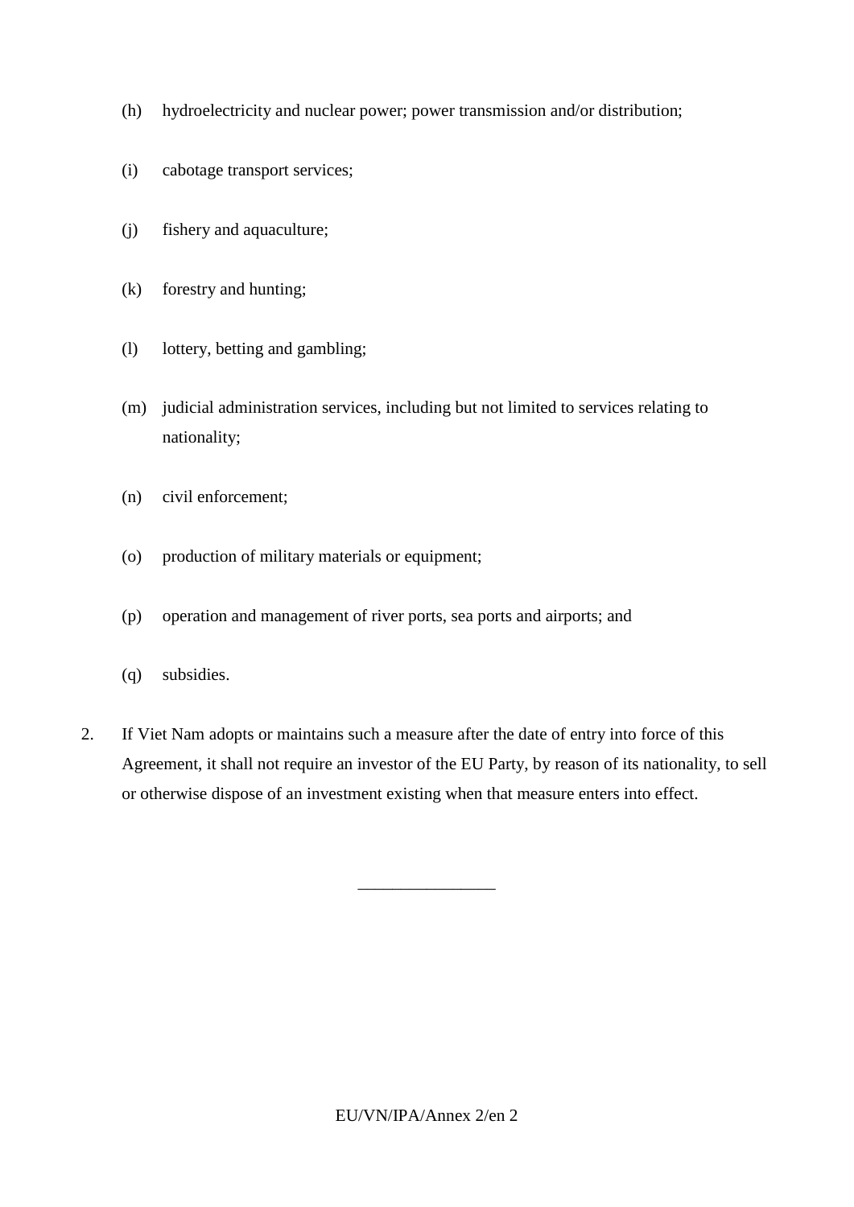(h) hydroelectricity and nuclear power; power transmission and/or distribution;

(i) cabotage transport services;

(j) fishery and aquaculture;

(k) forestry and hunting;

(l) lottery, betting and gambling;

(m) judicial administration services, including but not limited to services relating to nationality;

(n) civil enforcement;

(o) production of military materials or equipment;

(p) operation and management of river ports, sea ports and airports; and

(q) subsidies.

2. If Viet Nam adopts or maintains such a measure after the date of entry into force of this Agreement, it shall not require an investor of the EU Party, by reason of its nationality, to sell or otherwise dispose of an investment existing when that measure enters into effect.

________________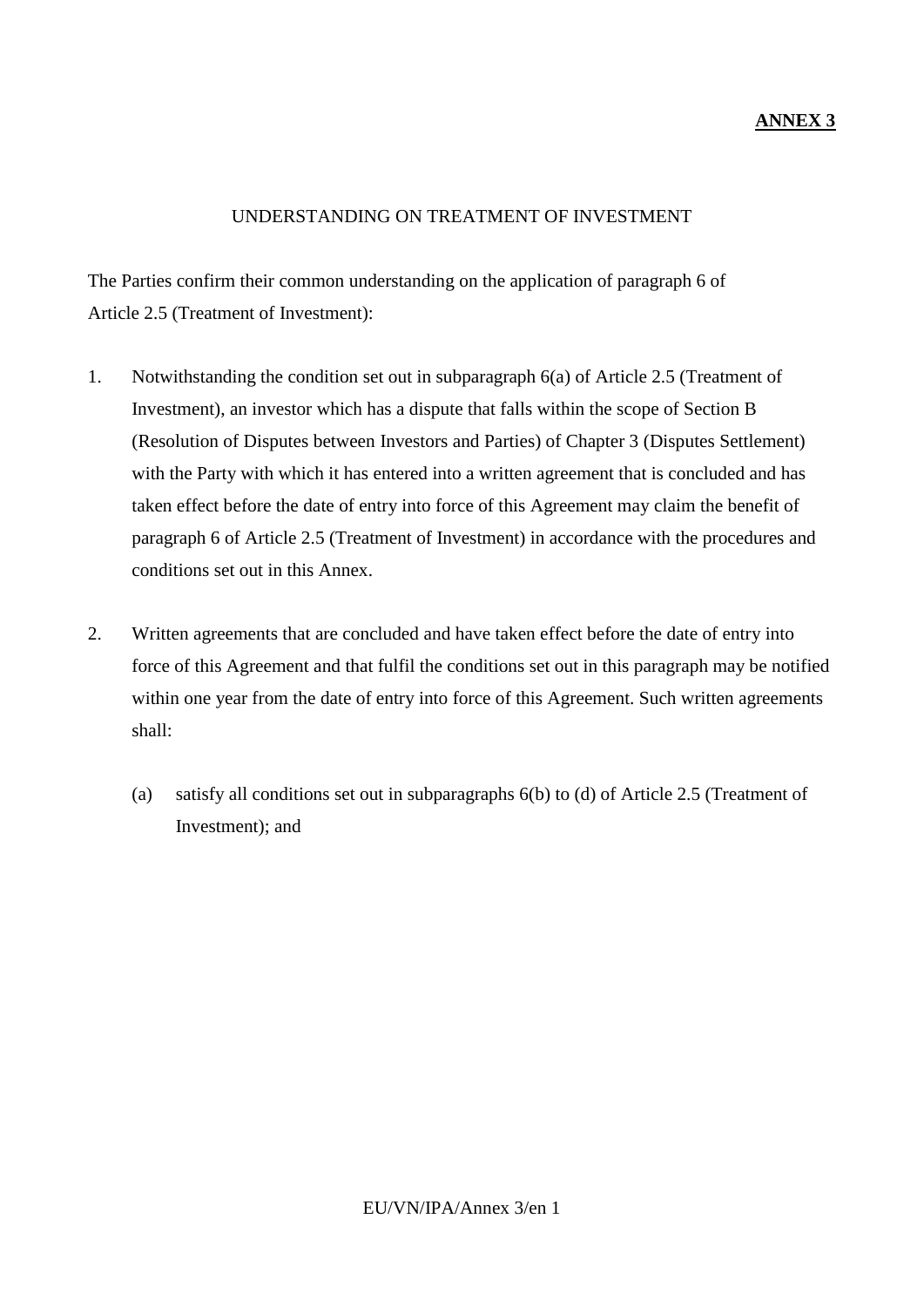**ANNEX 3**

UNDERSTANDING ON TREATMENT OF INVESTMENT

The Parties confirm their common understanding on the application of paragraph 6 of Article 2.5 (Treatment of Investment):

1. Notwithstanding the condition set out in subparagraph 6(a) of Article 2.5 (Treatment of Investment), an investor which has a dispute that falls within the scope of Section B (Resolution of Disputes between Investors and Parties) of Chapter 3 (Disputes Settlement) with the Party with which it has entered into a written agreement that is concluded and has taken effect before the date of entry into force of this Agreement may claim the benefit of paragraph 6 of Article 2.5 (Treatment of Investment) in accordance with the procedures and conditions set out in this Annex.

2. Written agreements that are concluded and have taken effect before the date of entry into force of this Agreement and that fulfil the conditions set out in this paragraph may be notified within one year from the date of entry into force of this Agreement. Such written agreements shall:

   (a) satisfy all conditions set out in subparagraphs 6(b) to (d) of Article 2.5 (Treatment of Investment); and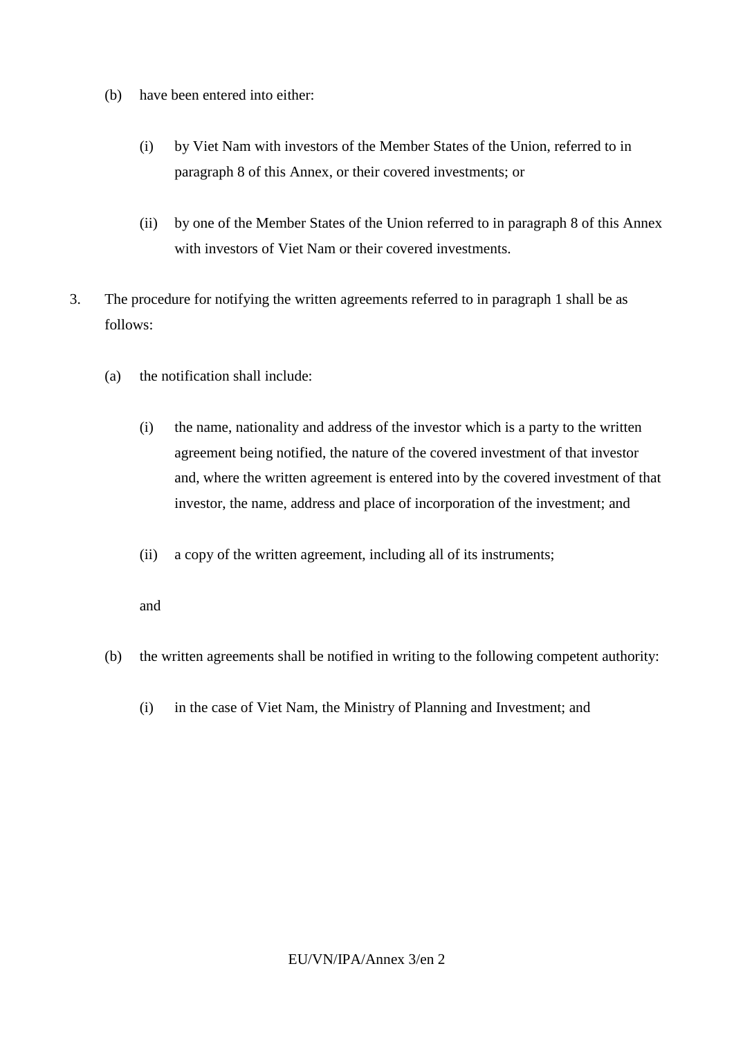(b) have been entered into either:

(i) by Viet Nam with investors of the Member States of the Union, referred to in paragraph 8 of this Annex, or their covered investments; or

(ii) by one of the Member States of the Union referred to in paragraph 8 of this Annex with investors of Viet Nam or their covered investments.

3. The procedure for notifying the written agreements referred to in paragraph 1 shall be as follows:

(a) the notification shall include:

(i) the name, nationality and address of the investor which is a party to the written agreement being notified, the nature of the covered investment of that investor and, where the written agreement is entered into by the covered investment of that investor, the name, address and place of incorporation of the investment; and

(ii) a copy of the written agreement, including all of its instruments;

and

(b) the written agreements shall be notified in writing to the following competent authority:

(i) in the case of Viet Nam, the Ministry of Planning and Investment; and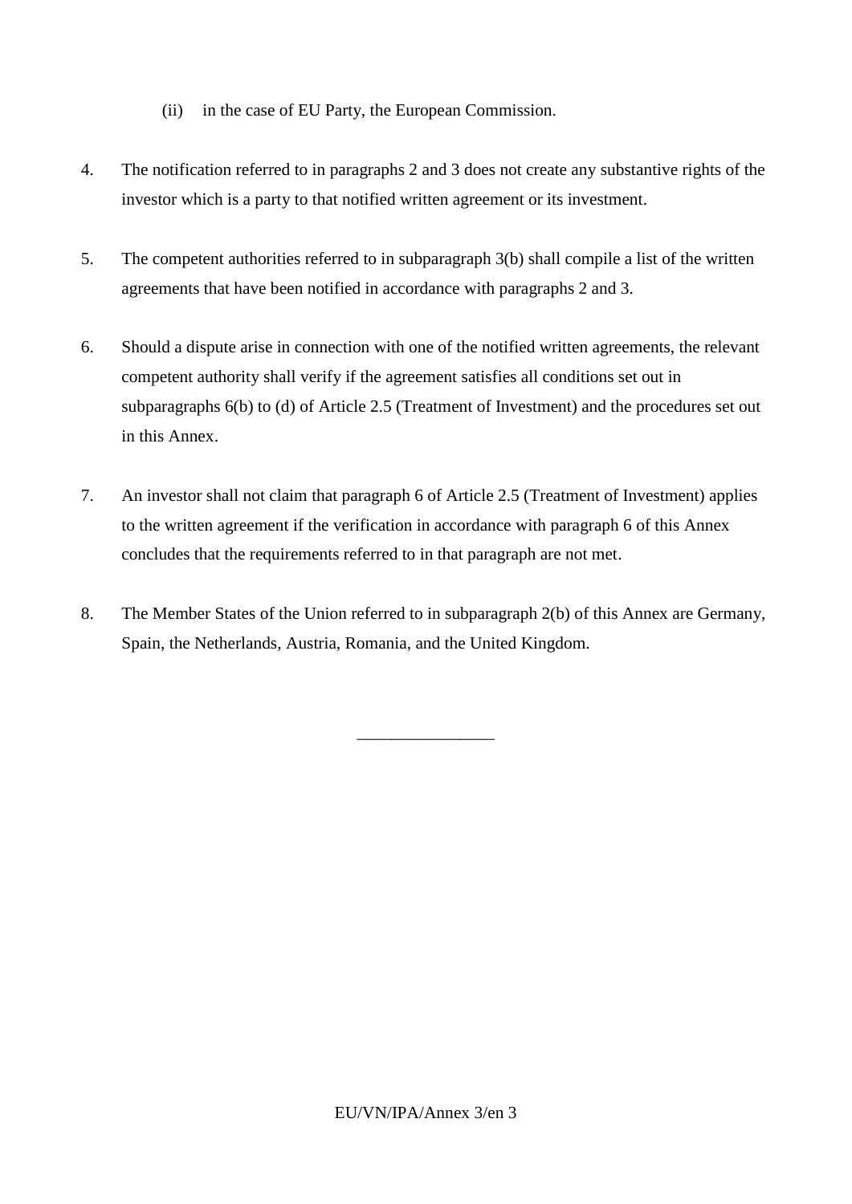(ii) in the case of EU Party, the European Commission.

4. The notification referred to in paragraphs 2 and 3 does not create any substantive rights of the investor which is a party to that notified written agreement or its investment.

5. The competent authorities referred to in subparagraph 3(b) shall compile a list of the written agreements that have been notified in accordance with paragraphs 2 and 3.

6. Should a dispute arise in connection with one of the notified written agreements, the relevant competent authority shall verify if the agreement satisfies all conditions set out in subparagraphs 6(b) to (d) of Article 2.5 (Treatment of Investment) and the procedures set out in this Annex.

7. An investor shall not claim that paragraph 6 of Article 2.5 (Treatment of Investment) applies to the written agreement if the verification in accordance with paragraph 6 of this Annex concludes that the requirements referred to in that paragraph are not met.

8. The Member States of the Union referred to in subparagraph 2(b) of this Annex are Germany, Spain, the Netherlands, Austria, Romania, and the United Kingdom.

________________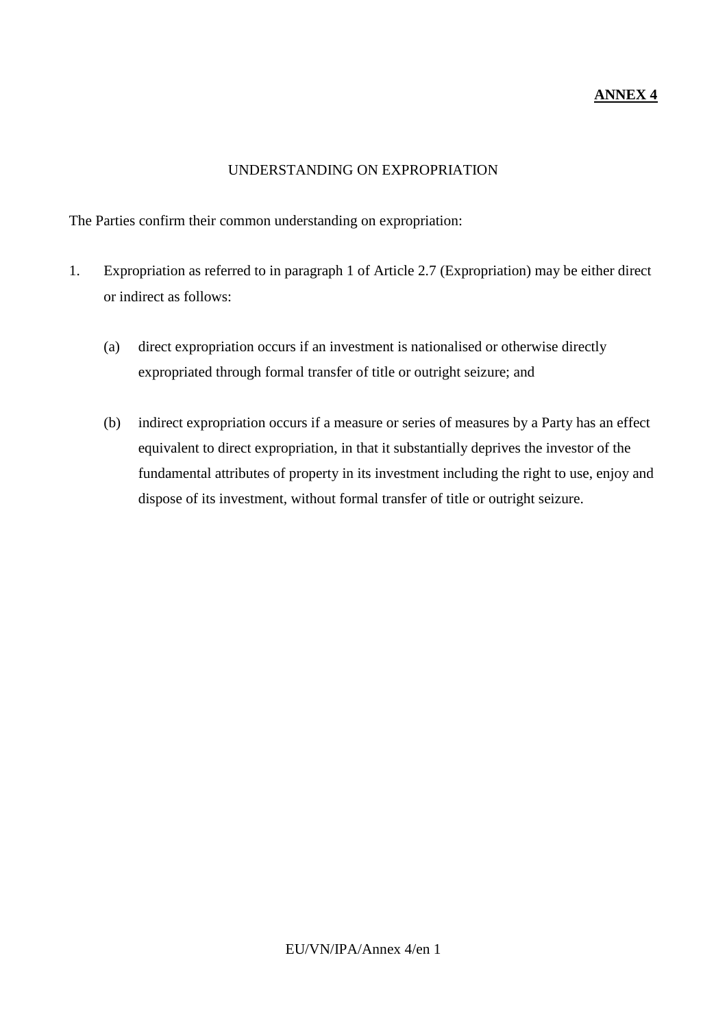**ANNEX 4**

## UNDERSTANDING ON EXPROPRIATION

The Parties confirm their common understanding on expropriation:

1. Expropriation as referred to in paragraph 1 of Article 2.7 (Expropriation) may be either direct or indirect as follows:

   (a) direct expropriation occurs if an investment is nationalised or otherwise directly expropriated through formal transfer of title or outright seizure; and

   (b) indirect expropriation occurs if a measure or series of measures by a Party has an effect equivalent to direct expropriation, in that it substantially deprives the investor of the fundamental attributes of property in its investment including the right to use, enjoy and dispose of its investment, without formal transfer of title or outright seizure.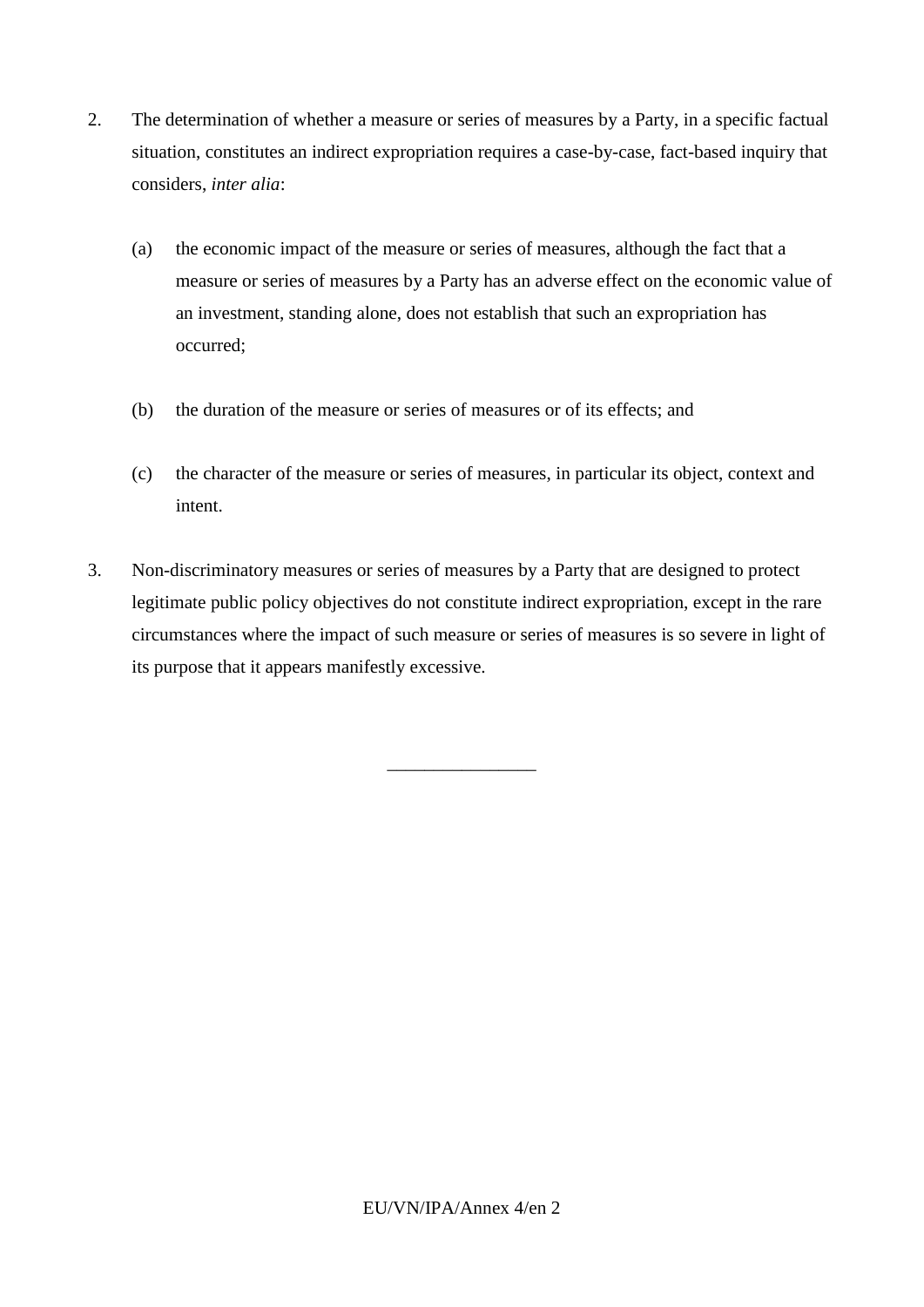2. The determination of whether a measure or series of measures by a Party, in a specific factual situation, constitutes an indirect expropriation requires a case-by-case, fact-based inquiry that considers, *inter alia*:

   (a) the economic impact of the measure or series of measures, although the fact that a measure or series of measures by a Party has an adverse effect on the economic value of an investment, standing alone, does not establish that such an expropriation has occurred;

   (b) the duration of the measure or series of measures or of its effects; and

   (c) the character of the measure or series of measures, in particular its object, context and intent.

3. Non-discriminatory measures or series of measures by a Party that are designed to protect legitimate public policy objectives do not constitute indirect expropriation, except in the rare circumstances where the impact of such measure or series of measures is so severe in light of its purpose that it appears manifestly excessive.

________________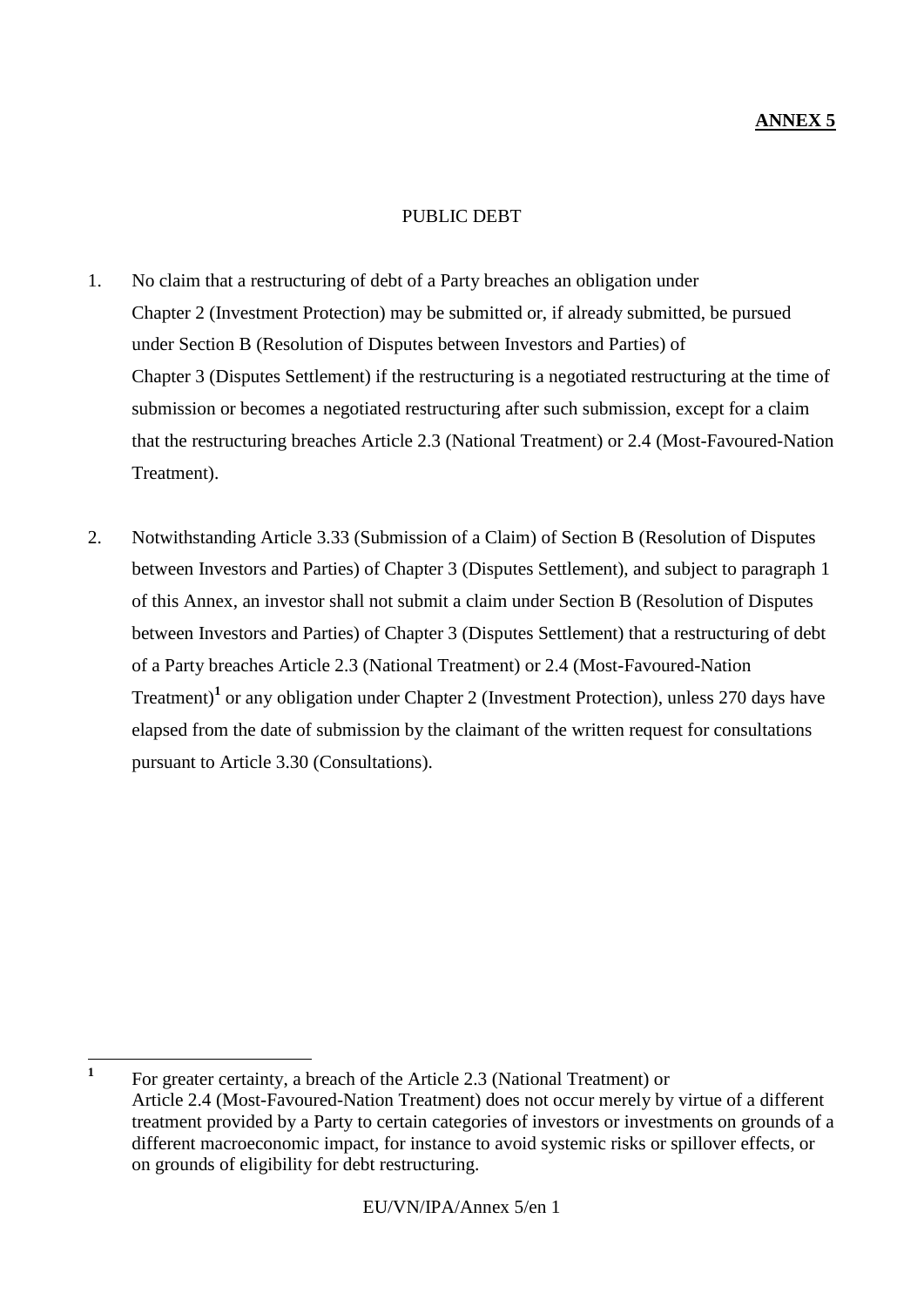**ANNEX 5**

PUBLIC DEBT

1. No claim that a restructuring of debt of a Party breaches an obligation under Chapter 2 (Investment Protection) may be submitted or, if already submitted, be pursued under Section B (Resolution of Disputes between Investors and Parties) of Chapter 3 (Disputes Settlement) if the restructuring is a negotiated restructuring at the time of submission or becomes a negotiated restructuring after such submission, except for a claim that the restructuring breaches Article 2.3 (National Treatment) or 2.4 (Most-Favoured-Nation Treatment).

2. Notwithstanding Article 3.33 (Submission of a Claim) of Section B (Resolution of Disputes between Investors and Parties) of Chapter 3 (Disputes Settlement), and subject to paragraph 1 of this Annex, an investor shall not submit a claim under Section B (Resolution of Disputes between Investors and Parties) of Chapter 3 (Disputes Settlement) that a restructuring of debt of a Party breaches Article 2.3 (National Treatment) or 2.4 (Most-Favoured-Nation Treatment)[1] or any obligation under Chapter 2 (Investment Protection), unless 270 days have elapsed from the date of submission by the claimant of the written request for consultations pursuant to Article 3.30 (Consultations).

---

[1] For greater certainty, a breach of the Article 2.3 (National Treatment) or Article 2.4 (Most-Favoured-Nation Treatment) does not occur merely by virtue of a different treatment provided by a Party to certain categories of investors or investments on grounds of a different macroeconomic impact, for instance to avoid systemic risks or spillover effects, or on grounds of eligibility for debt restructuring.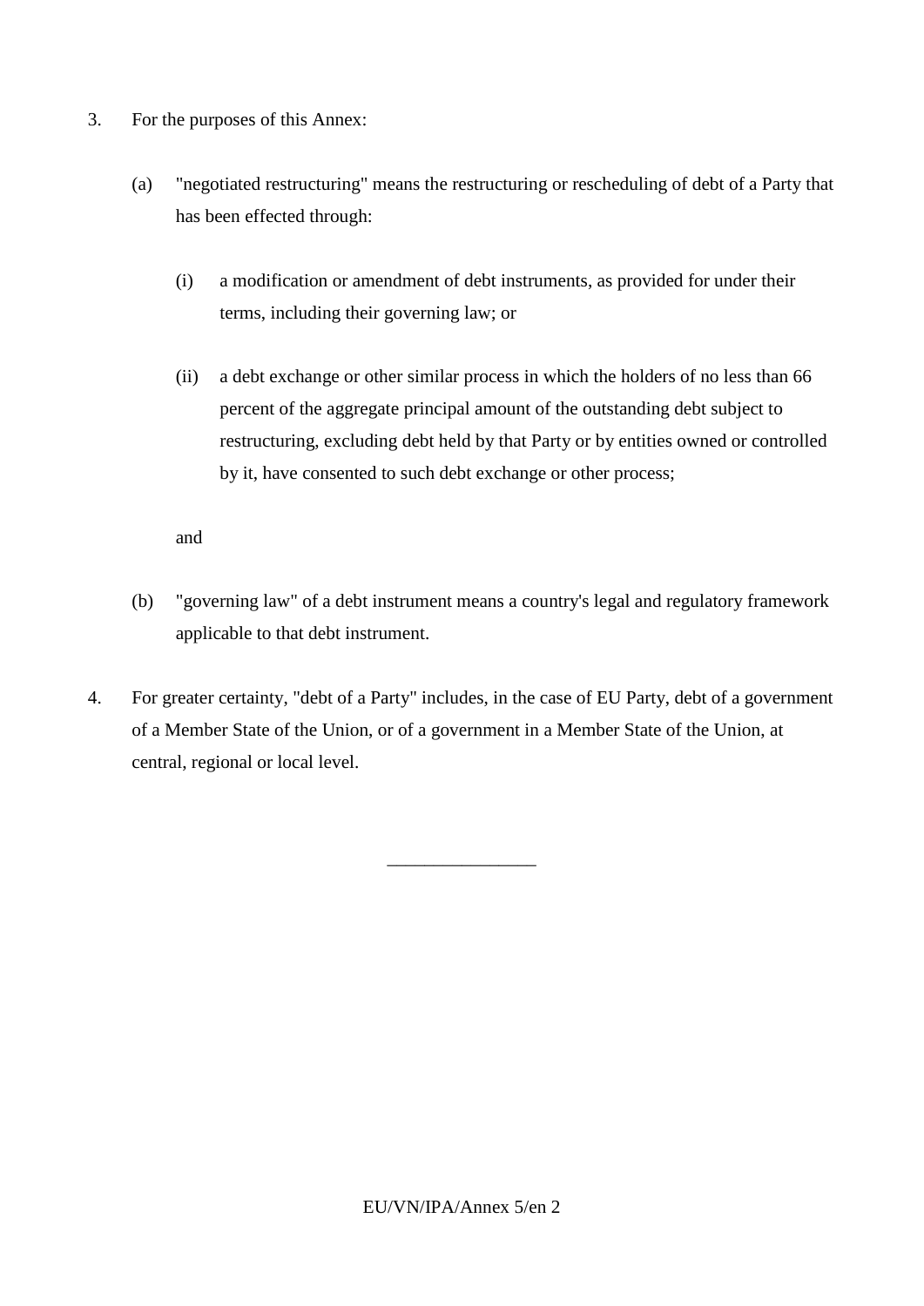3. For the purposes of this Annex:

   (a) "negotiated restructuring" means the restructuring or rescheduling of debt of a Party that has been effected through:

      (i) a modification or amendment of debt instruments, as provided for under their terms, including their governing law; or

      (ii) a debt exchange or other similar process in which the holders of no less than 66 percent of the aggregate principal amount of the outstanding debt subject to restructuring, excluding debt held by that Party or by entities owned or controlled by it, have consented to such debt exchange or other process;

   and

   (b) "governing law" of a debt instrument means a country's legal and regulatory framework applicable to that debt instrument.

4. For greater certainty, "debt of a Party" includes, in the case of EU Party, debt of a government of a Member State of the Union, or of a government in a Member State of the Union, at central, regional or local level.

________________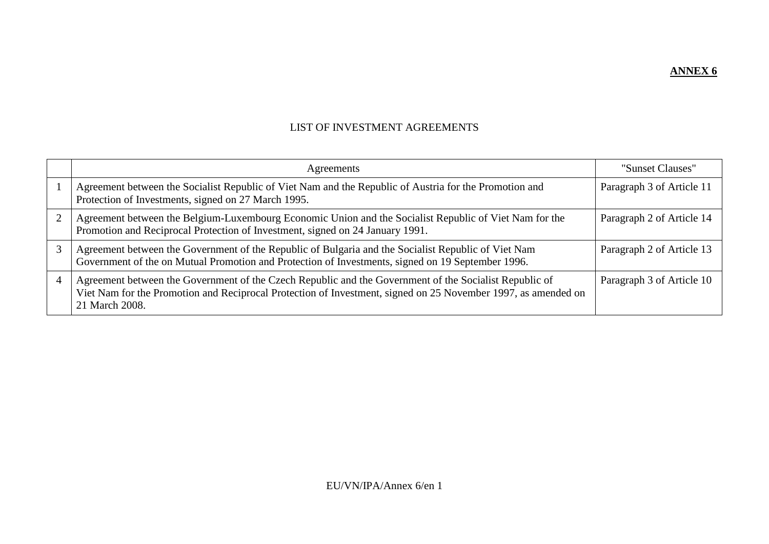**ANNEX 6**

LIST OF INVESTMENT AGREEMENTS

| | Agreements | "Sunset Clauses" |
|---|---|---|
| 1 | Agreement between the Socialist Republic of Viet Nam and the Republic of Austria for the Promotion and Protection of Investments, signed on 27 March 1995. | Paragraph 3 of Article 11 |
| 2 | Agreement between the Belgium-Luxembourg Economic Union and the Socialist Republic of Viet Nam for the Promotion and Reciprocal Protection of Investment, signed on 24 January 1991. | Paragraph 2 of Article 14 |
| 3 | Agreement between the Government of the Republic of Bulgaria and the Socialist Republic of Viet Nam Government of the on Mutual Promotion and Protection of Investments, signed on 19 September 1996. | Paragraph 2 of Article 13 |
| 4 | Agreement between the Government of the Czech Republic and the Government of the Socialist Republic of Viet Nam for the Promotion and Reciprocal Protection of Investment, signed on 25 November 1997, as amended on 21 March 2008. | Paragraph 3 of Article 10 |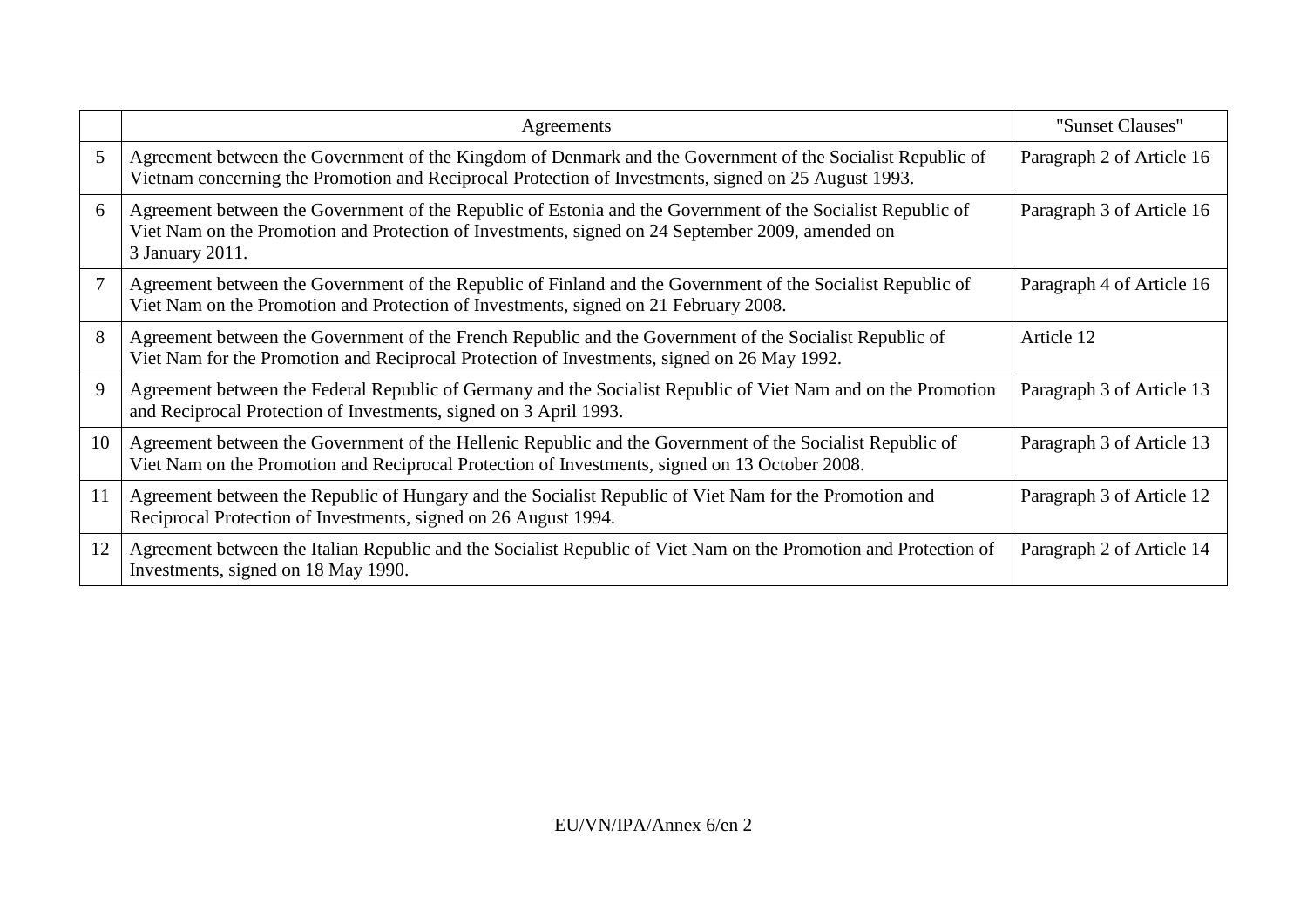| | Agreements | "Sunset Clauses" |
|---|---|---|
| 5 | Agreement between the Government of the Kingdom of Denmark and the Government of the Socialist Republic of Vietnam concerning the Promotion and Reciprocal Protection of Investments, signed on 25 August 1993. | Paragraph 2 of Article 16 |
| 6 | Agreement between the Government of the Republic of Estonia and the Government of the Socialist Republic of Viet Nam on the Promotion and Protection of Investments, signed on 24 September 2009, amended on 3 January 2011. | Paragraph 3 of Article 16 |
| 7 | Agreement between the Government of the Republic of Finland and the Government of the Socialist Republic of Viet Nam on the Promotion and Protection of Investments, signed on 21 February 2008. | Paragraph 4 of Article 16 |
| 8 | Agreement between the Government of the French Republic and the Government of the Socialist Republic of Viet Nam for the Promotion and Reciprocal Protection of Investments, signed on 26 May 1992. | Article 12 |
| 9 | Agreement between the Federal Republic of Germany and the Socialist Republic of Viet Nam and on the Promotion and Reciprocal Protection of Investments, signed on 3 April 1993. | Paragraph 3 of Article 13 |
| 10 | Agreement between the Government of the Hellenic Republic and the Government of the Socialist Republic of Viet Nam on the Promotion and Reciprocal Protection of Investments, signed on 13 October 2008. | Paragraph 3 of Article 13 |
| 11 | Agreement between the Republic of Hungary and the Socialist Republic of Viet Nam for the Promotion and Reciprocal Protection of Investments, signed on 26 August 1994. | Paragraph 3 of Article 12 |
| 12 | Agreement between the Italian Republic and the Socialist Republic of Viet Nam on the Promotion and Protection of Investments, signed on 18 May 1990. | Paragraph 2 of Article 14 |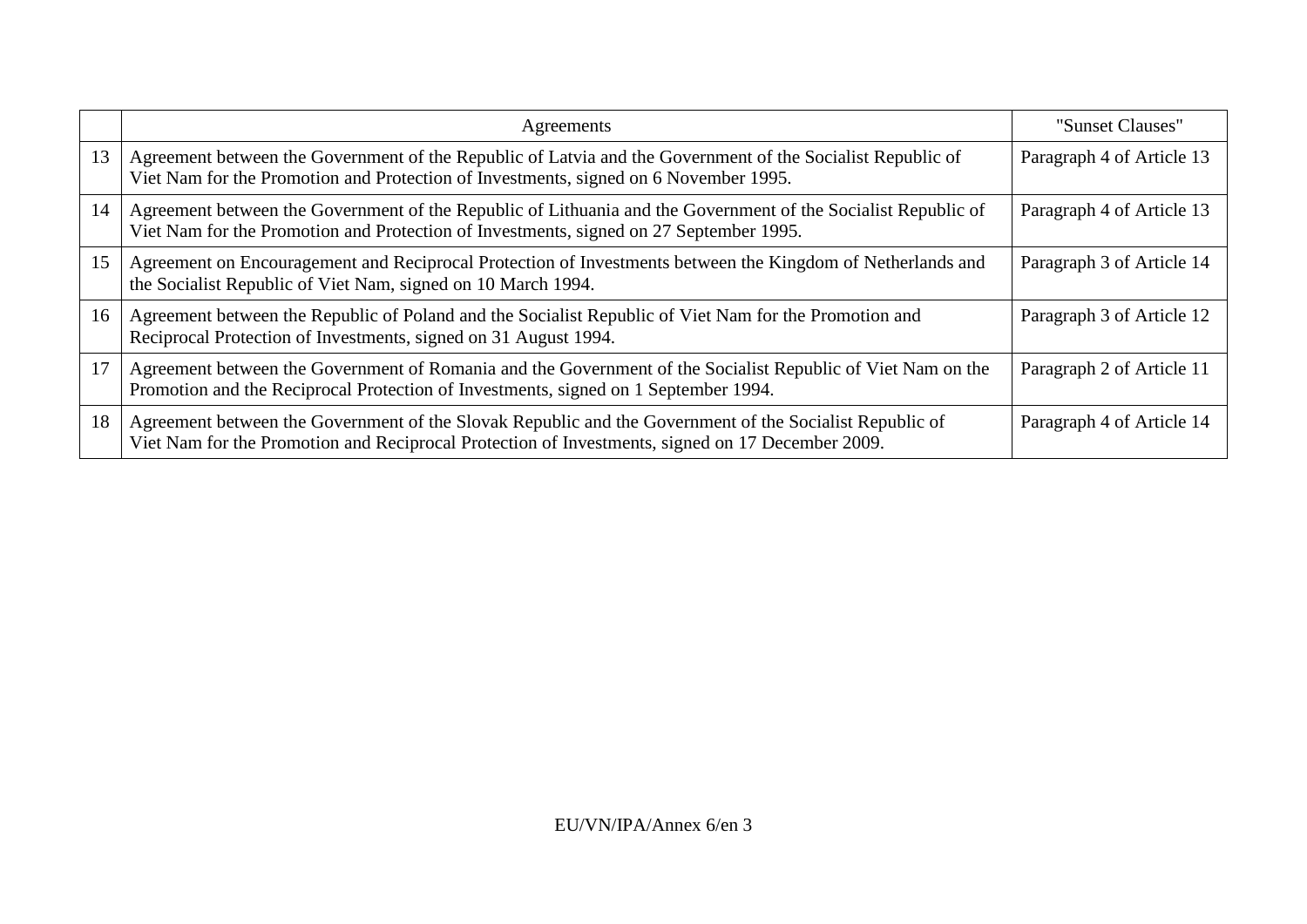| | Agreements | "Sunset Clauses" |
|---|---|---|
| 13 | Agreement between the Government of the Republic of Latvia and the Government of the Socialist Republic of Viet Nam for the Promotion and Protection of Investments, signed on 6 November 1995. | Paragraph 4 of Article 13 |
| 14 | Agreement between the Government of the Republic of Lithuania and the Government of the Socialist Republic of Viet Nam for the Promotion and Protection of Investments, signed on 27 September 1995. | Paragraph 4 of Article 13 |
| 15 | Agreement on Encouragement and Reciprocal Protection of Investments between the Kingdom of Netherlands and the Socialist Republic of Viet Nam, signed on 10 March 1994. | Paragraph 3 of Article 14 |
| 16 | Agreement between the Republic of Poland and the Socialist Republic of Viet Nam for the Promotion and Reciprocal Protection of Investments, signed on 31 August 1994. | Paragraph 3 of Article 12 |
| 17 | Agreement between the Government of Romania and the Government of the Socialist Republic of Viet Nam on the Promotion and the Reciprocal Protection of Investments, signed on 1 September 1994. | Paragraph 2 of Article 11 |
| 18 | Agreement between the Government of the Slovak Republic and the Government of the Socialist Republic of Viet Nam for the Promotion and Reciprocal Protection of Investments, signed on 17 December 2009. | Paragraph 4 of Article 14 |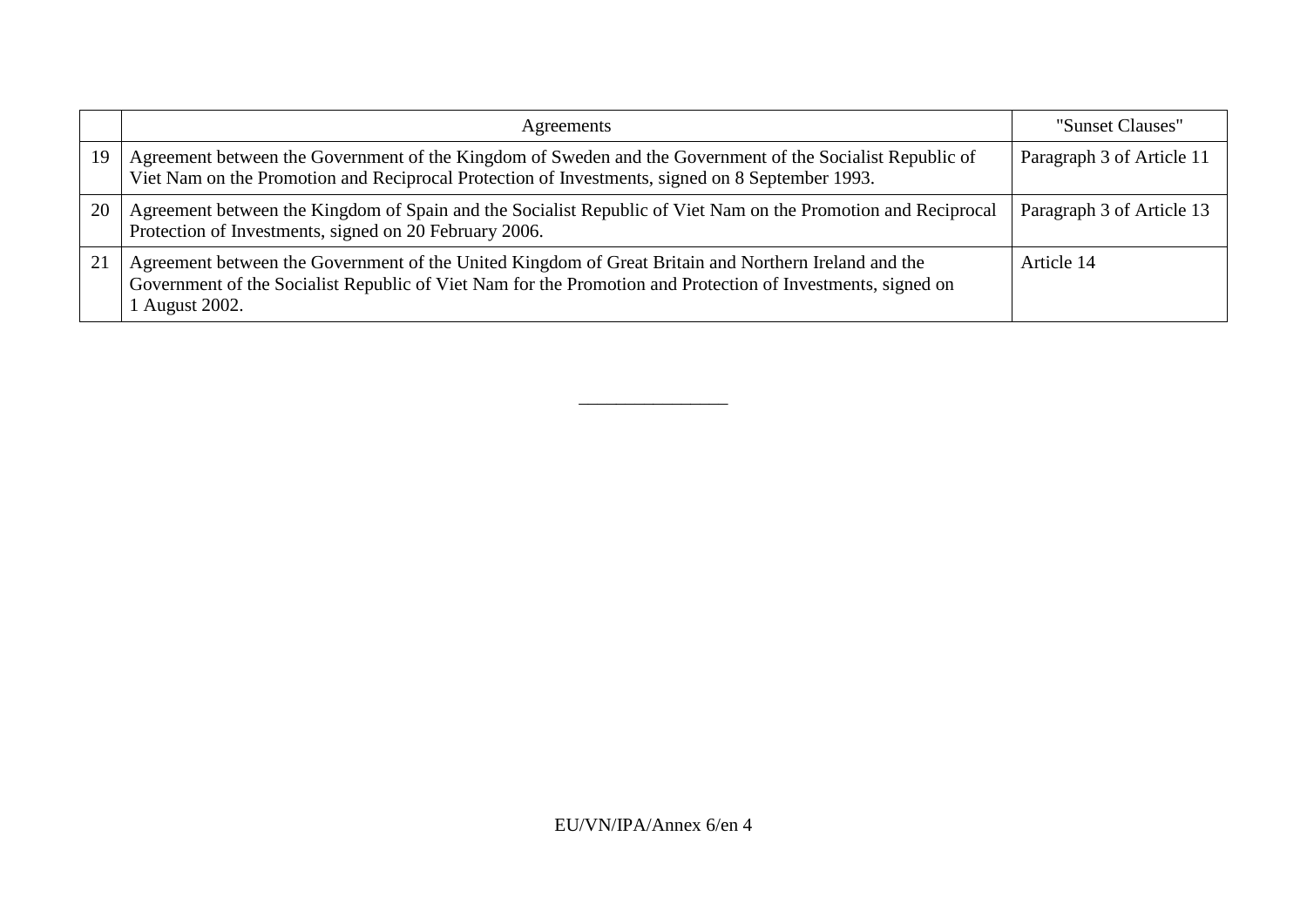| | Agreements | "Sunset Clauses" |
|---|---|---|
| 19 | Agreement between the Government of the Kingdom of Sweden and the Government of the Socialist Republic of Viet Nam on the Promotion and Reciprocal Protection of Investments, signed on 8 September 1993. | Paragraph 3 of Article 11 |
| 20 | Agreement between the Kingdom of Spain and the Socialist Republic of Viet Nam on the Promotion and Reciprocal Protection of Investments, signed on 20 February 2006. | Paragraph 3 of Article 13 |
| 21 | Agreement between the Government of the United Kingdom of Great Britain and Northern Ireland and the Government of the Socialist Republic of Viet Nam for the Promotion and Protection of Investments, signed on 1 August 2002. | Article 14 |

________________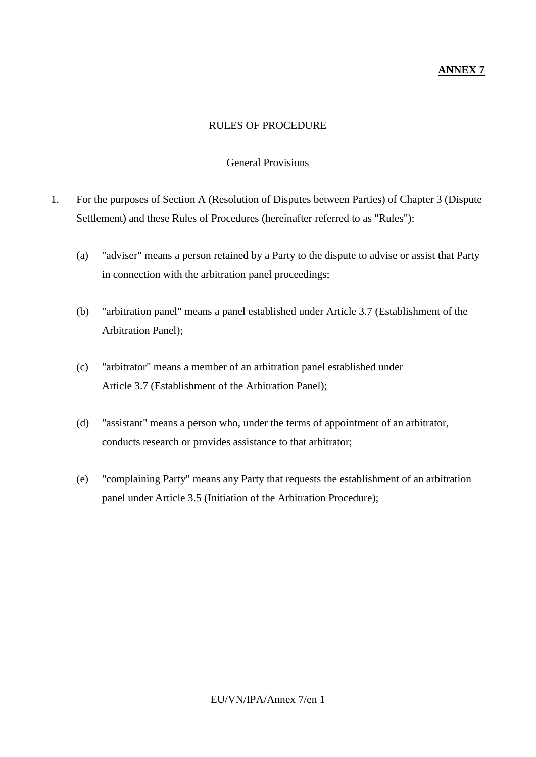**ANNEX 7**

RULES OF PROCEDURE

General Provisions

1. For the purposes of Section A (Resolution of Disputes between Parties) of Chapter 3 (Dispute Settlement) and these Rules of Procedures (hereinafter referred to as "Rules"):

   (a) "adviser" means a person retained by a Party to the dispute to advise or assist that Party in connection with the arbitration panel proceedings;

   (b) "arbitration panel" means a panel established under Article 3.7 (Establishment of the Arbitration Panel);

   (c) "arbitrator" means a member of an arbitration panel established under Article 3.7 (Establishment of the Arbitration Panel);

   (d) "assistant" means a person who, under the terms of appointment of an arbitrator, conducts research or provides assistance to that arbitrator;

   (e) "complaining Party" means any Party that requests the establishment of an arbitration panel under Article 3.5 (Initiation of the Arbitration Procedure);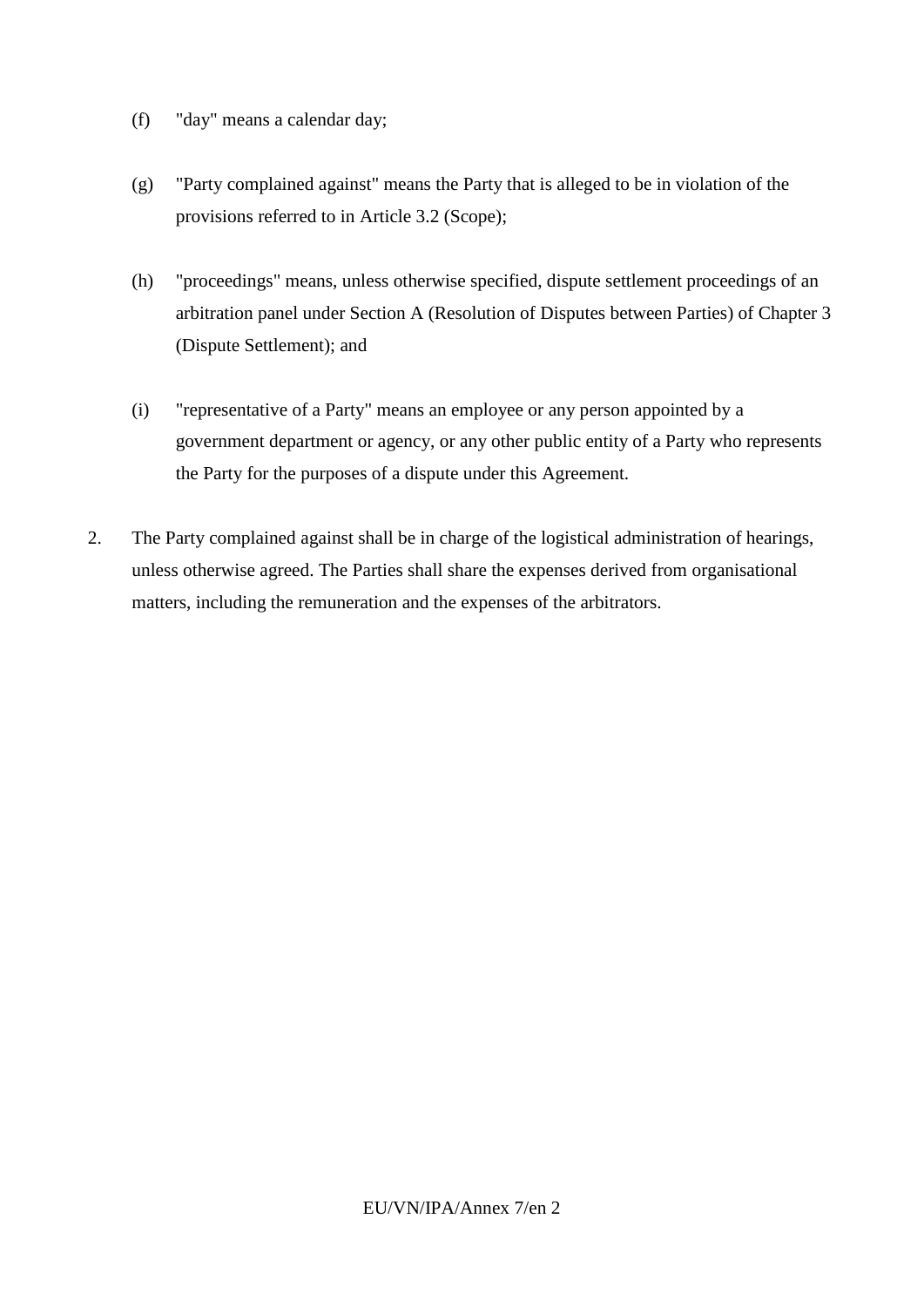(f) "day" means a calendar day;

(g) "Party complained against" means the Party that is alleged to be in violation of the provisions referred to in Article 3.2 (Scope);

(h) "proceedings" means, unless otherwise specified, dispute settlement proceedings of an arbitration panel under Section A (Resolution of Disputes between Parties) of Chapter 3 (Dispute Settlement); and

(i) "representative of a Party" means an employee or any person appointed by a government department or agency, or any other public entity of a Party who represents the Party for the purposes of a dispute under this Agreement.

2. The Party complained against shall be in charge of the logistical administration of hearings, unless otherwise agreed. The Parties shall share the expenses derived from organisational matters, including the remuneration and the expenses of the arbitrators.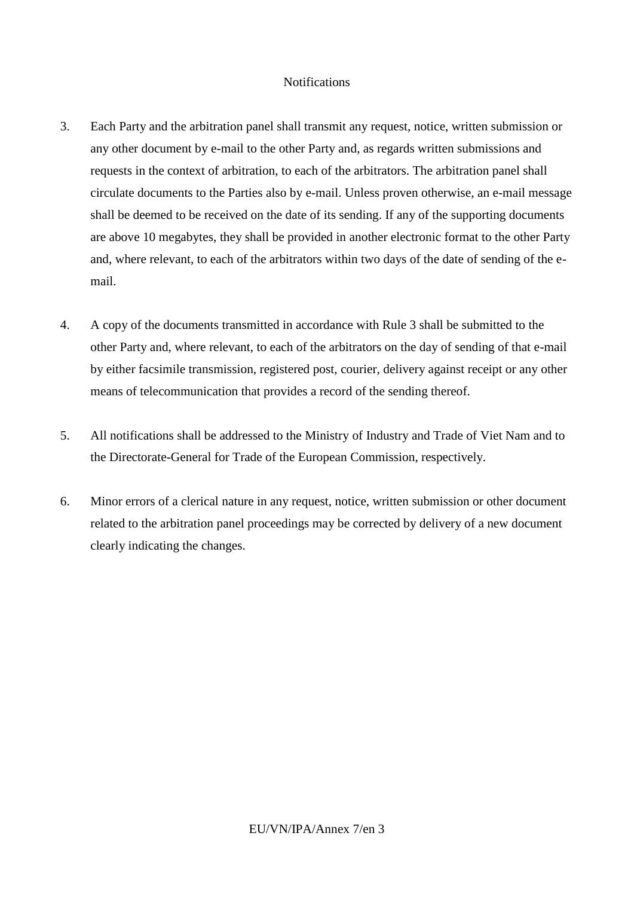## Notifications

3. Each Party and the arbitration panel shall transmit any request, notice, written submission or any other document by e-mail to the other Party and, as regards written submissions and requests in the context of arbitration, to each of the arbitrators. The arbitration panel shall circulate documents to the Parties also by e-mail. Unless proven otherwise, an e-mail message shall be deemed to be received on the date of its sending. If any of the supporting documents are above 10 megabytes, they shall be provided in another electronic format to the other Party and, where relevant, to each of the arbitrators within two days of the date of sending of the e-mail.

4. A copy of the documents transmitted in accordance with Rule 3 shall be submitted to the other Party and, where relevant, to each of the arbitrators on the day of sending of that e-mail by either facsimile transmission, registered post, courier, delivery against receipt or any other means of telecommunication that provides a record of the sending thereof.

5. All notifications shall be addressed to the Ministry of Industry and Trade of Viet Nam and to the Directorate-General for Trade of the European Commission, respectively.

6. Minor errors of a clerical nature in any request, notice, written submission or other document related to the arbitration panel proceedings may be corrected by delivery of a new document clearly indicating the changes.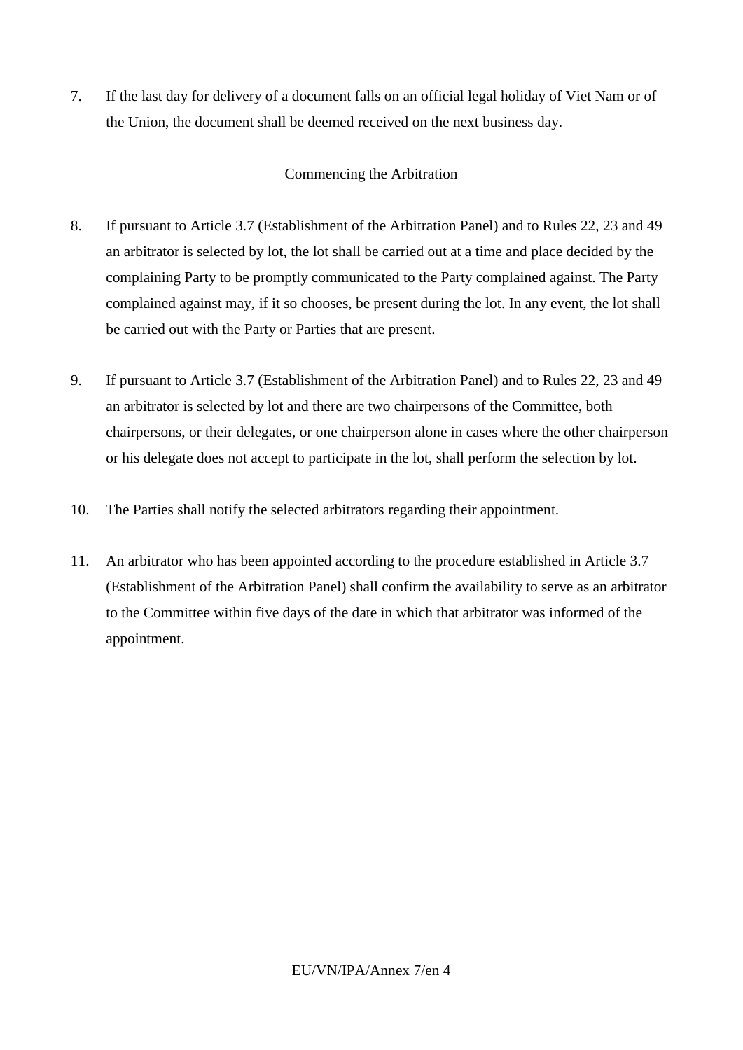7. If the last day for delivery of a document falls on an official legal holiday of Viet Nam or of the Union, the document shall be deemed received on the next business day.

Commencing the Arbitration

8. If pursuant to Article 3.7 (Establishment of the Arbitration Panel) and to Rules 22, 23 and 49 an arbitrator is selected by lot, the lot shall be carried out at a time and place decided by the complaining Party to be promptly communicated to the Party complained against. The Party complained against may, if it so chooses, be present during the lot. In any event, the lot shall be carried out with the Party or Parties that are present.

9. If pursuant to Article 3.7 (Establishment of the Arbitration Panel) and to Rules 22, 23 and 49 an arbitrator is selected by lot and there are two chairpersons of the Committee, both chairpersons, or their delegates, or one chairperson alone in cases where the other chairperson or his delegate does not accept to participate in the lot, shall perform the selection by lot.

10. The Parties shall notify the selected arbitrators regarding their appointment.

11. An arbitrator who has been appointed according to the procedure established in Article 3.7 (Establishment of the Arbitration Panel) shall confirm the availability to serve as an arbitrator to the Committee within five days of the date in which that arbitrator was informed of the appointment.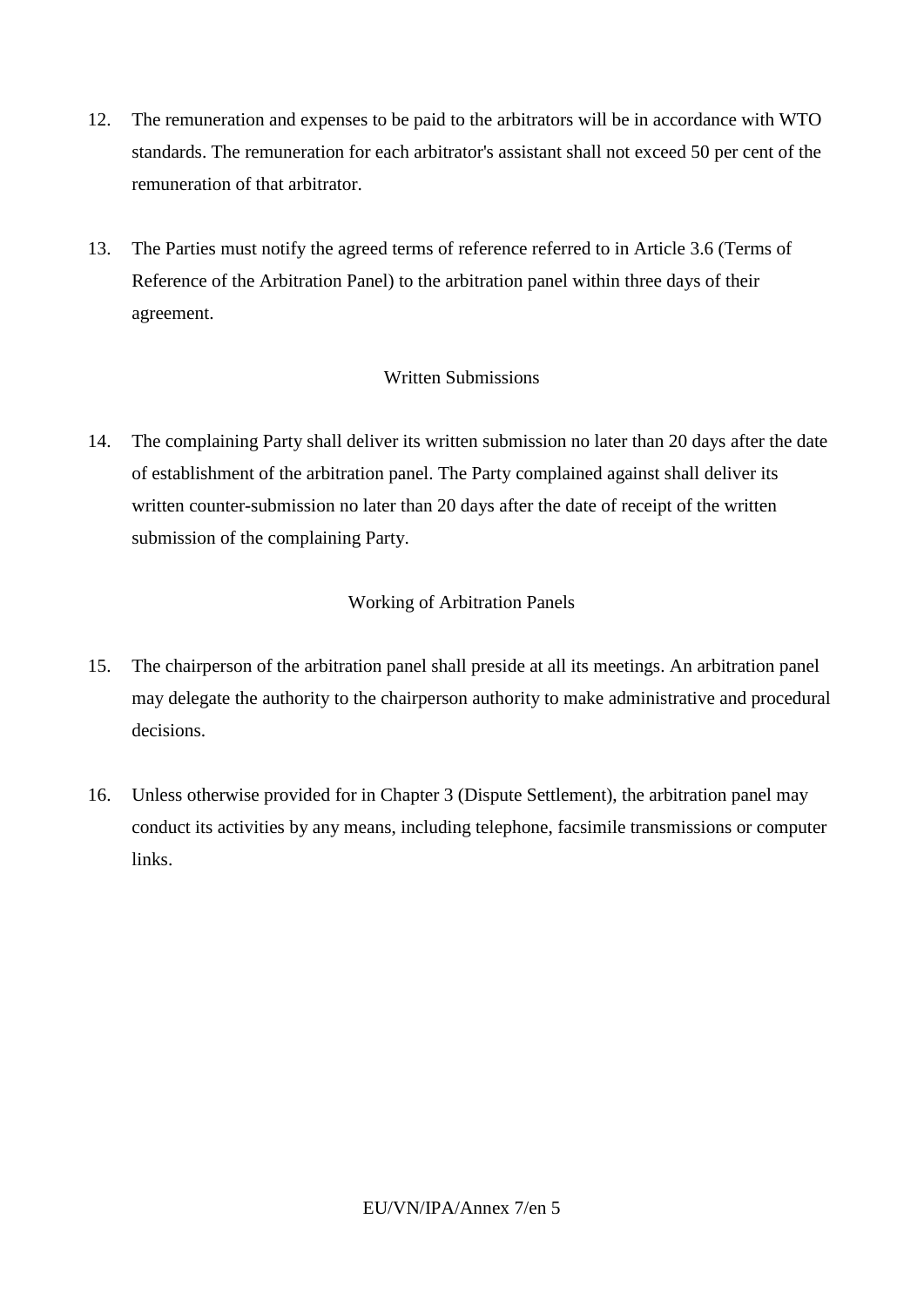12. The remuneration and expenses to be paid to the arbitrators will be in accordance with WTO standards. The remuneration for each arbitrator's assistant shall not exceed 50 per cent of the remuneration of that arbitrator.

13. The Parties must notify the agreed terms of reference referred to in Article 3.6 (Terms of Reference of the Arbitration Panel) to the arbitration panel within three days of their agreement.

Written Submissions

14. The complaining Party shall deliver its written submission no later than 20 days after the date of establishment of the arbitration panel. The Party complained against shall deliver its written counter-submission no later than 20 days after the date of receipt of the written submission of the complaining Party.

Working of Arbitration Panels

15. The chairperson of the arbitration panel shall preside at all its meetings. An arbitration panel may delegate the authority to the chairperson authority to make administrative and procedural decisions.

16. Unless otherwise provided for in Chapter 3 (Dispute Settlement), the arbitration panel may conduct its activities by any means, including telephone, facsimile transmissions or computer links.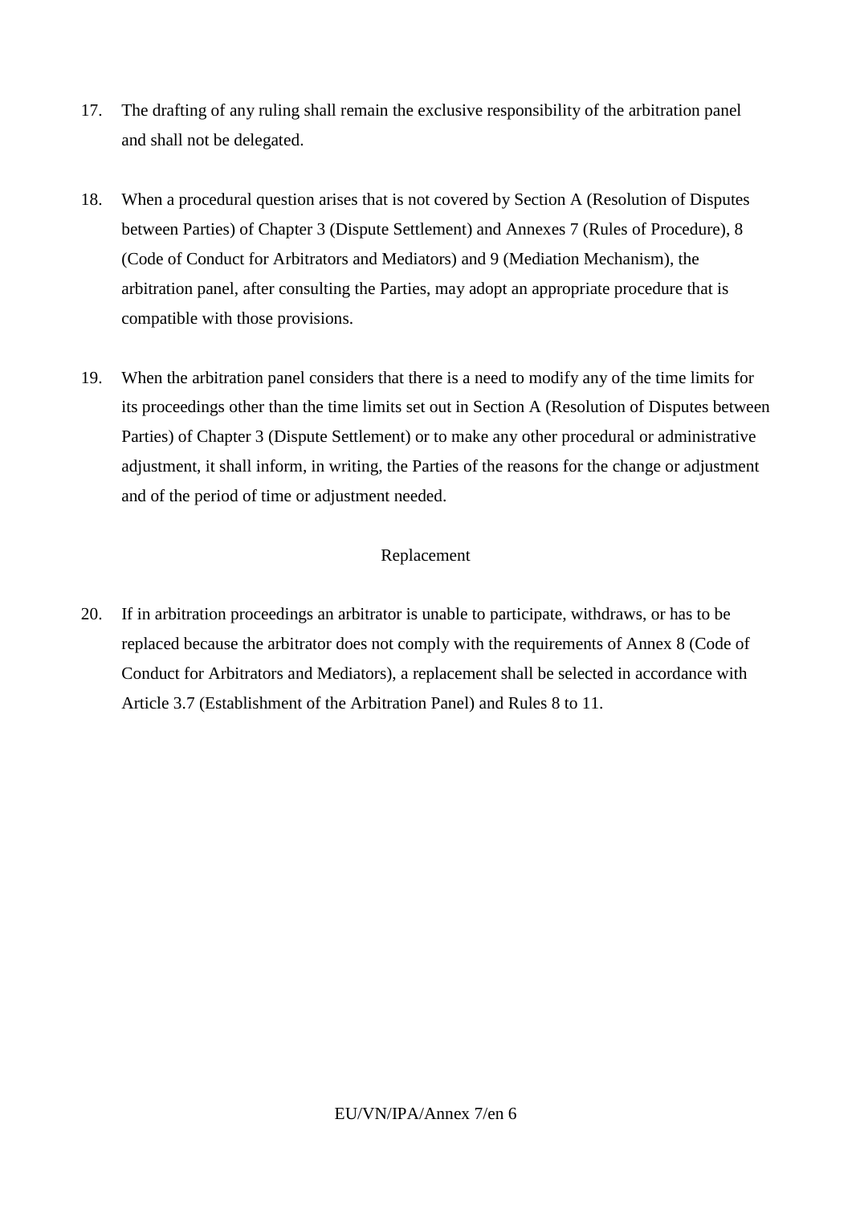17. The drafting of any ruling shall remain the exclusive responsibility of the arbitration panel and shall not be delegated.

18. When a procedural question arises that is not covered by Section A (Resolution of Disputes between Parties) of Chapter 3 (Dispute Settlement) and Annexes 7 (Rules of Procedure), 8 (Code of Conduct for Arbitrators and Mediators) and 9 (Mediation Mechanism), the arbitration panel, after consulting the Parties, may adopt an appropriate procedure that is compatible with those provisions.

19. When the arbitration panel considers that there is a need to modify any of the time limits for its proceedings other than the time limits set out in Section A (Resolution of Disputes between Parties) of Chapter 3 (Dispute Settlement) or to make any other procedural or administrative adjustment, it shall inform, in writing, the Parties of the reasons for the change or adjustment and of the period of time or adjustment needed.

Replacement

20. If in arbitration proceedings an arbitrator is unable to participate, withdraws, or has to be replaced because the arbitrator does not comply with the requirements of Annex 8 (Code of Conduct for Arbitrators and Mediators), a replacement shall be selected in accordance with Article 3.7 (Establishment of the Arbitration Panel) and Rules 8 to 11.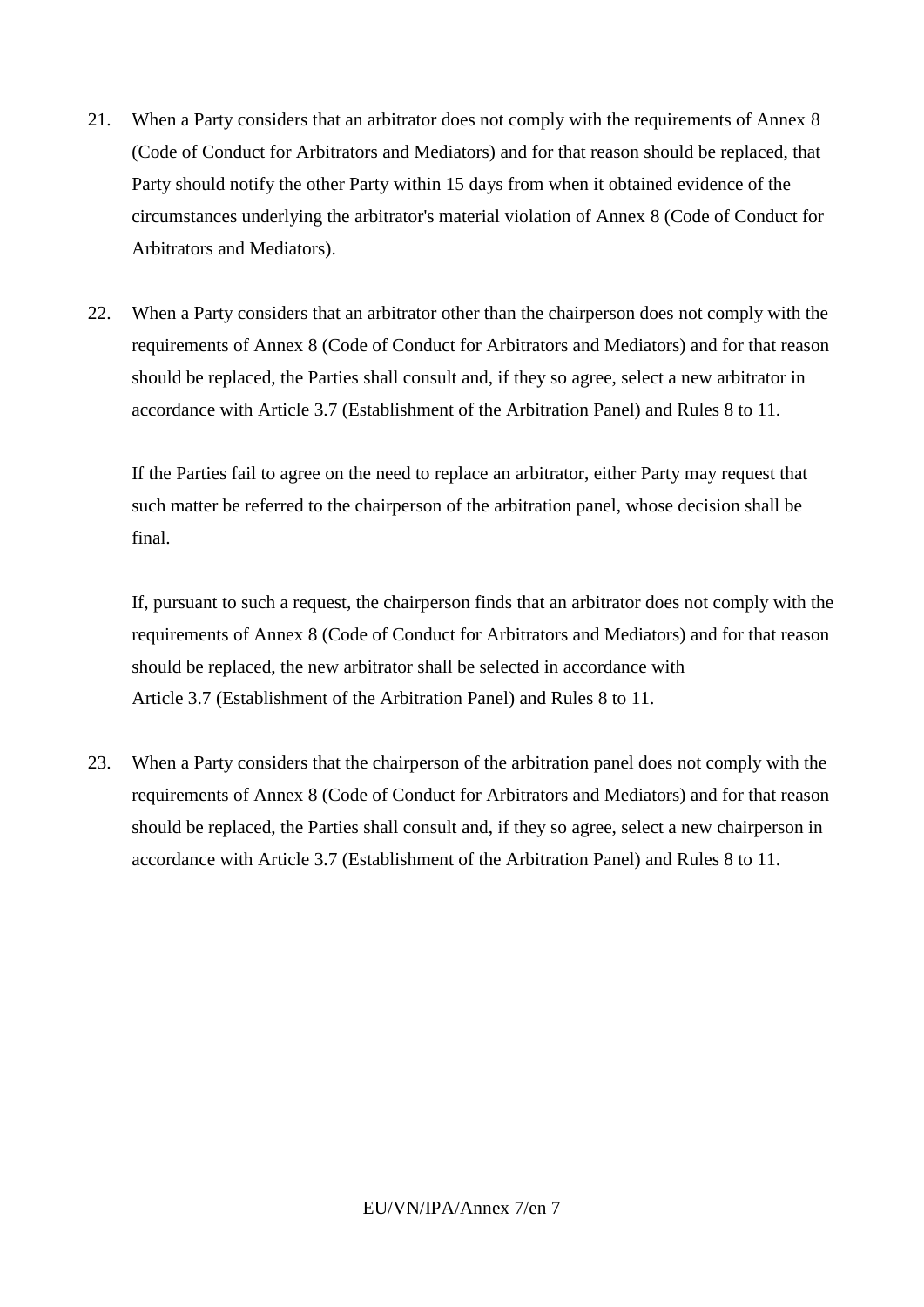21. When a Party considers that an arbitrator does not comply with the requirements of Annex 8 (Code of Conduct for Arbitrators and Mediators) and for that reason should be replaced, that Party should notify the other Party within 15 days from when it obtained evidence of the circumstances underlying the arbitrator's material violation of Annex 8 (Code of Conduct for Arbitrators and Mediators).

22. When a Party considers that an arbitrator other than the chairperson does not comply with the requirements of Annex 8 (Code of Conduct for Arbitrators and Mediators) and for that reason should be replaced, the Parties shall consult and, if they so agree, select a new arbitrator in accordance with Article 3.7 (Establishment of the Arbitration Panel) and Rules 8 to 11.

    If the Parties fail to agree on the need to replace an arbitrator, either Party may request that such matter be referred to the chairperson of the arbitration panel, whose decision shall be final.

    If, pursuant to such a request, the chairperson finds that an arbitrator does not comply with the requirements of Annex 8 (Code of Conduct for Arbitrators and Mediators) and for that reason should be replaced, the new arbitrator shall be selected in accordance with Article 3.7 (Establishment of the Arbitration Panel) and Rules 8 to 11.

23. When a Party considers that the chairperson of the arbitration panel does not comply with the requirements of Annex 8 (Code of Conduct for Arbitrators and Mediators) and for that reason should be replaced, the Parties shall consult and, if they so agree, select a new chairperson in accordance with Article 3.7 (Establishment of the Arbitration Panel) and Rules 8 to 11.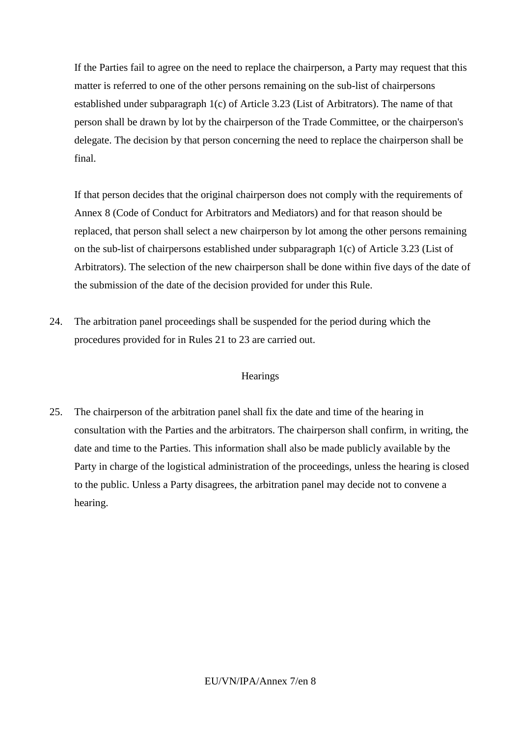If the Parties fail to agree on the need to replace the chairperson, a Party may request that this matter is referred to one of the other persons remaining on the sub-list of chairpersons established under subparagraph 1(c) of Article 3.23 (List of Arbitrators). The name of that person shall be drawn by lot by the chairperson of the Trade Committee, or the chairperson's delegate. The decision by that person concerning the need to replace the chairperson shall be final.

If that person decides that the original chairperson does not comply with the requirements of Annex 8 (Code of Conduct for Arbitrators and Mediators) and for that reason should be replaced, that person shall select a new chairperson by lot among the other persons remaining on the sub-list of chairpersons established under subparagraph 1(c) of Article 3.23 (List of Arbitrators). The selection of the new chairperson shall be done within five days of the date of the submission of the date of the decision provided for under this Rule.

24. The arbitration panel proceedings shall be suspended for the period during which the procedures provided for in Rules 21 to 23 are carried out.

Hearings

25. The chairperson of the arbitration panel shall fix the date and time of the hearing in consultation with the Parties and the arbitrators. The chairperson shall confirm, in writing, the date and time to the Parties. This information shall also be made publicly available by the Party in charge of the logistical administration of the proceedings, unless the hearing is closed to the public. Unless a Party disagrees, the arbitration panel may decide not to convene a hearing.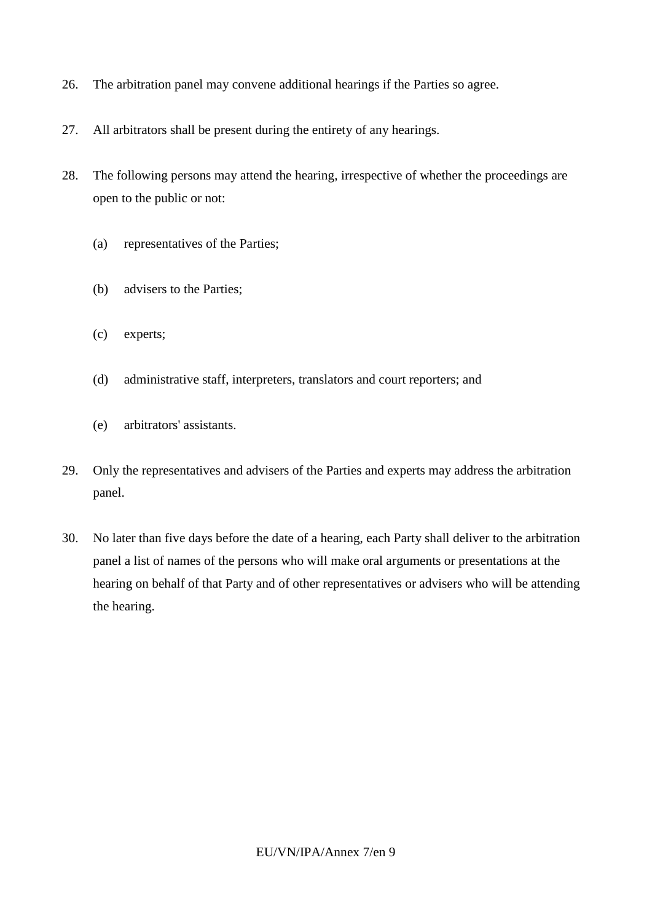26. The arbitration panel may convene additional hearings if the Parties so agree.

27. All arbitrators shall be present during the entirety of any hearings.

28. The following persons may attend the hearing, irrespective of whether the proceedings are open to the public or not:

    (a) representatives of the Parties;

    (b) advisers to the Parties;

    (c) experts;

    (d) administrative staff, interpreters, translators and court reporters; and

    (e) arbitrators' assistants.

29. Only the representatives and advisers of the Parties and experts may address the arbitration panel.

30. No later than five days before the date of a hearing, each Party shall deliver to the arbitration panel a list of names of the persons who will make oral arguments or presentations at the hearing on behalf of that Party and of other representatives or advisers who will be attending the hearing.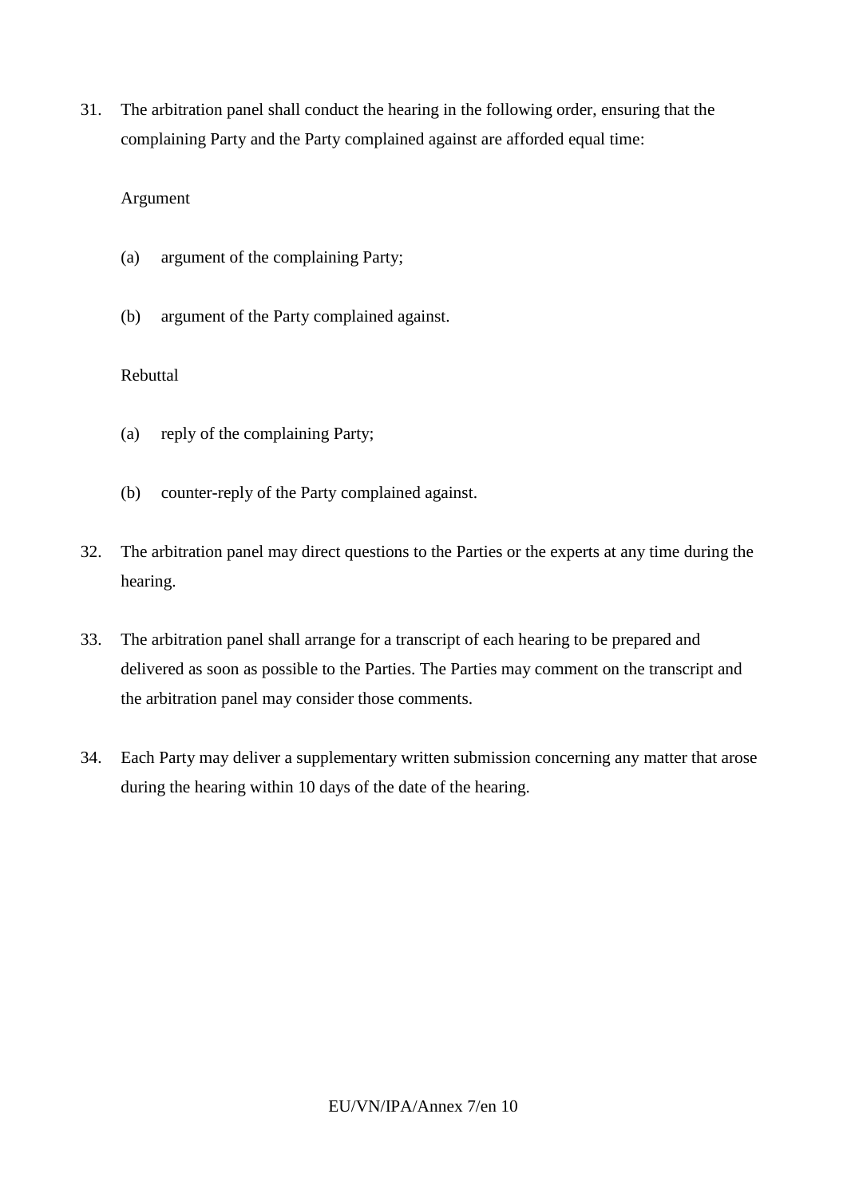31. The arbitration panel shall conduct the hearing in the following order, ensuring that the complaining Party and the Party complained against are afforded equal time:

    Argument

    (a) argument of the complaining Party;

    (b) argument of the Party complained against.

    Rebuttal

    (a) reply of the complaining Party;

    (b) counter-reply of the Party complained against.

32. The arbitration panel may direct questions to the Parties or the experts at any time during the hearing.

33. The arbitration panel shall arrange for a transcript of each hearing to be prepared and delivered as soon as possible to the Parties. The Parties may comment on the transcript and the arbitration panel may consider those comments.

34. Each Party may deliver a supplementary written submission concerning any matter that arose during the hearing within 10 days of the date of the hearing.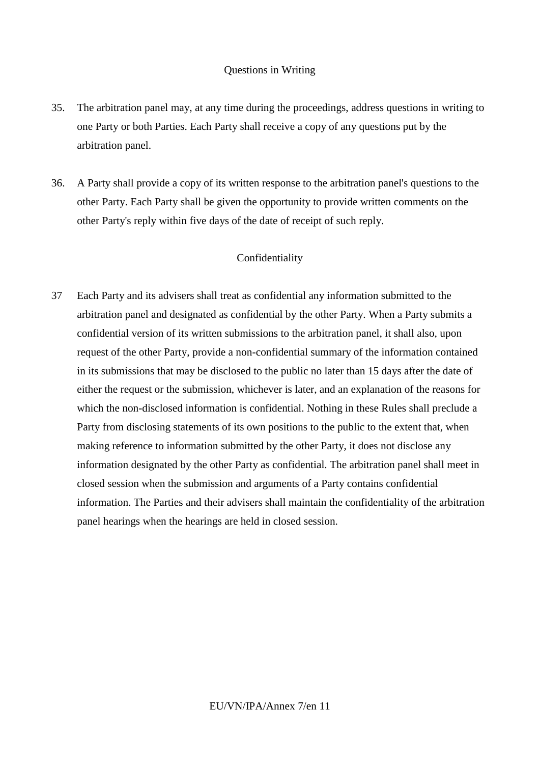### Questions in Writing

35. The arbitration panel may, at any time during the proceedings, address questions in writing to one Party or both Parties. Each Party shall receive a copy of any questions put by the arbitration panel.

36. A Party shall provide a copy of its written response to the arbitration panel's questions to the other Party. Each Party shall be given the opportunity to provide written comments on the other Party's reply within five days of the date of receipt of such reply.

### Confidentiality

37 Each Party and its advisers shall treat as confidential any information submitted to the arbitration panel and designated as confidential by the other Party. When a Party submits a confidential version of its written submissions to the arbitration panel, it shall also, upon request of the other Party, provide a non-confidential summary of the information contained in its submissions that may be disclosed to the public no later than 15 days after the date of either the request or the submission, whichever is later, and an explanation of the reasons for which the non-disclosed information is confidential. Nothing in these Rules shall preclude a Party from disclosing statements of its own positions to the public to the extent that, when making reference to information submitted by the other Party, it does not disclose any information designated by the other Party as confidential. The arbitration panel shall meet in closed session when the submission and arguments of a Party contains confidential information. The Parties and their advisers shall maintain the confidentiality of the arbitration panel hearings when the hearings are held in closed session.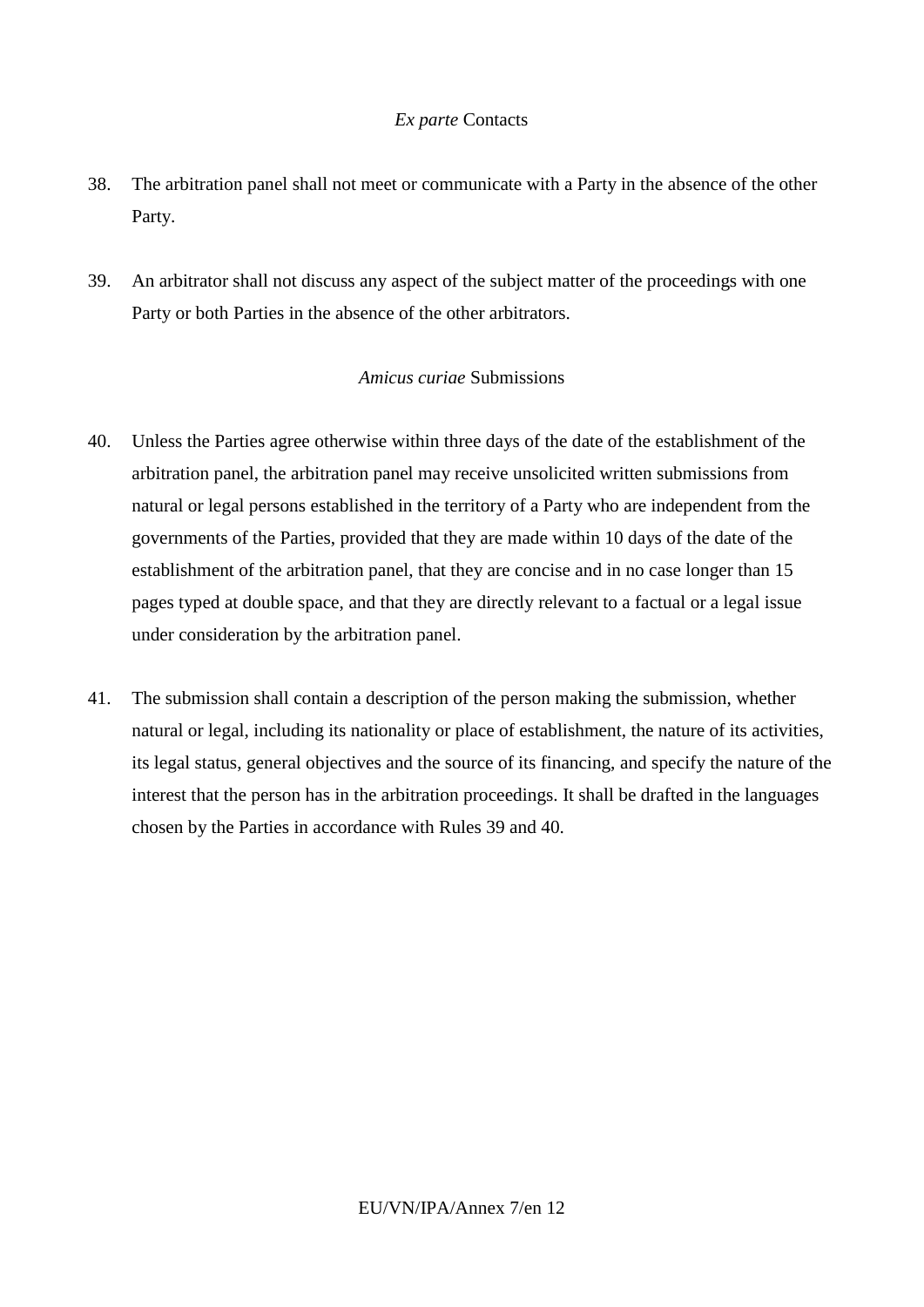### *Ex parte* Contacts

38. The arbitration panel shall not meet or communicate with a Party in the absence of the other Party.

39. An arbitrator shall not discuss any aspect of the subject matter of the proceedings with one Party or both Parties in the absence of the other arbitrators.

### *Amicus curiae* Submissions

40. Unless the Parties agree otherwise within three days of the date of the establishment of the arbitration panel, the arbitration panel may receive unsolicited written submissions from natural or legal persons established in the territory of a Party who are independent from the governments of the Parties, provided that they are made within 10 days of the date of the establishment of the arbitration panel, that they are concise and in no case longer than 15 pages typed at double space, and that they are directly relevant to a factual or a legal issue under consideration by the arbitration panel.

41. The submission shall contain a description of the person making the submission, whether natural or legal, including its nationality or place of establishment, the nature of its activities, its legal status, general objectives and the source of its financing, and specify the nature of the interest that the person has in the arbitration proceedings. It shall be drafted in the languages chosen by the Parties in accordance with Rules 39 and 40.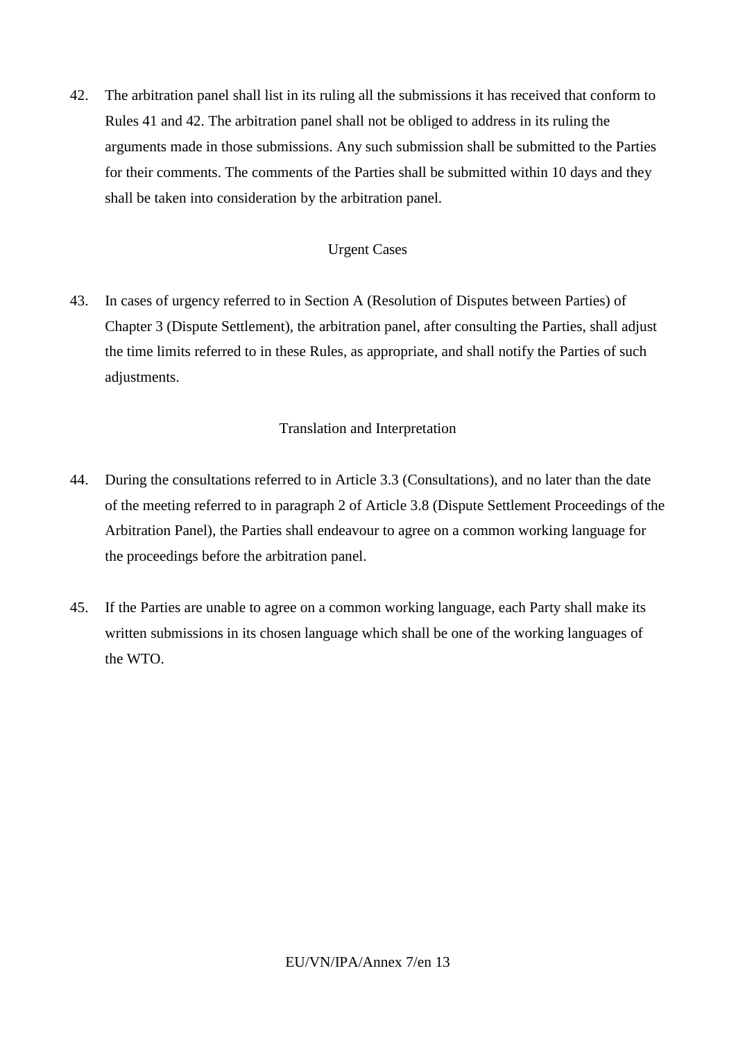42. The arbitration panel shall list in its ruling all the submissions it has received that conform to Rules 41 and 42. The arbitration panel shall not be obliged to address in its ruling the arguments made in those submissions. Any such submission shall be submitted to the Parties for their comments. The comments of the Parties shall be submitted within 10 days and they shall be taken into consideration by the arbitration panel.

Urgent Cases

43. In cases of urgency referred to in Section A (Resolution of Disputes between Parties) of Chapter 3 (Dispute Settlement), the arbitration panel, after consulting the Parties, shall adjust the time limits referred to in these Rules, as appropriate, and shall notify the Parties of such adjustments.

Translation and Interpretation

44. During the consultations referred to in Article 3.3 (Consultations), and no later than the date of the meeting referred to in paragraph 2 of Article 3.8 (Dispute Settlement Proceedings of the Arbitration Panel), the Parties shall endeavour to agree on a common working language for the proceedings before the arbitration panel.

45. If the Parties are unable to agree on a common working language, each Party shall make its written submissions in its chosen language which shall be one of the working languages of the WTO.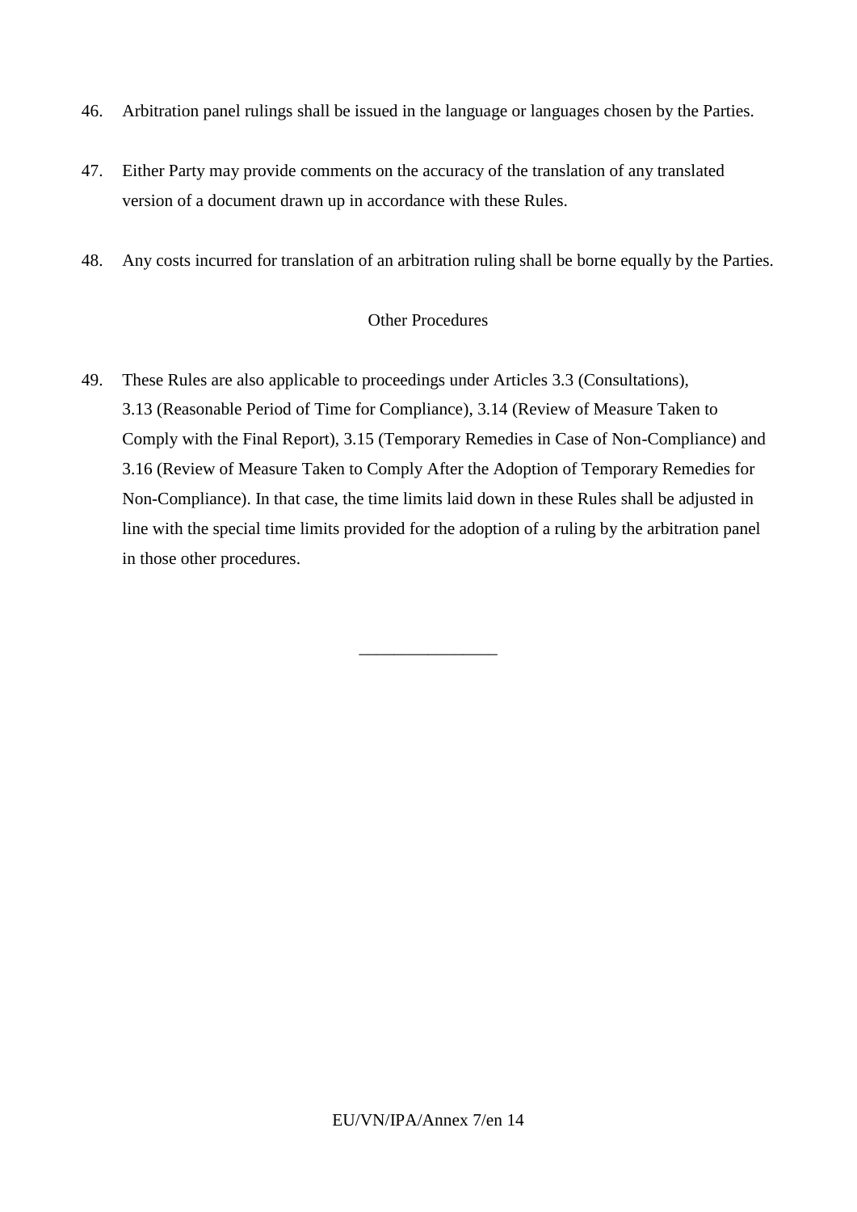46. Arbitration panel rulings shall be issued in the language or languages chosen by the Parties.

47. Either Party may provide comments on the accuracy of the translation of any translated version of a document drawn up in accordance with these Rules.

48. Any costs incurred for translation of an arbitration ruling shall be borne equally by the Parties.

## Other Procedures

49. These Rules are also applicable to proceedings under Articles 3.3 (Consultations), 3.13 (Reasonable Period of Time for Compliance), 3.14 (Review of Measure Taken to Comply with the Final Report), 3.15 (Temporary Remedies in Case of Non-Compliance) and 3.16 (Review of Measure Taken to Comply After the Adoption of Temporary Remedies for Non-Compliance). In that case, the time limits laid down in these Rules shall be adjusted in line with the special time limits provided for the adoption of a ruling by the arbitration panel in those other procedures.

________________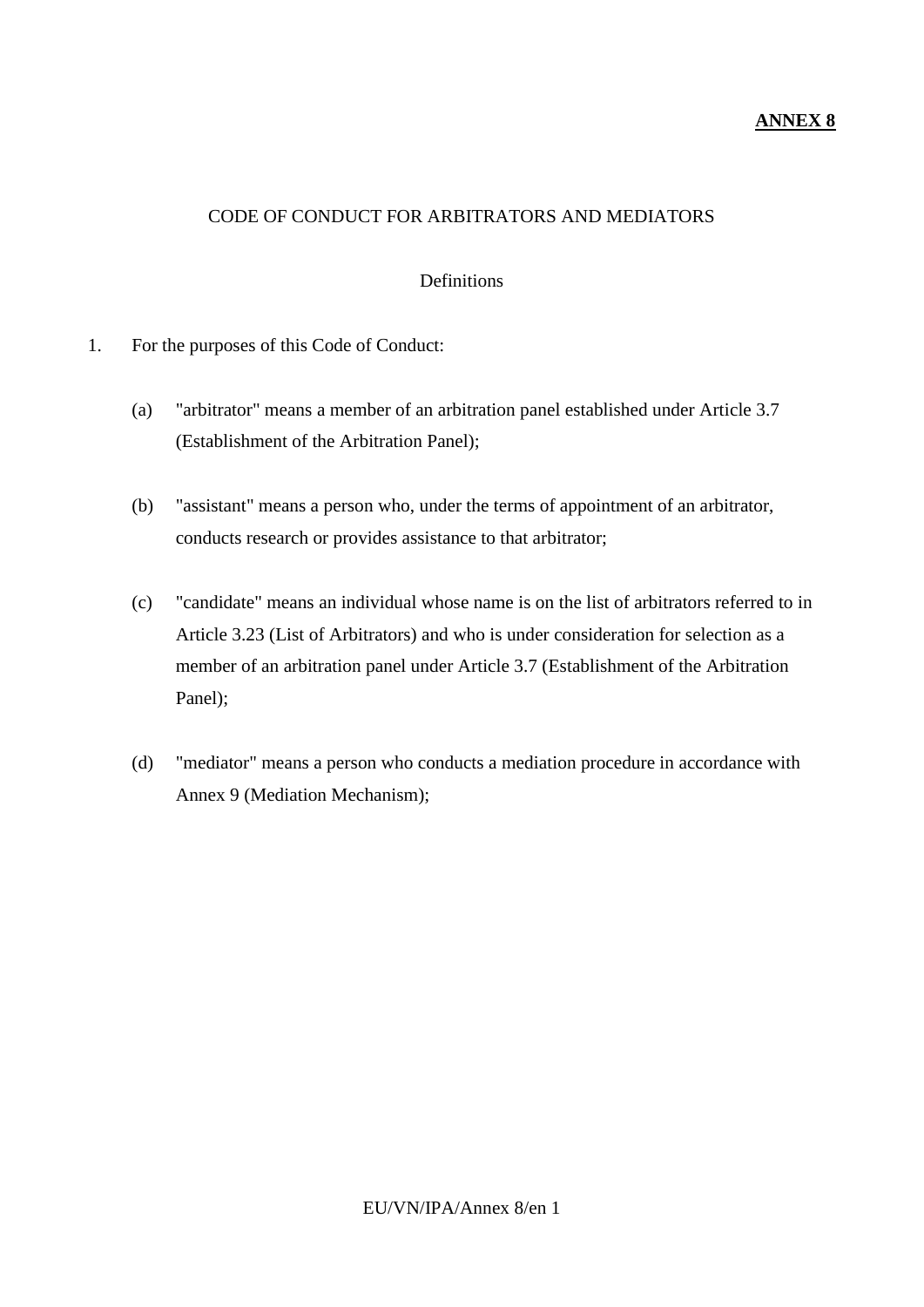**ANNEX 8**

CODE OF CONDUCT FOR ARBITRATORS AND MEDIATORS

Definitions

1. For the purposes of this Code of Conduct:

   (a) "arbitrator" means a member of an arbitration panel established under Article 3.7 (Establishment of the Arbitration Panel);

   (b) "assistant" means a person who, under the terms of appointment of an arbitrator, conducts research or provides assistance to that arbitrator;

   (c) "candidate" means an individual whose name is on the list of arbitrators referred to in Article 3.23 (List of Arbitrators) and who is under consideration for selection as a member of an arbitration panel under Article 3.7 (Establishment of the Arbitration Panel);

   (d) "mediator" means a person who conducts a mediation procedure in accordance with Annex 9 (Mediation Mechanism);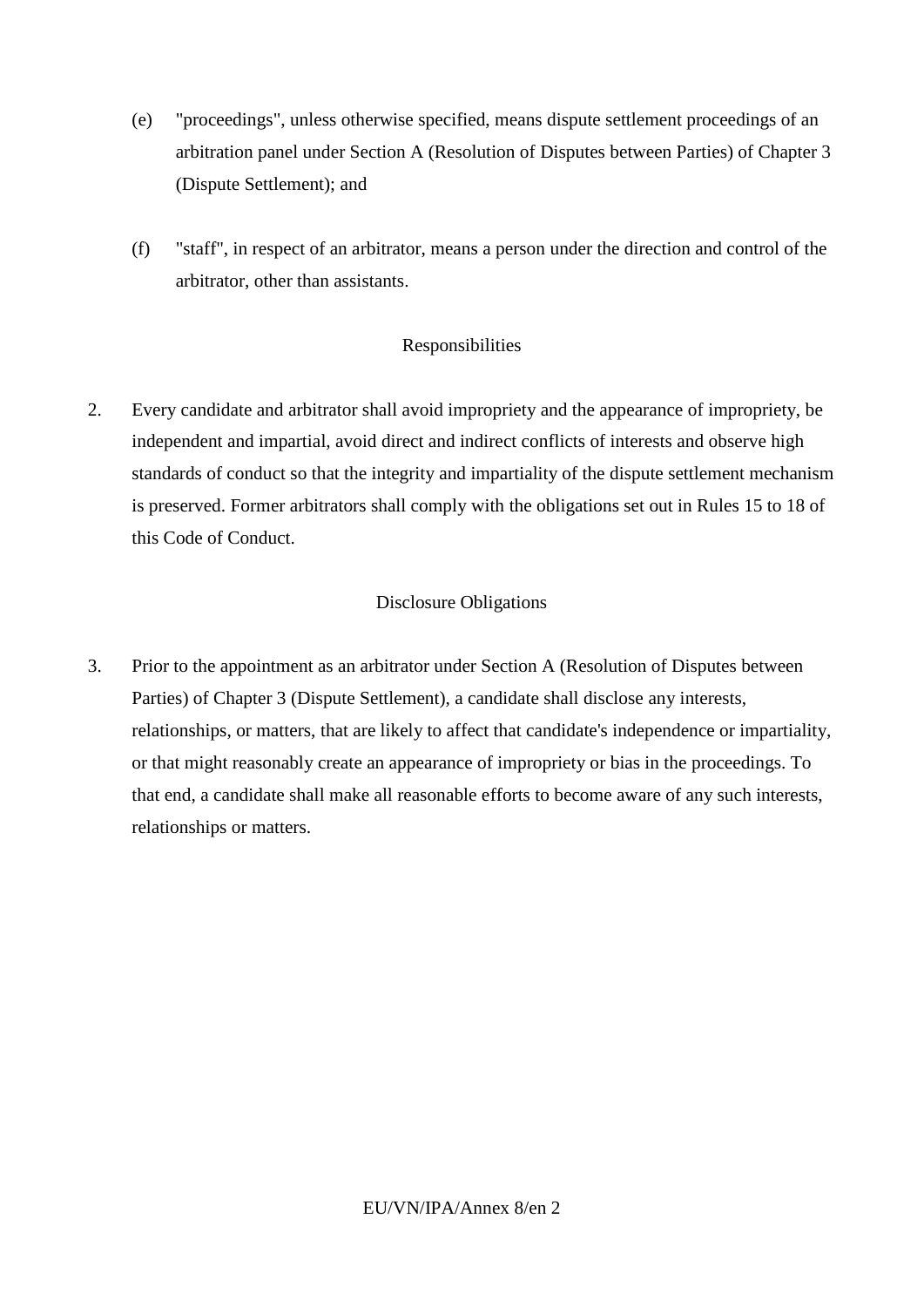(e) "proceedings", unless otherwise specified, means dispute settlement proceedings of an arbitration panel under Section A (Resolution of Disputes between Parties) of Chapter 3 (Dispute Settlement); and

(f) "staff", in respect of an arbitrator, means a person under the direction and control of the arbitrator, other than assistants.

Responsibilities

2. Every candidate and arbitrator shall avoid impropriety and the appearance of impropriety, be independent and impartial, avoid direct and indirect conflicts of interests and observe high standards of conduct so that the integrity and impartiality of the dispute settlement mechanism is preserved. Former arbitrators shall comply with the obligations set out in Rules 15 to 18 of this Code of Conduct.

Disclosure Obligations

3. Prior to the appointment as an arbitrator under Section A (Resolution of Disputes between Parties) of Chapter 3 (Dispute Settlement), a candidate shall disclose any interests, relationships, or matters, that are likely to affect that candidate's independence or impartiality, or that might reasonably create an appearance of impropriety or bias in the proceedings. To that end, a candidate shall make all reasonable efforts to become aware of any such interests, relationships or matters.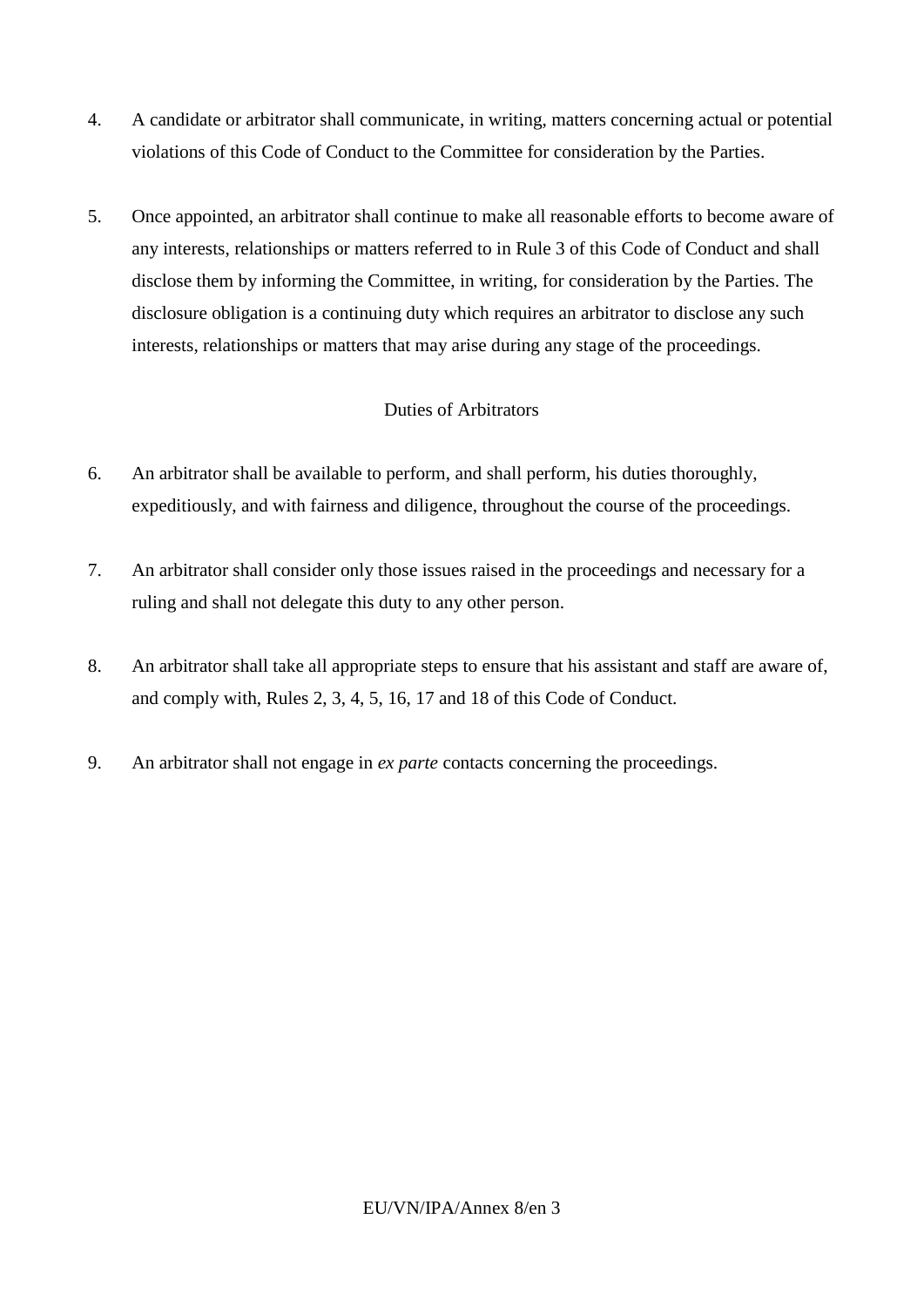4. A candidate or arbitrator shall communicate, in writing, matters concerning actual or potential violations of this Code of Conduct to the Committee for consideration by the Parties.

5. Once appointed, an arbitrator shall continue to make all reasonable efforts to become aware of any interests, relationships or matters referred to in Rule 3 of this Code of Conduct and shall disclose them by informing the Committee, in writing, for consideration by the Parties. The disclosure obligation is a continuing duty which requires an arbitrator to disclose any such interests, relationships or matters that may arise during any stage of the proceedings.

Duties of Arbitrators

6. An arbitrator shall be available to perform, and shall perform, his duties thoroughly, expeditiously, and with fairness and diligence, throughout the course of the proceedings.

7. An arbitrator shall consider only those issues raised in the proceedings and necessary for a ruling and shall not delegate this duty to any other person.

8. An arbitrator shall take all appropriate steps to ensure that his assistant and staff are aware of, and comply with, Rules 2, 3, 4, 5, 16, 17 and 18 of this Code of Conduct.

9. An arbitrator shall not engage in *ex parte* contacts concerning the proceedings.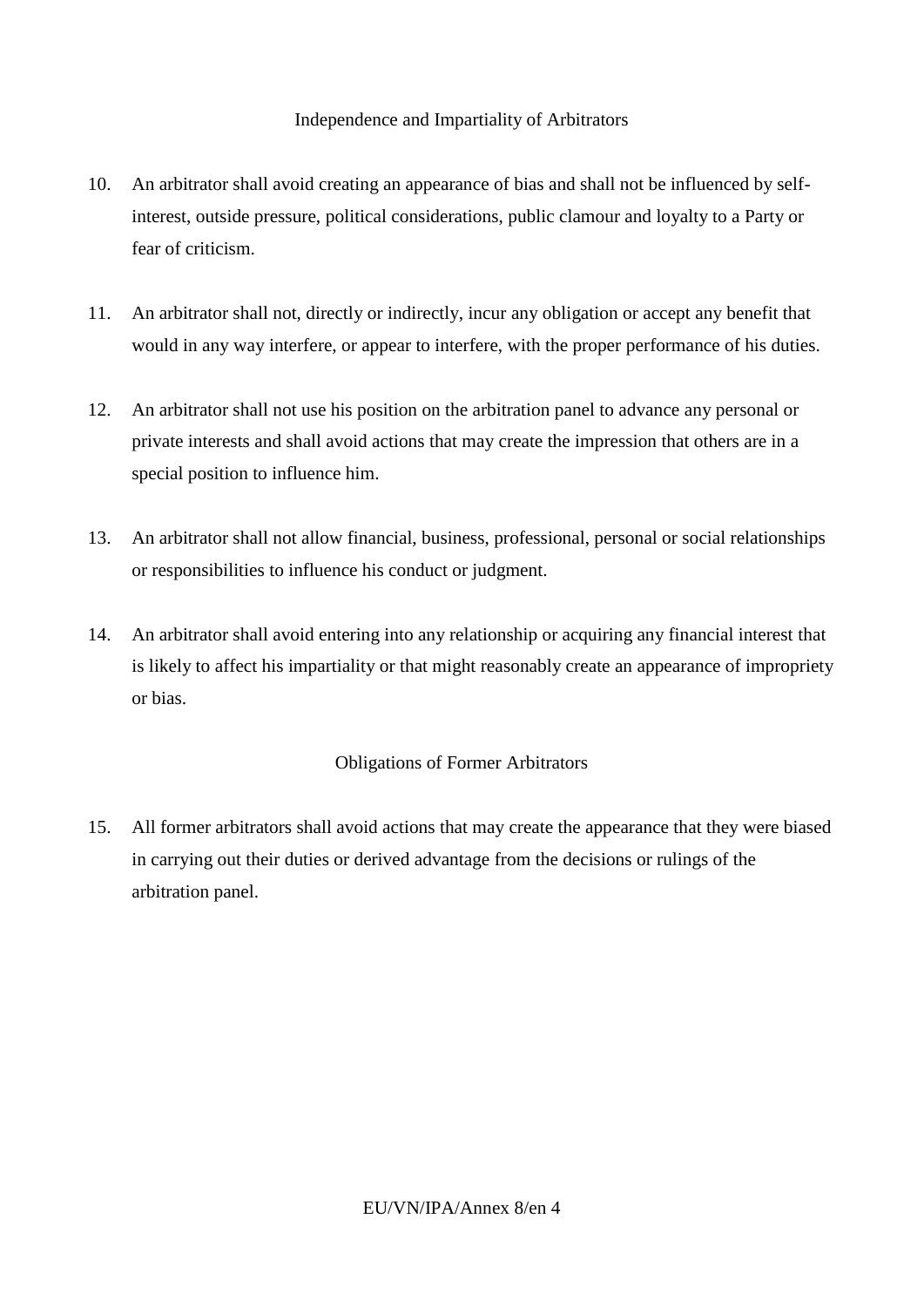## Independence and Impartiality of Arbitrators

10. An arbitrator shall avoid creating an appearance of bias and shall not be influenced by self-interest, outside pressure, political considerations, public clamour and loyalty to a Party or fear of criticism.

11. An arbitrator shall not, directly or indirectly, incur any obligation or accept any benefit that would in any way interfere, or appear to interfere, with the proper performance of his duties.

12. An arbitrator shall not use his position on the arbitration panel to advance any personal or private interests and shall avoid actions that may create the impression that others are in a special position to influence him.

13. An arbitrator shall not allow financial, business, professional, personal or social relationships or responsibilities to influence his conduct or judgment.

14. An arbitrator shall avoid entering into any relationship or acquiring any financial interest that is likely to affect his impartiality or that might reasonably create an appearance of impropriety or bias.

## Obligations of Former Arbitrators

15. All former arbitrators shall avoid actions that may create the appearance that they were biased in carrying out their duties or derived advantage from the decisions or rulings of the arbitration panel.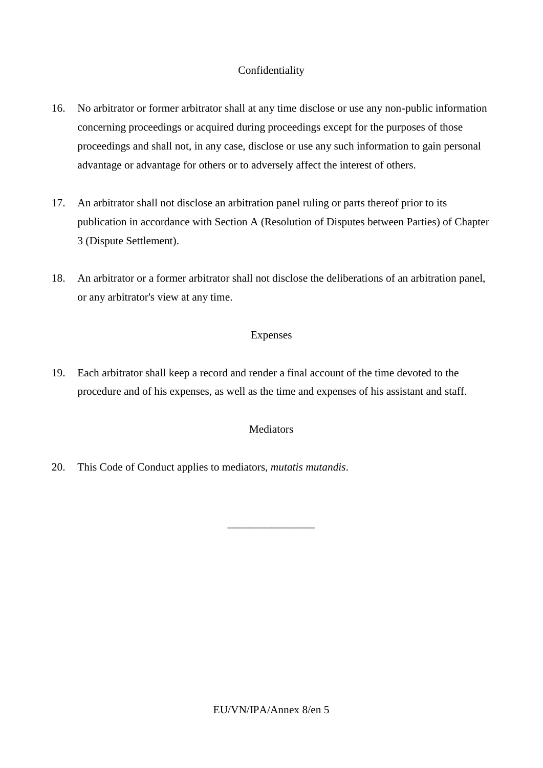Confidentiality

16. No arbitrator or former arbitrator shall at any time disclose or use any non-public information concerning proceedings or acquired during proceedings except for the purposes of those proceedings and shall not, in any case, disclose or use any such information to gain personal advantage or advantage for others or to adversely affect the interest of others.

17. An arbitrator shall not disclose an arbitration panel ruling or parts thereof prior to its publication in accordance with Section A (Resolution of Disputes between Parties) of Chapter 3 (Dispute Settlement).

18. An arbitrator or a former arbitrator shall not disclose the deliberations of an arbitration panel, or any arbitrator's view at any time.

Expenses

19. Each arbitrator shall keep a record and render a final account of the time devoted to the procedure and of his expenses, as well as the time and expenses of his assistant and staff.

Mediators

20. This Code of Conduct applies to mediators, *mutatis mutandis*.

________________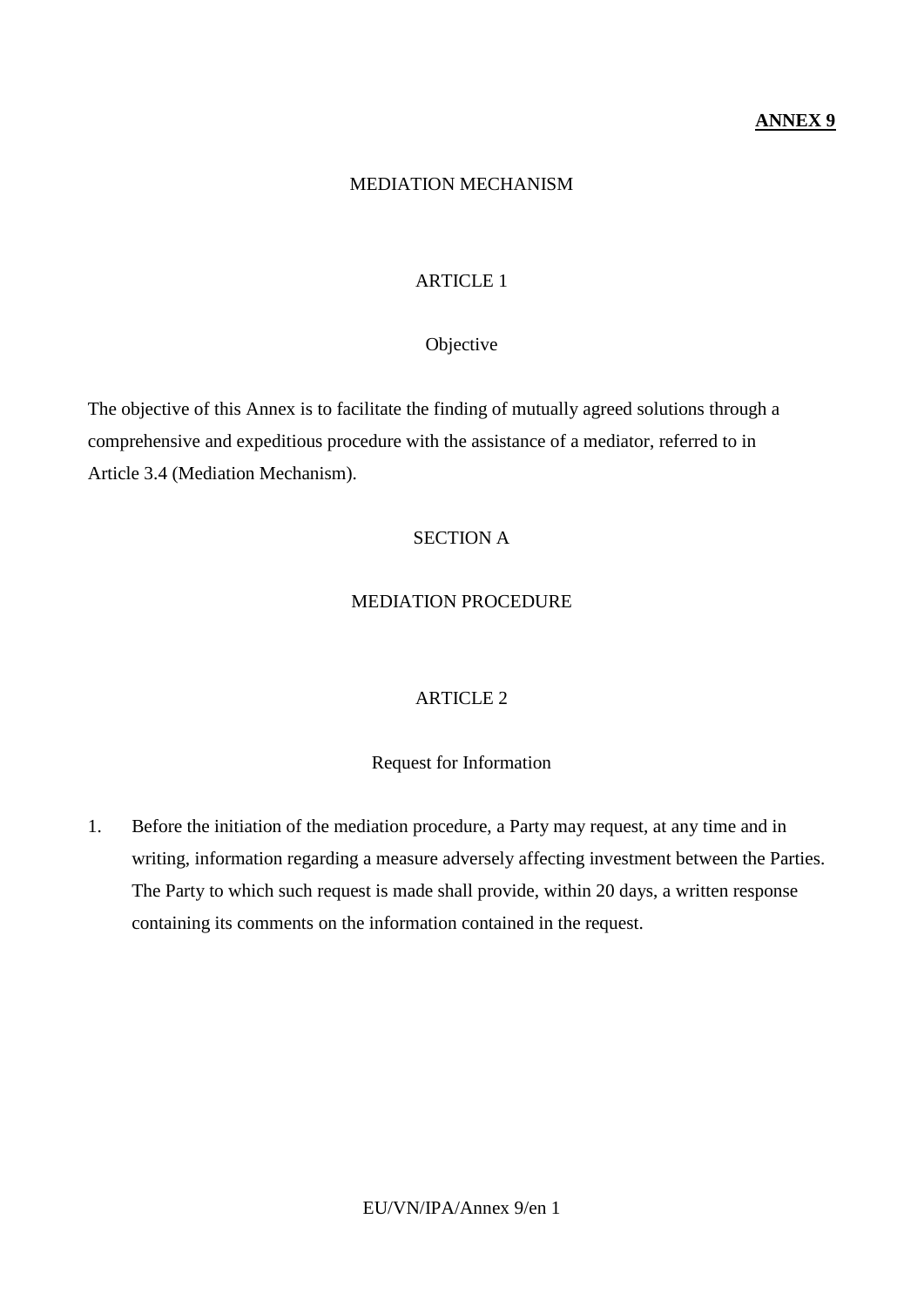**ANNEX 9**

# MEDIATION MECHANISM

## ARTICLE 1

### Objective

The objective of this Annex is to facilitate the finding of mutually agreed solutions through a comprehensive and expeditious procedure with the assistance of a mediator, referred to in Article 3.4 (Mediation Mechanism).

## SECTION A

## MEDIATION PROCEDURE

## ARTICLE 2

### Request for Information

1. Before the initiation of the mediation procedure, a Party may request, at any time and in writing, information regarding a measure adversely affecting investment between the Parties. The Party to which such request is made shall provide, within 20 days, a written response containing its comments on the information contained in the request.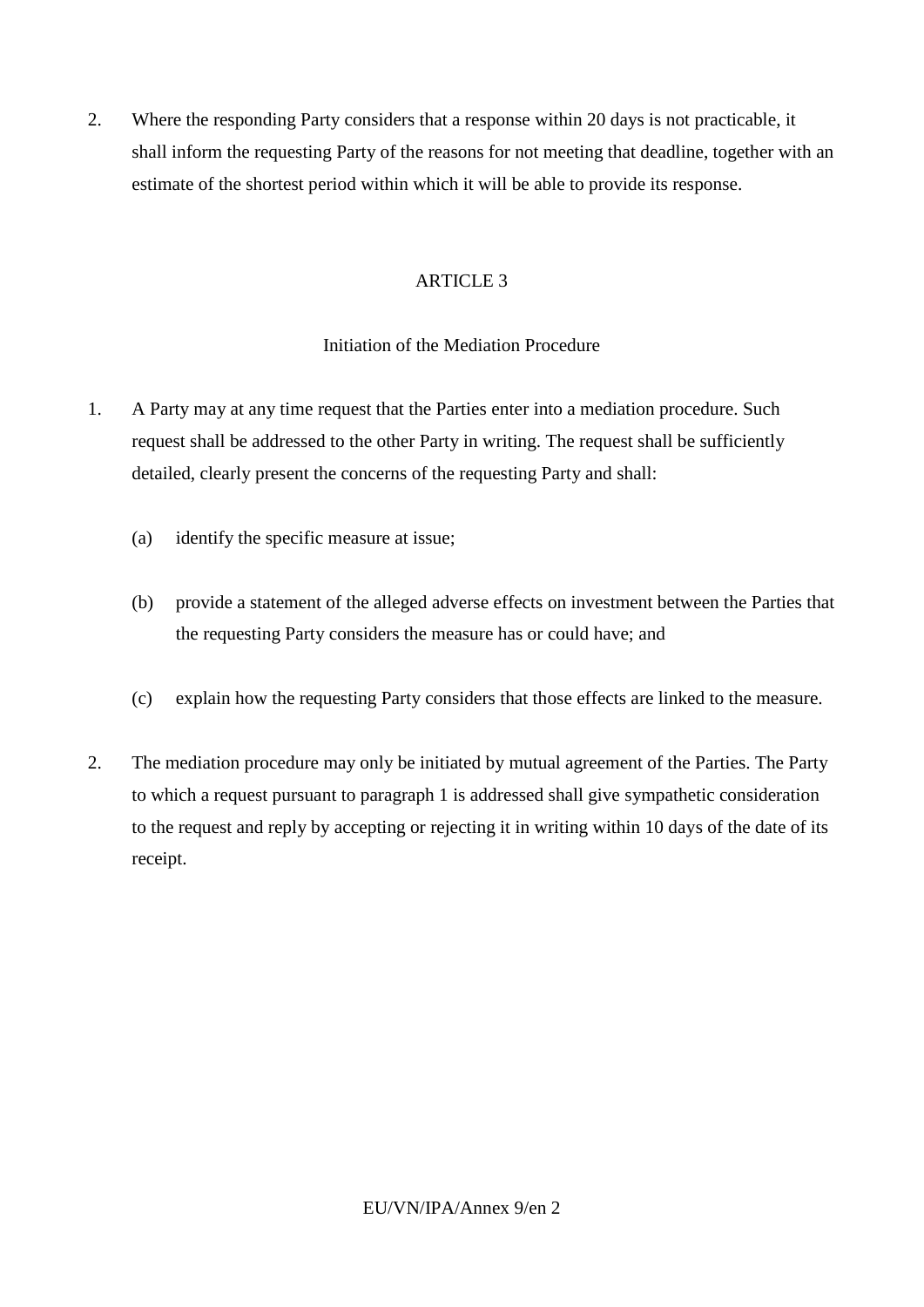2. Where the responding Party considers that a response within 20 days is not practicable, it shall inform the requesting Party of the reasons for not meeting that deadline, together with an estimate of the shortest period within which it will be able to provide its response.

## ARTICLE 3

### Initiation of the Mediation Procedure

1. A Party may at any time request that the Parties enter into a mediation procedure. Such request shall be addressed to the other Party in writing. The request shall be sufficiently detailed, clearly present the concerns of the requesting Party and shall:

   (a) identify the specific measure at issue;

   (b) provide a statement of the alleged adverse effects on investment between the Parties that the requesting Party considers the measure has or could have; and

   (c) explain how the requesting Party considers that those effects are linked to the measure.

2. The mediation procedure may only be initiated by mutual agreement of the Parties. The Party to which a request pursuant to paragraph 1 is addressed shall give sympathetic consideration to the request and reply by accepting or rejecting it in writing within 10 days of the date of its receipt.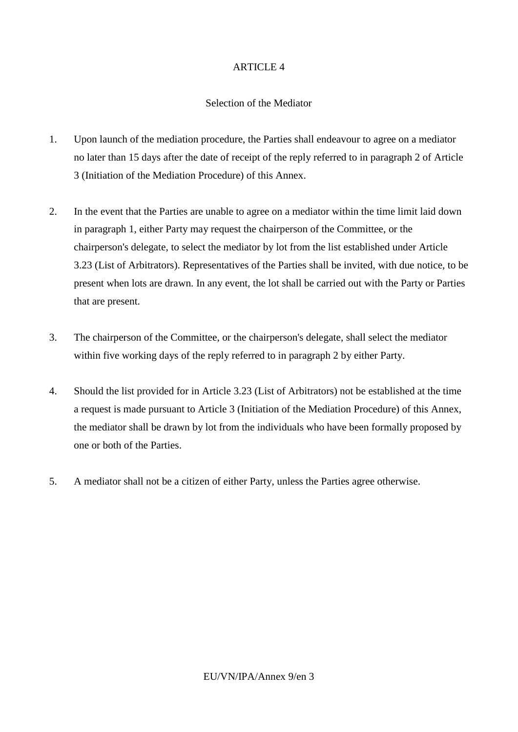## ARTICLE 4

### Selection of the Mediator

1. Upon launch of the mediation procedure, the Parties shall endeavour to agree on a mediator no later than 15 days after the date of receipt of the reply referred to in paragraph 2 of Article 3 (Initiation of the Mediation Procedure) of this Annex.

2. In the event that the Parties are unable to agree on a mediator within the time limit laid down in paragraph 1, either Party may request the chairperson of the Committee, or the chairperson's delegate, to select the mediator by lot from the list established under Article 3.23 (List of Arbitrators). Representatives of the Parties shall be invited, with due notice, to be present when lots are drawn. In any event, the lot shall be carried out with the Party or Parties that are present.

3. The chairperson of the Committee, or the chairperson's delegate, shall select the mediator within five working days of the reply referred to in paragraph 2 by either Party.

4. Should the list provided for in Article 3.23 (List of Arbitrators) not be established at the time a request is made pursuant to Article 3 (Initiation of the Mediation Procedure) of this Annex, the mediator shall be drawn by lot from the individuals who have been formally proposed by one or both of the Parties.

5. A mediator shall not be a citizen of either Party, unless the Parties agree otherwise.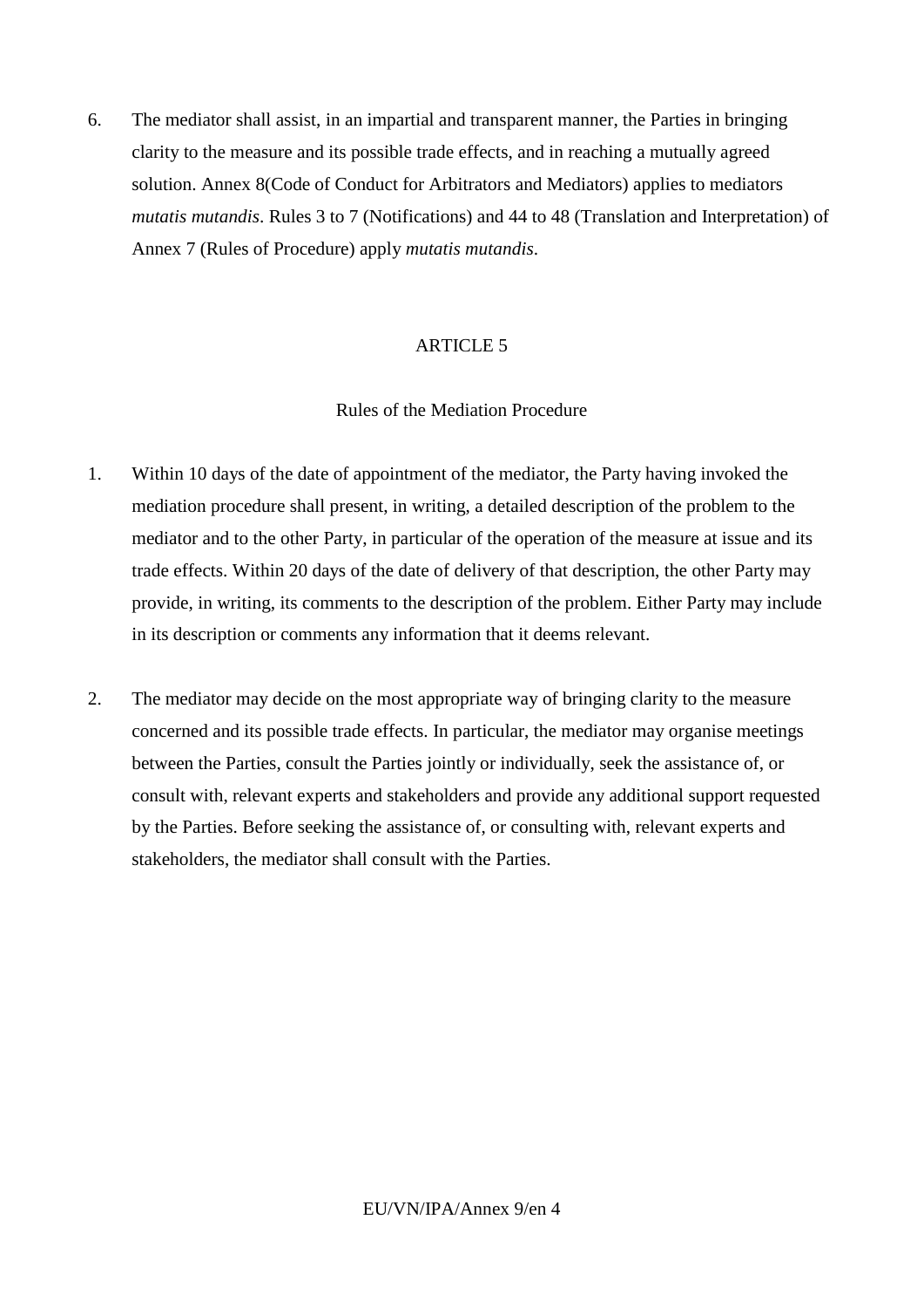6. The mediator shall assist, in an impartial and transparent manner, the Parties in bringing clarity to the measure and its possible trade effects, and in reaching a mutually agreed solution. Annex 8(Code of Conduct for Arbitrators and Mediators) applies to mediators *mutatis mutandis*. Rules 3 to 7 (Notifications) and 44 to 48 (Translation and Interpretation) of Annex 7 (Rules of Procedure) apply *mutatis mutandis*.

## ARTICLE 5

### Rules of the Mediation Procedure

1. Within 10 days of the date of appointment of the mediator, the Party having invoked the mediation procedure shall present, in writing, a detailed description of the problem to the mediator and to the other Party, in particular of the operation of the measure at issue and its trade effects. Within 20 days of the date of delivery of that description, the other Party may provide, in writing, its comments to the description of the problem. Either Party may include in its description or comments any information that it deems relevant.

2. The mediator may decide on the most appropriate way of bringing clarity to the measure concerned and its possible trade effects. In particular, the mediator may organise meetings between the Parties, consult the Parties jointly or individually, seek the assistance of, or consult with, relevant experts and stakeholders and provide any additional support requested by the Parties. Before seeking the assistance of, or consulting with, relevant experts and stakeholders, the mediator shall consult with the Parties.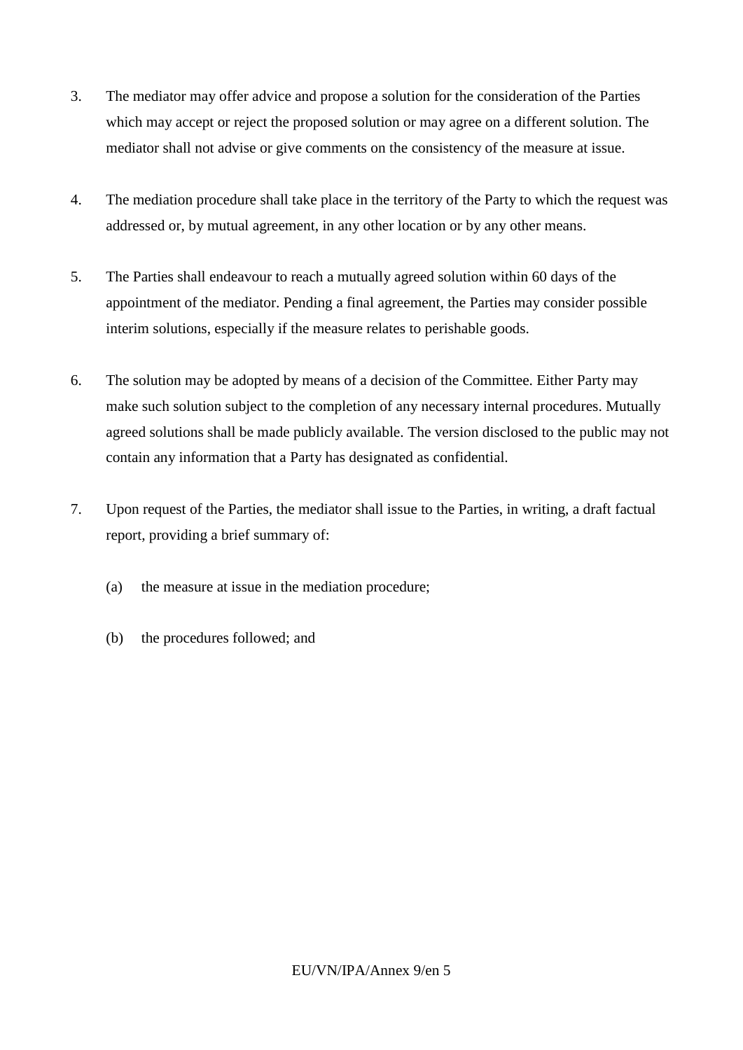3. The mediator may offer advice and propose a solution for the consideration of the Parties which may accept or reject the proposed solution or may agree on a different solution. The mediator shall not advise or give comments on the consistency of the measure at issue.

4. The mediation procedure shall take place in the territory of the Party to which the request was addressed or, by mutual agreement, in any other location or by any other means.

5. The Parties shall endeavour to reach a mutually agreed solution within 60 days of the appointment of the mediator. Pending a final agreement, the Parties may consider possible interim solutions, especially if the measure relates to perishable goods.

6. The solution may be adopted by means of a decision of the Committee. Either Party may make such solution subject to the completion of any necessary internal procedures. Mutually agreed solutions shall be made publicly available. The version disclosed to the public may not contain any information that a Party has designated as confidential.

7. Upon request of the Parties, the mediator shall issue to the Parties, in writing, a draft factual report, providing a brief summary of:

   (a) the measure at issue in the mediation procedure;

   (b) the procedures followed; and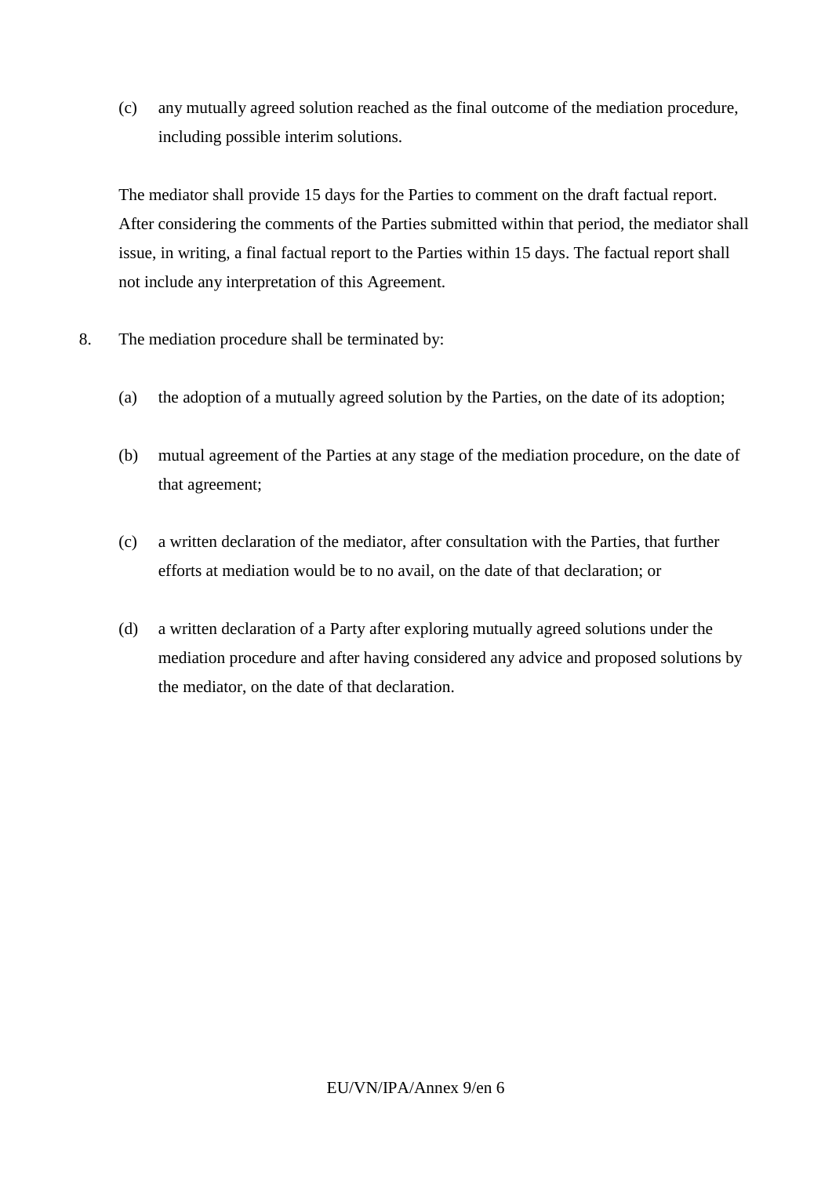(c) any mutually agreed solution reached as the final outcome of the mediation procedure, including possible interim solutions.

The mediator shall provide 15 days for the Parties to comment on the draft factual report. After considering the comments of the Parties submitted within that period, the mediator shall issue, in writing, a final factual report to the Parties within 15 days. The factual report shall not include any interpretation of this Agreement.

8. The mediation procedure shall be terminated by:

   (a) the adoption of a mutually agreed solution by the Parties, on the date of its adoption;

   (b) mutual agreement of the Parties at any stage of the mediation procedure, on the date of that agreement;

   (c) a written declaration of the mediator, after consultation with the Parties, that further efforts at mediation would be to no avail, on the date of that declaration; or

   (d) a written declaration of a Party after exploring mutually agreed solutions under the mediation procedure and after having considered any advice and proposed solutions by the mediator, on the date of that declaration.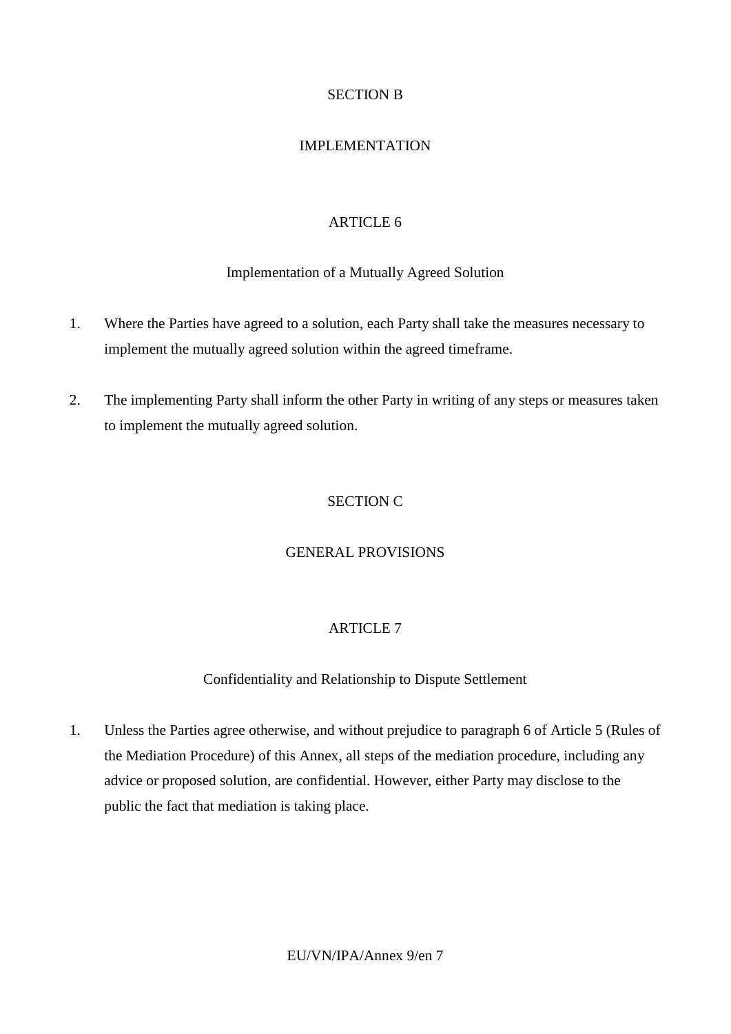## SECTION B

## IMPLEMENTATION

### ARTICLE 6

### Implementation of a Mutually Agreed Solution

1. Where the Parties have agreed to a solution, each Party shall take the measures necessary to implement the mutually agreed solution within the agreed timeframe.

2. The implementing Party shall inform the other Party in writing of any steps or measures taken to implement the mutually agreed solution.

## SECTION C

## GENERAL PROVISIONS

### ARTICLE 7

### Confidentiality and Relationship to Dispute Settlement

1. Unless the Parties agree otherwise, and without prejudice to paragraph 6 of Article 5 (Rules of the Mediation Procedure) of this Annex, all steps of the mediation procedure, including any advice or proposed solution, are confidential. However, either Party may disclose to the public the fact that mediation is taking place.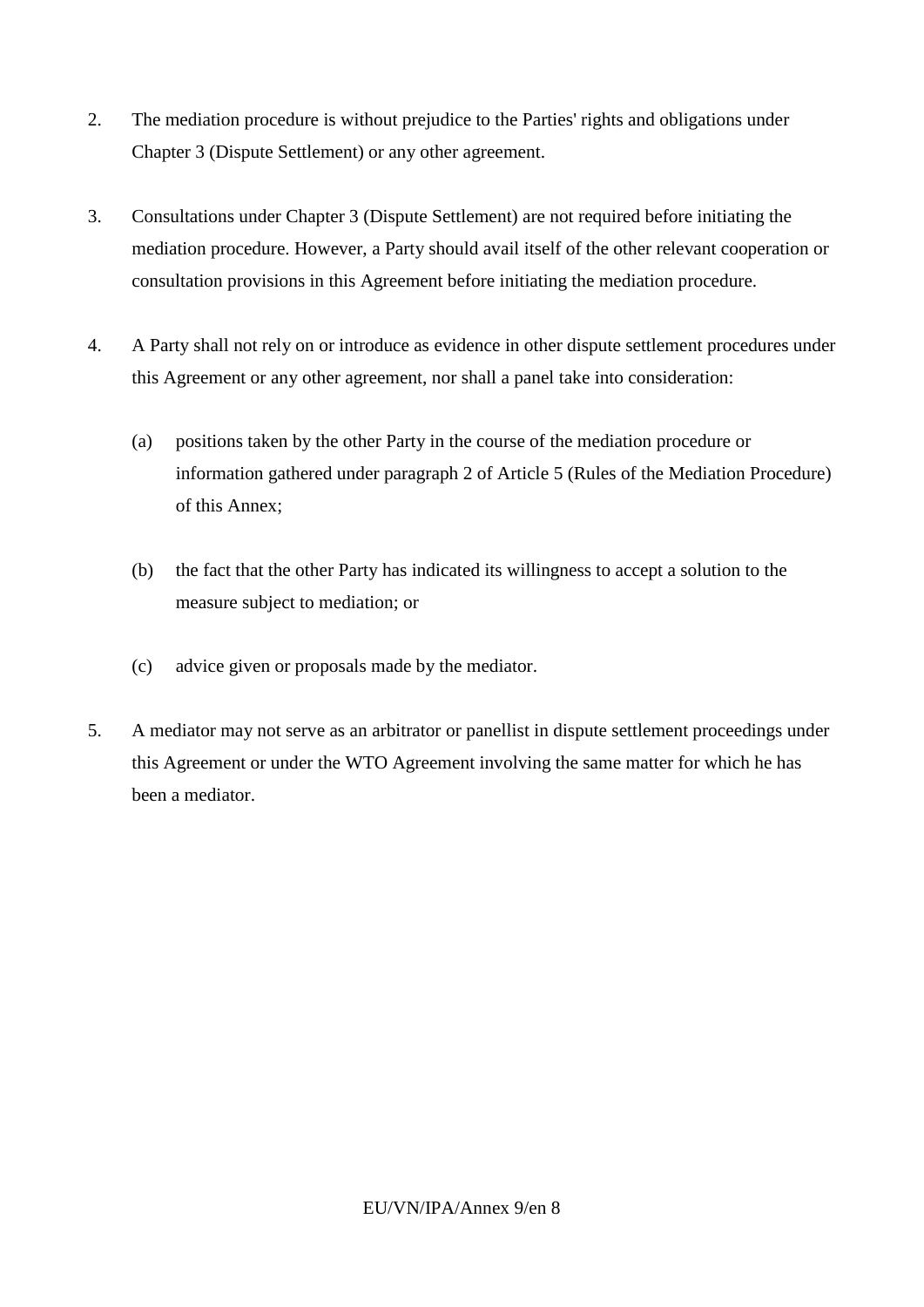2. The mediation procedure is without prejudice to the Parties' rights and obligations under Chapter 3 (Dispute Settlement) or any other agreement.

3. Consultations under Chapter 3 (Dispute Settlement) are not required before initiating the mediation procedure. However, a Party should avail itself of the other relevant cooperation or consultation provisions in this Agreement before initiating the mediation procedure.

4. A Party shall not rely on or introduce as evidence in other dispute settlement procedures under this Agreement or any other agreement, nor shall a panel take into consideration:

   (a) positions taken by the other Party in the course of the mediation procedure or information gathered under paragraph 2 of Article 5 (Rules of the Mediation Procedure) of this Annex;

   (b) the fact that the other Party has indicated its willingness to accept a solution to the measure subject to mediation; or

   (c) advice given or proposals made by the mediator.

5. A mediator may not serve as an arbitrator or panellist in dispute settlement proceedings under this Agreement or under the WTO Agreement involving the same matter for which he has been a mediator.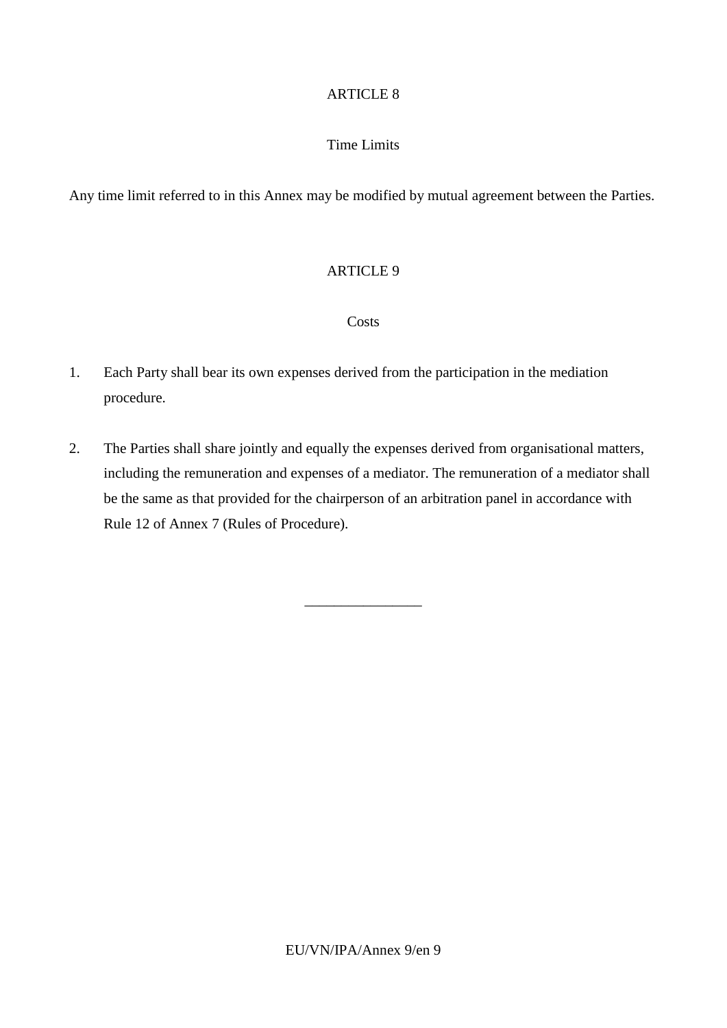## ARTICLE 8

### Time Limits

Any time limit referred to in this Annex may be modified by mutual agreement between the Parties.

## ARTICLE 9

### Costs

1. Each Party shall bear its own expenses derived from the participation in the mediation procedure.

2. The Parties shall share jointly and equally the expenses derived from organisational matters, including the remuneration and expenses of a mediator. The remuneration of a mediator shall be the same as that provided for the chairperson of an arbitration panel in accordance with Rule 12 of Annex 7 (Rules of Procedure).

________________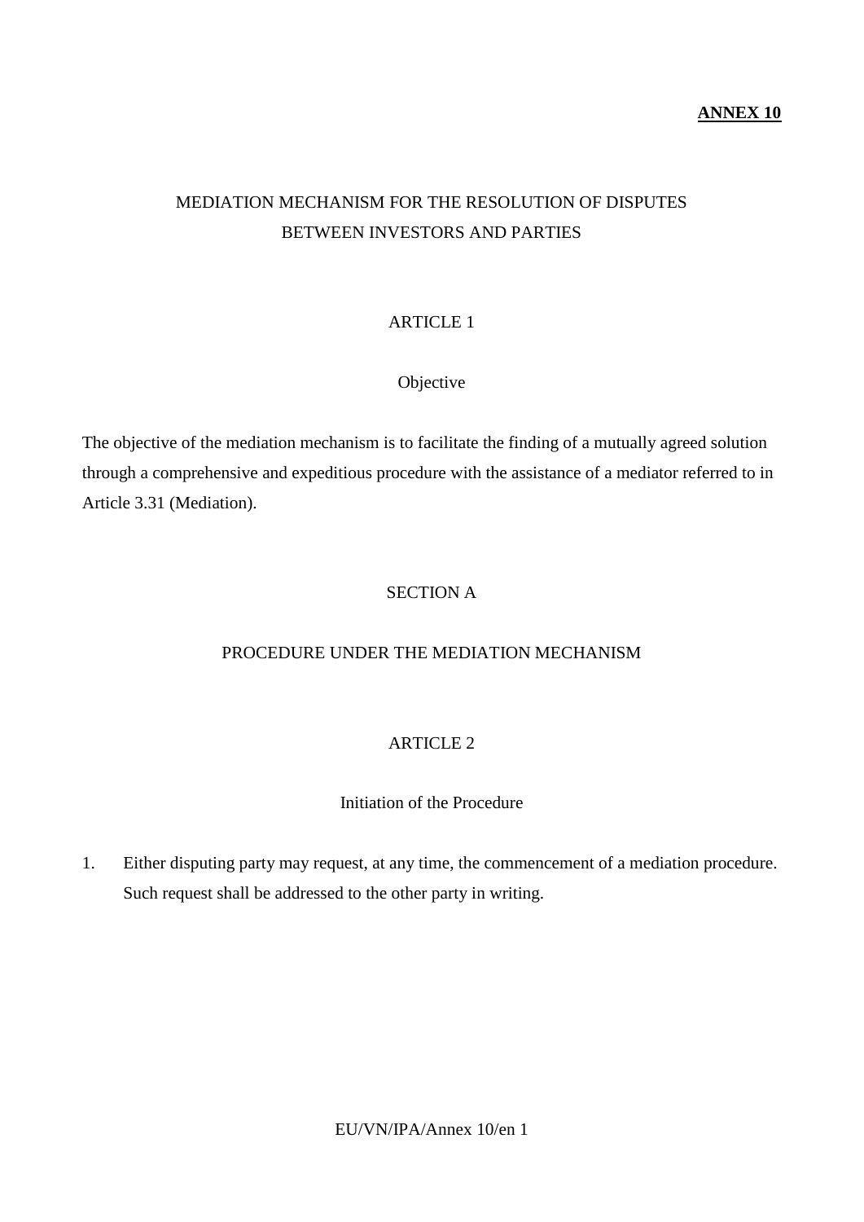**ANNEX 10**

# MEDIATION MECHANISM FOR THE RESOLUTION OF DISPUTES BETWEEN INVESTORS AND PARTIES

## ARTICLE 1

### Objective

The objective of the mediation mechanism is to facilitate the finding of a mutually agreed solution through a comprehensive and expeditious procedure with the assistance of a mediator referred to in Article 3.31 (Mediation).

## SECTION A

## PROCEDURE UNDER THE MEDIATION MECHANISM

## ARTICLE 2

### Initiation of the Procedure

1. Either disputing party may request, at any time, the commencement of a mediation procedure. Such request shall be addressed to the other party in writing.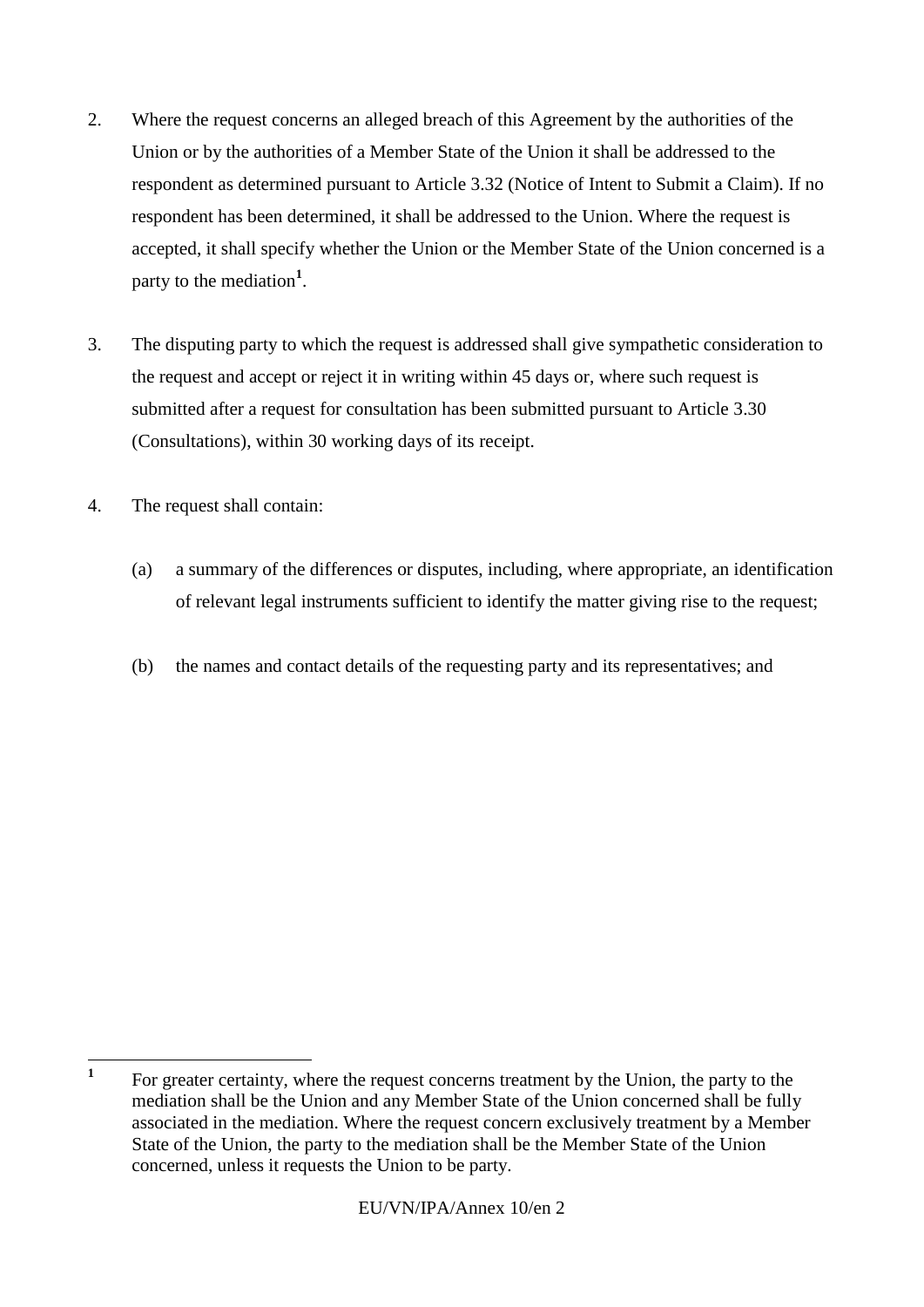2. Where the request concerns an alleged breach of this Agreement by the authorities of the Union or by the authorities of a Member State of the Union it shall be addressed to the respondent as determined pursuant to Article 3.32 (Notice of Intent to Submit a Claim). If no respondent has been determined, it shall be addressed to the Union. Where the request is accepted, it shall specify whether the Union or the Member State of the Union concerned is a party to the mediation[1].

3. The disputing party to which the request is addressed shall give sympathetic consideration to the request and accept or reject it in writing within 45 days or, where such request is submitted after a request for consultation has been submitted pursuant to Article 3.30 (Consultations), within 30 working days of its receipt.

4. The request shall contain:

   (a) a summary of the differences or disputes, including, where appropriate, an identification of relevant legal instruments sufficient to identify the matter giving rise to the request;

   (b) the names and contact details of the requesting party and its representatives; and

---

[1] For greater certainty, where the request concerns treatment by the Union, the party to the mediation shall be the Union and any Member State of the Union concerned shall be fully associated in the mediation. Where the request concern exclusively treatment by a Member State of the Union, the party to the mediation shall be the Member State of the Union concerned, unless it requests the Union to be party.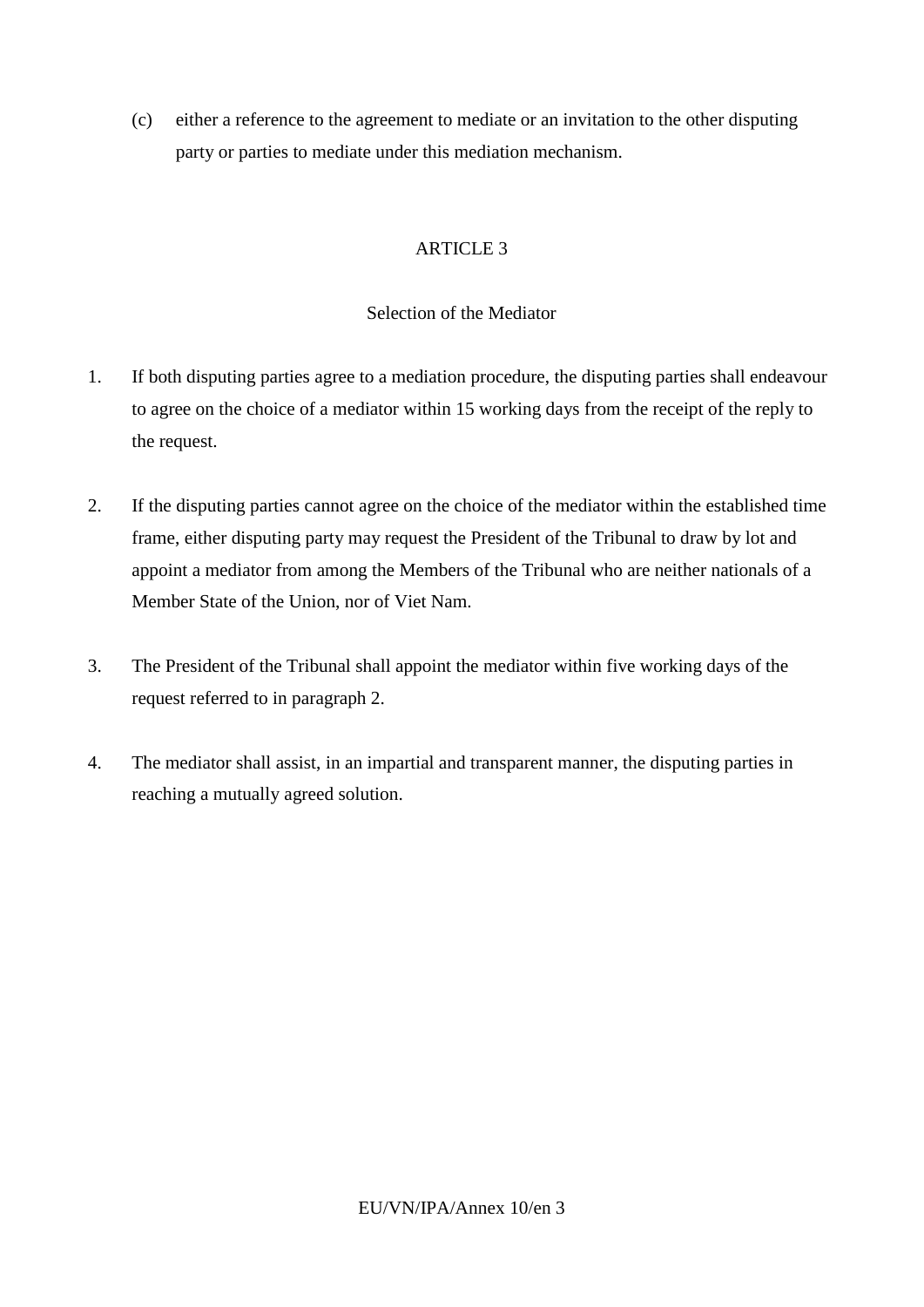(c) either a reference to the agreement to mediate or an invitation to the other disputing party or parties to mediate under this mediation mechanism.

## ARTICLE 3

### Selection of the Mediator

1. If both disputing parties agree to a mediation procedure, the disputing parties shall endeavour to agree on the choice of a mediator within 15 working days from the receipt of the reply to the request.

2. If the disputing parties cannot agree on the choice of the mediator within the established time frame, either disputing party may request the President of the Tribunal to draw by lot and appoint a mediator from among the Members of the Tribunal who are neither nationals of a Member State of the Union, nor of Viet Nam.

3. The President of the Tribunal shall appoint the mediator within five working days of the request referred to in paragraph 2.

4. The mediator shall assist, in an impartial and transparent manner, the disputing parties in reaching a mutually agreed solution.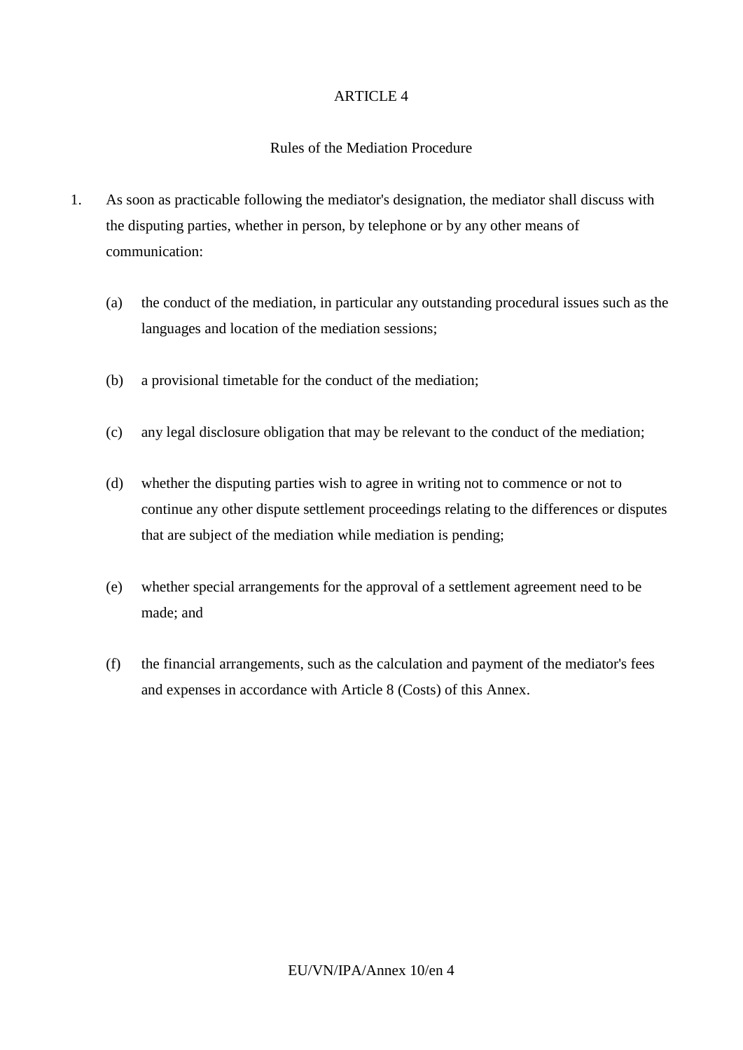## ARTICLE 4

### Rules of the Mediation Procedure

1. As soon as practicable following the mediator's designation, the mediator shall discuss with the disputing parties, whether in person, by telephone or by any other means of communication:

   (a) the conduct of the mediation, in particular any outstanding procedural issues such as the languages and location of the mediation sessions;

   (b) a provisional timetable for the conduct of the mediation;

   (c) any legal disclosure obligation that may be relevant to the conduct of the mediation;

   (d) whether the disputing parties wish to agree in writing not to commence or not to continue any other dispute settlement proceedings relating to the differences or disputes that are subject of the mediation while mediation is pending;

   (e) whether special arrangements for the approval of a settlement agreement need to be made; and

   (f) the financial arrangements, such as the calculation and payment of the mediator's fees and expenses in accordance with Article 8 (Costs) of this Annex.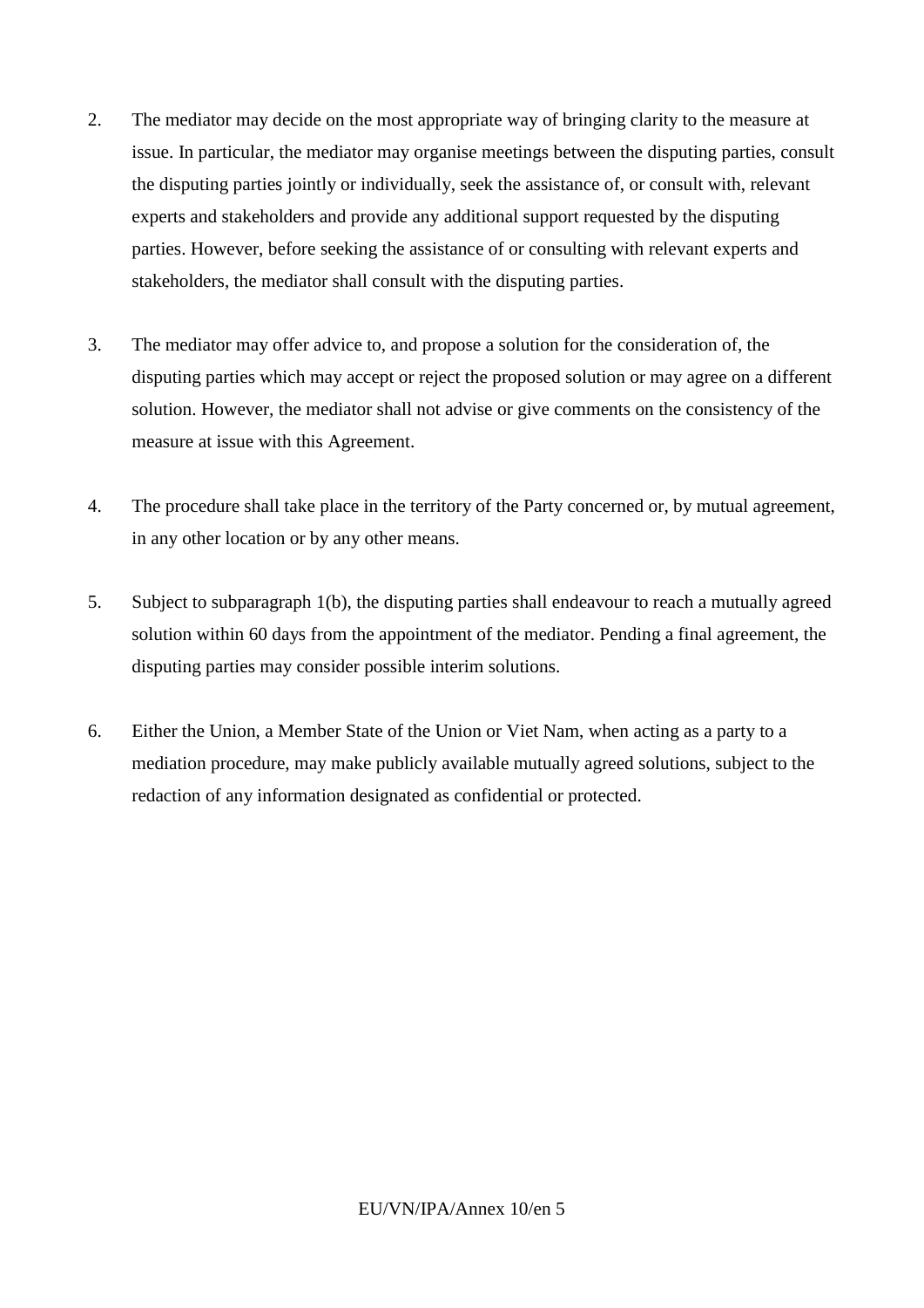2. The mediator may decide on the most appropriate way of bringing clarity to the measure at issue. In particular, the mediator may organise meetings between the disputing parties, consult the disputing parties jointly or individually, seek the assistance of, or consult with, relevant experts and stakeholders and provide any additional support requested by the disputing parties. However, before seeking the assistance of or consulting with relevant experts and stakeholders, the mediator shall consult with the disputing parties.

3. The mediator may offer advice to, and propose a solution for the consideration of, the disputing parties which may accept or reject the proposed solution or may agree on a different solution. However, the mediator shall not advise or give comments on the consistency of the measure at issue with this Agreement.

4. The procedure shall take place in the territory of the Party concerned or, by mutual agreement, in any other location or by any other means.

5. Subject to subparagraph 1(b), the disputing parties shall endeavour to reach a mutually agreed solution within 60 days from the appointment of the mediator. Pending a final agreement, the disputing parties may consider possible interim solutions.

6. Either the Union, a Member State of the Union or Viet Nam, when acting as a party to a mediation procedure, may make publicly available mutually agreed solutions, subject to the redaction of any information designated as confidential or protected.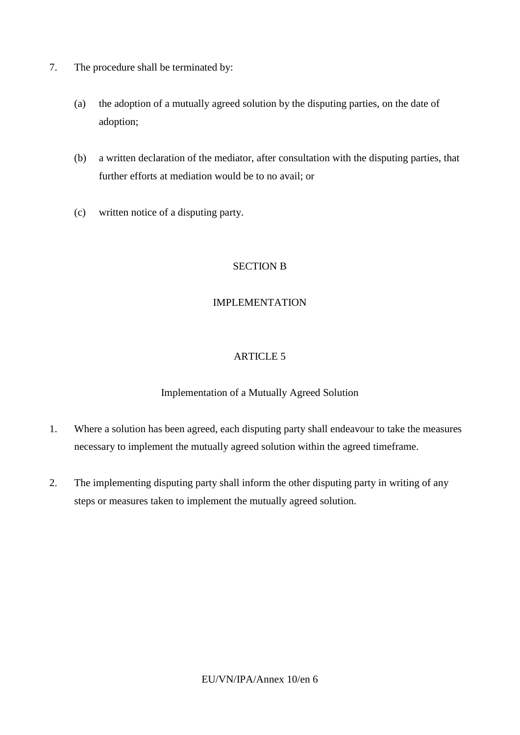7. The procedure shall be terminated by:

   (a) the adoption of a mutually agreed solution by the disputing parties, on the date of adoption;

   (b) a written declaration of the mediator, after consultation with the disputing parties, that further efforts at mediation would be to no avail; or

   (c) written notice of a disputing party.

## SECTION B

## IMPLEMENTATION

### ARTICLE 5

### Implementation of a Mutually Agreed Solution

1. Where a solution has been agreed, each disputing party shall endeavour to take the measures necessary to implement the mutually agreed solution within the agreed timeframe.

2. The implementing disputing party shall inform the other disputing party in writing of any steps or measures taken to implement the mutually agreed solution.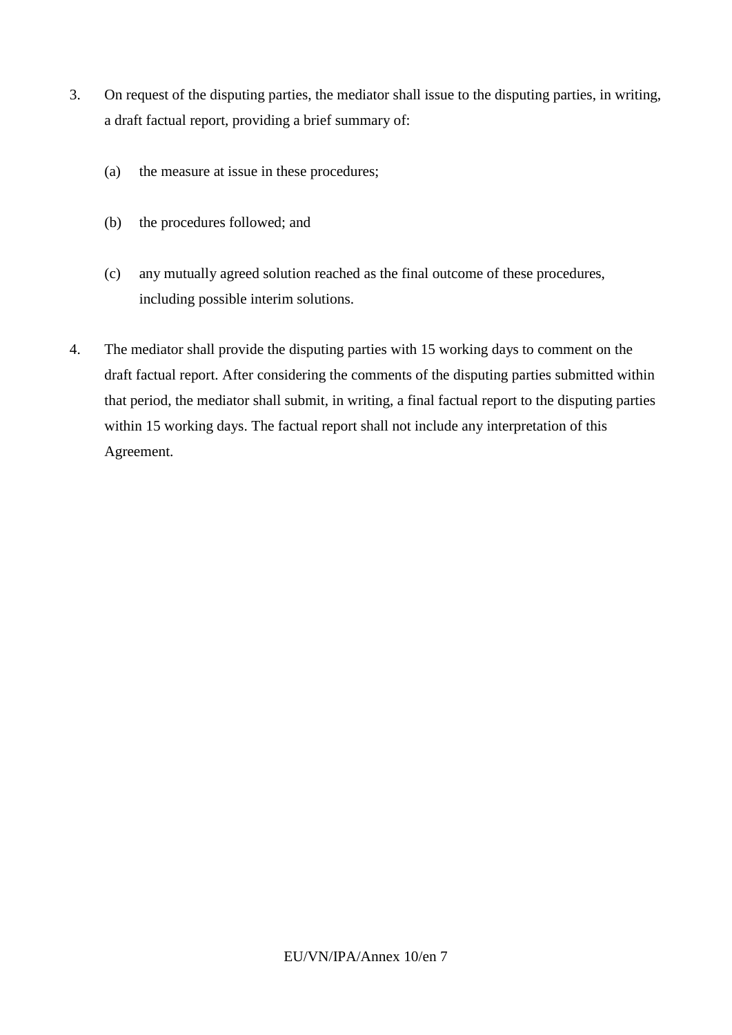3. On request of the disputing parties, the mediator shall issue to the disputing parties, in writing, a draft factual report, providing a brief summary of:

   (a) the measure at issue in these procedures;

   (b) the procedures followed; and

   (c) any mutually agreed solution reached as the final outcome of these procedures, including possible interim solutions.

4. The mediator shall provide the disputing parties with 15 working days to comment on the draft factual report. After considering the comments of the disputing parties submitted within that period, the mediator shall submit, in writing, a final factual report to the disputing parties within 15 working days. The factual report shall not include any interpretation of this Agreement.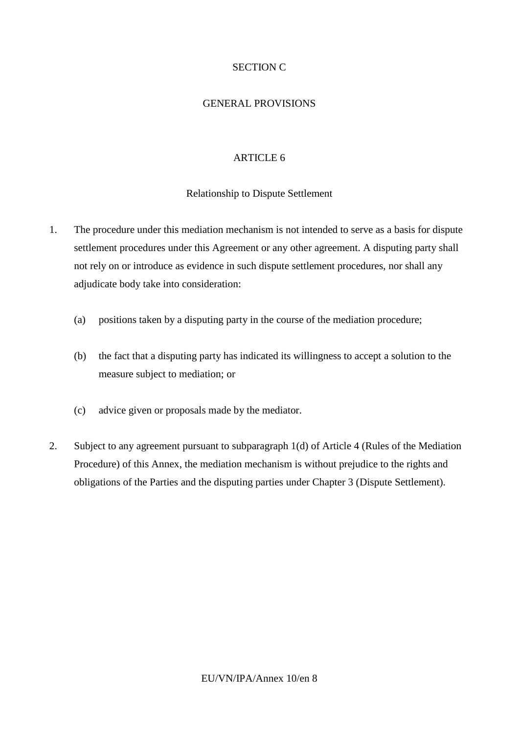## SECTION C

## GENERAL PROVISIONS

### ARTICLE 6

### Relationship to Dispute Settlement

1. The procedure under this mediation mechanism is not intended to serve as a basis for dispute settlement procedures under this Agreement or any other agreement. A disputing party shall not rely on or introduce as evidence in such dispute settlement procedures, nor shall any adjudicate body take into consideration:

   (a) positions taken by a disputing party in the course of the mediation procedure;

   (b) the fact that a disputing party has indicated its willingness to accept a solution to the measure subject to mediation; or

   (c) advice given or proposals made by the mediator.

2. Subject to any agreement pursuant to subparagraph 1(d) of Article 4 (Rules of the Mediation Procedure) of this Annex, the mediation mechanism is without prejudice to the rights and obligations of the Parties and the disputing parties under Chapter 3 (Dispute Settlement).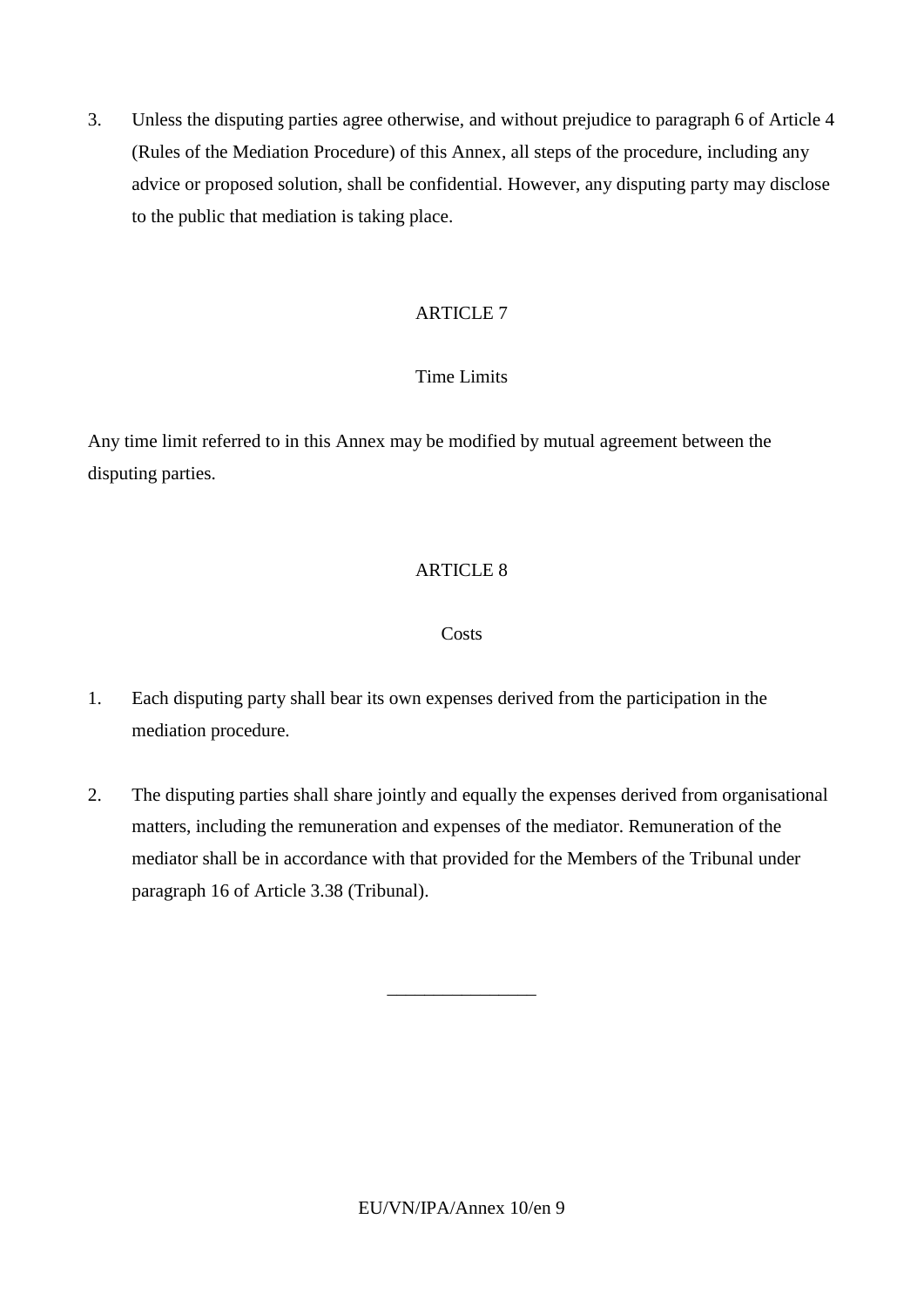3. Unless the disputing parties agree otherwise, and without prejudice to paragraph 6 of Article 4 (Rules of the Mediation Procedure) of this Annex, all steps of the procedure, including any advice or proposed solution, shall be confidential. However, any disputing party may disclose to the public that mediation is taking place.

## ARTICLE 7

### Time Limits

Any time limit referred to in this Annex may be modified by mutual agreement between the disputing parties.

## ARTICLE 8

### Costs

1. Each disputing party shall bear its own expenses derived from the participation in the mediation procedure.

2. The disputing parties shall share jointly and equally the expenses derived from organisational matters, including the remuneration and expenses of the mediator. Remuneration of the mediator shall be in accordance with that provided for the Members of the Tribunal under paragraph 16 of Article 3.38 (Tribunal).

________________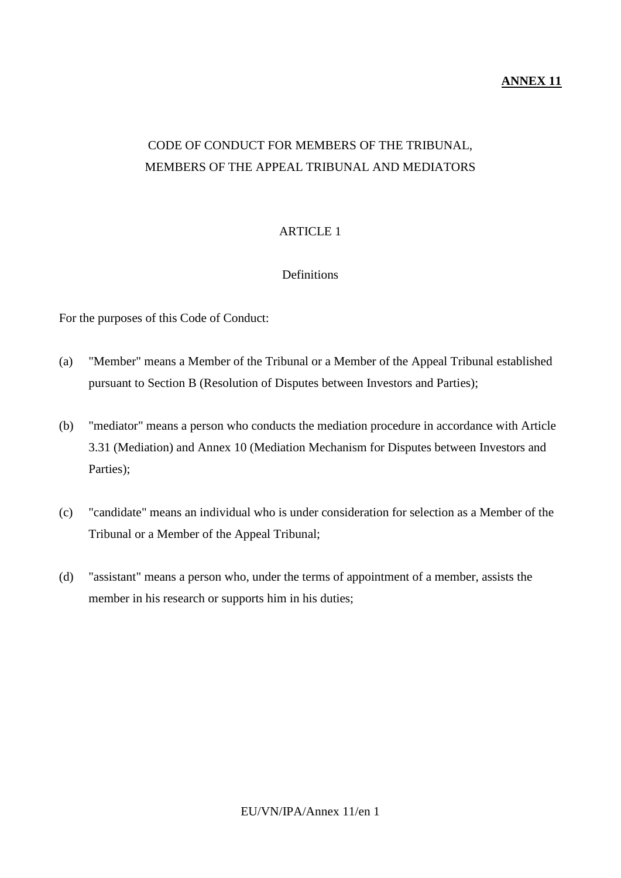**ANNEX 11**

# CODE OF CONDUCT FOR MEMBERS OF THE TRIBUNAL, MEMBERS OF THE APPEAL TRIBUNAL AND MEDIATORS

## ARTICLE 1

### Definitions

For the purposes of this Code of Conduct:

(a) "Member" means a Member of the Tribunal or a Member of the Appeal Tribunal established pursuant to Section B (Resolution of Disputes between Investors and Parties);

(b) "mediator" means a person who conducts the mediation procedure in accordance with Article 3.31 (Mediation) and Annex 10 (Mediation Mechanism for Disputes between Investors and Parties);

(c) "candidate" means an individual who is under consideration for selection as a Member of the Tribunal or a Member of the Appeal Tribunal;

(d) "assistant" means a person who, under the terms of appointment of a member, assists the member in his research or supports him in his duties;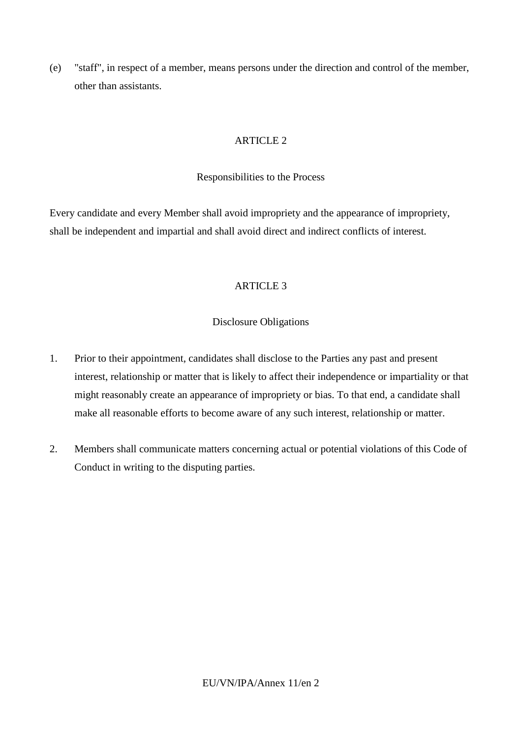(e) "staff", in respect of a member, means persons under the direction and control of the member, other than assistants.

ARTICLE 2

Responsibilities to the Process

Every candidate and every Member shall avoid impropriety and the appearance of impropriety, shall be independent and impartial and shall avoid direct and indirect conflicts of interest.

ARTICLE 3

Disclosure Obligations

1. Prior to their appointment, candidates shall disclose to the Parties any past and present interest, relationship or matter that is likely to affect their independence or impartiality or that might reasonably create an appearance of impropriety or bias. To that end, a candidate shall make all reasonable efforts to become aware of any such interest, relationship or matter.

2. Members shall communicate matters concerning actual or potential violations of this Code of Conduct in writing to the disputing parties.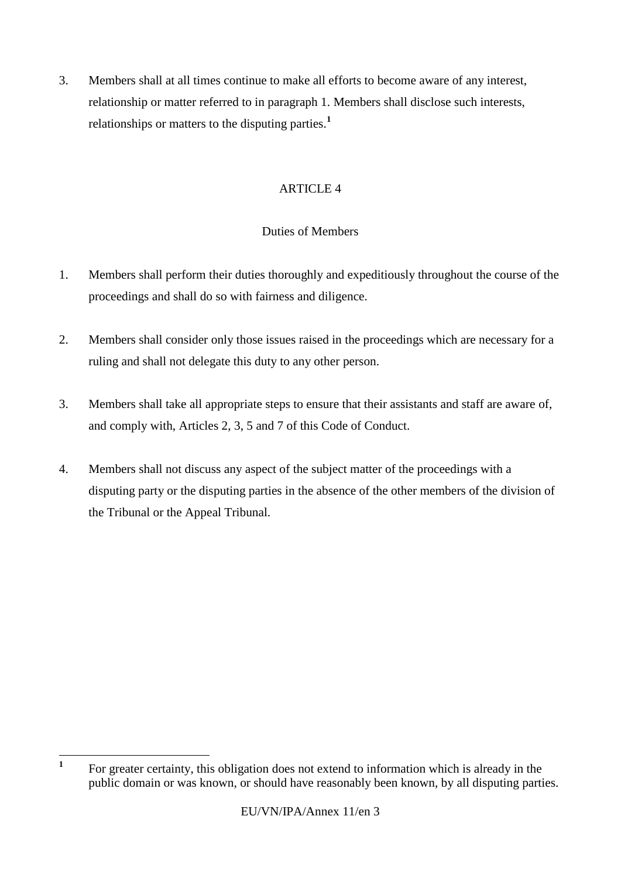3. Members shall at all times continue to make all efforts to become aware of any interest, relationship or matter referred to in paragraph 1. Members shall disclose such interests, relationships or matters to the disputing parties.[1]

## ARTICLE 4

### Duties of Members

1. Members shall perform their duties thoroughly and expeditiously throughout the course of the proceedings and shall do so with fairness and diligence.

2. Members shall consider only those issues raised in the proceedings which are necessary for a ruling and shall not delegate this duty to any other person.

3. Members shall take all appropriate steps to ensure that their assistants and staff are aware of, and comply with, Articles 2, 3, 5 and 7 of this Code of Conduct.

4. Members shall not discuss any aspect of the subject matter of the proceedings with a disputing party or the disputing parties in the absence of the other members of the division of the Tribunal or the Appeal Tribunal.

---

[1] For greater certainty, this obligation does not extend to information which is already in the public domain or was known, or should have reasonably been known, by all disputing parties.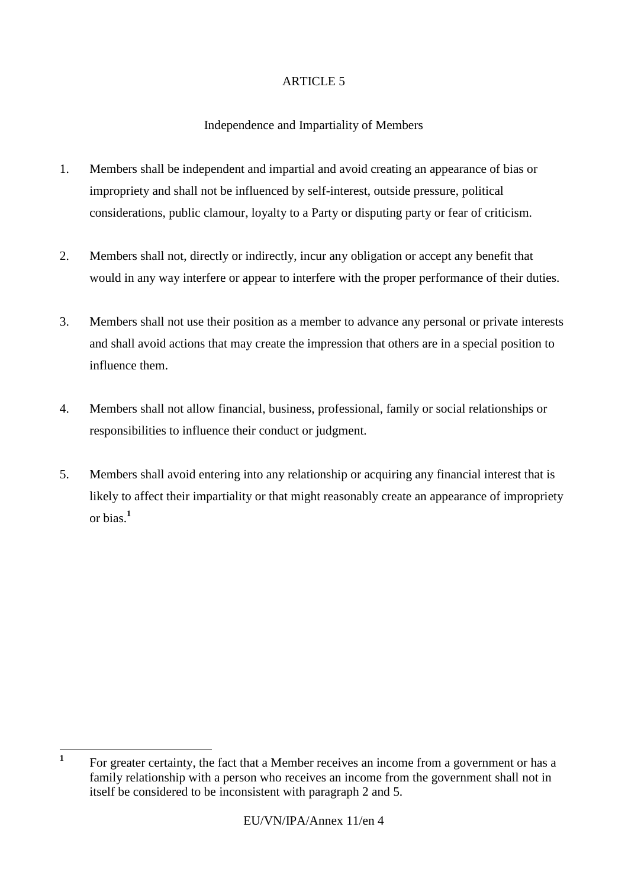ARTICLE 5

Independence and Impartiality of Members

1. Members shall be independent and impartial and avoid creating an appearance of bias or impropriety and shall not be influenced by self-interest, outside pressure, political considerations, public clamour, loyalty to a Party or disputing party or fear of criticism.

2. Members shall not, directly or indirectly, incur any obligation or accept any benefit that would in any way interfere or appear to interfere with the proper performance of their duties.

3. Members shall not use their position as a member to advance any personal or private interests and shall avoid actions that may create the impression that others are in a special position to influence them.

4. Members shall not allow financial, business, professional, family or social relationships or responsibilities to influence their conduct or judgment.

5. Members shall avoid entering into any relationship or acquiring any financial interest that is likely to affect their impartiality or that might reasonably create an appearance of impropriety or bias.[1]

[1] For greater certainty, the fact that a Member receives an income from a government or has a family relationship with a person who receives an income from the government shall not in itself be considered to be inconsistent with paragraph 2 and 5.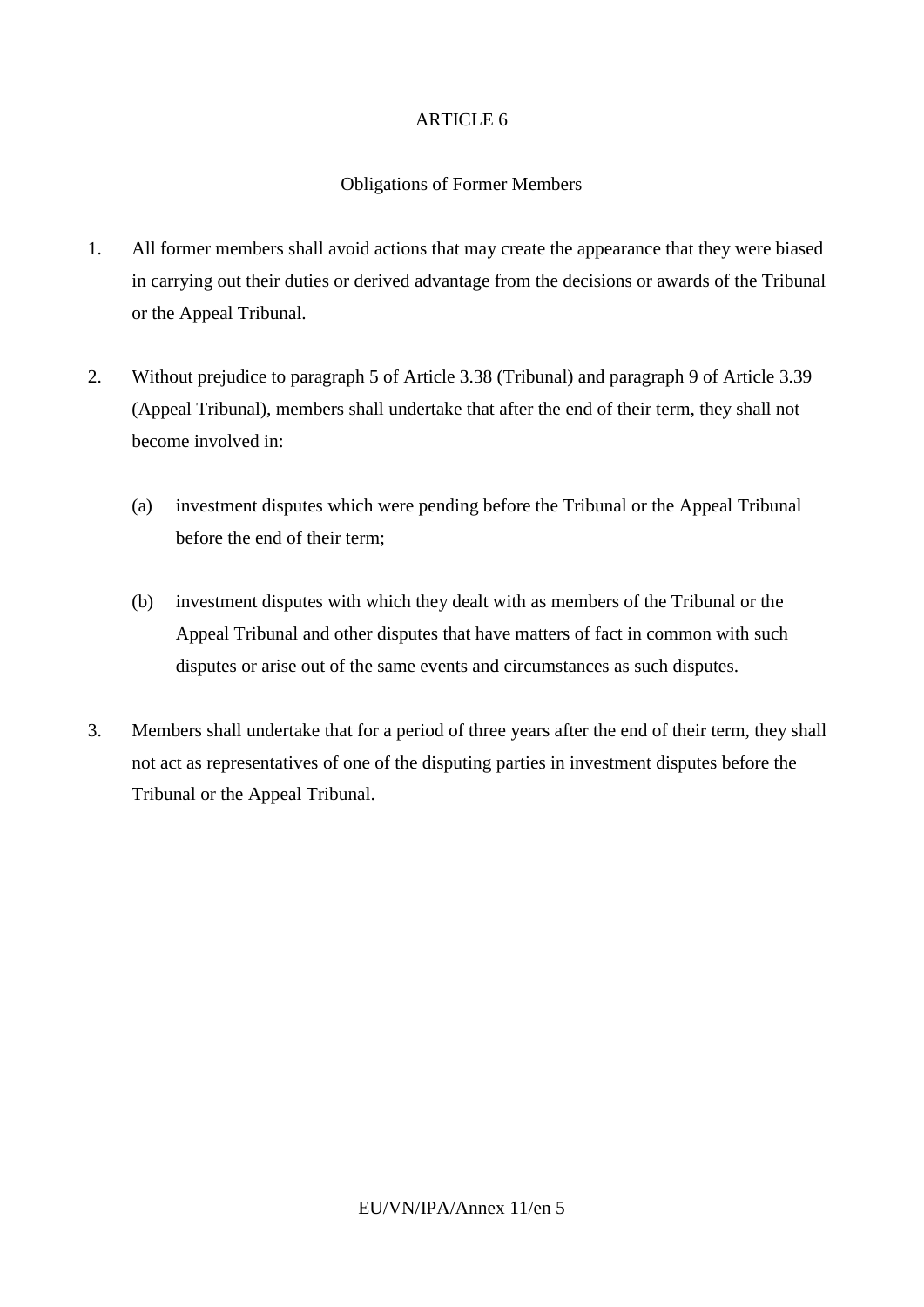## ARTICLE 6

### Obligations of Former Members

1. All former members shall avoid actions that may create the appearance that they were biased in carrying out their duties or derived advantage from the decisions or awards of the Tribunal or the Appeal Tribunal.

2. Without prejudice to paragraph 5 of Article 3.38 (Tribunal) and paragraph 9 of Article 3.39 (Appeal Tribunal), members shall undertake that after the end of their term, they shall not become involved in:

   (a) investment disputes which were pending before the Tribunal or the Appeal Tribunal before the end of their term;

   (b) investment disputes with which they dealt with as members of the Tribunal or the Appeal Tribunal and other disputes that have matters of fact in common with such disputes or arise out of the same events and circumstances as such disputes.

3. Members shall undertake that for a period of three years after the end of their term, they shall not act as representatives of one of the disputing parties in investment disputes before the Tribunal or the Appeal Tribunal.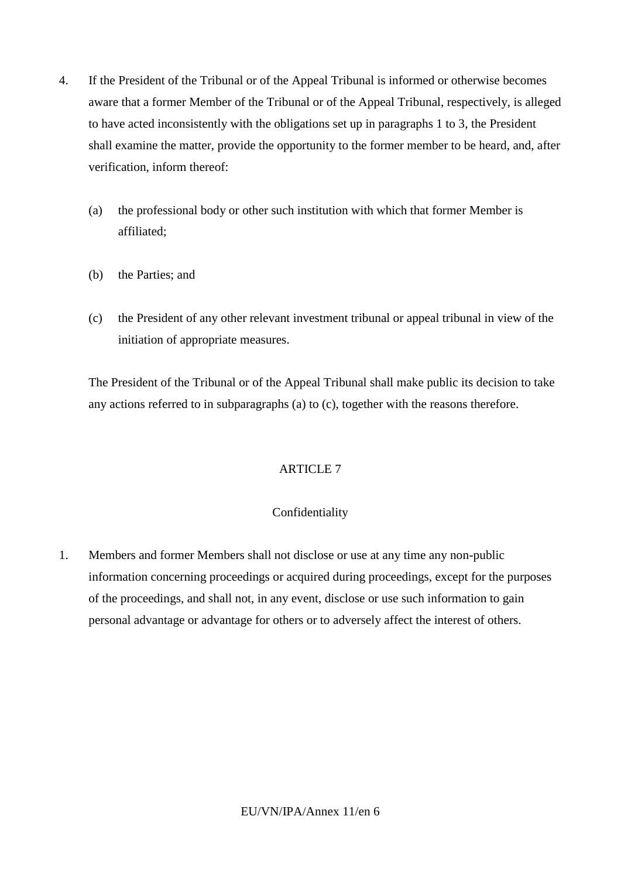4. If the President of the Tribunal or of the Appeal Tribunal is informed or otherwise becomes aware that a former Member of the Tribunal or of the Appeal Tribunal, respectively, is alleged to have acted inconsistently with the obligations set up in paragraphs 1 to 3, the President shall examine the matter, provide the opportunity to the former member to be heard, and, after verification, inform thereof:

   (a) the professional body or other such institution with which that former Member is affiliated;

   (b) the Parties; and

   (c) the President of any other relevant investment tribunal or appeal tribunal in view of the initiation of appropriate measures.

   The President of the Tribunal or of the Appeal Tribunal shall make public its decision to take any actions referred to in subparagraphs (a) to (c), together with the reasons therefore.

## ARTICLE 7

### Confidentiality

1. Members and former Members shall not disclose or use at any time any non-public information concerning proceedings or acquired during proceedings, except for the purposes of the proceedings, and shall not, in any event, disclose or use such information to gain personal advantage or advantage for others or to adversely affect the interest of others.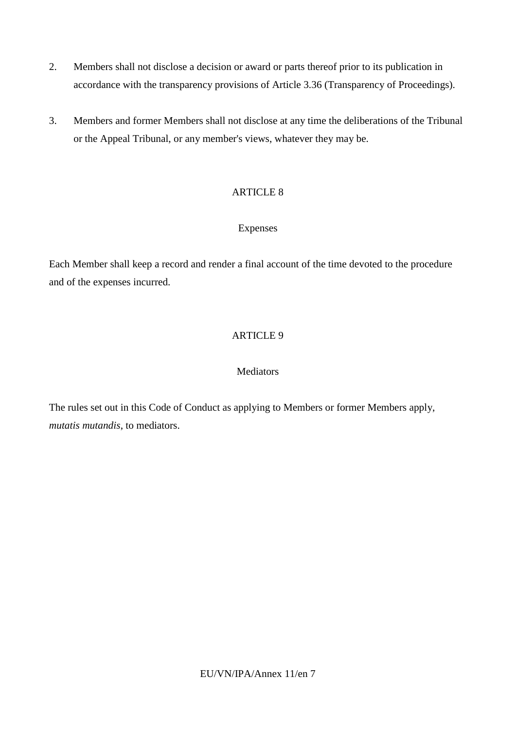2. Members shall not disclose a decision or award or parts thereof prior to its publication in accordance with the transparency provisions of Article 3.36 (Transparency of Proceedings).

3. Members and former Members shall not disclose at any time the deliberations of the Tribunal or the Appeal Tribunal, or any member's views, whatever they may be.

ARTICLE 8

Expenses

Each Member shall keep a record and render a final account of the time devoted to the procedure and of the expenses incurred.

ARTICLE 9

Mediators

The rules set out in this Code of Conduct as applying to Members or former Members apply, *mutatis mutandis*, to mediators.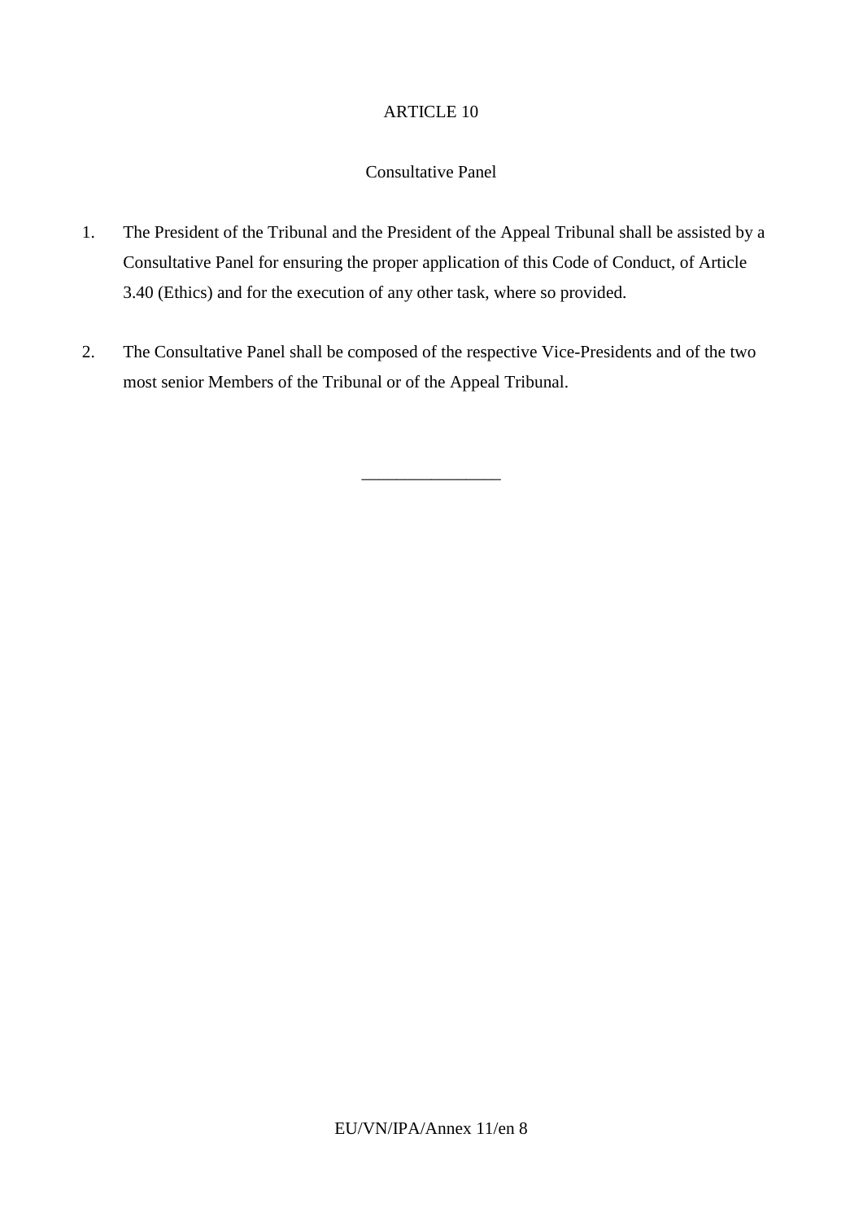## ARTICLE 10

### Consultative Panel

1. The President of the Tribunal and the President of the Appeal Tribunal shall be assisted by a Consultative Panel for ensuring the proper application of this Code of Conduct, of Article 3.40 (Ethics) and for the execution of any other task, where so provided.

2. The Consultative Panel shall be composed of the respective Vice-Presidents and of the two most senior Members of the Tribunal or of the Appeal Tribunal.

________________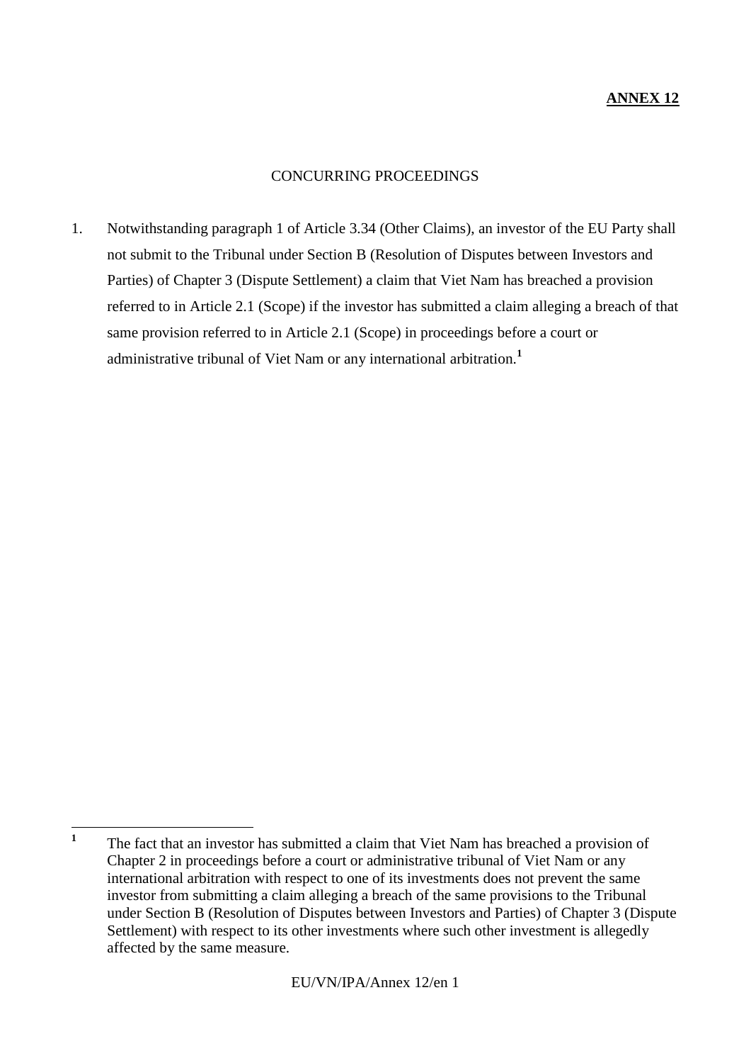**ANNEX 12**

CONCURRING PROCEEDINGS

1. Notwithstanding paragraph 1 of Article 3.34 (Other Claims), an investor of the EU Party shall not submit to the Tribunal under Section B (Resolution of Disputes between Investors and Parties) of Chapter 3 (Dispute Settlement) a claim that Viet Nam has breached a provision referred to in Article 2.1 (Scope) if the investor has submitted a claim alleging a breach of that same provision referred to in Article 2.1 (Scope) in proceedings before a court or administrative tribunal of Viet Nam or any international arbitration.[1]

[1] The fact that an investor has submitted a claim that Viet Nam has breached a provision of Chapter 2 in proceedings before a court or administrative tribunal of Viet Nam or any international arbitration with respect to one of its investments does not prevent the same investor from submitting a claim alleging a breach of the same provisions to the Tribunal under Section B (Resolution of Disputes between Investors and Parties) of Chapter 3 (Dispute Settlement) with respect to its other investments where such other investment is allegedly affected by the same measure.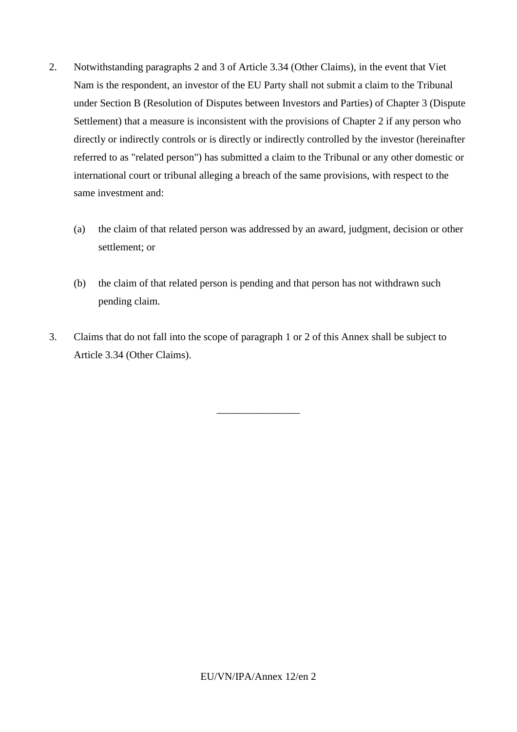2. Notwithstanding paragraphs 2 and 3 of Article 3.34 (Other Claims), in the event that Viet Nam is the respondent, an investor of the EU Party shall not submit a claim to the Tribunal under Section B (Resolution of Disputes between Investors and Parties) of Chapter 3 (Dispute Settlement) that a measure is inconsistent with the provisions of Chapter 2 if any person who directly or indirectly controls or is directly or indirectly controlled by the investor (hereinafter referred to as "related person") has submitted a claim to the Tribunal or any other domestic or international court or tribunal alleging a breach of the same provisions, with respect to the same investment and:

   (a) the claim of that related person was addressed by an award, judgment, decision or other settlement; or

   (b) the claim of that related person is pending and that person has not withdrawn such pending claim.

3. Claims that do not fall into the scope of paragraph 1 or 2 of this Annex shall be subject to Article 3.34 (Other Claims).

________________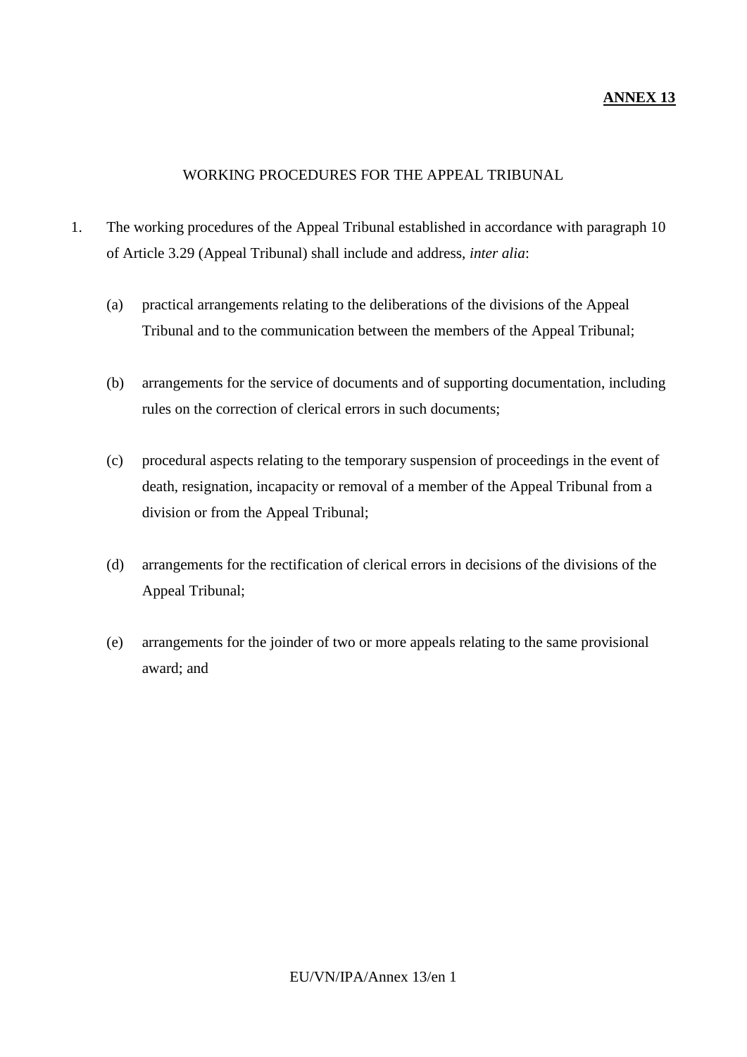**ANNEX 13**

WORKING PROCEDURES FOR THE APPEAL TRIBUNAL

1. The working procedures of the Appeal Tribunal established in accordance with paragraph 10 of Article 3.29 (Appeal Tribunal) shall include and address, *inter alia*:

   (a) practical arrangements relating to the deliberations of the divisions of the Appeal Tribunal and to the communication between the members of the Appeal Tribunal;

   (b) arrangements for the service of documents and of supporting documentation, including rules on the correction of clerical errors in such documents;

   (c) procedural aspects relating to the temporary suspension of proceedings in the event of death, resignation, incapacity or removal of a member of the Appeal Tribunal from a division or from the Appeal Tribunal;

   (d) arrangements for the rectification of clerical errors in decisions of the divisions of the Appeal Tribunal;

   (e) arrangements for the joinder of two or more appeals relating to the same provisional award; and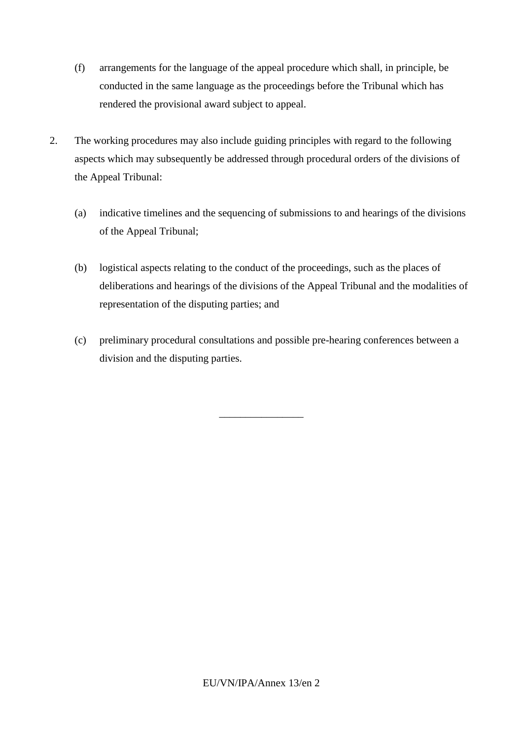(f) arrangements for the language of the appeal procedure which shall, in principle, be conducted in the same language as the proceedings before the Tribunal which has rendered the provisional award subject to appeal.

2. The working procedures may also include guiding principles with regard to the following aspects which may subsequently be addressed through procedural orders of the divisions of the Appeal Tribunal:

   (a) indicative timelines and the sequencing of submissions to and hearings of the divisions of the Appeal Tribunal;

   (b) logistical aspects relating to the conduct of the proceedings, such as the places of deliberations and hearings of the divisions of the Appeal Tribunal and the modalities of representation of the disputing parties; and

   (c) preliminary procedural consultations and possible pre-hearing conferences between a division and the disputing parties.

________________